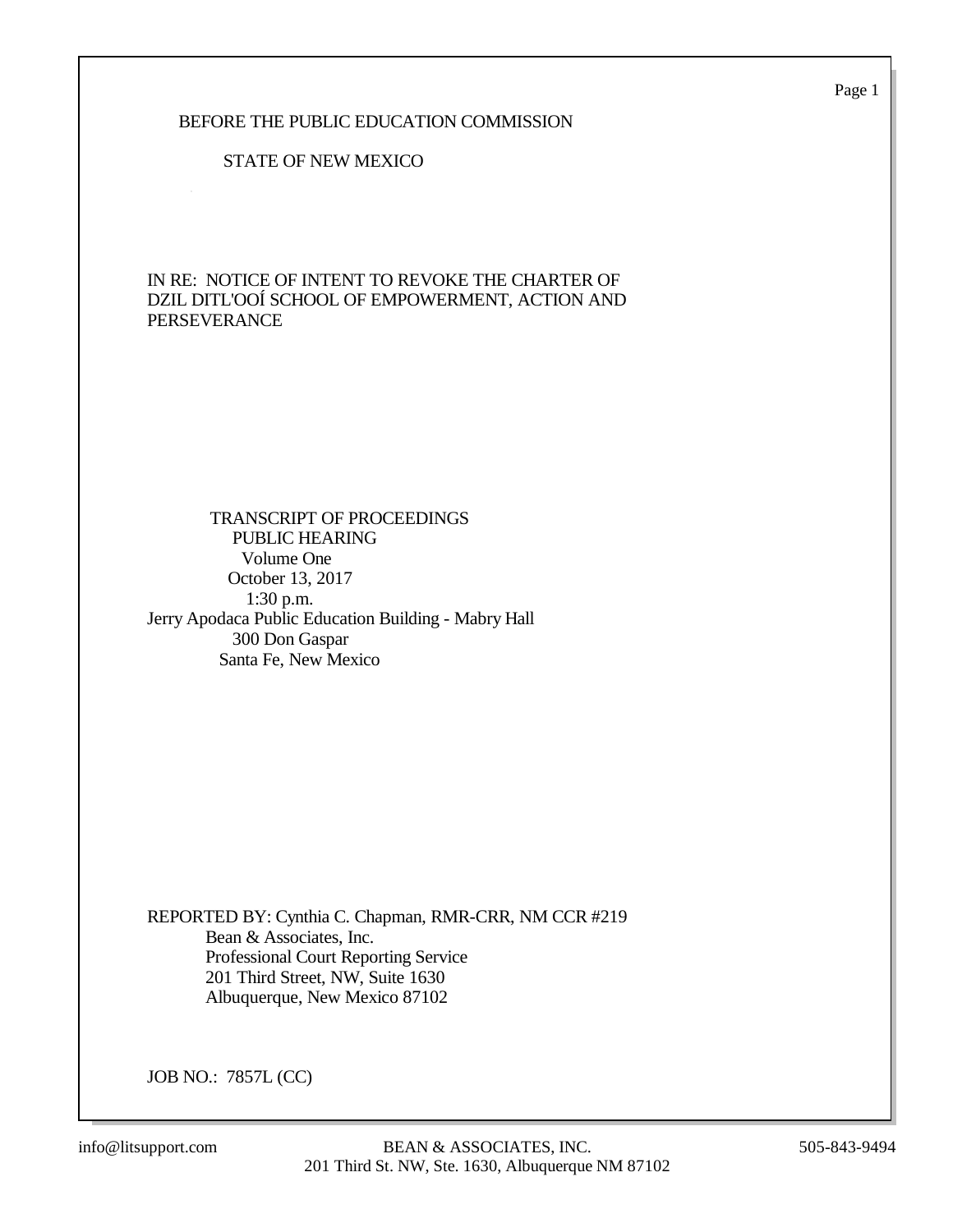BEFORE THE PUBLIC EDUCATION COMMISSION

STATE OF NEW MEXICO

IN RE: NOTICE OF INTENT TO REVOKE THE CHARTER OF DZIL DITL'OOÍ SCHOOL OF EMPOWERMENT, ACTION AND PERSEVERANCE

TRANSCRIPT OF PROCEEDINGS
PUBLIC HEARING
Volume One
October 13, 2017
1:30 p.m.
Jerry Apodaca Public Education Building - Mabry Hall
300 Don Gaspar
Santa Fe, New Mexico

REPORTED BY: Cynthia C. Chapman, RMR-CRR, NM CCR #219
Bean & Associates, Inc.
Professional Court Reporting Service
201 Third Street, NW, Suite 1630
Albuquerque, New Mexico 87102

JOB NO.: 7857L (CC)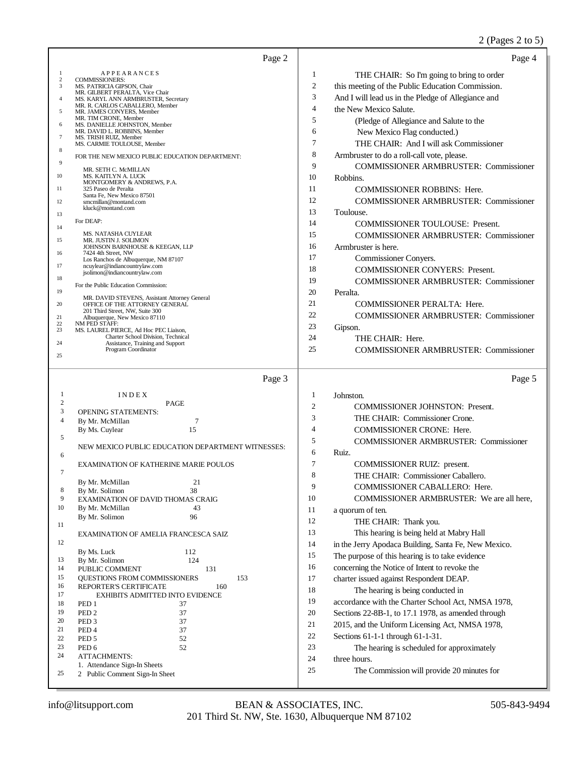## Page 2

APPEARANCES

COMMISSIONERS:
MS. PATRICIA GIPSON, Chair
MR. GILBERT PERALTA, Vice Chair
MS. KARYL ANN ARMBRUSTER, Secretary
MR. R. CARLOS CABALLERO, Member
MR. JAMES CONYERS, Member
MR. TIM CRONE, Member
MS. DANIELLE JOHNSTON, Member
MR. DAVID L. ROBBINS, Member
MS. TRISH RUIZ, Member
MS. CARMIE TOULOUSE, Member

FOR THE NEW MEXICO PUBLIC EDUCATION DEPARTMENT:

MR. SETH C. McMILLAN
MS. KAITLYN A. LUCK
MONTGOMERY & ANDREWS, P.A.
325 Paseo de Peralta
Santa Fe, New Mexico 87501
smcmillan@montand.com
kluck@montand.com

For DEAP:

MS. NATASHA CUYLEAR
MR. JUSTIN J. SOLIMON
JOHNSON BARNHOUSE & KEEGAN, LLP
7424 4th Street, NW
Los Ranchos de Albuquerque, NM 87107
ncuylear@indiancountrylaw.com
jsolimon@indiancountrylaw.com

For the Public Education Commission:

MR. DAVID STEVENS, Assistant Attorney General
OFFICE OF THE ATTORNEY GENERAL
201 Third Street, NW, Suite 300
Albuquerque, New Mexico 87110

NM PED STAFF:
MS. LAUREL PIERCE, Ad Hoc PEC Liaison, Charter School Division, Technical Assistance, Training and Support Program Coordinator

## Page 3

INDEX

| | PAGE |
|---|---|
| OPENING STATEMENTS: | |
| By Mr. McMillan | 7 |
| By Ms. Cuylear | 15 |
| NEW MEXICO PUBLIC EDUCATION DEPARTMENT WITNESSES: | |
| EXAMINATION OF KATHERINE MARIE POULOS | |
| By Mr. McMillan | 21 |
| By Mr. Solimon | 38 |
| EXAMINATION OF DAVID THOMAS CRAIG | |
| By Mr. McMillan | 43 |
| By Mr. Solimon | 96 |
| EXAMINATION OF AMELIA FRANCESCA SAIZ | |
| By Ms. Luck | 112 |
| By Mr. Solimon | 124 |
| PUBLIC COMMENT | 131 |
| QUESTIONS FROM COMMISSIONERS | 153 |
| REPORTER'S CERTIFICATE | 160 |

EXHIBITS ADMITTED INTO EVIDENCE

| | |
|---|---|
| PED 1 | 37 |
| PED 2 | 37 |
| PED 3 | 37 |
| PED 4 | 37 |
| PED 5 | 52 |
| PED 6 | 52 |

ATTACHMENTS:
1. Attendance Sign-In Sheets
2 Public Comment Sign-In Sheet

## Page 4

1 THE CHAIR: So I'm going to bring to order
2 this meeting of the Public Education Commission.
3 And I will lead us in the Pledge of Allegiance and
4 the New Mexico Salute.
5 (Pledge of Allegiance and Salute to the
6 New Mexico Flag conducted.)
7 THE CHAIR: And I will ask Commissioner
8 Armbruster to do a roll-call vote, please.
9 COMMISSIONER ARMBRUSTER: Commissioner
10 Robbins.
11 COMMISSIONER ROBBINS: Here.
12 COMMISSIONER ARMBRUSTER: Commissioner
13 Toulouse.
14 COMMISSIONER TOULOUSE: Present.
15 COMMISSIONER ARMBRUSTER: Commissioner
16 Armbruster is here.
17 Commissioner Conyers.
18 COMMISSIONER CONYERS: Present.
19 COMMISSIONER ARMBRUSTER: Commissioner
20 Peralta.
21 COMMISSIONER PERALTA: Here.
22 COMMISSIONER ARMBRUSTER: Commissioner
23 Gipson.
24 THE CHAIR: Here.
25 COMMISSIONER ARMBRUSTER: Commissioner

## Page 5

1 Johnston.
2 COMMISSIONER JOHNSTON: Present.
3 THE CHAIR: Commissioner Crone.
4 COMMISSIONER CRONE: Here.
5 COMMISSIONER ARMBRUSTER: Commissioner
6 Ruiz.
7 COMMISSIONER RUIZ: present.
8 THE CHAIR: Commissioner Caballero.
9 COMMISSIONER CABALLERO: Here.
10 COMMISSIONER ARMBRUSTER: We are all here,
11 a quorum of ten.
12 THE CHAIR: Thank you.
13 This hearing is being held at Mabry Hall
14 in the Jerry Apodaca Building, Santa Fe, New Mexico.
15 The purpose of this hearing is to take evidence
16 concerning the Notice of Intent to revoke the
17 charter issued against Respondent DEAP.
18 The hearing is being conducted in
19 accordance with the Charter School Act, NMSA 1978,
20 Sections 22-8B-1, to 17.1 1978, as amended through
21 2015, and the Uniform Licensing Act, NMSA 1978,
22 Sections 61-1-1 through 61-1-31.
23 The hearing is scheduled for approximately
24 three hours.
25 The Commission will provide 20 minutes for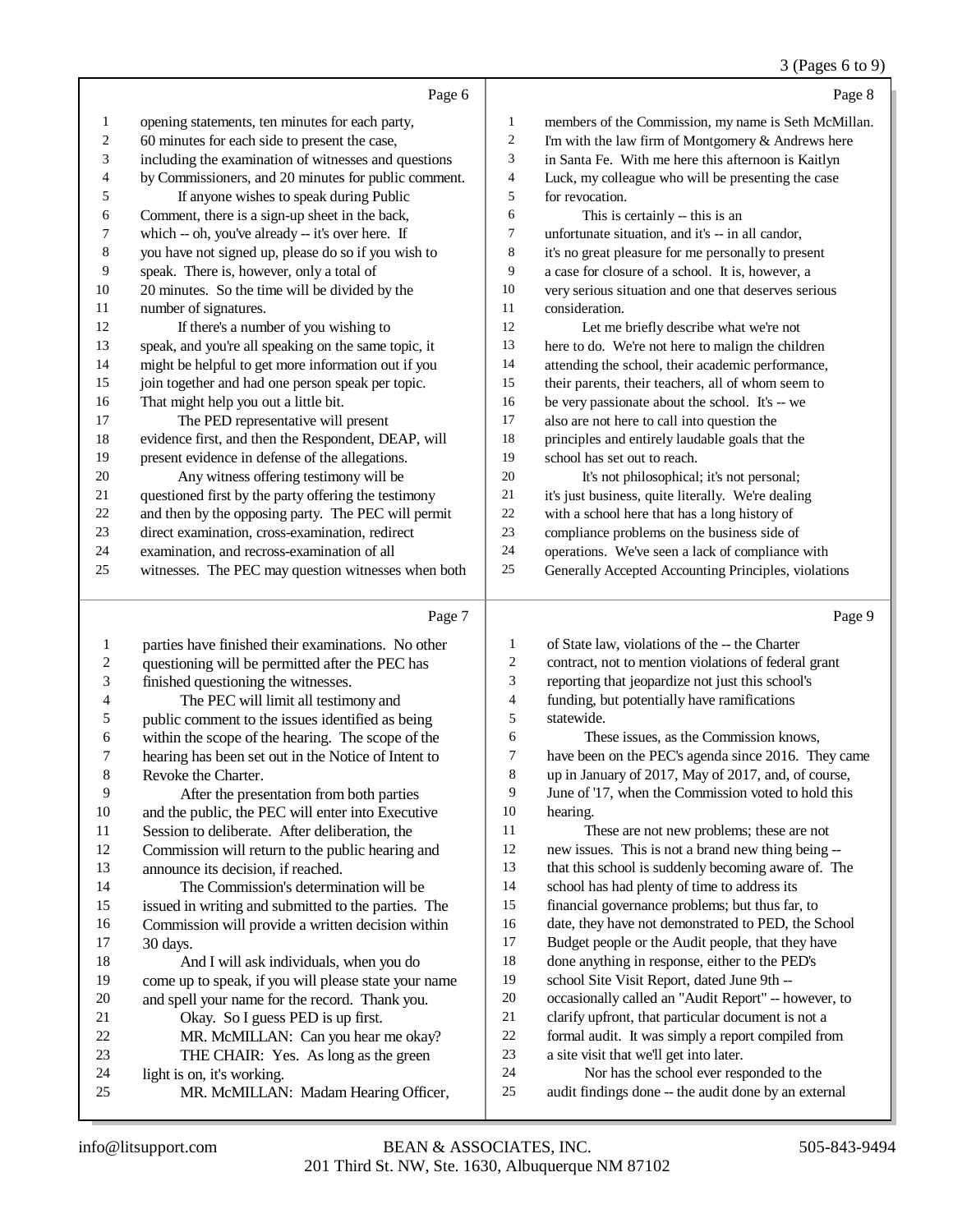Page 6

1 opening statements, ten minutes for each party,
2 60 minutes for each side to present the case,
3 including the examination of witnesses and questions
4 by Commissioners, and 20 minutes for public comment.
5 If anyone wishes to speak during Public
6 Comment, there is a sign-up sheet in the back,
7 which -- oh, you've already -- it's over here. If
8 you have not signed up, please do so if you wish to
9 speak. There is, however, only a total of
10 20 minutes. So the time will be divided by the
11 number of signatures.
12 If there's a number of you wishing to
13 speak, and you're all speaking on the same topic, it
14 might be helpful to get more information out if you
15 join together and had one person speak per topic.
16 That might help you out a little bit.
17 The PED representative will present
18 evidence first, and then the Respondent, DEAP, will
19 present evidence in defense of the allegations.
20 Any witness offering testimony will be
21 questioned first by the party offering the testimony
22 and then by the opposing party. The PEC will permit
23 direct examination, cross-examination, redirect
24 examination, and recross-examination of all
25 witnesses. The PEC may question witnesses when both

Page 7

1 parties have finished their examinations. No other
2 questioning will be permitted after the PEC has
3 finished questioning the witnesses.
4 The PEC will limit all testimony and
5 public comment to the issues identified as being
6 within the scope of the hearing. The scope of the
7 hearing has been set out in the Notice of Intent to
8 Revoke the Charter.
9 After the presentation from both parties
10 and the public, the PEC will enter into Executive
11 Session to deliberate. After deliberation, the
12 Commission will return to the public hearing and
13 announce its decision, if reached.
14 The Commission's determination will be
15 issued in writing and submitted to the parties. The
16 Commission will provide a written decision within
17 30 days.
18 And I will ask individuals, when you do
19 come up to speak, if you will please state your name
20 and spell your name for the record. Thank you.
21 Okay. So I guess PED is up first.
22 MR. McMILLAN: Can you hear me okay?
23 THE CHAIR: Yes. As long as the green
24 light is on, it's working.
25 MR. McMILLAN: Madam Hearing Officer,

Page 8

1 members of the Commission, my name is Seth McMillan.
2 I'm with the law firm of Montgomery & Andrews here
3 in Santa Fe. With me here this afternoon is Kaitlyn
4 Luck, my colleague who will be presenting the case
5 for revocation.
6 This is certainly -- this is an
7 unfortunate situation, and it's -- in all candor,
8 it's no great pleasure for me personally to present
9 a case for closure of a school. It is, however, a
10 very serious situation and one that deserves serious
11 consideration.
12 Let me briefly describe what we're not
13 here to do. We're not here to malign the children
14 attending the school, their academic performance,
15 their parents, their teachers, all of whom seem to
16 be very passionate about the school. It's -- we
17 also are not here to call into question the
18 principles and entirely laudable goals that the
19 school has set out to reach.
20 It's not philosophical; it's not personal;
21 it's just business, quite literally. We're dealing
22 with a school here that has a long history of
23 compliance problems on the business side of
24 operations. We've seen a lack of compliance with
25 Generally Accepted Accounting Principles, violations

Page 9

1 of State law, violations of the -- the Charter
2 contract, not to mention violations of federal grant
3 reporting that jeopardize not just this school's
4 funding, but potentially have ramifications
5 statewide.
6 These issues, as the Commission knows,
7 have been on the PEC's agenda since 2016. They came
8 up in January of 2017, May of 2017, and, of course,
9 June of '17, when the Commission voted to hold this
10 hearing.
11 These are not new problems; these are not
12 new issues. This is not a brand new thing being --
13 that this school is suddenly becoming aware of. The
14 school has had plenty of time to address its
15 financial governance problems; but thus far, to
16 date, they have not demonstrated to PED, the School
17 Budget people or the Audit people, that they have
18 done anything in response, either to the PED's
19 school Site Visit Report, dated June 9th --
20 occasionally called an "Audit Report" -- however, to
21 clarify upfront, that particular document is not a
22 formal audit. It was simply a report compiled from
23 a site visit that we'll get into later.
24 Nor has the school ever responded to the
25 audit findings done -- the audit done by an external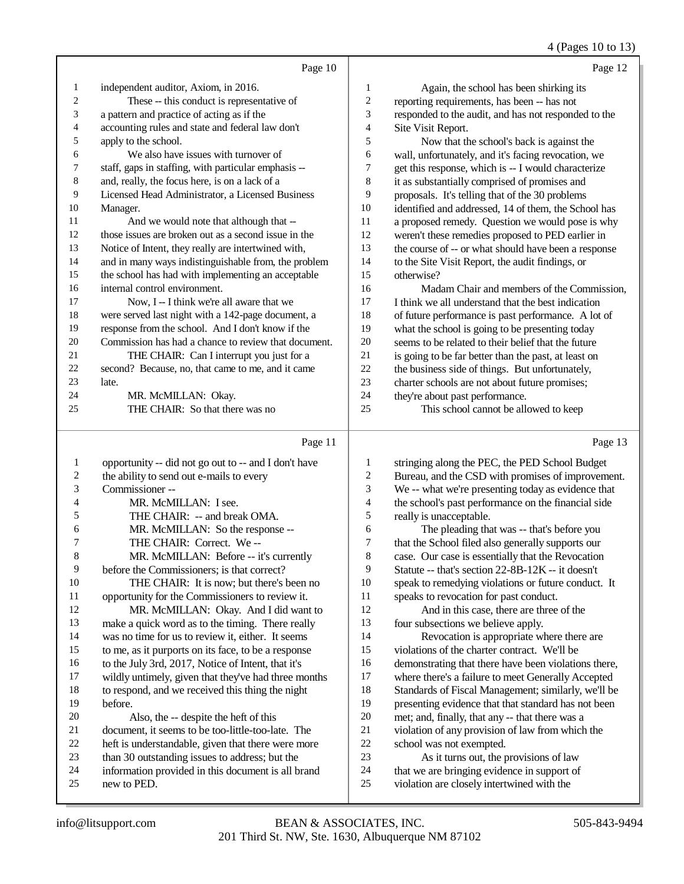Page 10

1 independent auditor, Axiom, in 2016.
2 These -- this conduct is representative of
3 a pattern and practice of acting as if the
4 accounting rules and state and federal law don't
5 apply to the school.
6 We also have issues with turnover of
7 staff, gaps in staffing, with particular emphasis --
8 and, really, the focus here, is on a lack of a
9 Licensed Head Administrator, a Licensed Business
10 Manager.
11 And we would note that although that --
12 those issues are broken out as a second issue in the
13 Notice of Intent, they really are intertwined with,
14 and in many ways indistinguishable from, the problem
15 the school has had with implementing an acceptable
16 internal control environment.
17 Now, I -- I think we're all aware that we
18 were served last night with a 142-page document, a
19 response from the school. And I don't know if the
20 Commission has had a chance to review that document.
21 THE CHAIR: Can I interrupt you just for a
22 second? Because, no, that came to me, and it came
23 late.
24 MR. McMILLAN: Okay.
25 THE CHAIR: So that there was no

Page 11

1 opportunity -- did not go out to -- and I don't have
2 the ability to send out e-mails to every
3 Commissioner --
4 MR. McMILLAN: I see.
5 THE CHAIR: -- and break OMA.
6 MR. McMILLAN: So the response --
7 THE CHAIR: Correct. We --
8 MR. McMILLAN: Before -- it's currently
9 before the Commissioners; is that correct?
10 THE CHAIR: It is now; but there's been no
11 opportunity for the Commissioners to review it.
12 MR. McMILLAN: Okay. And I did want to
13 make a quick word as to the timing. There really
14 was no time for us to review it, either. It seems
15 to me, as it purports on its face, to be a response
16 to the July 3rd, 2017, Notice of Intent, that it's
17 wildly untimely, given that they've had three months
18 to respond, and we received this thing the night
19 before.
20 Also, the -- despite the heft of this
21 document, it seems to be too-little-too-late. The
22 heft is understandable, given that there were more
23 than 30 outstanding issues to address; but the
24 information provided in this document is all brand
25 new to PED.

Page 12

1 Again, the school has been shirking its
2 reporting requirements, has been -- has not
3 responded to the audit, and has not responded to the
4 Site Visit Report.
5 Now that the school's back is against the
6 wall, unfortunately, and it's facing revocation, we
7 get this response, which is -- I would characterize
8 it as substantially comprised of promises and
9 proposals. It's telling that of the 30 problems
10 identified and addressed, 14 of them, the School has
11 a proposed remedy. Question we would pose is why
12 weren't these remedies proposed to PED earlier in
13 the course of -- or what should have been a response
14 to the Site Visit Report, the audit findings, or
15 otherwise?
16 Madam Chair and members of the Commission,
17 I think we all understand that the best indication
18 of future performance is past performance. A lot of
19 what the school is going to be presenting today
20 seems to be related to their belief that the future
21 is going to be far better than the past, at least on
22 the business side of things. But unfortunately,
23 charter schools are not about future promises;
24 they're about past performance.
25 This school cannot be allowed to keep

Page 13

1 stringing along the PEC, the PED School Budget
2 Bureau, and the CSD with promises of improvement.
3 We -- what we're presenting today as evidence that
4 the school's past performance on the financial side
5 really is unacceptable.
6 The pleading that was -- that's before you
7 that the School filed also generally supports our
8 case. Our case is essentially that the Revocation
9 Statute -- that's section 22-8B-12K -- it doesn't
10 speak to remedying violations or future conduct. It
11 speaks to revocation for past conduct.
12 And in this case, there are three of the
13 four subsections we believe apply.
14 Revocation is appropriate where there are
15 violations of the charter contract. We'll be
16 demonstrating that there have been violations there,
17 where there's a failure to meet Generally Accepted
18 Standards of Fiscal Management; similarly, we'll be
19 presenting evidence that that standard has not been
20 met; and, finally, that any -- that there was a
21 violation of any provision of law from which the
22 school was not exempted.
23 As it turns out, the provisions of law
24 that we are bringing evidence in support of
25 violation are closely intertwined with the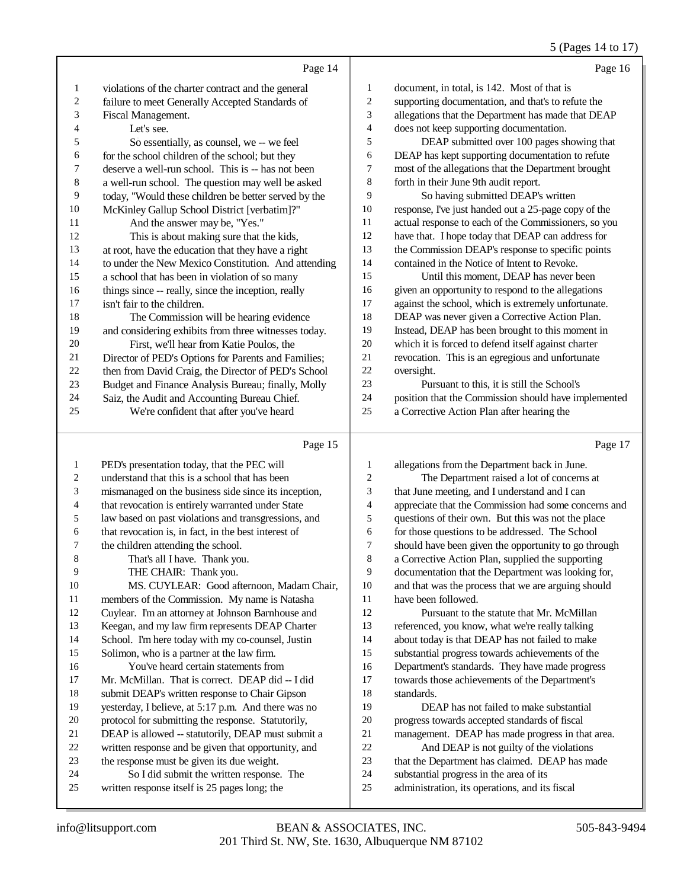Page 14

1 violations of the charter contract and the general
2 failure to meet Generally Accepted Standards of
3 Fiscal Management.
4 Let's see.
5 So essentially, as counsel, we -- we feel
6 for the school children of the school; but they
7 deserve a well-run school. This is -- has not been
8 a well-run school. The question may well be asked
9 today, "Would these children be better served by the
10 McKinley Gallup School District [verbatim]?"
11 And the answer may be, "Yes."
12 This is about making sure that the kids,
13 at root, have the education that they have a right
14 to under the New Mexico Constitution. And attending
15 a school that has been in violation of so many
16 things since -- really, since the inception, really
17 isn't fair to the children.
18 The Commission will be hearing evidence
19 and considering exhibits from three witnesses today.
20 First, we'll hear from Katie Poulos, the
21 Director of PED's Options for Parents and Families;
22 then from David Craig, the Director of PED's School
23 Budget and Finance Analysis Bureau; finally, Molly
24 Saiz, the Audit and Accounting Bureau Chief.
25 We're confident that after you've heard

Page 15

1 PED's presentation today, that the PEC will
2 understand that this is a school that has been
3 mismanaged on the business side since its inception,
4 that revocation is entirely warranted under State
5 law based on past violations and transgressions, and
6 that revocation is, in fact, in the best interest of
7 the children attending the school.
8 That's all I have. Thank you.
9 THE CHAIR: Thank you.
10 MS. CUYLEAR: Good afternoon, Madam Chair,
11 members of the Commission. My name is Natasha
12 Cuylear. I'm an attorney at Johnson Barnhouse and
13 Keegan, and my law firm represents DEAP Charter
14 School. I'm here today with my co-counsel, Justin
15 Solimon, who is a partner at the law firm.
16 You've heard certain statements from
17 Mr. McMillan. That is correct. DEAP did -- I did
18 submit DEAP's written response to Chair Gipson
19 yesterday, I believe, at 5:17 p.m. And there was no
20 protocol for submitting the response. Statutorily,
21 DEAP is allowed -- statutorily, DEAP must submit a
22 written response and be given that opportunity, and
23 the response must be given its due weight.
24 So I did submit the written response. The
25 written response itself is 25 pages long; the

Page 16

1 document, in total, is 142. Most of that is
2 supporting documentation, and that's to refute the
3 allegations that the Department has made that DEAP
4 does not keep supporting documentation.
5 DEAP submitted over 100 pages showing that
6 DEAP has kept supporting documentation to refute
7 most of the allegations that the Department brought
8 forth in their June 9th audit report.
9 So having submitted DEAP's written
10 response, I've just handed out a 25-page copy of the
11 actual response to each of the Commissioners, so you
12 have that. I hope today that DEAP can address for
13 the Commission DEAP's response to specific points
14 contained in the Notice of Intent to Revoke.
15 Until this moment, DEAP has never been
16 given an opportunity to respond to the allegations
17 against the school, which is extremely unfortunate.
18 DEAP was never given a Corrective Action Plan.
19 Instead, DEAP has been brought to this moment in
20 which it is forced to defend itself against charter
21 revocation. This is an egregious and unfortunate
22 oversight.
23 Pursuant to this, it is still the School's
24 position that the Commission should have implemented
25 a Corrective Action Plan after hearing the

Page 17

1 allegations from the Department back in June.
2 The Department raised a lot of concerns at
3 that June meeting, and I understand and I can
4 appreciate that the Commission had some concerns and
5 questions of their own. But this was not the place
6 for those questions to be addressed. The School
7 should have been given the opportunity to go through
8 a Corrective Action Plan, supplied the supporting
9 documentation that the Department was looking for,
10 and that was the process that we are arguing should
11 have been followed.
12 Pursuant to the statute that Mr. McMillan
13 referenced, you know, what we're really talking
14 about today is that DEAP has not failed to make
15 substantial progress towards achievements of the
16 Department's standards. They have made progress
17 towards those achievements of the Department's
18 standards.
19 DEAP has not failed to make substantial
20 progress towards accepted standards of fiscal
21 management. DEAP has made progress in that area.
22 And DEAP is not guilty of the violations
23 that the Department has claimed. DEAP has made
24 substantial progress in the area of its
25 administration, its operations, and its fiscal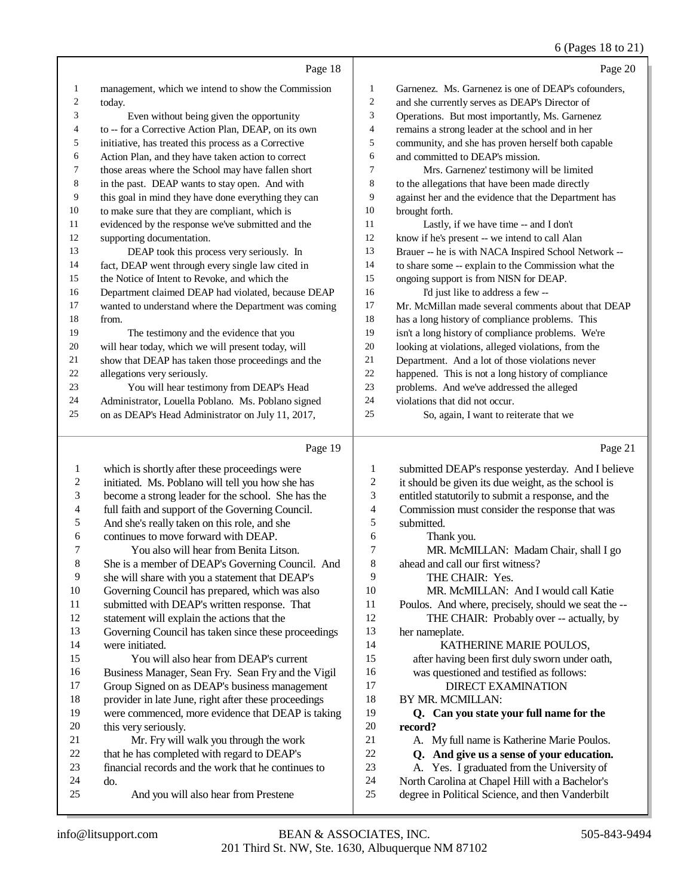Page 18

1 management, which we intend to show the Commission
2 today.
3 Even without being given the opportunity
4 to -- for a Corrective Action Plan, DEAP, on its own
5 initiative, has treated this process as a Corrective
6 Action Plan, and they have taken action to correct
7 those areas where the School may have fallen short
8 in the past. DEAP wants to stay open. And with
9 this goal in mind they have done everything they can
10 to make sure that they are compliant, which is
11 evidenced by the response we've submitted and the
12 supporting documentation.
13 DEAP took this process very seriously. In
14 fact, DEAP went through every single law cited in
15 the Notice of Intent to Revoke, and which the
16 Department claimed DEAP had violated, because DEAP
17 wanted to understand where the Department was coming
18 from.
19 The testimony and the evidence that you
20 will hear today, which we will present today, will
21 show that DEAP has taken those proceedings and the
22 allegations very seriously.
23 You will hear testimony from DEAP's Head
24 Administrator, Louella Poblano. Ms. Poblano signed
25 on as DEAP's Head Administrator on July 11, 2017,

Page 19

1 which is shortly after these proceedings were
2 initiated. Ms. Poblano will tell you how she has
3 become a strong leader for the school. She has the
4 full faith and support of the Governing Council.
5 And she's really taken on this role, and she
6 continues to move forward with DEAP.
7 You also will hear from Benita Litson.
8 She is a member of DEAP's Governing Council. And
9 she will share with you a statement that DEAP's
10 Governing Council has prepared, which was also
11 submitted with DEAP's written response. That
12 statement will explain the actions that the
13 Governing Council has taken since these proceedings
14 were initiated.
15 You will also hear from DEAP's current
16 Business Manager, Sean Fry. Sean Fry and the Vigil
17 Group Signed on as DEAP's business management
18 provider in late June, right after these proceedings
19 were commenced, more evidence that DEAP is taking
20 this very seriously.
21 Mr. Fry will walk you through the work
22 that he has completed with regard to DEAP's
23 financial records and the work that he continues to
24 do.
25 And you will also hear from Prestene

Page 20

1 Garnenez. Ms. Garnenez is one of DEAP's cofounders,
2 and she currently serves as DEAP's Director of
3 Operations. But most importantly, Ms. Garnenez
4 remains a strong leader at the school and in her
5 community, and she has proven herself both capable
6 and committed to DEAP's mission.
7 Mrs. Garnenez' testimony will be limited
8 to the allegations that have been made directly
9 against her and the evidence that the Department has
10 brought forth.
11 Lastly, if we have time -- and I don't
12 know if he's present -- we intend to call Alan
13 Brauer -- he is with NACA Inspired School Network --
14 to share some -- explain to the Commission what the
15 ongoing support is from NISN for DEAP.
16 I'd just like to address a few --
17 Mr. McMillan made several comments about that DEAP
18 has a long history of compliance problems. This
19 isn't a long history of compliance problems. We're
20 looking at violations, alleged violations, from the
21 Department. And a lot of those violations never
22 happened. This is not a long history of compliance
23 problems. And we've addressed the alleged
24 violations that did not occur.
25 So, again, I want to reiterate that we

Page 21

1 submitted DEAP's response yesterday. And I believe
2 it should be given its due weight, as the school is
3 entitled statutorily to submit a response, and the
4 Commission must consider the response that was
5 submitted.
6 Thank you.
7 MR. McMILLAN: Madam Chair, shall I go
8 ahead and call our first witness?
9 THE CHAIR: Yes.
10 MR. McMILLAN: And I would call Katie
11 Poulos. And where, precisely, should we seat the --
12 THE CHAIR: Probably over -- actually, by
13 her nameplate.
14 KATHERINE MARIE POULOS,
15 after having been first duly sworn under oath,
16 was questioned and testified as follows:
17 DIRECT EXAMINATION
18 BY MR. MCMILLAN:
19 **Q. Can you state your full name for the**
20 **record?**
21 A. My full name is Katherine Marie Poulos.
22 **Q. And give us a sense of your education.**
23 A. Yes. I graduated from the University of
24 North Carolina at Chapel Hill with a Bachelor's
25 degree in Political Science, and then Vanderbilt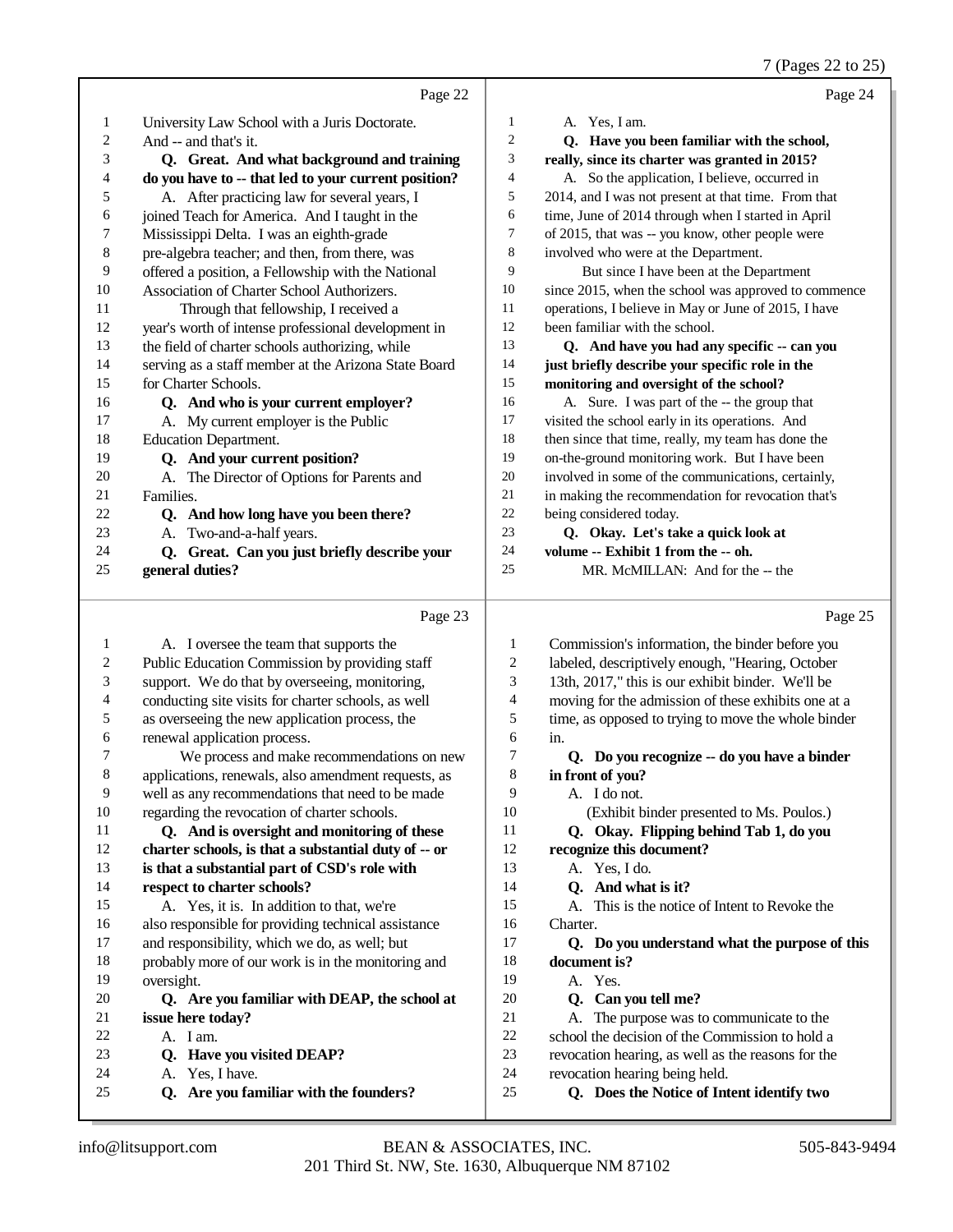Page 22

1 University Law School with a Juris Doctorate.
2 And -- and that's it.
3 **Q. Great. And what background and training**
4 **do you have to -- that led to your current position?**
5 A. After practicing law for several years, I
6 joined Teach for America. And I taught in the
7 Mississippi Delta. I was an eighth-grade
8 pre-algebra teacher; and then, from there, was
9 offered a position, a Fellowship with the National
10 Association of Charter School Authorizers.
11 Through that fellowship, I received a
12 year's worth of intense professional development in
13 the field of charter schools authorizing, while
14 serving as a staff member at the Arizona State Board
15 for Charter Schools.
16 **Q. And who is your current employer?**
17 A. My current employer is the Public
18 Education Department.
19 **Q. And your current position?**
20 A. The Director of Options for Parents and
21 Families.
22 **Q. And how long have you been there?**
23 A. Two-and-a-half years.
24 **Q. Great. Can you just briefly describe your**
25 **general duties?**

Page 23

1 A. I oversee the team that supports the
2 Public Education Commission by providing staff
3 support. We do that by overseeing, monitoring,
4 conducting site visits for charter schools, as well
5 as overseeing the new application process, the
6 renewal application process.
7 We process and make recommendations on new
8 applications, renewals, also amendment requests, as
9 well as any recommendations that need to be made
10 regarding the revocation of charter schools.
11 **Q. And is oversight and monitoring of these**
12 **charter schools, is that a substantial duty of -- or**
13 **is that a substantial part of CSD's role with**
14 **respect to charter schools?**
15 A. Yes, it is. In addition to that, we're
16 also responsible for providing technical assistance
17 and responsibility, which we do, as well; but
18 probably more of our work is in the monitoring and
19 oversight.
20 **Q. Are you familiar with DEAP, the school at**
21 **issue here today?**
22 A. I am.
23 **Q. Have you visited DEAP?**
24 A. Yes, I have.
25 **Q. Are you familiar with the founders?**

Page 24

1 A. Yes, I am.
2 **Q. Have you been familiar with the school,**
3 **really, since its charter was granted in 2015?**
4 A. So the application, I believe, occurred in
5 2014, and I was not present at that time. From that
6 time, June of 2014 through when I started in April
7 of 2015, that was -- you know, other people were
8 involved who were at the Department.
9 But since I have been at the Department
10 since 2015, when the school was approved to commence
11 operations, I believe in May or June of 2015, I have
12 been familiar with the school.
13 **Q. And have you had any specific -- can you**
14 **just briefly describe your specific role in the**
15 **monitoring and oversight of the school?**
16 A. Sure. I was part of the -- the group that
17 visited the school early in its operations. And
18 then since that time, really, my team has done the
19 on-the-ground monitoring work. But I have been
20 involved in some of the communications, certainly,
21 in making the recommendation for revocation that's
22 being considered today.
23 **Q. Okay. Let's take a quick look at**
24 **volume -- Exhibit 1 from the -- oh.**
25 MR. McMILLAN: And for the -- the

Page 25

1 Commission's information, the binder before you
2 labeled, descriptively enough, "Hearing, October
3 13th, 2017," this is our exhibit binder. We'll be
4 moving for the admission of these exhibits one at a
5 time, as opposed to trying to move the whole binder
6 in.
7 **Q. Do you recognize -- do you have a binder**
8 **in front of you?**
9 A. I do not.
10 (Exhibit binder presented to Ms. Poulos.)
11 **Q. Okay. Flipping behind Tab 1, do you**
12 **recognize this document?**
13 A. Yes, I do.
14 **Q. And what is it?**
15 A. This is the notice of Intent to Revoke the
16 Charter.
17 **Q. Do you understand what the purpose of this**
18 **document is?**
19 A. Yes.
20 **Q. Can you tell me?**
21 A. The purpose was to communicate to the
22 school the decision of the Commission to hold a
23 revocation hearing, as well as the reasons for the
24 revocation hearing being held.
25 **Q. Does the Notice of Intent identify two**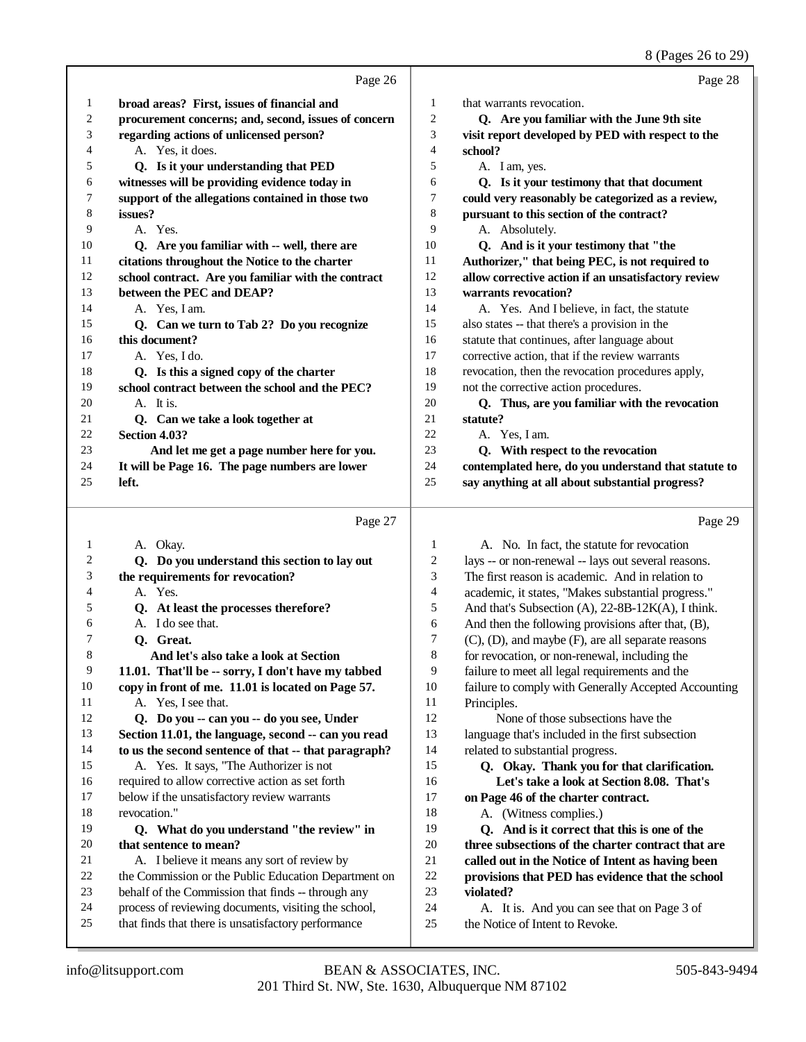Page 26

1 **broad areas? First, issues of financial and**
2 **procurement concerns; and, second, issues of concern**
3 **regarding actions of unlicensed person?**
4 A. Yes, it does.
5 **Q. Is it your understanding that PED**
6 **witnesses will be providing evidence today in**
7 **support of the allegations contained in those two**
8 **issues?**
9 A. Yes.
10 **Q. Are you familiar with -- well, there are**
11 **citations throughout the Notice to the charter**
12 **school contract. Are you familiar with the contract**
13 **between the PEC and DEAP?**
14 A. Yes, I am.
15 **Q. Can we turn to Tab 2? Do you recognize**
16 **this document?**
17 A. Yes, I do.
18 **Q. Is this a signed copy of the charter**
19 **school contract between the school and the PEC?**
20 A. It is.
21 **Q. Can we take a look together at**
22 **Section 4.03?**
23 **And let me get a page number here for you.**
24 **It will be Page 16. The page numbers are lower**
25 **left.**

Page 27

1 A. Okay.
2 **Q. Do you understand this section to lay out**
3 **the requirements for revocation?**
4 A. Yes.
5 **Q. At least the processes therefore?**
6 A. I do see that.
7 **Q. Great.**
8 **And let's also take a look at Section**
9 **11.01. That'll be -- sorry, I don't have my tabbed**
10 **copy in front of me. 11.01 is located on Page 57.**
11 A. Yes, I see that.
12 **Q. Do you -- can you -- do you see, Under**
13 **Section 11.01, the language, second -- can you read**
14 **to us the second sentence of that -- that paragraph?**
15 A. Yes. It says, "The Authorizer is not
16 required to allow corrective action as set forth
17 below if the unsatisfactory review warrants
18 revocation."
19 **Q. What do you understand "the review" in**
20 **that sentence to mean?**
21 A. I believe it means any sort of review by
22 the Commission or the Public Education Department on
23 behalf of the Commission that finds -- through any
24 process of reviewing documents, visiting the school,
25 that finds that there is unsatisfactory performance

Page 28

1 that warrants revocation.
2 **Q. Are you familiar with the June 9th site**
3 **visit report developed by PED with respect to the**
4 **school?**
5 A. I am, yes.
6 **Q. Is it your testimony that that document**
7 **could very reasonably be categorized as a review,**
8 **pursuant to this section of the contract?**
9 A. Absolutely.
10 **Q. And is it your testimony that "the**
11 **Authorizer," that being PEC, is not required to**
12 **allow corrective action if an unsatisfactory review**
13 **warrants revocation?**
14 A. Yes. And I believe, in fact, the statute
15 also states -- that there's a provision in the
16 statute that continues, after language about
17 corrective action, that if the review warrants
18 revocation, then the revocation procedures apply,
19 not the corrective action procedures.
20 **Q. Thus, are you familiar with the revocation**
21 **statute?**
22 A. Yes, I am.
23 **Q. With respect to the revocation**
24 **contemplated here, do you understand that statute to**
25 **say anything at all about substantial progress?**

Page 29

1 A. No. In fact, the statute for revocation
2 lays -- or non-renewal -- lays out several reasons.
3 The first reason is academic. And in relation to
4 academic, it states, "Makes substantial progress."
5 And that's Subsection (A), 22-8B-12K(A), I think.
6 And then the following provisions after that, (B),
7 (C), (D), and maybe (F), are all separate reasons
8 for revocation, or non-renewal, including the
9 failure to meet all legal requirements and the
10 failure to comply with Generally Accepted Accounting
11 Principles.
12 None of those subsections have the
13 language that's included in the first subsection
14 related to substantial progress.
15 **Q. Okay. Thank you for that clarification.**
16 **Let's take a look at Section 8.08. That's**
17 **on Page 46 of the charter contract.**
18 A. (Witness complies.)
19 **Q. And is it correct that this is one of the**
20 **three subsections of the charter contract that are**
21 **called out in the Notice of Intent as having been**
22 **provisions that PED has evidence that the school**
23 **violated?**
24 A. It is. And you can see that on Page 3 of
25 the Notice of Intent to Revoke.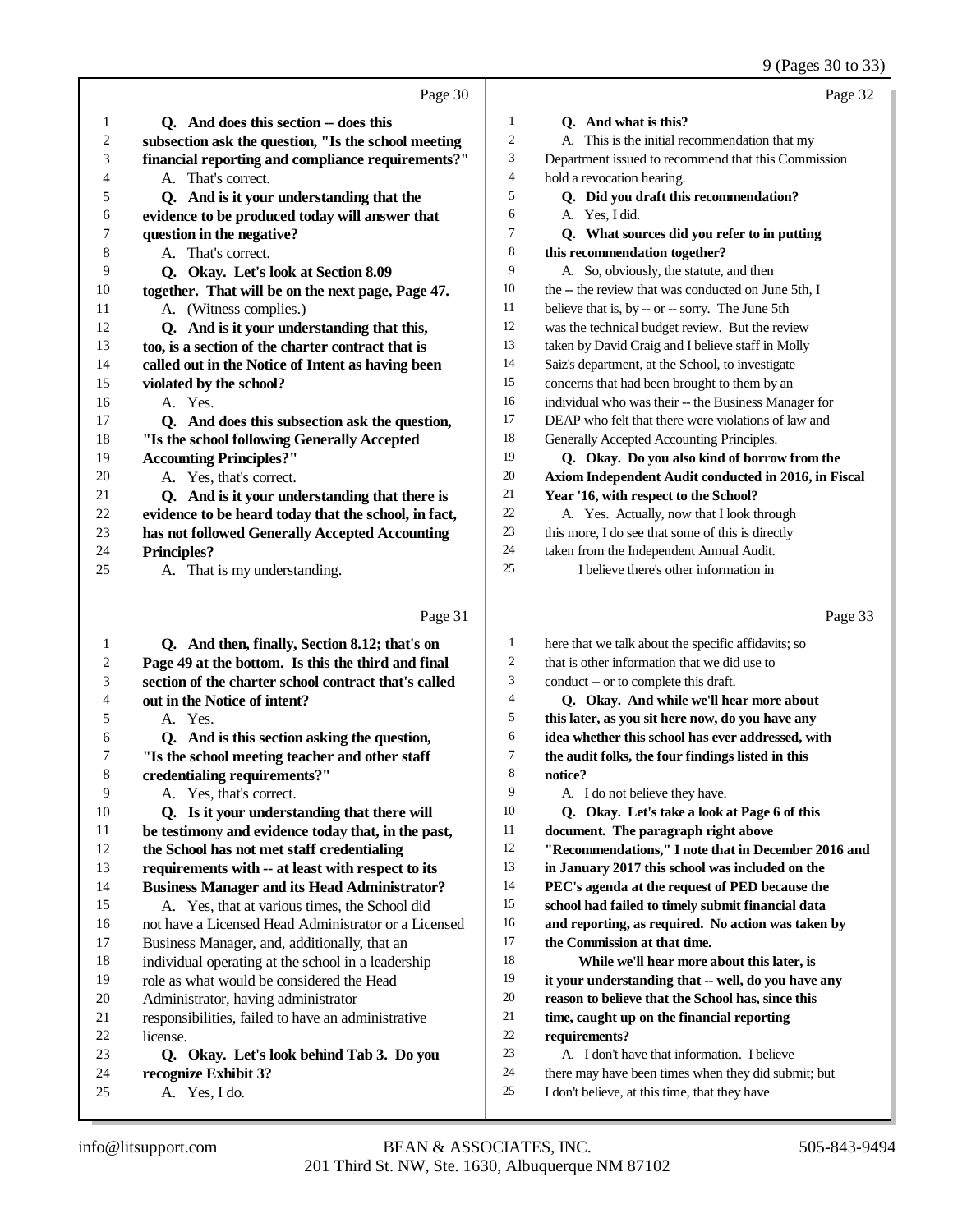Page 30

1 **Q. And does this section -- does this**
2 **subsection ask the question, "Is the school meeting**
3 **financial reporting and compliance requirements?"**
4 A. That's correct.
5 **Q. And is it your understanding that the**
6 **evidence to be produced today will answer that**
7 **question in the negative?**
8 A. That's correct.
9 **Q. Okay. Let's look at Section 8.09**
10 **together. That will be on the next page, Page 47.**
11 A. (Witness complies.)
12 **Q. And is it your understanding that this,**
13 **too, is a section of the charter contract that is**
14 **called out in the Notice of Intent as having been**
15 **violated by the school?**
16 A. Yes.
17 **Q. And does this subsection ask the question,**
18 **"Is the school following Generally Accepted**
19 **Accounting Principles?"**
20 A. Yes, that's correct.
21 **Q. And is it your understanding that there is**
22 **evidence to be heard today that the school, in fact,**
23 **has not followed Generally Accepted Accounting**
24 **Principles?**
25 A. That is my understanding.

Page 31

1 **Q. And then, finally, Section 8.12; that's on**
2 **Page 49 at the bottom. Is this the third and final**
3 **section of the charter school contract that's called**
4 **out in the Notice of intent?**
5 A. Yes.
6 **Q. And is this section asking the question,**
7 **"Is the school meeting teacher and other staff**
8 **credentialing requirements?"**
9 A. Yes, that's correct.
10 **Q. Is it your understanding that there will**
11 **be testimony and evidence today that, in the past,**
12 **the School has not met staff credentialing**
13 **requirements with -- at least with respect to its**
14 **Business Manager and its Head Administrator?**
15 A. Yes, that at various times, the School did
16 not have a Licensed Head Administrator or a Licensed
17 Business Manager, and, additionally, that an
18 individual operating at the school in a leadership
19 role as what would be considered the Head
20 Administrator, having administrator
21 responsibilities, failed to have an administrative
22 license.
23 **Q. Okay. Let's look behind Tab 3. Do you**
24 **recognize Exhibit 3?**
25 A. Yes, I do.

Page 32

1 **Q. And what is this?**
2 A. This is the initial recommendation that my
3 Department issued to recommend that this Commission
4 hold a revocation hearing.
5 **Q. Did you draft this recommendation?**
6 A. Yes, I did.
7 **Q. What sources did you refer to in putting**
8 **this recommendation together?**
9 A. So, obviously, the statute, and then
10 the -- the review that was conducted on June 5th, I
11 believe that is, by -- or -- sorry. The June 5th
12 was the technical budget review. But the review
13 taken by David Craig and I believe staff in Molly
14 Saiz's department, at the School, to investigate
15 concerns that had been brought to them by an
16 individual who was their -- the Business Manager for
17 DEAP who felt that there were violations of law and
18 Generally Accepted Accounting Principles.
19 **Q. Okay. Do you also kind of borrow from the**
20 **Axiom Independent Audit conducted in 2016, in Fiscal**
21 **Year '16, with respect to the School?**
22 A. Yes. Actually, now that I look through
23 this more, I do see that some of this is directly
24 taken from the Independent Annual Audit.
25 I believe there's other information in

Page 33

1 here that we talk about the specific affidavits; so
2 that is other information that we did use to
3 conduct -- or to complete this draft.
4 **Q. Okay. And while we'll hear more about**
5 **this later, as you sit here now, do you have any**
6 **idea whether this school has ever addressed, with**
7 **the audit folks, the four findings listed in this**
8 **notice?**
9 A. I do not believe they have.
10 **Q. Okay. Let's take a look at Page 6 of this**
11 **document. The paragraph right above**
12 **"Recommendations," I note that in December 2016 and**
13 **in January 2017 this school was included on the**
14 **PEC's agenda at the request of PED because the**
15 **school had failed to timely submit financial data**
16 **and reporting, as required. No action was taken by**
17 **the Commission at that time.**
18 **While we'll hear more about this later, is**
19 **it your understanding that -- well, do you have any**
20 **reason to believe that the School has, since this**
21 **time, caught up on the financial reporting**
22 **requirements?**
23 A. I don't have that information. I believe
24 there may have been times when they did submit; but
25 I don't believe, at this time, that they have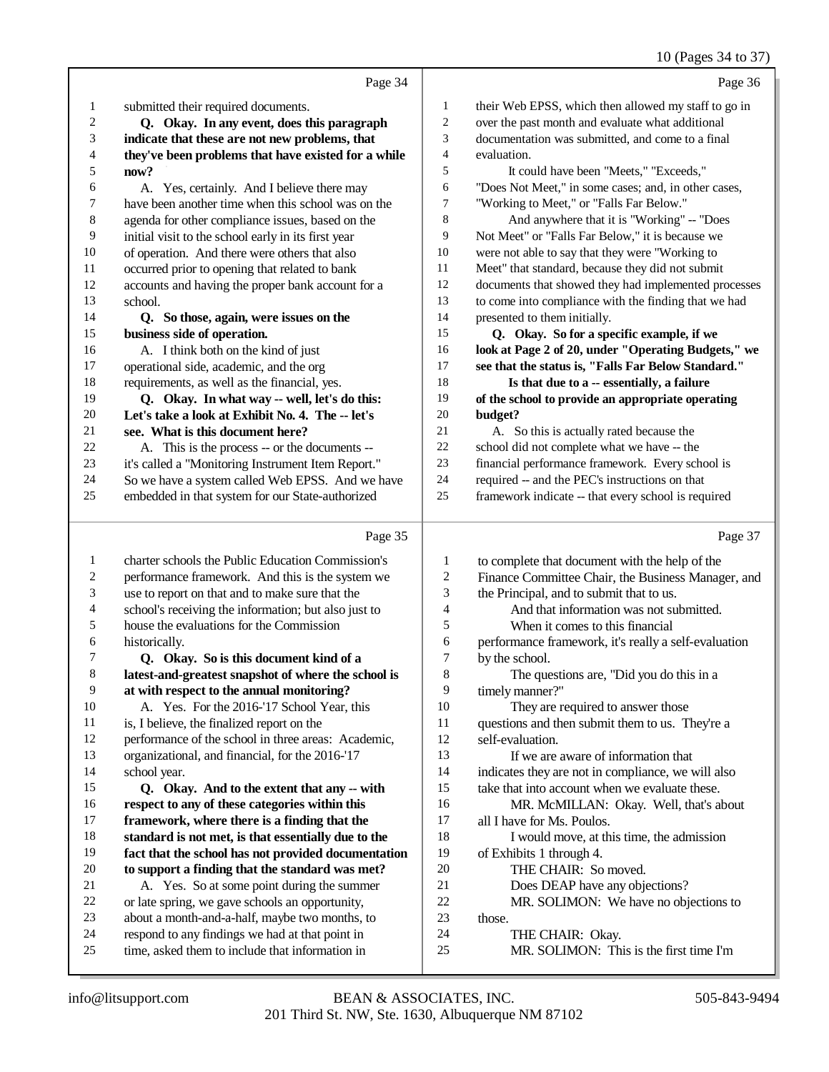Page 34

1 submitted their required documents.
2 **Q. Okay. In any event, does this paragraph**
3 **indicate that these are not new problems, that**
4 **they've been problems that have existed for a while**
5 **now?**
6 A. Yes, certainly. And I believe there may
7 have been another time when this school was on the
8 agenda for other compliance issues, based on the
9 initial visit to the school early in its first year
10 of operation. And there were others that also
11 occurred prior to opening that related to bank
12 accounts and having the proper bank account for a
13 school.
14 **Q. So those, again, were issues on the**
15 **business side of operation.**
16 A. I think both on the kind of just
17 operational side, academic, and the org
18 requirements, as well as the financial, yes.
19 **Q. Okay. In what way -- well, let's do this:**
20 **Let's take a look at Exhibit No. 4. The -- let's**
21 **see. What is this document here?**
22 A. This is the process -- or the documents --
23 it's called a "Monitoring Instrument Item Report."
24 So we have a system called Web EPSS. And we have
25 embedded in that system for our State-authorized

Page 35

1 charter schools the Public Education Commission's
2 performance framework. And this is the system we
3 use to report on that and to make sure that the
4 school's receiving the information; but also just to
5 house the evaluations for the Commission
6 historically.
7 **Q. Okay. So is this document kind of a**
8 **latest-and-greatest snapshot of where the school is**
9 **at with respect to the annual monitoring?**
10 A. Yes. For the 2016-'17 School Year, this
11 is, I believe, the finalized report on the
12 performance of the school in three areas: Academic,
13 organizational, and financial, for the 2016-'17
14 school year.
15 **Q. Okay. And to the extent that any -- with**
16 **respect to any of these categories within this**
17 **framework, where there is a finding that the**
18 **standard is not met, is that essentially due to the**
19 **fact that the school has not provided documentation**
20 **to support a finding that the standard was met?**
21 A. Yes. So at some point during the summer
22 or late spring, we gave schools an opportunity,
23 about a month-and-a-half, maybe two months, to
24 respond to any findings we had at that point in
25 time, asked them to include that information in

Page 36

1 their Web EPSS, which then allowed my staff to go in
2 over the past month and evaluate what additional
3 documentation was submitted, and come to a final
4 evaluation.
5 It could have been "Meets," "Exceeds,"
6 "Does Not Meet," in some cases; and, in other cases,
7 "Working to Meet," or "Falls Far Below."
8 And anywhere that it is "Working" -- "Does
9 Not Meet" or "Falls Far Below," it is because we
10 were not able to say that they were "Working to
11 Meet" that standard, because they did not submit
12 documents that showed they had implemented processes
13 to come into compliance with the finding that we had
14 presented to them initially.
15 **Q. Okay. So for a specific example, if we**
16 **look at Page 2 of 20, under "Operating Budgets," we**
17 **see that the status is, "Falls Far Below Standard."**
18 **Is that due to a -- essentially, a failure**
19 **of the school to provide an appropriate operating**
20 **budget?**
21 A. So this is actually rated because the
22 school did not complete what we have -- the
23 financial performance framework. Every school is
24 required -- and the PEC's instructions on that
25 framework indicate -- that every school is required

Page 37

1 to complete that document with the help of the
2 Finance Committee Chair, the Business Manager, and
3 the Principal, and to submit that to us.
4 And that information was not submitted.
5 When it comes to this financial
6 performance framework, it's really a self-evaluation
7 by the school.
8 The questions are, "Did you do this in a
9 timely manner?"
10 They are required to answer those
11 questions and then submit them to us. They're a
12 self-evaluation.
13 If we are aware of information that
14 indicates they are not in compliance, we will also
15 take that into account when we evaluate these.
16 MR. McMILLAN: Okay. Well, that's about
17 all I have for Ms. Poulos.
18 I would move, at this time, the admission
19 of Exhibits 1 through 4.
20 THE CHAIR: So moved.
21 Does DEAP have any objections?
22 MR. SOLIMON: We have no objections to
23 those.
24 THE CHAIR: Okay.
25 MR. SOLIMON: This is the first time I'm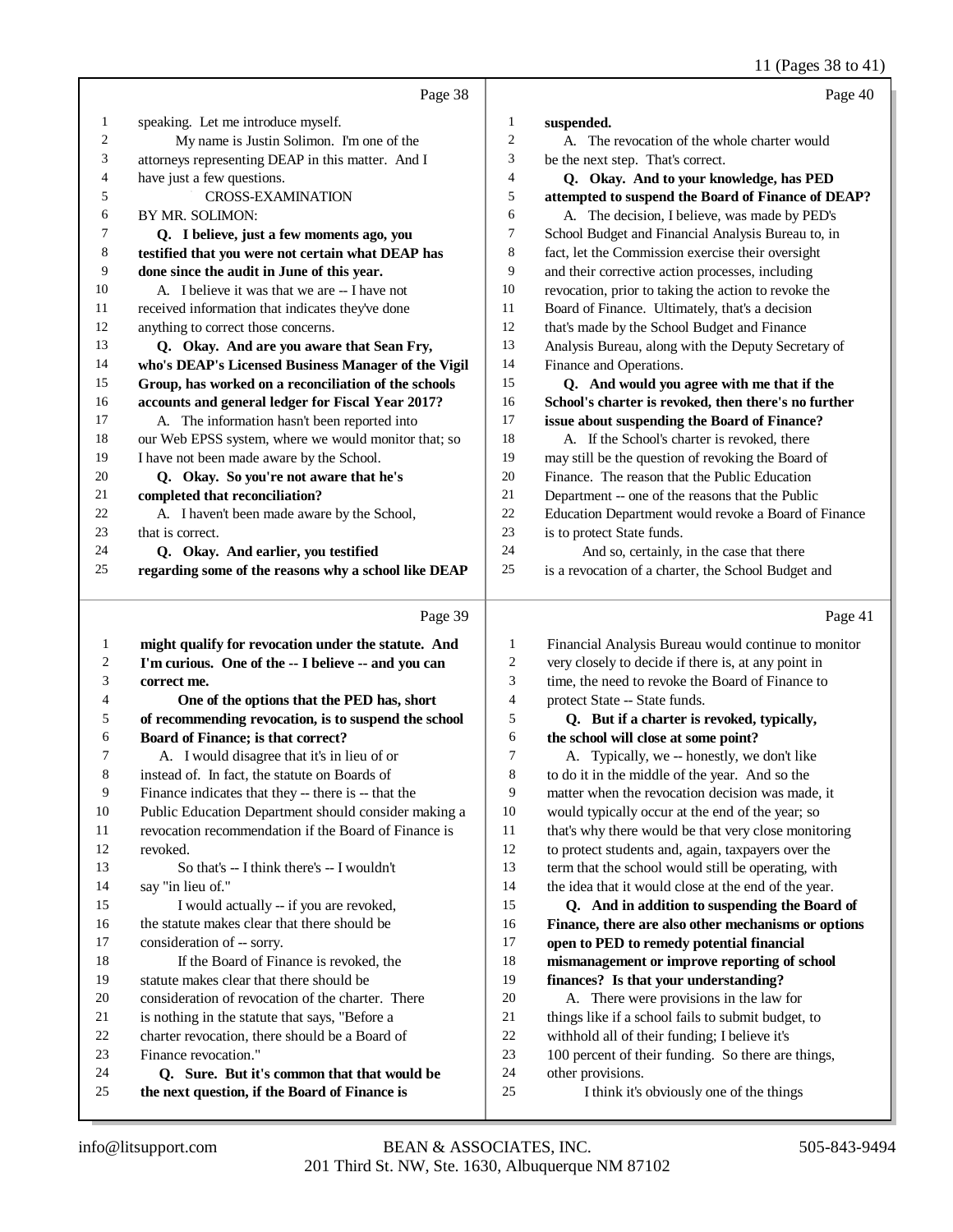Page 38

speaking. Let me introduce myself.

My name is Justin Solimon. I'm one of the attorneys representing DEAP in this matter. And I have just a few questions.

CROSS-EXAMINATION

BY MR. SOLIMON:

**Q. I believe, just a few moments ago, you testified that you were not certain what DEAP has done since the audit in June of this year.**

A. I believe it was that we are -- I have not received information that indicates they've done anything to correct those concerns.

**Q. Okay. And are you aware that Sean Fry, who's DEAP's Licensed Business Manager of the Vigil Group, has worked on a reconciliation of the schools accounts and general ledger for Fiscal Year 2017?**

A. The information hasn't been reported into our Web EPSS system, where we would monitor that; so I have not been made aware by the School.

**Q. Okay. So you're not aware that he's completed that reconciliation?**

A. I haven't been made aware by the School, that is correct.

**Q. Okay. And earlier, you testified regarding some of the reasons why a school like DEAP**

Page 39

**might qualify for revocation under the statute. And I'm curious. One of the -- I believe -- and you can correct me.**

**One of the options that the PED has, short of recommending revocation, is to suspend the school Board of Finance; is that correct?**

A. I would disagree that it's in lieu of or instead of. In fact, the statute on Boards of Finance indicates that they -- there is -- that the Public Education Department should consider making a revocation recommendation if the Board of Finance is revoked.

So that's -- I think there's -- I wouldn't say "in lieu of."

I would actually -- if you are revoked, the statute makes clear that there should be consideration of -- sorry.

If the Board of Finance is revoked, the statute makes clear that there should be consideration of revocation of the charter. There is nothing in the statute that says, "Before a charter revocation, there should be a Board of Finance revocation."

**Q. Sure. But it's common that that would be the next question, if the Board of Finance is**

Page 40

**suspended.**

A. The revocation of the whole charter would be the next step. That's correct.

**Q. Okay. And to your knowledge, has PED attempted to suspend the Board of Finance of DEAP?**

A. The decision, I believe, was made by PED's School Budget and Financial Analysis Bureau to, in fact, let the Commission exercise their oversight and their corrective action processes, including revocation, prior to taking the action to revoke the Board of Finance. Ultimately, that's a decision that's made by the School Budget and Finance Analysis Bureau, along with the Deputy Secretary of Finance and Operations.

**Q. And would you agree with me that if the School's charter is revoked, then there's no further issue about suspending the Board of Finance?**

A. If the School's charter is revoked, there may still be the question of revoking the Board of Finance. The reason that the Public Education Department -- one of the reasons that the Public Education Department would revoke a Board of Finance is to protect State funds.

And so, certainly, in the case that there is a revocation of a charter, the School Budget and

Page 41

Financial Analysis Bureau would continue to monitor very closely to decide if there is, at any point in time, the need to revoke the Board of Finance to protect State -- State funds.

**Q. But if a charter is revoked, typically, the school will close at some point?**

A. Typically, we -- honestly, we don't like to do it in the middle of the year. And so the matter when the revocation decision was made, it would typically occur at the end of the year; so that's why there would be that very close monitoring to protect students and, again, taxpayers over the term that the school would still be operating, with the idea that it would close at the end of the year.

**Q. And in addition to suspending the Board of Finance, there are also other mechanisms or options open to PED to remedy potential financial mismanagement or improve reporting of school finances? Is that your understanding?**

A. There were provisions in the law for things like if a school fails to submit budget, to withhold all of their funding; I believe it's 100 percent of their funding. So there are things, other provisions.

I think it's obviously one of the things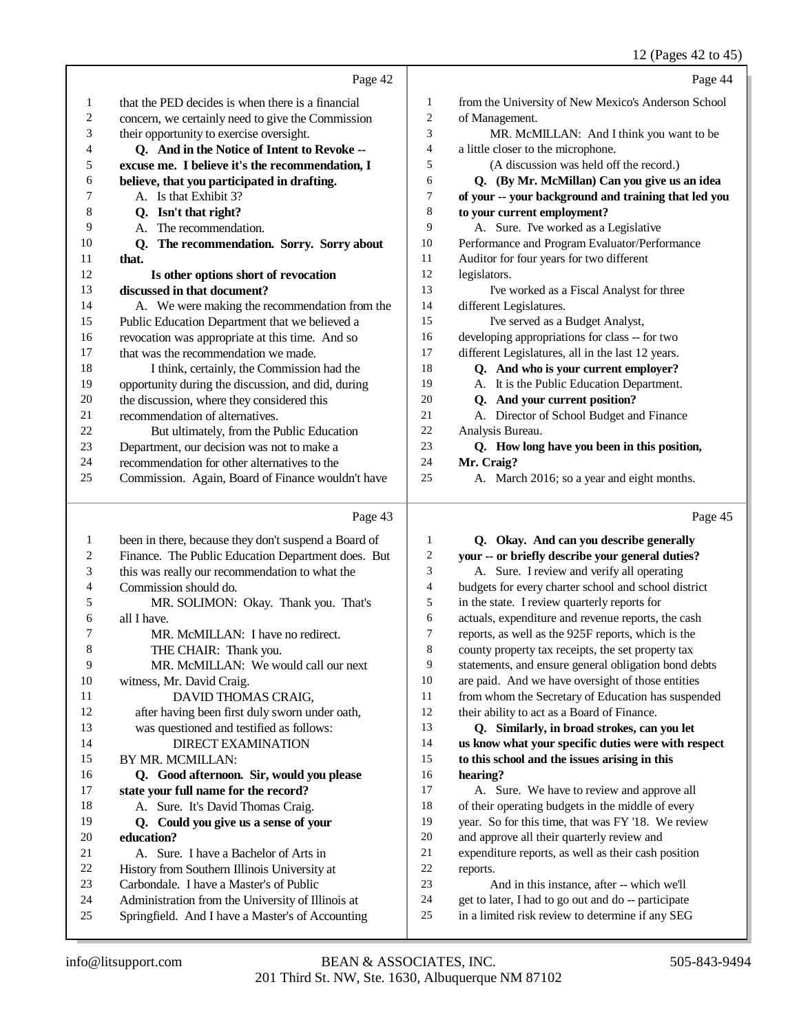Page 42

1 that the PED decides is when there is a financial
2 concern, we certainly need to give the Commission
3 their opportunity to exercise oversight.
4 **Q. And in the Notice of Intent to Revoke --**
5 **excuse me. I believe it's the recommendation, I**
6 **believe, that you participated in drafting.**
7 A. Is that Exhibit 3?
8 **Q. Isn't that right?**
9 A. The recommendation.
10 **Q. The recommendation. Sorry. Sorry about**
11 **that.**
12 **Is other options short of revocation**
13 **discussed in that document?**
14 A. We were making the recommendation from the
15 Public Education Department that we believed a
16 revocation was appropriate at this time. And so
17 that was the recommendation we made.
18 I think, certainly, the Commission had the
19 opportunity during the discussion, and did, during
20 the discussion, where they considered this
21 recommendation of alternatives.
22 But ultimately, from the Public Education
23 Department, our decision was not to make a
24 recommendation for other alternatives to the
25 Commission. Again, Board of Finance wouldn't have

Page 43

1 been in there, because they don't suspend a Board of
2 Finance. The Public Education Department does. But
3 this was really our recommendation to what the
4 Commission should do.
5 MR. SOLIMON: Okay. Thank you. That's
6 all I have.
7 MR. McMILLAN: I have no redirect.
8 THE CHAIR: Thank you.
9 MR. McMILLAN: We would call our next
10 witness, Mr. David Craig.
11 DAVID THOMAS CRAIG,
12 after having been first duly sworn under oath,
13 was questioned and testified as follows:
14 DIRECT EXAMINATION
15 BY MR. MCMILLAN:
16 **Q. Good afternoon. Sir, would you please**
17 **state your full name for the record?**
18 A. Sure. It's David Thomas Craig.
19 **Q. Could you give us a sense of your**
20 **education?**
21 A. Sure. I have a Bachelor of Arts in
22 History from Southern Illinois University at
23 Carbondale. I have a Master's of Public
24 Administration from the University of Illinois at
25 Springfield. And I have a Master's of Accounting

Page 44

1 from the University of New Mexico's Anderson School
2 of Management.
3 MR. McMILLAN: And I think you want to be
4 a little closer to the microphone.
5 (A discussion was held off the record.)
6 **Q. (By Mr. McMillan) Can you give us an idea**
7 **of your -- your background and training that led you**
8 **to your current employment?**
9 A. Sure. I've worked as a Legislative
10 Performance and Program Evaluator/Performance
11 Auditor for four years for two different
12 legislators.
13 I've worked as a Fiscal Analyst for three
14 different Legislatures.
15 I've served as a Budget Analyst,
16 developing appropriations for class -- for two
17 different Legislatures, all in the last 12 years.
18 **Q. And who is your current employer?**
19 A. It is the Public Education Department.
20 **Q. And your current position?**
21 A. Director of School Budget and Finance
22 Analysis Bureau.
23 **Q. How long have you been in this position,**
24 **Mr. Craig?**
25 A. March 2016; so a year and eight months.

Page 45

1 **Q. Okay. And can you describe generally**
2 **your -- or briefly describe your general duties?**
3 A. Sure. I review and verify all operating
4 budgets for every charter school and school district
5 in the state. I review quarterly reports for
6 actuals, expenditure and revenue reports, the cash
7 reports, as well as the 925F reports, which is the
8 county property tax receipts, the set property tax
9 statements, and ensure general obligation bond debts
10 are paid. And we have oversight of those entities
11 from whom the Secretary of Education has suspended
12 their ability to act as a Board of Finance.
13 **Q. Similarly, in broad strokes, can you let**
14 **us know what your specific duties were with respect**
15 **to this school and the issues arising in this**
16 **hearing?**
17 A. Sure. We have to review and approve all
18 of their operating budgets in the middle of every
19 year. So for this time, that was FY '18. We review
20 and approve all their quarterly review and
21 expenditure reports, as well as their cash position
22 reports.
23 And in this instance, after -- which we'll
24 get to later, I had to go out and do -- participate
25 in a limited risk review to determine if any SEG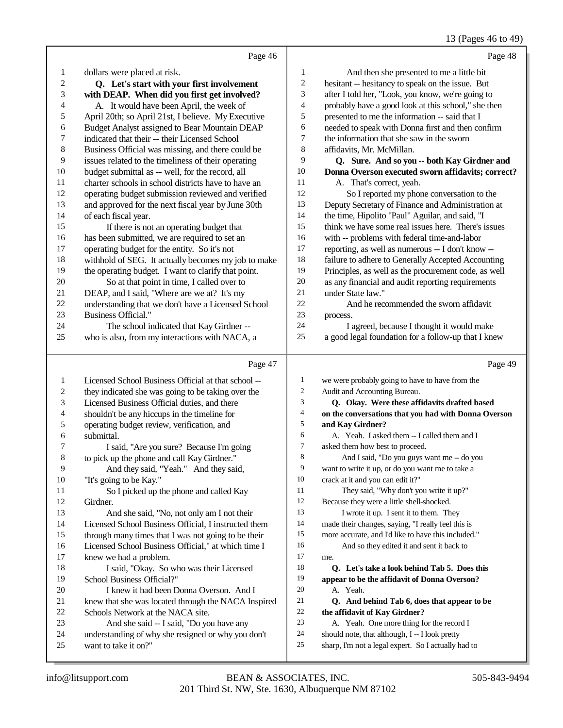13 (Pages 46 to 49)

Page 46

1 dollars were placed at risk.
2 **Q. Let's start with your first involvement**
3 **with DEAP. When did you first get involved?**
4 A. It would have been April, the week of
5 April 20th; so April 21st, I believe. My Executive
6 Budget Analyst assigned to Bear Mountain DEAP
7 indicated that their -- their Licensed School
8 Business Official was missing, and there could be
9 issues related to the timeliness of their operating
10 budget submittal as -- well, for the record, all
11 charter schools in school districts have to have an
12 operating budget submission reviewed and verified
13 and approved for the next fiscal year by June 30th
14 of each fiscal year.
15 If there is not an operating budget that
16 has been submitted, we are required to set an
17 operating budget for the entity. So it's not
18 withhold of SEG. It actually becomes my job to make
19 the operating budget. I want to clarify that point.
20 So at that point in time, I called over to
21 DEAP, and I said, "Where are we at? It's my
22 understanding that we don't have a Licensed School
23 Business Official."
24 The school indicated that Kay Girdner --
25 who is also, from my interactions with NACA, a

Page 47

1 Licensed School Business Official at that school --
2 they indicated she was going to be taking over the
3 Licensed Business Official duties, and there
4 shouldn't be any hiccups in the timeline for
5 operating budget review, verification, and
6 submittal.
7 I said, "Are you sure? Because I'm going
8 to pick up the phone and call Kay Girdner."
9 And they said, "Yeah." And they said,
10 "It's going to be Kay."
11 So I picked up the phone and called Kay
12 Girdner.
13 And she said, "No, not only am I not their
14 Licensed School Business Official, I instructed them
15 through many times that I was not going to be their
16 Licensed School Business Official," at which time I
17 knew we had a problem.
18 I said, "Okay. So who was their Licensed
19 School Business Official?"
20 I knew it had been Donna Overson. And I
21 knew that she was located through the NACA Inspired
22 Schools Network at the NACA site.
23 And she said -- I said, "Do you have any
24 understanding of why she resigned or why you don't
25 want to take it on?"

Page 48

1 And then she presented to me a little bit
2 hesitant -- hesitancy to speak on the issue. But
3 after I told her, "Look, you know, we're going to
4 probably have a good look at this school," she then
5 presented to me the information -- said that I
6 needed to speak with Donna first and then confirm
7 the information that she saw in the sworn
8 affidavits, Mr. McMillan.
9 **Q. Sure. And so you -- both Kay Girdner and**
10 **Donna Overson executed sworn affidavits; correct?**
11 A. That's correct, yeah.
12 So I reported my phone conversation to the
13 Deputy Secretary of Finance and Administration at
14 the time, Hipolito "Paul" Aguilar, and said, "I
15 think we have some real issues here. There's issues
16 with -- problems with federal time-and-labor
17 reporting, as well as numerous -- I don't know --
18 failure to adhere to Generally Accepted Accounting
19 Principles, as well as the procurement code, as well
20 as any financial and audit reporting requirements
21 under State law."
22 And he recommended the sworn affidavit
23 process.
24 I agreed, because I thought it would make
25 a good legal foundation for a follow-up that I knew

Page 49

1 we were probably going to have to have from the
2 Audit and Accounting Bureau.
3 **Q. Okay. Were these affidavits drafted based**
4 **on the conversations that you had with Donna Overson**
5 **and Kay Girdner?**
6 A. Yeah. I asked them -- I called them and I
7 asked them how best to proceed.
8 And I said, "Do you guys want me -- do you
9 want to write it up, or do you want me to take a
10 crack at it and you can edit it?"
11 They said, "Why don't you write it up?"
12 Because they were a little shell-shocked.
13 I wrote it up. I sent it to them. They
14 made their changes, saying, "I really feel this is
15 more accurate, and I'd like to have this included."
16 And so they edited it and sent it back to
17 me.
18 **Q. Let's take a look behind Tab 5. Does this**
19 **appear to be the affidavit of Donna Overson?**
20 A. Yeah.
21 **Q. And behind Tab 6, does that appear to be**
22 **the affidavit of Kay Girdner?**
23 A. Yeah. One more thing for the record I
24 should note, that although, I -- I look pretty
25 sharp, I'm not a legal expert. So I actually had to

info@litsupport.com BEAN & ASSOCIATES, INC. 505-843-9494
201 Third St. NW, Ste. 1630, Albuquerque NM 87102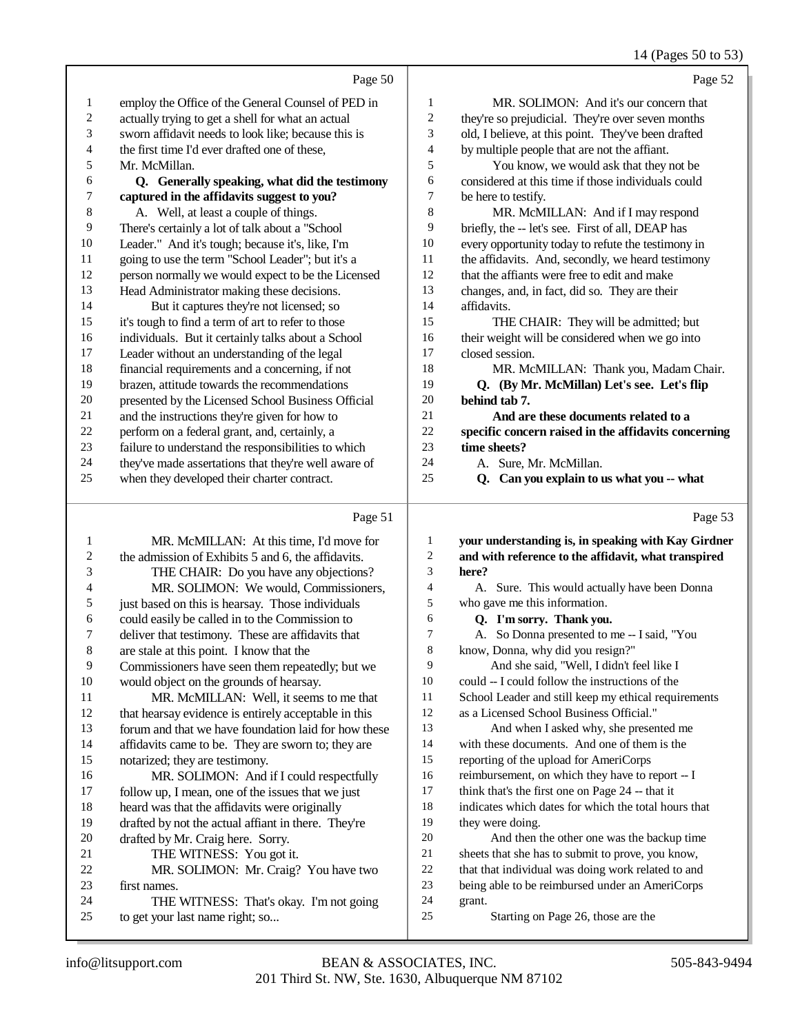14 (Pages 50 to 53)

Page 50

1 employ the Office of the General Counsel of PED in
2 actually trying to get a shell for what an actual
3 sworn affidavit needs to look like; because this is
4 the first time I'd ever drafted one of these,
5 Mr. McMillan.
6 **Q. Generally speaking, what did the testimony**
7 **captured in the affidavits suggest to you?**
8 A. Well, at least a couple of things.
9 There's certainly a lot of talk about a "School
10 Leader." And it's tough; because it's, like, I'm
11 going to use the term "School Leader"; but it's a
12 person normally we would expect to be the Licensed
13 Head Administrator making these decisions.
14 But it captures they're not licensed; so
15 it's tough to find a term of art to refer to those
16 individuals. But it certainly talks about a School
17 Leader without an understanding of the legal
18 financial requirements and a concerning, if not
19 brazen, attitude towards the recommendations
20 presented by the Licensed School Business Official
21 and the instructions they're given for how to
22 perform on a federal grant, and, certainly, a
23 failure to understand the responsibilities to which
24 they've made assertions that they're well aware of
25 when they developed their charter contract.

Page 51

1 MR. McMILLAN: At this time, I'd move for
2 the admission of Exhibits 5 and 6, the affidavits.
3 THE CHAIR: Do you have any objections?
4 MR. SOLIMON: We would, Commissioners,
5 just based on this is hearsay. Those individuals
6 could easily be called in to the Commission to
7 deliver that testimony. These are affidavits that
8 are stale at this point. I know that the
9 Commissioners have seen them repeatedly; but we
10 would object on the grounds of hearsay.
11 MR. McMILLAN: Well, it seems to me that
12 hearsay evidence is entirely acceptable in this
13 forum and that we have foundation laid for how these
14 affidavits came to be. They are sworn to; they are
15 notarized; they are testimony.
16 MR. SOLIMON: And if I could respectfully
17 follow up, I mean, one of the issues that we just
18 heard was that the affidavits were originally
19 drafted by not the actual affiant in there. They're
20 drafted by Mr. Craig here. Sorry.
21 THE WITNESS: You got it.
22 MR. SOLIMON: Mr. Craig? You have two
23 first names.
24 THE WITNESS: That's okay. I'm not going
25 to get your last name right; so...

Page 52

1 MR. SOLIMON: And it's our concern that
2 they're so prejudicial. They're over seven months
3 old, I believe, at this point. They've been drafted
4 by multiple people that are not the affiant.
5 You know, we would ask that they not be
6 considered at this time if those individuals could
7 be here to testify.
8 MR. McMILLAN: And if I may respond
9 briefly, the -- let's see. First of all, DEAP has
10 every opportunity today to refute the testimony in
11 the affidavits. And, secondly, we heard testimony
12 that the affiants were free to edit and make
13 changes, and, in fact, did so. They are their
14 affidavits.
15 THE CHAIR: They will be admitted; but
16 their weight will be considered when we go into
17 closed session.
18 MR. McMILLAN: Thank you, Madam Chair.
19 **Q. (By Mr. McMillan) Let's see. Let's flip**
20 **behind tab 7.**
21 **And are these documents related to a**
22 **specific concern raised in the affidavits concerning**
23 **time sheets?**
24 A. Sure, Mr. McMillan.
25 **Q. Can you explain to us what you -- what**

Page 53

1 **your understanding is, in speaking with Kay Girdner**
2 **and with reference to the affidavit, what transpired**
3 **here?**
4 A. Sure. This would actually have been Donna
5 who gave me this information.
6 **Q. I'm sorry. Thank you.**
7 A. So Donna presented to me -- I said, "You
8 know, Donna, why did you resign?"
9 And she said, "Well, I didn't feel like I
10 could -- I could follow the instructions of the
11 School Leader and still keep my ethical requirements
12 as a Licensed School Business Official."
13 And when I asked why, she presented me
14 with these documents. And one of them is the
15 reporting of the upload for AmeriCorps
16 reimbursement, on which they have to report -- I
17 think that's the first one on Page 24 -- that it
18 indicates which dates for which the total hours that
19 they were doing.
20 And then the other one was the backup time
21 sheets that she has to submit to prove, you know,
22 that that individual was doing work related to and
23 being able to be reimbursed under an AmeriCorps
24 grant.
25 Starting on Page 26, those are the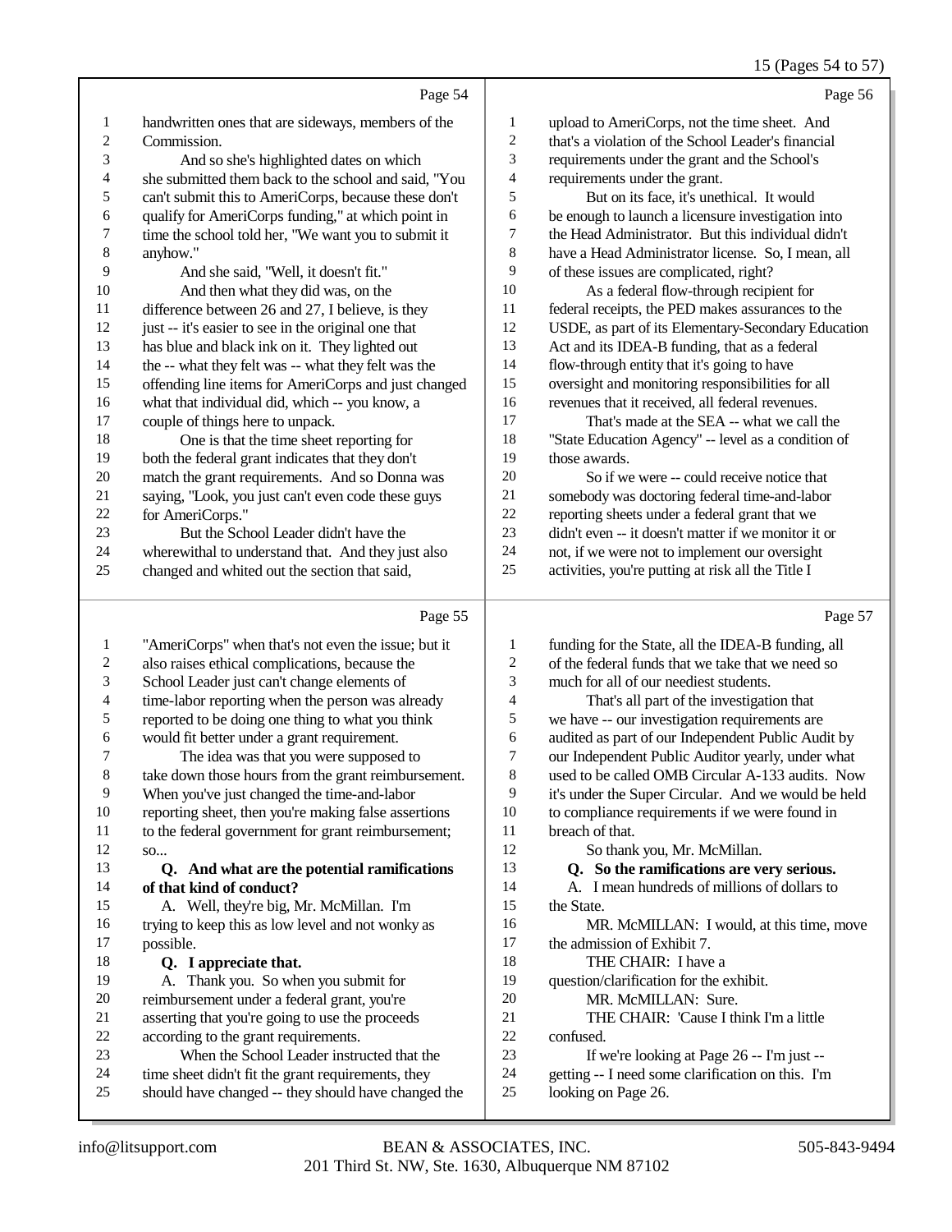Page 54

handwritten ones that are sideways, members of the Commission.

And so she's highlighted dates on which she submitted them back to the school and said, "You can't submit this to AmeriCorps, because these don't qualify for AmeriCorps funding," at which point in time the school told her, "We want you to submit it anyhow."

And she said, "Well, it doesn't fit."

And then what they did was, on the difference between 26 and 27, I believe, is they just -- it's easier to see in the original one that has blue and black ink on it. They lighted out the -- what they felt was -- what they felt was the offending line items for AmeriCorps and just changed what that individual did, which -- you know, a couple of things here to unpack.

One is that the time sheet reporting for both the federal grant indicates that they don't match the grant requirements. And so Donna was saying, "Look, you just can't even code these guys for AmeriCorps."

But the School Leader didn't have the wherewithal to understand that. And they just also changed and whited out the section that said,

Page 55

"AmeriCorps" when that's not even the issue; but it also raises ethical complications, because the School Leader just can't change elements of time-labor reporting when the person was already reported to be doing one thing to what you think would fit better under a grant requirement.

The idea was that you were supposed to take down those hours from the grant reimbursement. When you've just changed the time-and-labor reporting sheet, then you're making false assertions to the federal government for grant reimbursement; so...

**Q. And what are the potential ramifications of that kind of conduct?**

A. Well, they're big, Mr. McMillan. I'm trying to keep this as low level and not wonky as possible.

**Q. I appreciate that.**

A. Thank you. So when you submit for reimbursement under a federal grant, you're asserting that you're going to use the proceeds according to the grant requirements.

When the School Leader instructed that the time sheet didn't fit the grant requirements, they should have changed -- they should have changed the

Page 56

upload to AmeriCorps, not the time sheet. And that's a violation of the School Leader's financial requirements under the grant and the School's requirements under the grant.

But on its face, it's unethical. It would be enough to launch a licensure investigation into the Head Administrator. But this individual didn't have a Head Administrator license. So, I mean, all of these issues are complicated, right?

As a federal flow-through recipient for federal receipts, the PED makes assurances to the USDE, as part of its Elementary-Secondary Education Act and its IDEA-B funding, that as a federal flow-through entity that it's going to have oversight and monitoring responsibilities for all revenues that it received, all federal revenues.

That's made at the SEA -- what we call the "State Education Agency" -- level as a condition of those awards.

So if we were -- could receive notice that somebody was doctoring federal time-and-labor reporting sheets under a federal grant that we didn't even -- it doesn't matter if we monitor it or not, if we were not to implement our oversight activities, you're putting at risk all the Title I

Page 57

funding for the State, all the IDEA-B funding, all of the federal funds that we take that we need so much for all of our neediest students.

That's all part of the investigation that we have -- our investigation requirements are audited as part of our Independent Public Audit by our Independent Public Auditor yearly, under what used to be called OMB Circular A-133 audits. Now it's under the Super Circular. And we would be held to compliance requirements if we were found in breach of that.

So thank you, Mr. McMillan.

**Q. So the ramifications are very serious.**

A. I mean hundreds of millions of dollars to the State.

MR. McMILLAN: I would, at this time, move the admission of Exhibit 7.

THE CHAIR: I have a question/clarification for the exhibit.

MR. McMILLAN: Sure.

THE CHAIR: 'Cause I think I'm a little confused.

If we're looking at Page 26 -- I'm just -- getting -- I need some clarification on this. I'm looking on Page 26.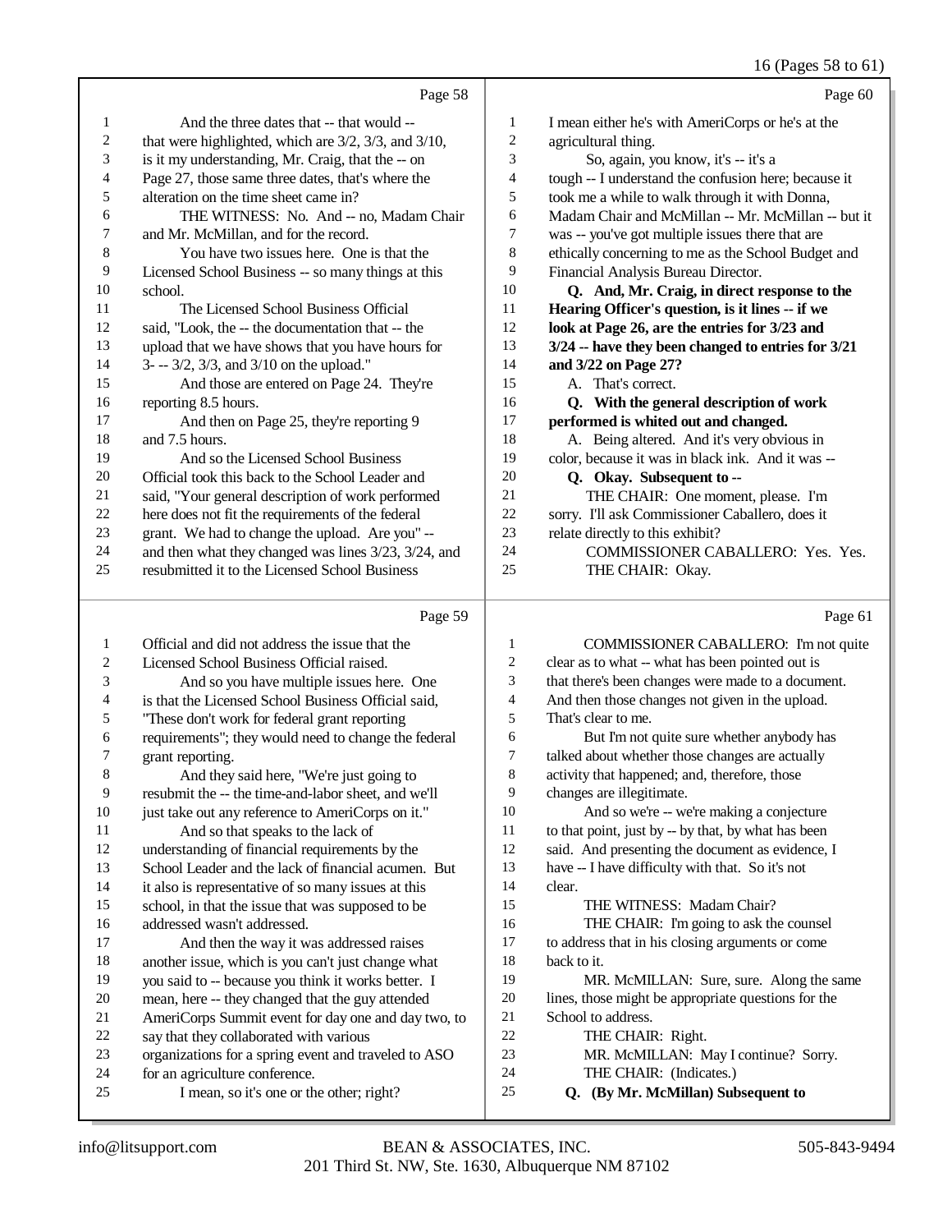Page 58

1 And the three dates that -- that would --
2 that were highlighted, which are 3/2, 3/3, and 3/10,
3 is it my understanding, Mr. Craig, that the -- on
4 Page 27, those same three dates, that's where the
5 alteration on the time sheet came in?
6 THE WITNESS: No. And -- no, Madam Chair
7 and Mr. McMillan, and for the record.
8 You have two issues here. One is that the
9 Licensed School Business -- so many things at this
10 school.
11 The Licensed School Business Official
12 said, "Look, the -- the documentation that -- the
13 upload that we have shows that you have hours for
14 3- -- 3/2, 3/3, and 3/10 on the upload."
15 And those are entered on Page 24. They're
16 reporting 8.5 hours.
17 And then on Page 25, they're reporting 9
18 and 7.5 hours.
19 And so the Licensed School Business
20 Official took this back to the School Leader and
21 said, "Your general description of work performed
22 here does not fit the requirements of the federal
23 grant. We had to change the upload. Are you" --
24 and then what they changed was lines 3/23, 3/24, and
25 resubmitted it to the Licensed School Business

Page 59

1 Official and did not address the issue that the
2 Licensed School Business Official raised.
3 And so you have multiple issues here. One
4 is that the Licensed School Business Official said,
5 "These don't work for federal grant reporting
6 requirements"; they would need to change the federal
7 grant reporting.
8 And they said here, "We're just going to
9 resubmit the -- the time-and-labor sheet, and we'll
10 just take out any reference to AmeriCorps on it."
11 And so that speaks to the lack of
12 understanding of financial requirements by the
13 School Leader and the lack of financial acumen. But
14 it also is representative of so many issues at this
15 school, in that the issue that was supposed to be
16 addressed wasn't addressed.
17 And then the way it was addressed raises
18 another issue, which is you can't just change what
19 you said to -- because you think it works better. I
20 mean, here -- they changed that the guy attended
21 AmeriCorps Summit event for day one and day two, to
22 say that they collaborated with various
23 organizations for a spring event and traveled to ASO
24 for an agriculture conference.
25 I mean, so it's one or the other; right?

Page 60

1 I mean either he's with AmeriCorps or he's at the
2 agricultural thing.
3 So, again, you know, it's -- it's a
4 tough -- I understand the confusion here; because it
5 took me a while to walk through it with Donna,
6 Madam Chair and McMillan -- Mr. McMillan -- but it
7 was -- you've got multiple issues there that are
8 ethically concerning to me as the School Budget and
9 Financial Analysis Bureau Director.
10 **Q. And, Mr. Craig, in direct response to the**
11 **Hearing Officer's question, is it lines -- if we**
12 **look at Page 26, are the entries for 3/23 and**
13 **3/24 -- have they been changed to entries for 3/21**
14 **and 3/22 on Page 27?**
15 A. That's correct.
16 **Q. With the general description of work**
17 **performed is whited out and changed.**
18 A. Being altered. And it's very obvious in
19 color, because it was in black ink. And it was --
20 **Q. Okay. Subsequent to --**
21 THE CHAIR: One moment, please. I'm
22 sorry. I'll ask Commissioner Caballero, does it
23 relate directly to this exhibit?
24 COMMISSIONER CABALLERO: Yes. Yes.
25 THE CHAIR: Okay.

Page 61

1 COMMISSIONER CABALLERO: I'm not quite
2 clear as to what -- what has been pointed out is
3 that there's been changes were made to a document.
4 And then those changes not given in the upload.
5 That's clear to me.
6 But I'm not quite sure whether anybody has
7 talked about whether those changes are actually
8 activity that happened; and, therefore, those
9 changes are illegitimate.
10 And so we're -- we're making a conjecture
11 to that point, just by -- by that, by what has been
12 said. And presenting the document as evidence, I
13 have -- I have difficulty with that. So it's not
14 clear.
15 THE WITNESS: Madam Chair?
16 THE CHAIR: I'm going to ask the counsel
17 to address that in his closing arguments or come
18 back to it.
19 MR. McMILLAN: Sure, sure. Along the same
20 lines, those might be appropriate questions for the
21 School to address.
22 THE CHAIR: Right.
23 MR. McMILLAN: May I continue? Sorry.
24 THE CHAIR: (Indicates.)
25 **Q. (By Mr. McMillan) Subsequent to**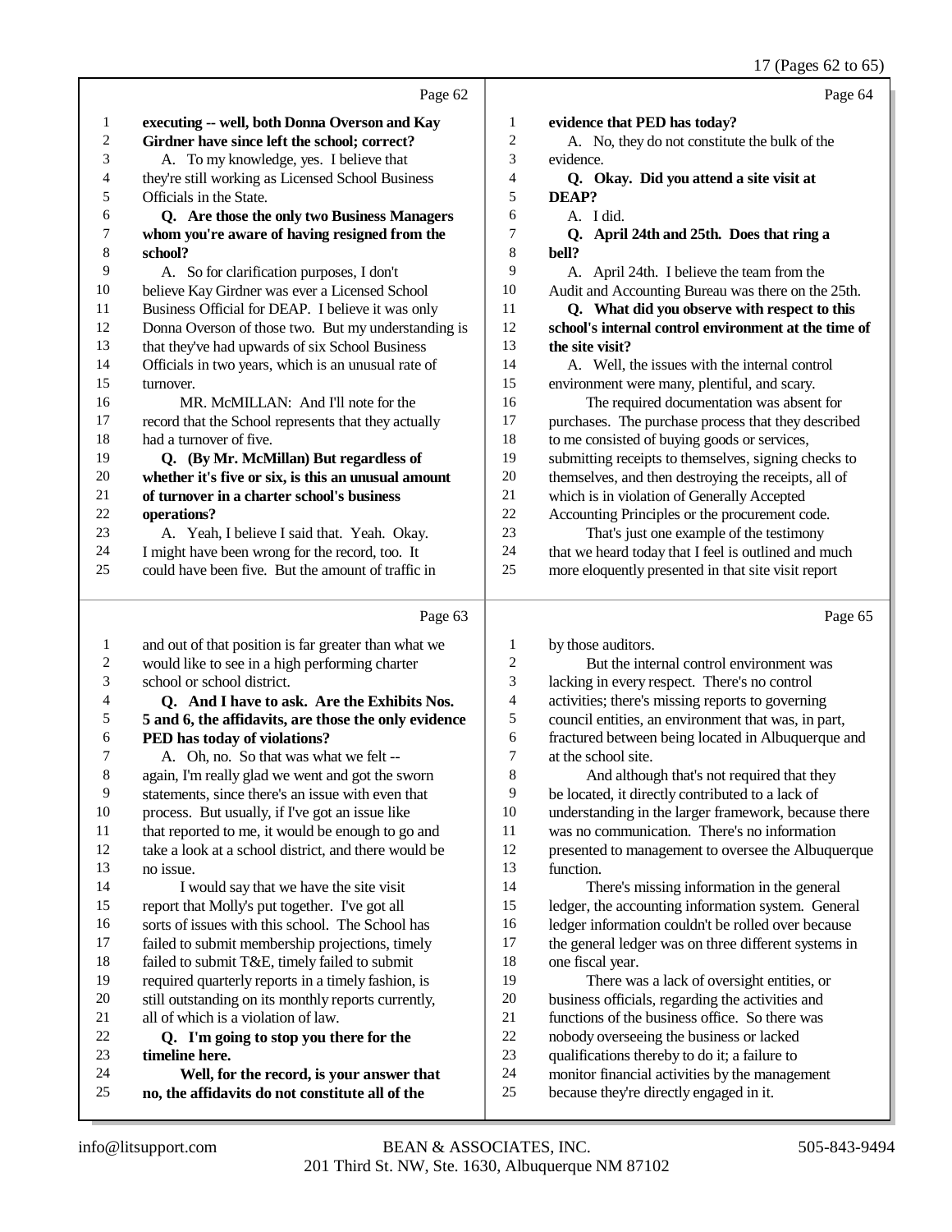Page 62

1 **executing -- well, both Donna Overson and Kay**
2 **Girdner have since left the school; correct?**
3 A. To my knowledge, yes. I believe that
4 they're still working as Licensed School Business
5 Officials in the State.
6 **Q. Are those the only two Business Managers**
7 **whom you're aware of having resigned from the**
8 **school?**
9 A. So for clarification purposes, I don't
10 believe Kay Girdner was ever a Licensed School
11 Business Official for DEAP. I believe it was only
12 Donna Overson of those two. But my understanding is
13 that they've had upwards of six School Business
14 Officials in two years, which is an unusual rate of
15 turnover.
16 MR. McMILLAN: And I'll note for the
17 record that the School represents that they actually
18 had a turnover of five.
19 **Q. (By Mr. McMillan) But regardless of**
20 **whether it's five or six, is this an unusual amount**
21 **of turnover in a charter school's business**
22 **operations?**
23 A. Yeah, I believe I said that. Yeah. Okay.
24 I might have been wrong for the record, too. It
25 could have been five. But the amount of traffic in

Page 63

1 and out of that position is far greater than what we
2 would like to see in a high performing charter
3 school or school district.
4 **Q. And I have to ask. Are the Exhibits Nos.**
5 **5 and 6, the affidavits, are those the only evidence**
6 **PED has today of violations?**
7 A. Oh, no. So that was what we felt --
8 again, I'm really glad we went and got the sworn
9 statements, since there's an issue with even that
10 process. But usually, if I've got an issue like
11 that reported to me, it would be enough to go and
12 take a look at a school district, and there would be
13 no issue.
14 I would say that we have the site visit
15 report that Molly's put together. I've got all
16 sorts of issues with this school. The School has
17 failed to submit membership projections, timely
18 failed to submit T&E, timely failed to submit
19 required quarterly reports in a timely fashion, is
20 still outstanding on its monthly reports currently,
21 all of which is a violation of law.
22 **Q. I'm going to stop you there for the**
23 **timeline here.**
24 **Well, for the record, is your answer that**
25 **no, the affidavits do not constitute all of the**

Page 64

1 **evidence that PED has today?**
2 A. No, they do not constitute the bulk of the
3 evidence.
4 **Q. Okay. Did you attend a site visit at**
5 **DEAP?**
6 A. I did.
7 **Q. April 24th and 25th. Does that ring a**
8 **bell?**
9 A. April 24th. I believe the team from the
10 Audit and Accounting Bureau was there on the 25th.
11 **Q. What did you observe with respect to this**
12 **school's internal control environment at the time of**
13 **the site visit?**
14 A. Well, the issues with the internal control
15 environment were many, plentiful, and scary.
16 The required documentation was absent for
17 purchases. The purchase process that they described
18 to me consisted of buying goods or services,
19 submitting receipts to themselves, signing checks to
20 themselves, and then destroying the receipts, all of
21 which is in violation of Generally Accepted
22 Accounting Principles or the procurement code.
23 That's just one example of the testimony
24 that we heard today that I feel is outlined and much
25 more eloquently presented in that site visit report

Page 65

1 by those auditors.
2 But the internal control environment was
3 lacking in every respect. There's no control
4 activities; there's missing reports to governing
5 council entities, an environment that was, in part,
6 fractured between being located in Albuquerque and
7 at the school site.
8 And although that's not required that they
9 be located, it directly contributed to a lack of
10 understanding in the larger framework, because there
11 was no communication. There's no information
12 presented to management to oversee the Albuquerque
13 function.
14 There's missing information in the general
15 ledger, the accounting information system. General
16 ledger information couldn't be rolled over because
17 the general ledger was on three different systems in
18 one fiscal year.
19 There was a lack of oversight entities, or
20 business officials, regarding the activities and
21 functions of the business office. So there was
22 nobody overseeing the business or lacked
23 qualifications thereby to do it; a failure to
24 monitor financial activities by the management
25 because they're directly engaged in it.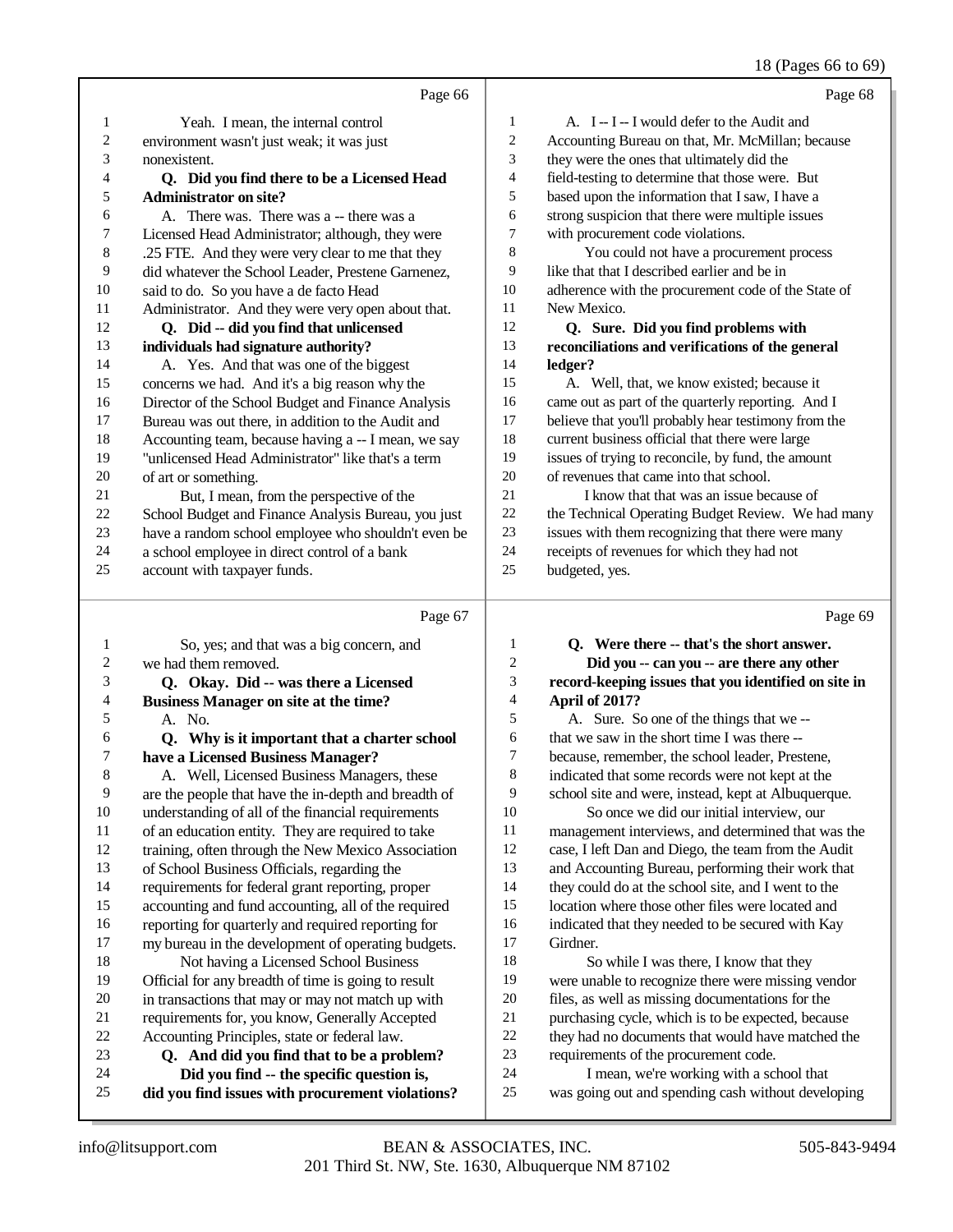Page 66

1 Yeah. I mean, the internal control
2 environment wasn't just weak; it was just
3 nonexistent.
4 **Q. Did you find there to be a Licensed Head**
5 **Administrator on site?**
6 A. There was. There was a -- there was a
7 Licensed Head Administrator; although, they were
8 .25 FTE. And they were very clear to me that they
9 did whatever the School Leader, Prestene Garnenez,
10 said to do. So you have a de facto Head
11 Administrator. And they were very open about that.
12 **Q. Did -- did you find that unlicensed**
13 **individuals had signature authority?**
14 A. Yes. And that was one of the biggest
15 concerns we had. And it's a big reason why the
16 Director of the School Budget and Finance Analysis
17 Bureau was out there, in addition to the Audit and
18 Accounting team, because having a -- I mean, we say
19 "unlicensed Head Administrator" like that's a term
20 of art or something.
21 But, I mean, from the perspective of the
22 School Budget and Finance Analysis Bureau, you just
23 have a random school employee who shouldn't even be
24 a school employee in direct control of a bank
25 account with taxpayer funds.

Page 67

1 So, yes; and that was a big concern, and
2 we had them removed.
3 **Q. Okay. Did -- was there a Licensed**
4 **Business Manager on site at the time?**
5 A. No.
6 **Q. Why is it important that a charter school**
7 **have a Licensed Business Manager?**
8 A. Well, Licensed Business Managers, these
9 are the people that have the in-depth and breadth of
10 understanding of all of the financial requirements
11 of an education entity. They are required to take
12 training, often through the New Mexico Association
13 of School Business Officials, regarding the
14 requirements for federal grant reporting, proper
15 accounting and fund accounting, all of the required
16 reporting for quarterly and required reporting for
17 my bureau in the development of operating budgets.
18 Not having a Licensed School Business
19 Official for any breadth of time is going to result
20 in transactions that may or may not match up with
21 requirements for, you know, Generally Accepted
22 Accounting Principles, state or federal law.
23 **Q. And did you find that to be a problem?**
24 **Did you find -- the specific question is,**
25 **did you find issues with procurement violations?**

Page 68

1 A. I -- I -- I would defer to the Audit and
2 Accounting Bureau on that, Mr. McMillan; because
3 they were the ones that ultimately did the
4 field-testing to determine that those were. But
5 based upon the information that I saw, I have a
6 strong suspicion that there were multiple issues
7 with procurement code violations.
8 You could not have a procurement process
9 like that that I described earlier and be in
10 adherence with the procurement code of the State of
11 New Mexico.
12 **Q. Sure. Did you find problems with**
13 **reconciliations and verifications of the general**
14 **ledger?**
15 A. Well, that, we know existed; because it
16 came out as part of the quarterly reporting. And I
17 believe that you'll probably hear testimony from the
18 current business official that there were large
19 issues of trying to reconcile, by fund, the amount
20 of revenues that came into that school.
21 I know that that was an issue because of
22 the Technical Operating Budget Review. We had many
23 issues with them recognizing that there were many
24 receipts of revenues for which they had not
25 budgeted, yes.

Page 69

1 **Q. Were there -- that's the short answer.**
2 **Did you -- can you -- are there any other**
3 **record-keeping issues that you identified on site in**
4 **April of 2017?**
5 A. Sure. So one of the things that we --
6 that we saw in the short time I was there --
7 because, remember, the school leader, Prestene,
8 indicated that some records were not kept at the
9 school site and were, instead, kept at Albuquerque.
10 So once we did our initial interview, our
11 management interviews, and determined that was the
12 case, I left Dan and Diego, the team from the Audit
13 and Accounting Bureau, performing their work that
14 they could do at the school site, and I went to the
15 location where those other files were located and
16 indicated that they needed to be secured with Kay
17 Girdner.
18 So while I was there, I know that they
19 were unable to recognize there were missing vendor
20 files, as well as missing documentations for the
21 purchasing cycle, which is to be expected, because
22 they had no documents that would have matched the
23 requirements of the procurement code.
24 I mean, we're working with a school that
25 was going out and spending cash without developing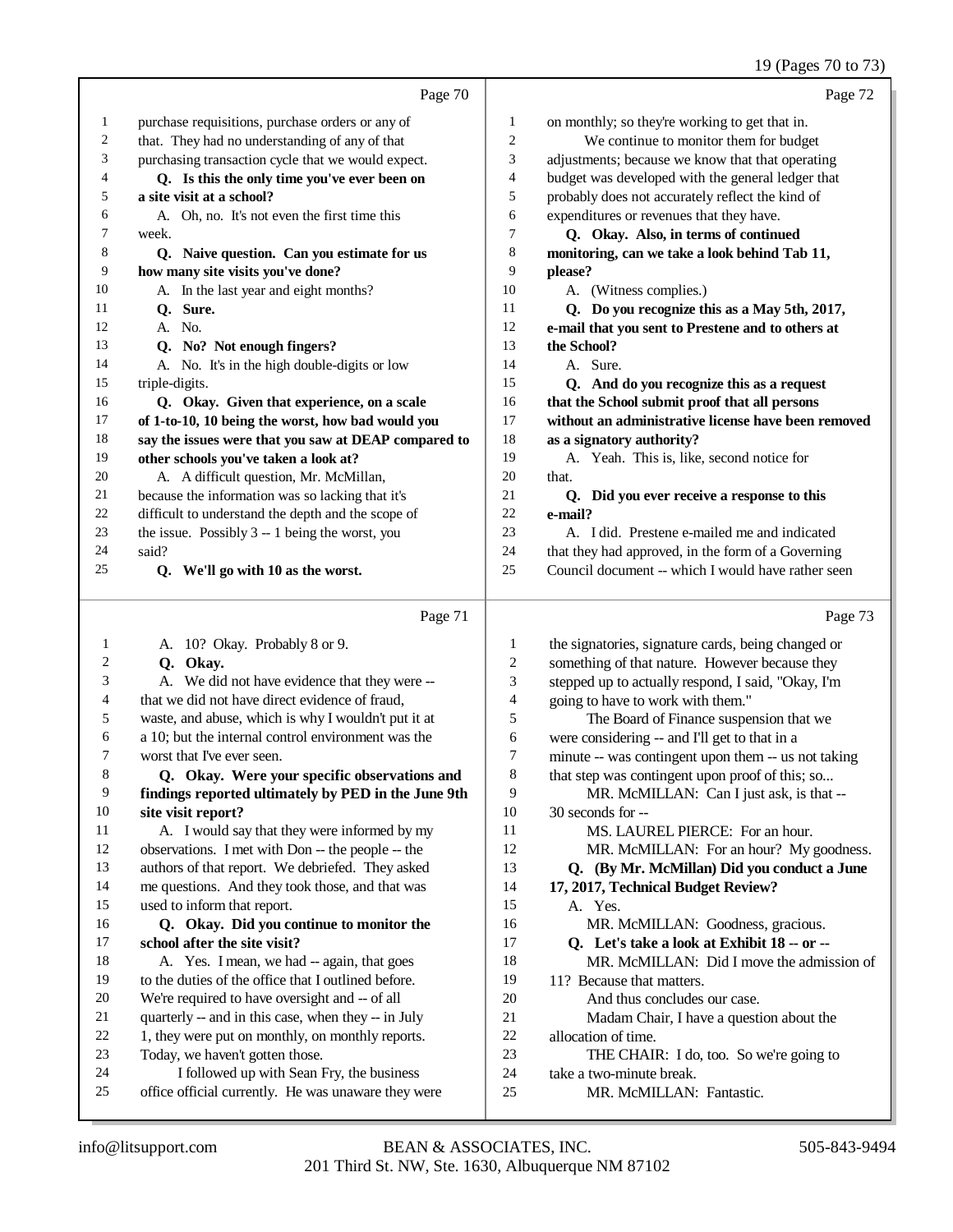## Page 70

1 purchase requisitions, purchase orders or any of
2 that. They had no understanding of any of that
3 purchasing transaction cycle that we would expect.
4 **Q. Is this the only time you've ever been on**
5 **a site visit at a school?**
6 A. Oh, no. It's not even the first time this
7 week.
8 **Q. Naive question. Can you estimate for us**
9 **how many site visits you've done?**
10 A. In the last year and eight months?
11 **Q. Sure.**
12 A. No.
13 **Q. No? Not enough fingers?**
14 A. No. It's in the high double-digits or low
15 triple-digits.
16 **Q. Okay. Given that experience, on a scale**
17 **of 1-to-10, 10 being the worst, how bad would you**
18 **say the issues were that you saw at DEAP compared to**
19 **other schools you've taken a look at?**
20 A. A difficult question, Mr. McMillan,
21 because the information was so lacking that it's
22 difficult to understand the depth and the scope of
23 the issue. Possibly 3 -- 1 being the worst, you
24 said?
25 **Q. We'll go with 10 as the worst.**

## Page 71

1 A. 10? Okay. Probably 8 or 9.
2 **Q. Okay.**
3 A. We did not have evidence that they were --
4 that we did not have direct evidence of fraud,
5 waste, and abuse, which is why I wouldn't put it at
6 a 10; but the internal control environment was the
7 worst that I've ever seen.
8 **Q. Okay. Were your specific observations and**
9 **findings reported ultimately by PED in the June 9th**
10 **site visit report?**
11 A. I would say that they were informed by my
12 observations. I met with Don -- the people -- the
13 authors of that report. We debriefed. They asked
14 me questions. And they took those, and that was
15 used to inform that report.
16 **Q. Okay. Did you continue to monitor the**
17 **school after the site visit?**
18 A. Yes. I mean, we had -- again, that goes
19 to the duties of the office that I outlined before.
20 We're required to have oversight and -- of all
21 quarterly -- and in this case, when they -- in July
22 1, they were put on monthly, on monthly reports.
23 Today, we haven't gotten those.
24 I followed up with Sean Fry, the business
25 office official currently. He was unaware they were

## Page 72

1 on monthly; so they're working to get that in.
2 We continue to monitor them for budget
3 adjustments; because we know that that operating
4 budget was developed with the general ledger that
5 probably does not accurately reflect the kind of
6 expenditures or revenues that they have.
7 **Q. Okay. Also, in terms of continued**
8 **monitoring, can we take a look behind Tab 11,**
9 **please?**
10 A. (Witness complies.)
11 **Q. Do you recognize this as a May 5th, 2017,**
12 **e-mail that you sent to Prestene and to others at**
13 **the School?**
14 A. Sure.
15 **Q. And do you recognize this as a request**
16 **that the School submit proof that all persons**
17 **without an administrative license have been removed**
18 **as a signatory authority?**
19 A. Yeah. This is, like, second notice for
20 that.
21 **Q. Did you ever receive a response to this**
22 **e-mail?**
23 A. I did. Prestene e-mailed me and indicated
24 that they had approved, in the form of a Governing
25 Council document -- which I would have rather seen

## Page 73

1 the signatories, signature cards, being changed or
2 something of that nature. However because they
3 stepped up to actually respond, I said, "Okay, I'm
4 going to have to work with them."
5 The Board of Finance suspension that we
6 were considering -- and I'll get to that in a
7 minute -- was contingent upon them -- us not taking
8 that step was contingent upon proof of this; so...
9 MR. McMILLAN: Can I just ask, is that --
10 30 seconds for --
11 MS. LAUREL PIERCE: For an hour.
12 MR. McMILLAN: For an hour? My goodness.
13 **Q. (By Mr. McMillan) Did you conduct a June**
14 **17, 2017, Technical Budget Review?**
15 A. Yes.
16 MR. McMILLAN: Goodness, gracious.
17 **Q. Let's take a look at Exhibit 18 -- or --**
18 MR. McMILLAN: Did I move the admission of
19 11? Because that matters.
20 And thus concludes our case.
21 Madam Chair, I have a question about the
22 allocation of time.
23 THE CHAIR: I do, too. So we're going to
24 take a two-minute break.
25 MR. McMILLAN: Fantastic.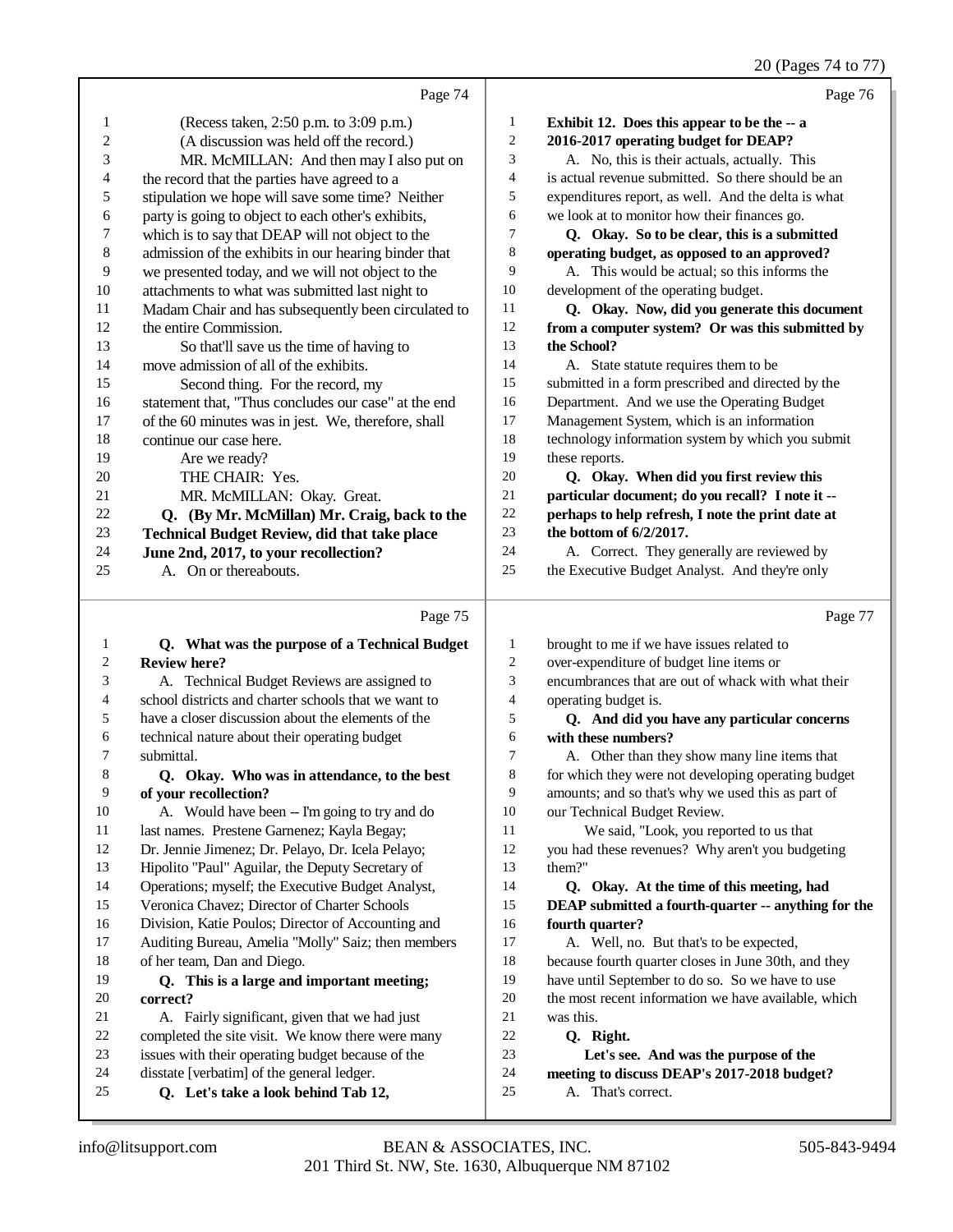20 (Pages 74 to 77)

Page 74

1 (Recess taken, 2:50 p.m. to 3:09 p.m.)
2 (A discussion was held off the record.)
3 MR. McMILLAN: And then may I also put on
4 the record that the parties have agreed to a
5 stipulation we hope will save some time? Neither
6 party is going to object to each other's exhibits,
7 which is to say that DEAP will not object to the
8 admission of the exhibits in our hearing binder that
9 we presented today, and we will not object to the
10 attachments to what was submitted last night to
11 Madam Chair and has subsequently been circulated to
12 the entire Commission.
13 So that'll save us the time of having to
14 move admission of all of the exhibits.
15 Second thing. For the record, my
16 statement that, "Thus concludes our case" at the end
17 of the 60 minutes was in jest. We, therefore, shall
18 continue our case here.
19 Are we ready?
20 THE CHAIR: Yes.
21 MR. McMILLAN: Okay. Great.
22 **Q. (By Mr. McMillan) Mr. Craig, back to the**
23 **Technical Budget Review, did that take place**
24 **June 2nd, 2017, to your recollection?**
25 A. On or thereabouts.

Page 75

1 **Q. What was the purpose of a Technical Budget**
2 **Review here?**
3 A. Technical Budget Reviews are assigned to
4 school districts and charter schools that we want to
5 have a closer discussion about the elements of the
6 technical nature about their operating budget
7 submittal.
8 **Q. Okay. Who was in attendance, to the best**
9 **of your recollection?**
10 A. Would have been -- I'm going to try and do
11 last names. Prestene Garnenez; Kayla Begay;
12 Dr. Jennie Jimenez; Dr. Pelayo, Dr. Icela Pelayo;
13 Hipolito "Paul" Aguilar, the Deputy Secretary of
14 Operations; myself; the Executive Budget Analyst,
15 Veronica Chavez; Director of Charter Schools
16 Division, Katie Poulos; Director of Accounting and
17 Auditing Bureau, Amelia "Molly" Saiz; then members
18 of her team, Dan and Diego.
19 **Q. This is a large and important meeting;**
20 **correct?**
21 A. Fairly significant, given that we had just
22 completed the site visit. We know there were many
23 issues with their operating budget because of the
24 disstate [verbatim] of the general ledger.
25 **Q. Let's take a look behind Tab 12,**

Page 76

1 **Exhibit 12. Does this appear to be the -- a**
2 **2016-2017 operating budget for DEAP?**
3 A. No, this is their actuals, actually. This
4 is actual revenue submitted. So there should be an
5 expenditures report, as well. And the delta is what
6 we look at to monitor how their finances go.
7 **Q. Okay. So to be clear, this is a submitted**
8 **operating budget, as opposed to an approved?**
9 A. This would be actual; so this informs the
10 development of the operating budget.
11 **Q. Okay. Now, did you generate this document**
12 **from a computer system? Or was this submitted by**
13 **the School?**
14 A. State statute requires them to be
15 submitted in a form prescribed and directed by the
16 Department. And we use the Operating Budget
17 Management System, which is an information
18 technology information system by which you submit
19 these reports.
20 **Q. Okay. When did you first review this**
21 **particular document; do you recall? I note it --**
22 **perhaps to help refresh, I note the print date at**
23 **the bottom of 6/2/2017.**
24 A. Correct. They generally are reviewed by
25 the Executive Budget Analyst. And they're only

Page 77

1 brought to me if we have issues related to
2 over-expenditure of budget line items or
3 encumbrances that are out of whack with what their
4 operating budget is.
5 **Q. And did you have any particular concerns**
6 **with these numbers?**
7 A. Other than they show many line items that
8 for which they were not developing operating budget
9 amounts; and so that's why we used this as part of
10 our Technical Budget Review.
11 We said, "Look, you reported to us that
12 you had these revenues? Why aren't you budgeting
13 them?"
14 **Q. Okay. At the time of this meeting, had**
15 **DEAP submitted a fourth-quarter -- anything for the**
16 **fourth quarter?**
17 A. Well, no. But that's to be expected,
18 because fourth quarter closes in June 30th, and they
19 have until September to do so. So we have to use
20 the most recent information we have available, which
21 was this.
22 **Q. Right.**
23 **Let's see. And was the purpose of the**
24 **meeting to discuss DEAP's 2017-2018 budget?**
25 A. That's correct.

info@litsupport.com BEAN & ASSOCIATES, INC. 505-843-9494
201 Third St. NW, Ste. 1630, Albuquerque NM 87102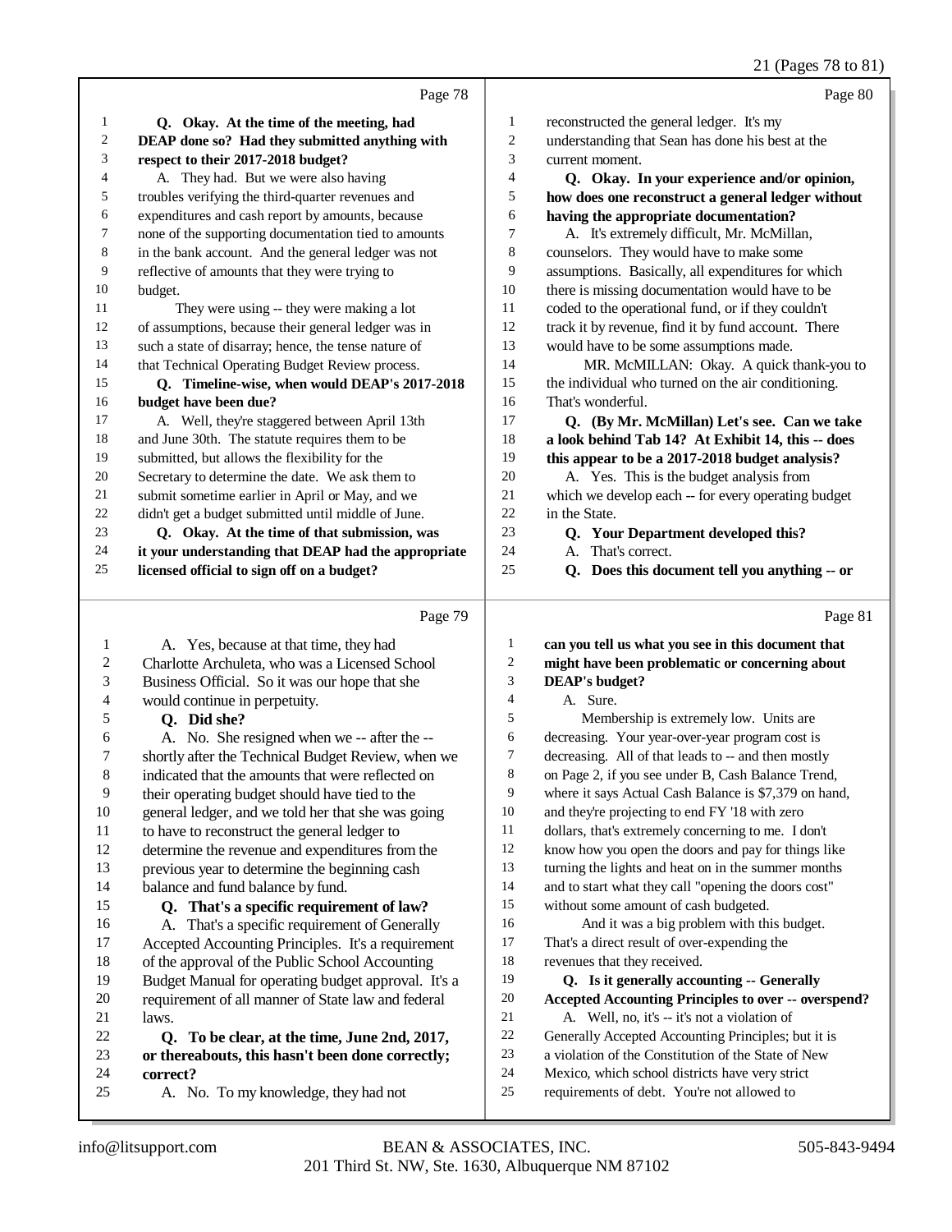Page 78

1 **Q. Okay. At the time of the meeting, had**
2 **DEAP done so? Had they submitted anything with**
3 **respect to their 2017-2018 budget?**
4 A. They had. But we were also having
5 troubles verifying the third-quarter revenues and
6 expenditures and cash report by amounts, because
7 none of the supporting documentation tied to amounts
8 in the bank account. And the general ledger was not
9 reflective of amounts that they were trying to
10 budget.
11 They were using -- they were making a lot
12 of assumptions, because their general ledger was in
13 such a state of disarray; hence, the tense nature of
14 that Technical Operating Budget Review process.
15 **Q. Timeline-wise, when would DEAP's 2017-2018**
16 **budget have been due?**
17 A. Well, they're staggered between April 13th
18 and June 30th. The statute requires them to be
19 submitted, but allows the flexibility for the
20 Secretary to determine the date. We ask them to
21 submit sometime earlier in April or May, and we
22 didn't get a budget submitted until middle of June.
23 **Q. Okay. At the time of that submission, was**
24 **it your understanding that DEAP had the appropriate**
25 **licensed official to sign off on a budget?**

Page 79

1 A. Yes, because at that time, they had
2 Charlotte Archuleta, who was a Licensed School
3 Business Official. So it was our hope that she
4 would continue in perpetuity.
5 **Q. Did she?**
6 A. No. She resigned when we -- after the --
7 shortly after the Technical Budget Review, when we
8 indicated that the amounts that were reflected on
9 their operating budget should have tied to the
10 general ledger, and we told her that she was going
11 to have to reconstruct the general ledger to
12 determine the revenue and expenditures from the
13 previous year to determine the beginning cash
14 balance and fund balance by fund.
15 **Q. That's a specific requirement of law?**
16 A. That's a specific requirement of Generally
17 Accepted Accounting Principles. It's a requirement
18 of the approval of the Public School Accounting
19 Budget Manual for operating budget approval. It's a
20 requirement of all manner of State law and federal
21 laws.
22 **Q. To be clear, at the time, June 2nd, 2017,**
23 **or thereabouts, this hasn't been done correctly;**
24 **correct?**
25 A. No. To my knowledge, they had not

Page 80

1 reconstructed the general ledger. It's my
2 understanding that Sean has done his best at the
3 current moment.
4 **Q. Okay. In your experience and/or opinion,**
5 **how does one reconstruct a general ledger without**
6 **having the appropriate documentation?**
7 A. It's extremely difficult, Mr. McMillan,
8 counselors. They would have to make some
9 assumptions. Basically, all expenditures for which
10 there is missing documentation would have to be
11 coded to the operational fund, or if they couldn't
12 track it by revenue, find it by fund account. There
13 would have to be some assumptions made.
14 MR. McMILLAN: Okay. A quick thank-you to
15 the individual who turned on the air conditioning.
16 That's wonderful.
17 **Q. (By Mr. McMillan) Let's see. Can we take**
18 **a look behind Tab 14? At Exhibit 14, this -- does**
19 **this appear to be a 2017-2018 budget analysis?**
20 A. Yes. This is the budget analysis from
21 which we develop each -- for every operating budget
22 in the State.
23 **Q. Your Department developed this?**
24 A. That's correct.
25 **Q. Does this document tell you anything -- or**

Page 81

1 **can you tell us what you see in this document that**
2 **might have been problematic or concerning about**
3 **DEAP's budget?**
4 A. Sure.
5 Membership is extremely low. Units are
6 decreasing. Your year-over-year program cost is
7 decreasing. All of that leads to -- and then mostly
8 on Page 2, if you see under B, Cash Balance Trend,
9 where it says Actual Cash Balance is $7,379 on hand,
10 and they're projecting to end FY '18 with zero
11 dollars, that's extremely concerning to me. I don't
12 know how you open the doors and pay for things like
13 turning the lights and heat on in the summer months
14 and to start what they call "opening the doors cost"
15 without some amount of cash budgeted.
16 And it was a big problem with this budget.
17 That's a direct result of over-expending the
18 revenues that they received.
19 **Q. Is it generally accounting -- Generally**
20 **Accepted Accounting Principles to over -- overspend?**
21 A. Well, no, it's -- it's not a violation of
22 Generally Accepted Accounting Principles; but it is
23 a violation of the Constitution of the State of New
24 Mexico, which school districts have very strict
25 requirements of debt. You're not allowed to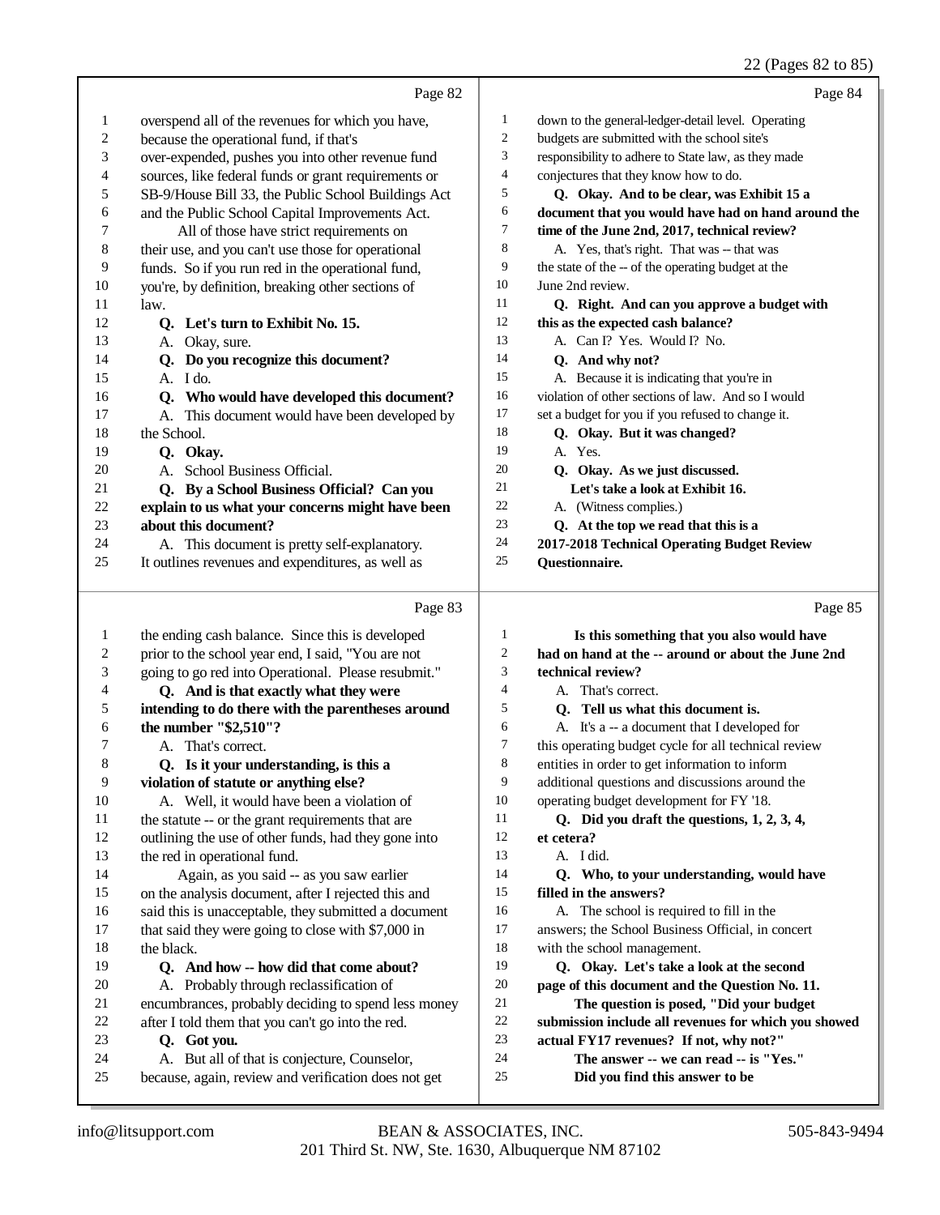## Page 82

1 overspend all of the revenues for which you have,
2 because the operational fund, if that's
3 over-expended, pushes you into other revenue fund
4 sources, like federal funds or grant requirements or
5 SB-9/House Bill 33, the Public School Buildings Act
6 and the Public School Capital Improvements Act.
7 All of those have strict requirements on
8 their use, and you can't use those for operational
9 funds. So if you run red in the operational fund,
10 you're, by definition, breaking other sections of
11 law.
12 **Q. Let's turn to Exhibit No. 15.**
13 A. Okay, sure.
14 **Q. Do you recognize this document?**
15 A. I do.
16 **Q. Who would have developed this document?**
17 A. This document would have been developed by
18 the School.
19 **Q. Okay.**
20 A. School Business Official.
21 **Q. By a School Business Official? Can you**
22 **explain to us what your concerns might have been**
23 **about this document?**
24 A. This document is pretty self-explanatory.
25 It outlines revenues and expenditures, as well as

## Page 83

1 the ending cash balance. Since this is developed
2 prior to the school year end, I said, "You are not
3 going to go red into Operational. Please resubmit."
4 **Q. And is that exactly what they were**
5 **intending to do there with the parentheses around**
6 **the number "$2,510"?**
7 A. That's correct.
8 **Q. Is it your understanding, is this a**
9 **violation of statute or anything else?**
10 A. Well, it would have been a violation of
11 the statute -- or the grant requirements that are
12 outlining the use of other funds, had they gone into
13 the red in operational fund.
14 Again, as you said -- as you saw earlier
15 on the analysis document, after I rejected this and
16 said this is unacceptable, they submitted a document
17 that said they were going to close with $7,000 in
18 the black.
19 **Q. And how -- how did that come about?**
20 A. Probably through reclassification of
21 encumbrances, probably deciding to spend less money
22 after I told them that you can't go into the red.
23 **Q. Got you.**
24 A. But all of that is conjecture, Counselor,
25 because, again, review and verification does not get

## Page 84

1 down to the general-ledger-detail level. Operating
2 budgets are submitted with the school site's
3 responsibility to adhere to State law, as they made
4 conjectures that they know how to do.
5 **Q. Okay. And to be clear, was Exhibit 15 a**
6 **document that you would have had on hand around the**
7 **time of the June 2nd, 2017, technical review?**
8 A. Yes, that's right. That was -- that was
9 the state of the -- of the operating budget at the
10 June 2nd review.
11 **Q. Right. And can you approve a budget with**
12 **this as the expected cash balance?**
13 A. Can I? Yes. Would I? No.
14 **Q. And why not?**
15 A. Because it is indicating that you're in
16 violation of other sections of law. And so I would
17 set a budget for you if you refused to change it.
18 **Q. Okay. But it was changed?**
19 A. Yes.
20 **Q. Okay. As we just discussed.**
21 **Let's take a look at Exhibit 16.**
22 A. (Witness complies.)
23 **Q. At the top we read that this is a**
24 **2017-2018 Technical Operating Budget Review**
25 **Questionnaire.**

## Page 85

1 **Is this something that you also would have**
2 **had on hand at the -- around or about the June 2nd**
3 **technical review?**
4 A. That's correct.
5 **Q. Tell us what this document is.**
6 A. It's a -- a document that I developed for
7 this operating budget cycle for all technical review
8 entities in order to get information to inform
9 additional questions and discussions around the
10 operating budget development for FY '18.
11 **Q. Did you draft the questions, 1, 2, 3, 4,**
12 **et cetera?**
13 A. I did.
14 **Q. Who, to your understanding, would have**
15 **filled in the answers?**
16 A. The school is required to fill in the
17 answers; the School Business Official, in concert
18 with the school management.
19 **Q. Okay. Let's take a look at the second**
20 **page of this document and the Question No. 11.**
21 **The question is posed, "Did your budget**
22 **submission include all revenues for which you showed**
23 **actual FY17 revenues? If not, why not?"**
24 **The answer -- we can read -- is "Yes."**
25 **Did you find this answer to be**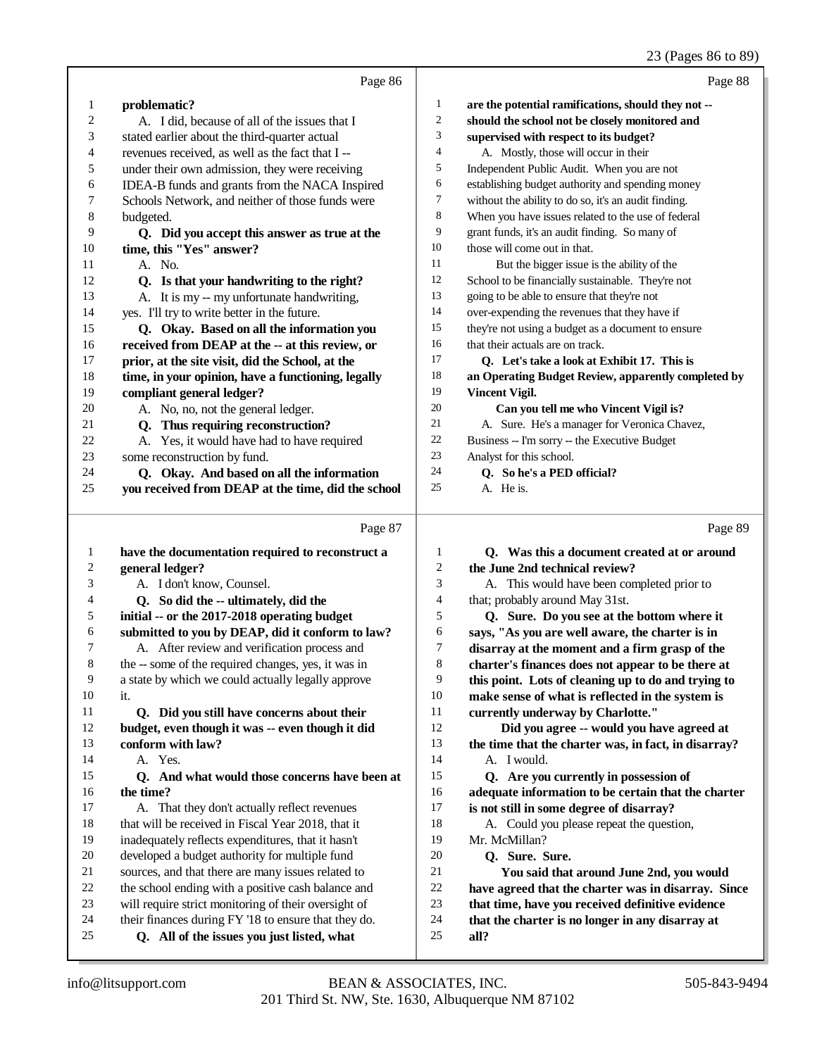Page 86

1 **problematic?**
2 A. I did, because of all of the issues that I
3 stated earlier about the third-quarter actual
4 revenues received, as well as the fact that I --
5 under their own admission, they were receiving
6 IDEA-B funds and grants from the NACA Inspired
7 Schools Network, and neither of those funds were
8 budgeted.
9 **Q. Did you accept this answer as true at the**
10 **time, this "Yes" answer?**
11 A. No.
12 **Q. Is that your handwriting to the right?**
13 A. It is my -- my unfortunate handwriting,
14 yes. I'll try to write better in the future.
15 **Q. Okay. Based on all the information you**
16 **received from DEAP at the -- at this review, or**
17 **prior, at the site visit, did the School, at the**
18 **time, in your opinion, have a functioning, legally**
19 **compliant general ledger?**
20 A. No, no, not the general ledger.
21 **Q. Thus requiring reconstruction?**
22 A. Yes, it would have had to have required
23 some reconstruction by fund.
24 **Q. Okay. And based on all the information**
25 **you received from DEAP at the time, did the school**

Page 87

1 **have the documentation required to reconstruct a**
2 **general ledger?**
3 A. I don't know, Counsel.
4 **Q. So did the -- ultimately, did the**
5 **initial -- or the 2017-2018 operating budget**
6 **submitted to you by DEAP, did it conform to law?**
7 A. After review and verification process and
8 the -- some of the required changes, yes, it was in
9 a state by which we could actually legally approve
10 it.
11 **Q. Did you still have concerns about their**
12 **budget, even though it was -- even though it did**
13 **conform with law?**
14 A. Yes.
15 **Q. And what would those concerns have been at**
16 **the time?**
17 A. That they don't actually reflect revenues
18 that will be received in Fiscal Year 2018, that it
19 inadequately reflects expenditures, that it hasn't
20 developed a budget authority for multiple fund
21 sources, and that there are many issues related to
22 the school ending with a positive cash balance and
23 will require strict monitoring of their oversight of
24 their finances during FY '18 to ensure that they do.
25 **Q. All of the issues you just listed, what**

Page 88

1 **are the potential ramifications, should they not --**
2 **should the school not be closely monitored and**
3 **supervised with respect to its budget?**
4 A. Mostly, those will occur in their
5 Independent Public Audit. When you are not
6 establishing budget authority and spending money
7 without the ability to do so, it's an audit finding.
8 When you have issues related to the use of federal
9 grant funds, it's an audit finding. So many of
10 those will come out in that.
11 But the bigger issue is the ability of the
12 School to be financially sustainable. They're not
13 going to be able to ensure that they're not
14 over-expending the revenues that they have if
15 they're not using a budget as a document to ensure
16 that their actuals are on track.
17 **Q. Let's take a look at Exhibit 17. This is**
18 **an Operating Budget Review, apparently completed by**
19 **Vincent Vigil.**
20 **Can you tell me who Vincent Vigil is?**
21 A. Sure. He's a manager for Veronica Chavez,
22 Business -- I'm sorry -- the Executive Budget
23 Analyst for this school.
24 **Q. So he's a PED official?**
25 A. He is.

Page 89

1 **Q. Was this a document created at or around**
2 **the June 2nd technical review?**
3 A. This would have been completed prior to
4 that; probably around May 31st.
5 **Q. Sure. Do you see at the bottom where it**
6 **says, "As you are well aware, the charter is in**
7 **disarray at the moment and a firm grasp of the**
8 **charter's finances does not appear to be there at**
9 **this point. Lots of cleaning up to do and trying to**
10 **make sense of what is reflected in the system is**
11 **currently underway by Charlotte."**
12 **Did you agree -- would you have agreed at**
13 **the time that the charter was, in fact, in disarray?**
14 A. I would.
15 **Q. Are you currently in possession of**
16 **adequate information to be certain that the charter**
17 **is not still in some degree of disarray?**
18 A. Could you please repeat the question,
19 Mr. McMillan?
20 **Q. Sure. Sure.**
21 **You said that around June 2nd, you would**
22 **have agreed that the charter was in disarray. Since**
23 **that time, have you received definitive evidence**
24 **that the charter is no longer in any disarray at**
25 **all?**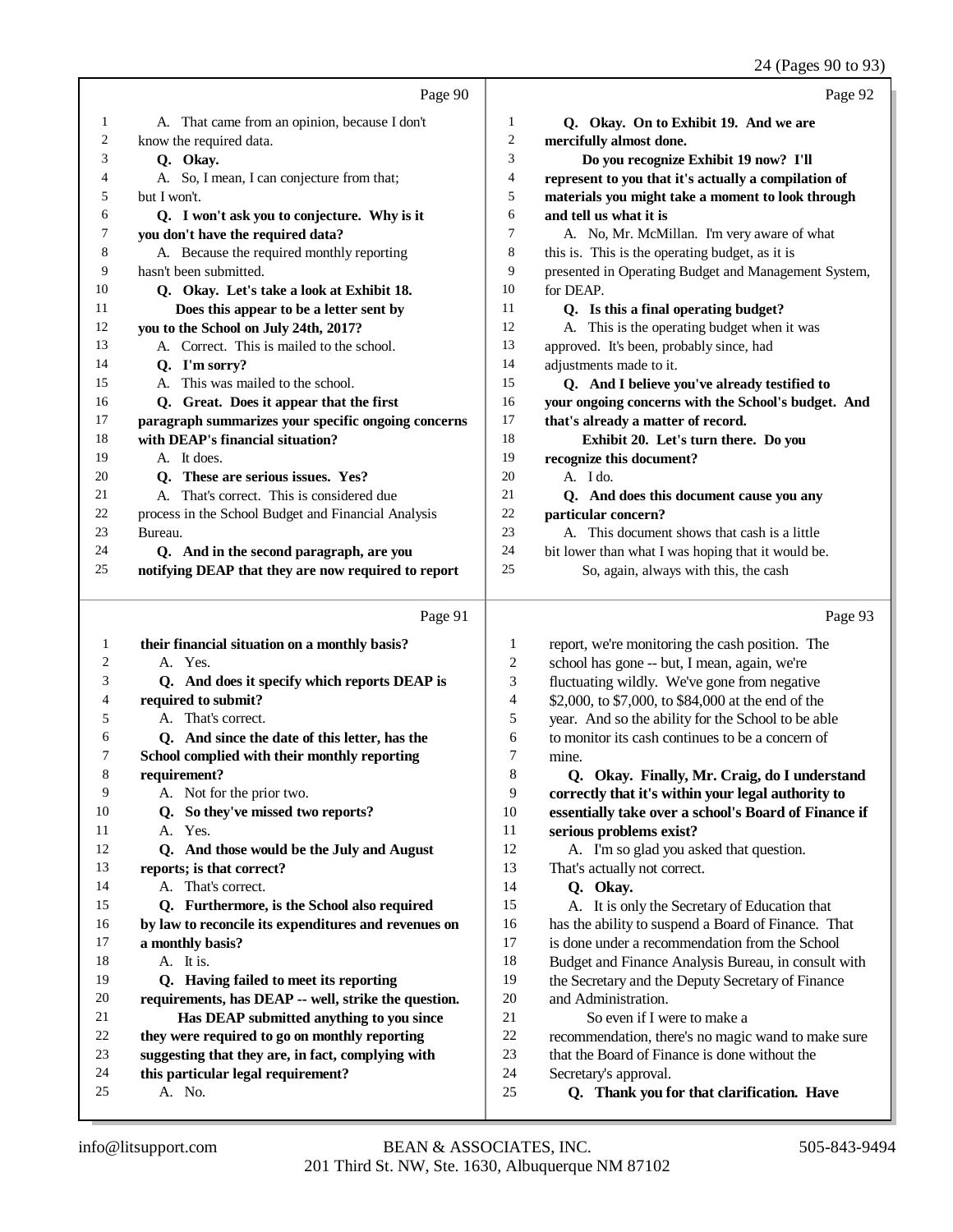Page 90

1 A. That came from an opinion, because I don't
2 know the required data.
3 **Q. Okay.**
4 A. So, I mean, I can conjecture from that;
5 but I won't.
6 **Q. I won't ask you to conjecture. Why is it**
7 **you don't have the required data?**
8 A. Because the required monthly reporting
9 hasn't been submitted.
10 **Q. Okay. Let's take a look at Exhibit 18.**
11 **Does this appear to be a letter sent by**
12 **you to the School on July 24th, 2017?**
13 A. Correct. This is mailed to the school.
14 **Q. I'm sorry?**
15 A. This was mailed to the school.
16 **Q. Great. Does it appear that the first**
17 **paragraph summarizes your specific ongoing concerns**
18 **with DEAP's financial situation?**
19 A. It does.
20 **Q. These are serious issues. Yes?**
21 A. That's correct. This is considered due
22 process in the School Budget and Financial Analysis
23 Bureau.
24 **Q. And in the second paragraph, are you**
25 **notifying DEAP that they are now required to report**

Page 91

1 **their financial situation on a monthly basis?**
2 A. Yes.
3 **Q. And does it specify which reports DEAP is**
4 **required to submit?**
5 A. That's correct.
6 **Q. And since the date of this letter, has the**
7 **School complied with their monthly reporting**
8 **requirement?**
9 A. Not for the prior two.
10 **Q. So they've missed two reports?**
11 A. Yes.
12 **Q. And those would be the July and August**
13 **reports; is that correct?**
14 A. That's correct.
15 **Q. Furthermore, is the School also required**
16 **by law to reconcile its expenditures and revenues on**
17 **a monthly basis?**
18 A. It is.
19 **Q. Having failed to meet its reporting**
20 **requirements, has DEAP -- well, strike the question.**
21 **Has DEAP submitted anything to you since**
22 **they were required to go on monthly reporting**
23 **suggesting that they are, in fact, complying with**
24 **this particular legal requirement?**
25 A. No.

Page 92

1 **Q. Okay. On to Exhibit 19. And we are**
2 **mercifully almost done.**
3 **Do you recognize Exhibit 19 now? I'll**
4 **represent to you that it's actually a compilation of**
5 **materials you might take a moment to look through**
6 **and tell us what it is**
7 A. No, Mr. McMillan. I'm very aware of what
8 this is. This is the operating budget, as it is
9 presented in Operating Budget and Management System,
10 for DEAP.
11 **Q. Is this a final operating budget?**
12 A. This is the operating budget when it was
13 approved. It's been, probably since, had
14 adjustments made to it.
15 **Q. And I believe you've already testified to**
16 **your ongoing concerns with the School's budget. And**
17 **that's already a matter of record.**
18 **Exhibit 20. Let's turn there. Do you**
19 **recognize this document?**
20 A. I do.
21 **Q. And does this document cause you any**
22 **particular concern?**
23 A. This document shows that cash is a little
24 bit lower than what I was hoping that it would be.
25 So, again, always with this, the cash

Page 93

1 report, we're monitoring the cash position. The
2 school has gone -- but, I mean, again, we're
3 fluctuating wildly. We've gone from negative
4 $2,000, to $7,000, to $84,000 at the end of the
5 year. And so the ability for the School to be able
6 to monitor its cash continues to be a concern of
7 mine.
8 **Q. Okay. Finally, Mr. Craig, do I understand**
9 **correctly that it's within your legal authority to**
10 **essentially take over a school's Board of Finance if**
11 **serious problems exist?**
12 A. I'm so glad you asked that question.
13 That's actually not correct.
14 **Q. Okay.**
15 A. It is only the Secretary of Education that
16 has the ability to suspend a Board of Finance. That
17 is done under a recommendation from the School
18 Budget and Finance Analysis Bureau, in consult with
19 the Secretary and the Deputy Secretary of Finance
20 and Administration.
21 So even if I were to make a
22 recommendation, there's no magic wand to make sure
23 that the Board of Finance is done without the
24 Secretary's approval.
25 **Q. Thank you for that clarification. Have**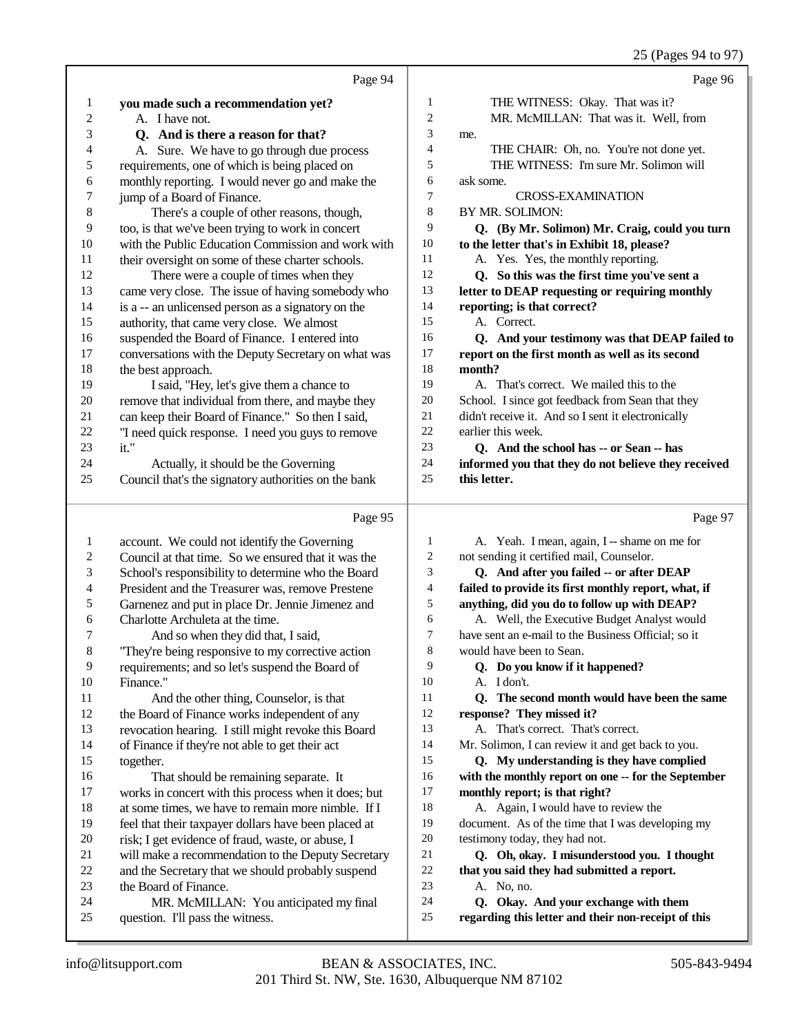Page 94

1 **you made such a recommendation yet?**
2 A. I have not.
3 **Q. And is there a reason for that?**
4 A. Sure. We have to go through due process
5 requirements, one of which is being placed on
6 monthly reporting. I would never go and make the
7 jump of a Board of Finance.
8 There's a couple of other reasons, though,
9 too, is that we've been trying to work in concert
10 with the Public Education Commission and work with
11 their oversight on some of these charter schools.
12 There were a couple of times when they
13 came very close. The issue of having somebody who
14 is a -- an unlicensed person as a signatory on the
15 authority, that came very close. We almost
16 suspended the Board of Finance. I entered into
17 conversations with the Deputy Secretary on what was
18 the best approach.
19 I said, "Hey, let's give them a chance to
20 remove that individual from there, and maybe they
21 can keep their Board of Finance." So then I said,
22 "I need quick response. I need you guys to remove
23 it."
24 Actually, it should be the Governing
25 Council that's the signatory authorities on the bank

Page 95

1 account. We could not identify the Governing
2 Council at that time. So we ensured that it was the
3 School's responsibility to determine who the Board
4 President and the Treasurer was, remove Prestene
5 Garnenez and put in place Dr. Jennie Jimenez and
6 Charlotte Archuleta at the time.
7 And so when they did that, I said,
8 "They're being responsive to my corrective action
9 requirements; and so let's suspend the Board of
10 Finance."
11 And the other thing, Counselor, is that
12 the Board of Finance works independent of any
13 revocation hearing. I still might revoke this Board
14 of Finance if they're not able to get their act
15 together.
16 That should be remaining separate. It
17 works in concert with this process when it does; but
18 at some times, we have to remain more nimble. If I
19 feel that their taxpayer dollars have been placed at
20 risk; I get evidence of fraud, waste, or abuse, I
21 will make a recommendation to the Deputy Secretary
22 and the Secretary that we should probably suspend
23 the Board of Finance.
24 MR. McMILLAN: You anticipated my final
25 question. I'll pass the witness.

Page 96

1 THE WITNESS: Okay. That was it?
2 MR. McMILLAN: That was it. Well, from
3 me.
4 THE CHAIR: Oh, no. You're not done yet.
5 THE WITNESS: I'm sure Mr. Solimon will
6 ask some.
7 CROSS-EXAMINATION
8 BY MR. SOLIMON:
9 **Q. (By Mr. Solimon) Mr. Craig, could you turn**
10 **to the letter that's in Exhibit 18, please?**
11 A. Yes. Yes, the monthly reporting.
12 **Q. So this was the first time you've sent a**
13 **letter to DEAP requesting or requiring monthly**
14 **reporting; is that correct?**
15 A. Correct.
16 **Q. And your testimony was that DEAP failed to**
17 **report on the first month as well as its second**
18 **month?**
19 A. That's correct. We mailed this to the
20 School. I since got feedback from Sean that they
21 didn't receive it. And so I sent it electronically
22 earlier this week.
23 **Q. And the school has -- or Sean -- has**
24 **informed you that they do not believe they received**
25 **this letter.**

Page 97

1 A. Yeah. I mean, again, I -- shame on me for
2 not sending it certified mail, Counselor.
3 **Q. And after you failed -- or after DEAP**
4 **failed to provide its first monthly report, what, if**
5 **anything, did you do to follow up with DEAP?**
6 A. Well, the Executive Budget Analyst would
7 have sent an e-mail to the Business Official; so it
8 would have been to Sean.
9 **Q. Do you know if it happened?**
10 A. I don't.
11 **Q. The second month would have been the same**
12 **response? They missed it?**
13 A. That's correct. That's correct.
14 Mr. Solimon, I can review it and get back to you.
15 **Q. My understanding is they have complied**
16 **with the monthly report on one -- for the September**
17 **monthly report; is that right?**
18 A. Again, I would have to review the
19 document. As of the time that I was developing my
20 testimony today, they had not.
21 **Q. Oh, okay. I misunderstood you. I thought**
22 **that you said they had submitted a report.**
23 A. No, no.
24 **Q. Okay. And your exchange with them**
25 **regarding this letter and their non-receipt of this**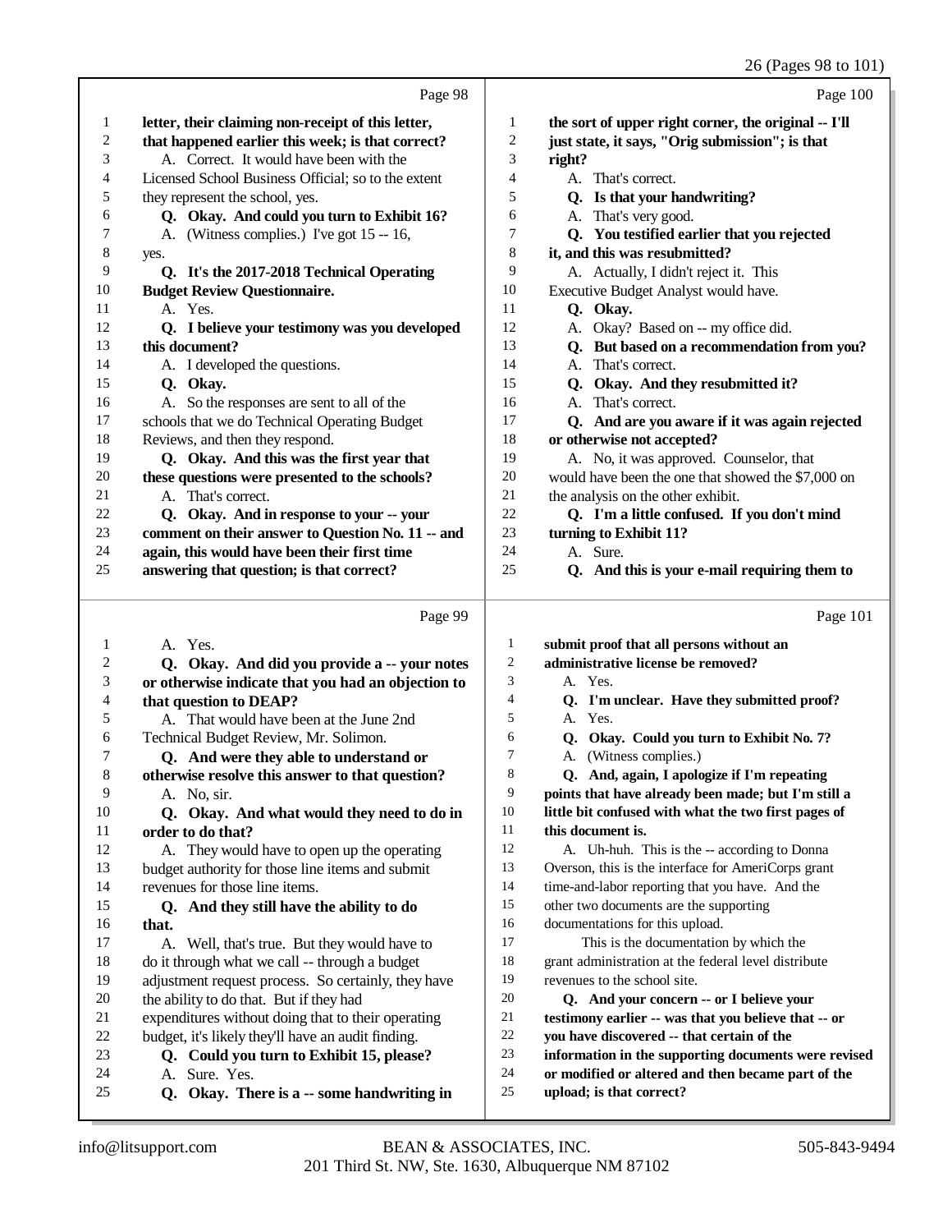Page 98

1 **letter, their claiming non-receipt of this letter,**
2 **that happened earlier this week; is that correct?**
3 A. Correct. It would have been with the
4 Licensed School Business Official; so to the extent
5 they represent the school, yes.
6 **Q. Okay. And could you turn to Exhibit 16?**
7 A. (Witness complies.) I've got 15 -- 16,
8 yes.
9 **Q. It's the 2017-2018 Technical Operating**
10 **Budget Review Questionnaire.**
11 A. Yes.
12 **Q. I believe your testimony was you developed**
13 **this document?**
14 A. I developed the questions.
15 **Q. Okay.**
16 A. So the responses are sent to all of the
17 schools that we do Technical Operating Budget
18 Reviews, and then they respond.
19 **Q. Okay. And this was the first year that**
20 **these questions were presented to the schools?**
21 A. That's correct.
22 **Q. Okay. And in response to your -- your**
23 **comment on their answer to Question No. 11 -- and**
24 **again, this would have been their first time**
25 **answering that question; is that correct?**

Page 99

1 A. Yes.
2 **Q. Okay. And did you provide a -- your notes**
3 **or otherwise indicate that you had an objection to**
4 **that question to DEAP?**
5 A. That would have been at the June 2nd
6 Technical Budget Review, Mr. Solimon.
7 **Q. And were they able to understand or**
8 **otherwise resolve this answer to that question?**
9 A. No, sir.
10 **Q. Okay. And what would they need to do in**
11 **order to do that?**
12 A. They would have to open up the operating
13 budget authority for those line items and submit
14 revenues for those line items.
15 **Q. And they still have the ability to do**
16 **that.**
17 A. Well, that's true. But they would have to
18 do it through what we call -- through a budget
19 adjustment request process. So certainly, they have
20 the ability to do that. But if they had
21 expenditures without doing that to their operating
22 budget, it's likely they'll have an audit finding.
23 **Q. Could you turn to Exhibit 15, please?**
24 A. Sure. Yes.
25 **Q. Okay. There is a -- some handwriting in**

Page 100

1 **the sort of upper right corner, the original -- I'll**
2 **just state, it says, "Orig submission"; is that**
3 **right?**
4 A. That's correct.
5 **Q. Is that your handwriting?**
6 A. That's very good.
7 **Q. You testified earlier that you rejected**
8 **it, and this was resubmitted?**
9 A. Actually, I didn't reject it. This
10 Executive Budget Analyst would have.
11 **Q. Okay.**
12 A. Okay? Based on -- my office did.
13 **Q. But based on a recommendation from you?**
14 A. That's correct.
15 **Q. Okay. And they resubmitted it?**
16 A. That's correct.
17 **Q. And are you aware if it was again rejected**
18 **or otherwise not accepted?**
19 A. No, it was approved. Counselor, that
20 would have been the one that showed the $7,000 on
21 the analysis on the other exhibit.
22 **Q. I'm a little confused. If you don't mind**
23 **turning to Exhibit 11?**
24 A. Sure.
25 **Q. And this is your e-mail requiring them to**

Page 101

1 **submit proof that all persons without an**
2 **administrative license be removed?**
3 A. Yes.
4 **Q. I'm unclear. Have they submitted proof?**
5 A. Yes.
6 **Q. Okay. Could you turn to Exhibit No. 7?**
7 A. (Witness complies.)
8 **Q. And, again, I apologize if I'm repeating**
9 **points that have already been made; but I'm still a**
10 **little bit confused with what the two first pages of**
11 **this document is.**
12 A. Uh-huh. This is the -- according to Donna
13 Overson, this is the interface for AmeriCorps grant
14 time-and-labor reporting that you have. And the
15 other two documents are the supporting
16 documentations for this upload.
17 This is the documentation by which the
18 grant administration at the federal level distribute
19 revenues to the school site.
20 **Q. And your concern -- or I believe your**
21 **testimony earlier -- was that you believe that -- or**
22 **you have discovered -- that certain of the**
23 **information in the supporting documents were revised**
24 **or modified or altered and then became part of the**
25 **upload; is that correct?**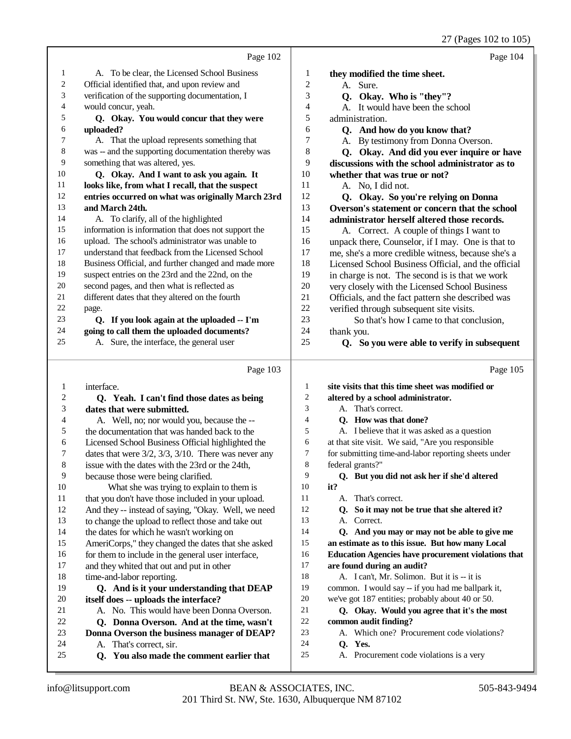Page 102

A. To be clear, the Licensed School Business Official identified that, and upon review and verification of the supporting documentation, I would concur, yeah.

**Q. Okay. You would concur that they were uploaded?**

A. That the upload represents something that was -- and the supporting documentation thereby was something that was altered, yes.

**Q. Okay. And I want to ask you again. It looks like, from what I recall, that the suspect entries occurred on what was originally March 23rd and March 24th.**

A. To clarify, all of the highlighted information is information that does not support the upload. The school's administrator was unable to understand that feedback from the Licensed School Business Official, and further changed and made more suspect entries on the 23rd and the 22nd, on the second pages, and then what is reflected as different dates that they altered on the fourth page.

**Q. If you look again at the uploaded -- I'm going to call them the uploaded documents?**

A. Sure, the interface, the general user

Page 103

interface.

**Q. Yeah. I can't find those dates as being dates that were submitted.**

A. Well, no; nor would you, because the -- the documentation that was handed back to the Licensed School Business Official highlighted the dates that were 3/2, 3/3, 3/10. There was never any issue with the dates with the 23rd or the 24th, because those were being clarified.

What she was trying to explain to them is that you don't have those included in your upload. And they -- instead of saying, "Okay. Well, we need to change the upload to reflect those and take out the dates for which he wasn't working on AmeriCorps," they changed the dates that she asked for them to include in the general user interface, and they whited that out and put in other time-and-labor reporting.

**Q. And is it your understanding that DEAP itself does -- uploads the interface?**

A. No. This would have been Donna Overson.

**Q. Donna Overson. And at the time, wasn't Donna Overson the business manager of DEAP?**

A. That's correct, sir.

**Q. You also made the comment earlier that**

Page 104

**they modified the time sheet.**

A. Sure.

**Q. Okay. Who is "they"?**

A. It would have been the school administration.

**Q. And how do you know that?**

A. By testimony from Donna Overson.

**Q. Okay. And did you ever inquire or have discussions with the school administrator as to whether that was true or not?**

A. No, I did not.

**Q. Okay. So you're relying on Donna Overson's statement or concern that the school administrator herself altered those records.**

A. Correct. A couple of things I want to unpack there, Counselor, if I may. One is that to me, she's a more credible witness, because she's a Licensed School Business Official, and the official in charge is not. The second is that we work very closely with the Licensed School Business Officials, and the fact pattern she described was verified through subsequent site visits.

So that's how I came to that conclusion, thank you.

**Q. So you were able to verify in subsequent**

Page 105

**site visits that this time sheet was modified or altered by a school administrator.**

A. That's correct.

**Q. How was that done?**

A. I believe that it was asked as a question at that site visit. We said, "Are you responsible for submitting time-and-labor reporting sheets under federal grants?"

**Q. But you did not ask her if she'd altered it?**

A. That's correct.

**Q. So it may not be true that she altered it?**

A. Correct.

**Q. And you may or may not be able to give me an estimate as to this issue. But how many Local Education Agencies have procurement violations that are found during an audit?**

A. I can't, Mr. Solimon. But it is -- it is common. I would say -- if you had me ballpark it, we've got 187 entities; probably about 40 or 50.

**Q. Okay. Would you agree that it's the most common audit finding?**

A. Which one? Procurement code violations?

**Q. Yes.**

A. Procurement code violations is a very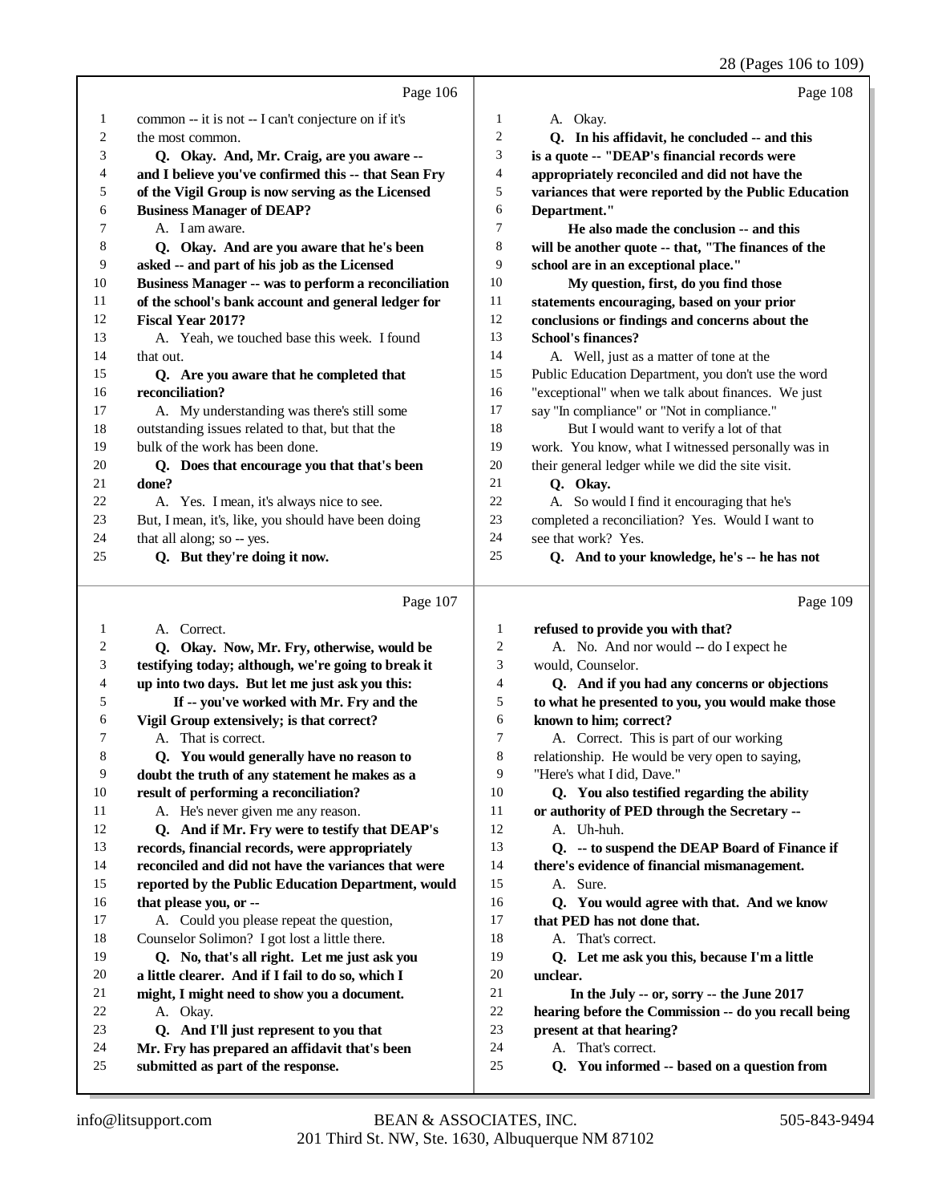Page 106

1 common -- it is not -- I can't conjecture on if it's
2 the most common.
3 **Q. Okay. And, Mr. Craig, are you aware --**
4 **and I believe you've confirmed this -- that Sean Fry**
5 **of the Vigil Group is now serving as the Licensed**
6 **Business Manager of DEAP?**
7 A. I am aware.
8 **Q. Okay. And are you aware that he's been**
9 **asked -- and part of his job as the Licensed**
10 **Business Manager -- was to perform a reconciliation**
11 **of the school's bank account and general ledger for**
12 **Fiscal Year 2017?**
13 A. Yeah, we touched base this week. I found
14 that out.
15 **Q. Are you aware that he completed that**
16 **reconciliation?**
17 A. My understanding was there's still some
18 outstanding issues related to that, but that the
19 bulk of the work has been done.
20 **Q. Does that encourage you that that's been**
21 **done?**
22 A. Yes. I mean, it's always nice to see.
23 But, I mean, it's, like, you should have been doing
24 that all along; so -- yes.
25 **Q. But they're doing it now.**

Page 107

1 A. Correct.
2 **Q. Okay. Now, Mr. Fry, otherwise, would be**
3 **testifying today; although, we're going to break it**
4 **up into two days. But let me just ask you this:**
5 **If -- you've worked with Mr. Fry and the**
6 **Vigil Group extensively; is that correct?**
7 A. That is correct.
8 **Q. You would generally have no reason to**
9 **doubt the truth of any statement he makes as a**
10 **result of performing a reconciliation?**
11 A. He's never given me any reason.
12 **Q. And if Mr. Fry were to testify that DEAP's**
13 **records, financial records, were appropriately**
14 **reconciled and did not have the variances that were**
15 **reported by the Public Education Department, would**
16 **that please you, or --**
17 A. Could you please repeat the question,
18 Counselor Solimon? I got lost a little there.
19 **Q. No, that's all right. Let me just ask you**
20 **a little clearer. And if I fail to do so, which I**
21 **might, I might need to show you a document.**
22 A. Okay.
23 **Q. And I'll just represent to you that**
24 **Mr. Fry has prepared an affidavit that's been**
25 **submitted as part of the response.**

Page 108

1 A. Okay.
2 **Q. In his affidavit, he concluded -- and this**
3 **is a quote -- "DEAP's financial records were**
4 **appropriately reconciled and did not have the**
5 **variances that were reported by the Public Education**
6 **Department."**
7 **He also made the conclusion -- and this**
8 **will be another quote -- that, "The finances of the**
9 **school are in an exceptional place."**
10 **My question, first, do you find those**
11 **statements encouraging, based on your prior**
12 **conclusions or findings and concerns about the**
13 **School's finances?**
14 A. Well, just as a matter of tone at the
15 Public Education Department, you don't use the word
16 "exceptional" when we talk about finances. We just
17 say "In compliance" or "Not in compliance."
18 But I would want to verify a lot of that
19 work. You know, what I witnessed personally was in
20 their general ledger while we did the site visit.
21 **Q. Okay.**
22 A. So would I find it encouraging that he's
23 completed a reconciliation? Yes. Would I want to
24 see that work? Yes.
25 **Q. And to your knowledge, he's -- he has not**

Page 109

1 **refused to provide you with that?**
2 A. No. And nor would -- do I expect he
3 would, Counselor.
4 **Q. And if you had any concerns or objections**
5 **to what he presented to you, you would make those**
6 **known to him; correct?**
7 A. Correct. This is part of our working
8 relationship. He would be very open to saying,
9 "Here's what I did, Dave."
10 **Q. You also testified regarding the ability**
11 **or authority of PED through the Secretary --**
12 A. Uh-huh.
13 **Q. -- to suspend the DEAP Board of Finance if**
14 **there's evidence of financial mismanagement.**
15 A. Sure.
16 **Q. You would agree with that. And we know**
17 **that PED has not done that.**
18 A. That's correct.
19 **Q. Let me ask you this, because I'm a little**
20 **unclear.**
21 **In the July -- or, sorry -- the June 2017**
22 **hearing before the Commission -- do you recall being**
23 **present at that hearing?**
24 A. That's correct.
25 **Q. You informed -- based on a question from**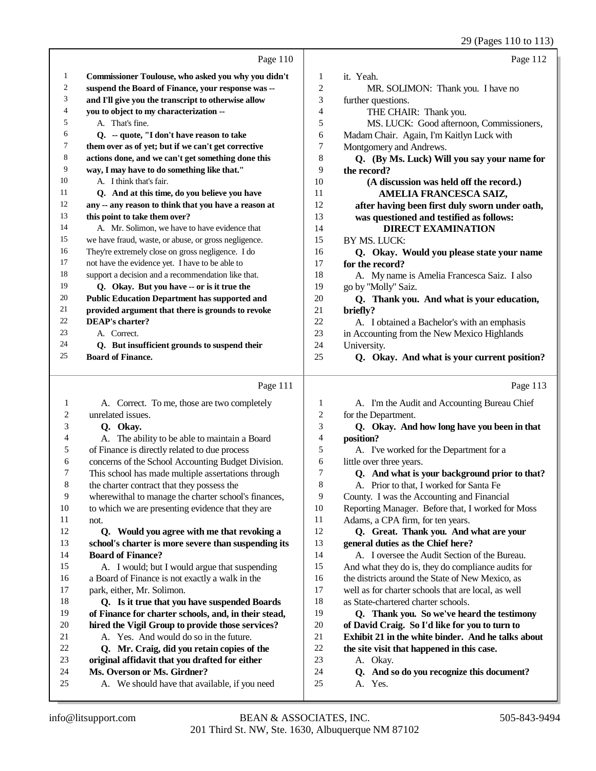Page 110

1 **Commissioner Toulouse, who asked you why you didn't**
2 **suspend the Board of Finance, your response was --**
3 **and I'll give you the transcript to otherwise allow**
4 **you to object to my characterization --**
5 A. That's fine.
6 **Q. -- quote, "I don't have reason to take**
7 **them over as of yet; but if we can't get corrective**
8 **actions done, and we can't get something done this**
9 **way, I may have to do something like that."**
10 A. I think that's fair.
11 **Q. And at this time, do you believe you have**
12 **any -- any reason to think that you have a reason at**
13 **this point to take them over?**
14 A. Mr. Solimon, we have to have evidence that
15 we have fraud, waste, or abuse, or gross negligence.
16 They're extremely close on gross negligence. I do
17 not have the evidence yet. I have to be able to
18 support a decision and a recommendation like that.
19 **Q. Okay. But you have -- or is it true the**
20 **Public Education Department has supported and**
21 **provided argument that there is grounds to revoke**
22 **DEAP's charter?**
23 A. Correct.
24 **Q. But insufficient grounds to suspend their**
25 **Board of Finance.**

Page 111

1 A. Correct. To me, those are two completely
2 unrelated issues.
3 **Q. Okay.**
4 A. The ability to be able to maintain a Board
5 of Finance is directly related to due process
6 concerns of the School Accounting Budget Division.
7 This school has made multiple assertions through
8 the charter contract that they possess the
9 wherewithal to manage the charter school's finances,
10 to which we are presenting evidence that they are
11 not.
12 **Q. Would you agree with me that revoking a**
13 **school's charter is more severe than suspending its**
14 **Board of Finance?**
15 A. I would; but I would argue that suspending
16 a Board of Finance is not exactly a walk in the
17 park, either, Mr. Solimon.
18 **Q. Is it true that you have suspended Boards**
19 **of Finance for charter schools, and, in their stead,**
20 **hired the Vigil Group to provide those services?**
21 A. Yes. And would do so in the future.
22 **Q. Mr. Craig, did you retain copies of the**
23 **original affidavit that you drafted for either**
24 **Ms. Overson or Ms. Girdner?**
25 A. We should have that available, if you need

Page 112

1 it. Yeah.
2 MR. SOLIMON: Thank you. I have no
3 further questions.
4 THE CHAIR: Thank you.
5 MS. LUCK: Good afternoon, Commissioners,
6 Madam Chair. Again, I'm Kaitlyn Luck with
7 Montgomery and Andrews.
8 **Q. (By Ms. Luck) Will you say your name for**
9 **the record?**
10 **(A discussion was held off the record.)**
11 **AMELIA FRANCESCA SAIZ,**
12 **after having been first duly sworn under oath,**
13 **was questioned and testified as follows:**
14 **DIRECT EXAMINATION**
15 BY MS. LUCK:
16 **Q. Okay. Would you please state your name**
17 **for the record?**
18 A. My name is Amelia Francesca Saiz. I also
19 go by "Molly" Saiz.
20 **Q. Thank you. And what is your education,**
21 **briefly?**
22 A. I obtained a Bachelor's with an emphasis
23 in Accounting from the New Mexico Highlands
24 University.
25 **Q. Okay. And what is your current position?**

Page 113

1 A. I'm the Audit and Accounting Bureau Chief
2 for the Department.
3 **Q. Okay. And how long have you been in that**
4 **position?**
5 A. I've worked for the Department for a
6 little over three years.
7 **Q. And what is your background prior to that?**
8 A. Prior to that, I worked for Santa Fe
9 County. I was the Accounting and Financial
10 Reporting Manager. Before that, I worked for Moss
11 Adams, a CPA firm, for ten years.
12 **Q. Great. Thank you. And what are your**
13 **general duties as the Chief here?**
14 A. I oversee the Audit Section of the Bureau.
15 And what they do is, they do compliance audits for
16 the districts around the State of New Mexico, as
17 well as for charter schools that are local, as well
18 as State-chartered charter schools.
19 **Q. Thank you. So we've heard the testimony**
20 **of David Craig. So I'd like for you to turn to**
21 **Exhibit 21 in the white binder. And he talks about**
22 **the site visit that happened in this case.**
23 A. Okay.
24 **Q. And so do you recognize this document?**
25 A. Yes.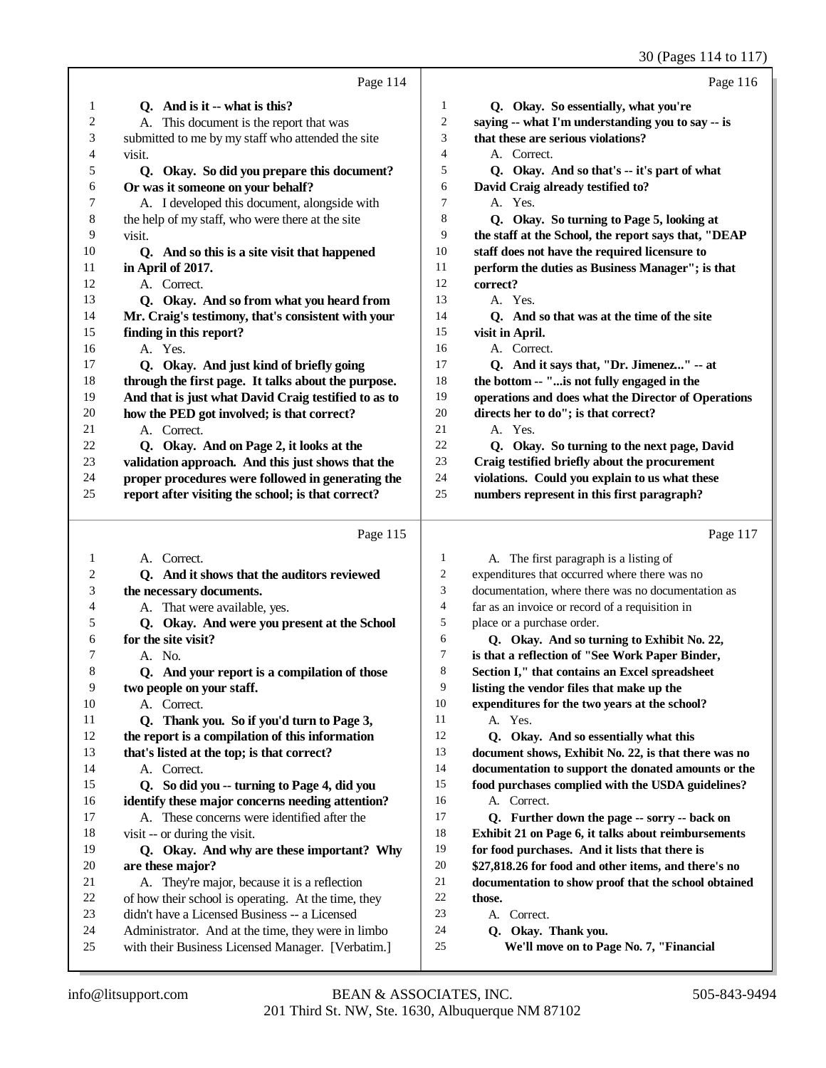Page 114

1 **Q. And is it -- what is this?**
2 A. This document is the report that was
3 submitted to me by my staff who attended the site
4 visit.
5 **Q. Okay. So did you prepare this document?**
6 **Or was it someone on your behalf?**
7 A. I developed this document, alongside with
8 the help of my staff, who were there at the site
9 visit.
10 **Q. And so this is a site visit that happened**
11 **in April of 2017.**
12 A. Correct.
13 **Q. Okay. And so from what you heard from**
14 **Mr. Craig's testimony, that's consistent with your**
15 **finding in this report?**
16 A. Yes.
17 **Q. Okay. And just kind of briefly going**
18 **through the first page. It talks about the purpose.**
19 **And that is just what David Craig testified to as to**
20 **how the PED got involved; is that correct?**
21 A. Correct.
22 **Q. Okay. And on Page 2, it looks at the**
23 **validation approach. And this just shows that the**
24 **proper procedures were followed in generating the**
25 **report after visiting the school; is that correct?**

Page 115

1 A. Correct.
2 **Q. And it shows that the auditors reviewed**
3 **the necessary documents.**
4 A. That were available, yes.
5 **Q. Okay. And were you present at the School**
6 **for the site visit?**
7 A. No.
8 **Q. And your report is a compilation of those**
9 **two people on your staff.**
10 A. Correct.
11 **Q. Thank you. So if you'd turn to Page 3,**
12 **the report is a compilation of this information**
13 **that's listed at the top; is that correct?**
14 A. Correct.
15 **Q. So did you -- turning to Page 4, did you**
16 **identify these major concerns needing attention?**
17 A. These concerns were identified after the
18 visit -- or during the visit.
19 **Q. Okay. And why are these important? Why**
20 **are these major?**
21 A. They're major, because it is a reflection
22 of how their school is operating. At the time, they
23 didn't have a Licensed Business -- a Licensed
24 Administrator. And at the time, they were in limbo
25 with their Business Licensed Manager. [Verbatim.]

Page 116

1 **Q. Okay. So essentially, what you're**
2 **saying -- what I'm understanding you to say -- is**
3 **that these are serious violations?**
4 A. Correct.
5 **Q. Okay. And so that's -- it's part of what**
6 **David Craig already testified to?**
7 A. Yes.
8 **Q. Okay. So turning to Page 5, looking at**
9 **the staff at the School, the report says that, "DEAP**
10 **staff does not have the required licensure to**
11 **perform the duties as Business Manager"; is that**
12 **correct?**
13 A. Yes.
14 **Q. And so that was at the time of the site**
15 **visit in April.**
16 A. Correct.
17 **Q. And it says that, "Dr. Jimenez..." -- at**
18 **the bottom -- "...is not fully engaged in the**
19 **operations and does what the Director of Operations**
20 **directs her to do"; is that correct?**
21 A. Yes.
22 **Q. Okay. So turning to the next page, David**
23 **Craig testified briefly about the procurement**
24 **violations. Could you explain to us what these**
25 **numbers represent in this first paragraph?**

Page 117

1 A. The first paragraph is a listing of
2 expenditures that occurred where there was no
3 documentation, where there was no documentation as
4 far as an invoice or record of a requisition in
5 place or a purchase order.
6 **Q. Okay. And so turning to Exhibit No. 22,**
7 **is that a reflection of "See Work Paper Binder,**
8 **Section I," that contains an Excel spreadsheet**
9 **listing the vendor files that make up the**
10 **expenditures for the two years at the school?**
11 A. Yes.
12 **Q. Okay. And so essentially what this**
13 **document shows, Exhibit No. 22, is that there was no**
14 **documentation to support the donated amounts or the**
15 **food purchases complied with the USDA guidelines?**
16 A. Correct.
17 **Q. Further down the page -- sorry -- back on**
18 **Exhibit 21 on Page 6, it talks about reimbursements**
19 **for food purchases. And it lists that there is**
20 **$27,818.26 for food and other items, and there's no**
21 **documentation to show proof that the school obtained**
22 **those.**
23 A. Correct.
24 **Q. Okay. Thank you.**
25 **We'll move on to Page No. 7, "Financial**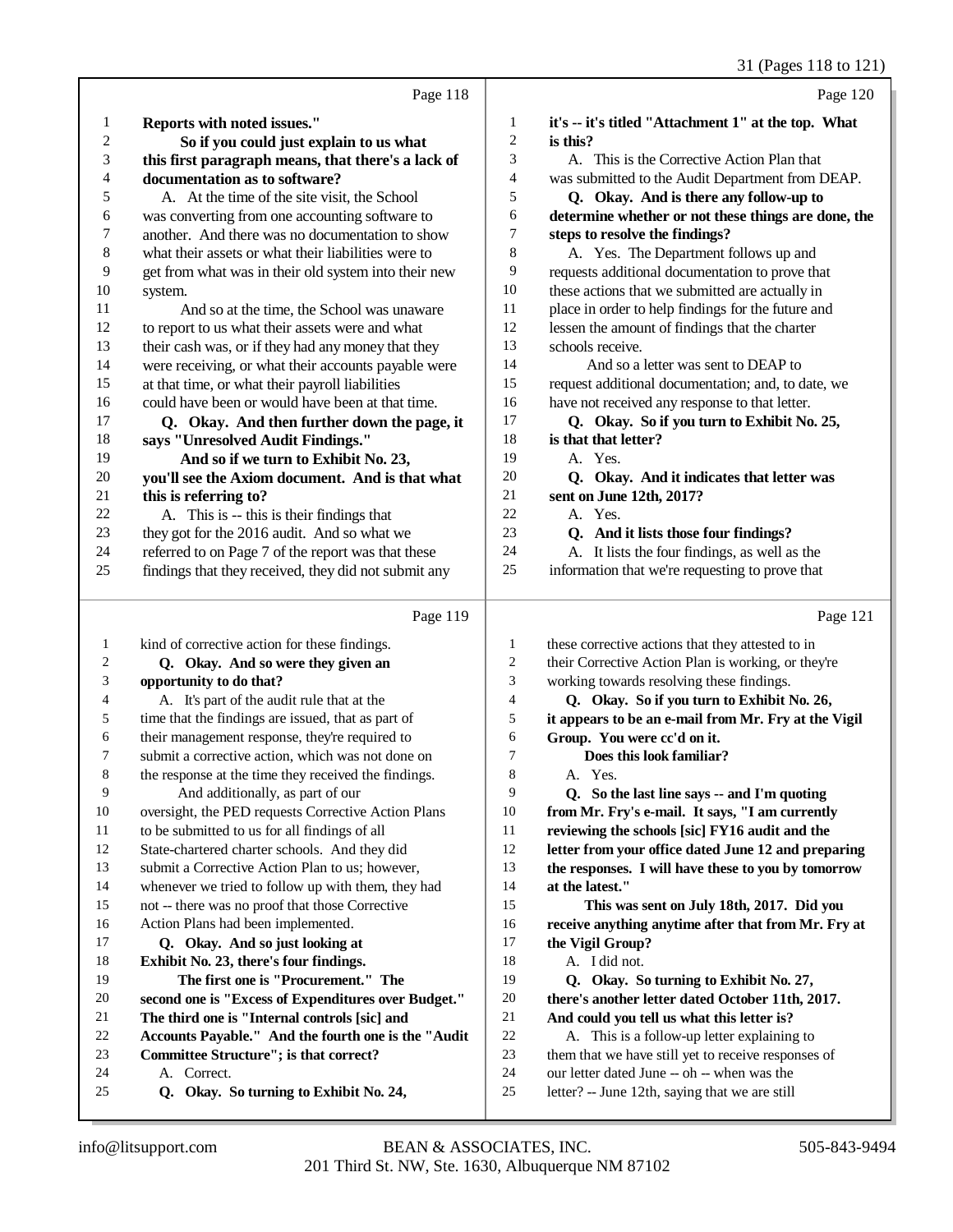Page 118

1 **Reports with noted issues."**
2 **So if you could just explain to us what**
3 **this first paragraph means, that there's a lack of**
4 **documentation as to software?**
5 A. At the time of the site visit, the School
6 was converting from one accounting software to
7 another. And there was no documentation to show
8 what their assets or what their liabilities were to
9 get from what was in their old system into their new
10 system.
11 And so at the time, the School was unaware
12 to report to us what their assets were and what
13 their cash was, or if they had any money that they
14 were receiving, or what their accounts payable were
15 at that time, or what their payroll liabilities
16 could have been or would have been at that time.
17 **Q. Okay. And then further down the page, it**
18 **says "Unresolved Audit Findings."**
19 **And so if we turn to Exhibit No. 23,**
20 **you'll see the Axiom document. And is that what**
21 **this is referring to?**
22 A. This is -- this is their findings that
23 they got for the 2016 audit. And so what we
24 referred to on Page 7 of the report was that these
25 findings that they received, they did not submit any

Page 119

1 kind of corrective action for these findings.
2 **Q. Okay. And so were they given an**
3 **opportunity to do that?**
4 A. It's part of the audit rule that at the
5 time that the findings are issued, that as part of
6 their management response, they're required to
7 submit a corrective action, which was not done on
8 the response at the time they received the findings.
9 And additionally, as part of our
10 oversight, the PED requests Corrective Action Plans
11 to be submitted to us for all findings of all
12 State-chartered charter schools. And they did
13 submit a Corrective Action Plan to us; however,
14 whenever we tried to follow up with them, they had
15 not -- there was no proof that those Corrective
16 Action Plans had been implemented.
17 **Q. Okay. And so just looking at**
18 **Exhibit No. 23, there's four findings.**
19 **The first one is "Procurement." The**
20 **second one is "Excess of Expenditures over Budget."**
21 **The third one is "Internal controls [sic] and**
22 **Accounts Payable." And the fourth one is the "Audit**
23 **Committee Structure"; is that correct?**
24 A. Correct.
25 **Q. Okay. So turning to Exhibit No. 24,**

Page 120

1 **it's -- it's titled "Attachment 1" at the top. What**
2 **is this?**
3 A. This is the Corrective Action Plan that
4 was submitted to the Audit Department from DEAP.
5 **Q. Okay. And is there any follow-up to**
6 **determine whether or not these things are done, the**
7 **steps to resolve the findings?**
8 A. Yes. The Department follows up and
9 requests additional documentation to prove that
10 these actions that we submitted are actually in
11 place in order to help findings for the future and
12 lessen the amount of findings that the charter
13 schools receive.
14 And so a letter was sent to DEAP to
15 request additional documentation; and, to date, we
16 have not received any response to that letter.
17 **Q. Okay. So if you turn to Exhibit No. 25,**
18 **is that that letter?**
19 A. Yes.
20 **Q. Okay. And it indicates that letter was**
21 **sent on June 12th, 2017?**
22 A. Yes.
23 **Q. And it lists those four findings?**
24 A. It lists the four findings, as well as the
25 information that we're requesting to prove that

Page 121

1 these corrective actions that they attested to in
2 their Corrective Action Plan is working, or they're
3 working towards resolving these findings.
4 **Q. Okay. So if you turn to Exhibit No. 26,**
5 **it appears to be an e-mail from Mr. Fry at the Vigil**
6 **Group. You were cc'd on it.**
7 **Does this look familiar?**
8 A. Yes.
9 **Q. So the last line says -- and I'm quoting**
10 **from Mr. Fry's e-mail. It says, "I am currently**
11 **reviewing the schools [sic] FY16 audit and the**
12 **letter from your office dated June 12 and preparing**
13 **the responses. I will have these to you by tomorrow**
14 **at the latest."**
15 **This was sent on July 18th, 2017. Did you**
16 **receive anything anytime after that from Mr. Fry at**
17 **the Vigil Group?**
18 A. I did not.
19 **Q. Okay. So turning to Exhibit No. 27,**
20 **there's another letter dated October 11th, 2017.**
21 **And could you tell us what this letter is?**
22 A. This is a follow-up letter explaining to
23 them that we have still yet to receive responses of
24 our letter dated June -- oh -- when was the
25 letter? -- June 12th, saying that we are still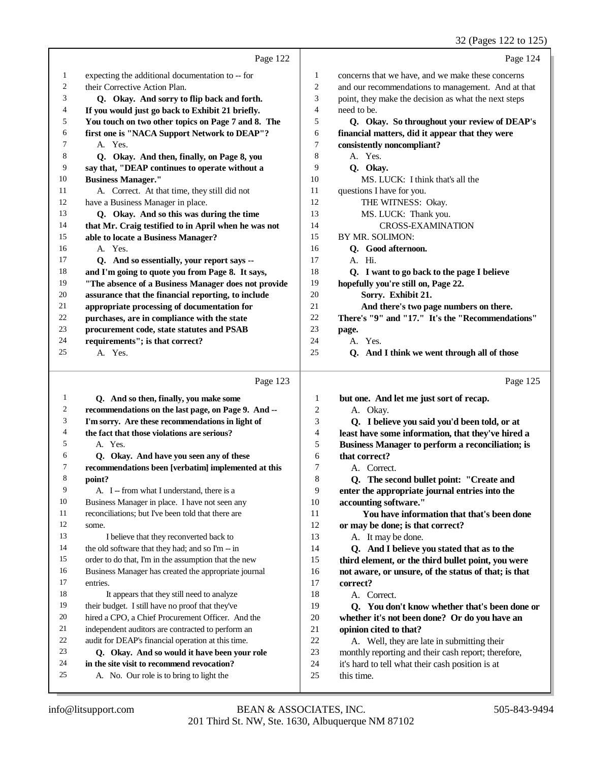Page 122

1 expecting the additional documentation to -- for
2 their Corrective Action Plan.
3 **Q. Okay. And sorry to flip back and forth.**
4 **If you would just go back to Exhibit 21 briefly.**
5 **You touch on two other topics on Page 7 and 8. The**
6 **first one is "NACA Support Network to DEAP"?**
7 A. Yes.
8 **Q. Okay. And then, finally, on Page 8, you**
9 **say that, "DEAP continues to operate without a**
10 **Business Manager."**
11 A. Correct. At that time, they still did not
12 have a Business Manager in place.
13 **Q. Okay. And so this was during the time**
14 **that Mr. Craig testified to in April when he was not**
15 **able to locate a Business Manager?**
16 A. Yes.
17 **Q. And so essentially, your report says --**
18 **and I'm going to quote you from Page 8. It says,**
19 **"The absence of a Business Manager does not provide**
20 **assurance that the financial reporting, to include**
21 **appropriate processing of documentation for**
22 **purchases, are in compliance with the state**
23 **procurement code, state statutes and PSAB**
24 **requirements"; is that correct?**
25 A. Yes.

Page 123

1 **Q. And so then, finally, you make some**
2 **recommendations on the last page, on Page 9. And --**
3 **I'm sorry. Are these recommendations in light of**
4 **the fact that those violations are serious?**
5 A. Yes.
6 **Q. Okay. And have you seen any of these**
7 **recommendations been [verbatim] implemented at this**
8 **point?**
9 A. I -- from what I understand, there is a
10 Business Manager in place. I have not seen any
11 reconciliations; but I've been told that there are
12 some.
13 I believe that they reconverted back to
14 the old software that they had; and so I'm -- in
15 order to do that, I'm in the assumption that the new
16 Business Manager has created the appropriate journal
17 entries.
18 It appears that they still need to analyze
19 their budget. I still have no proof that they've
20 hired a CPO, a Chief Procurement Officer. And the
21 independent auditors are contracted to perform an
22 audit for DEAP's financial operation at this time.
23 **Q. Okay. And so would it have been your role**
24 **in the site visit to recommend revocation?**
25 A. No. Our role is to bring to light the

Page 124

1 concerns that we have, and we make these concerns
2 and our recommendations to management. And at that
3 point, they make the decision as what the next steps
4 need to be.
5 **Q. Okay. So throughout your review of DEAP's**
6 **financial matters, did it appear that they were**
7 **consistently noncompliant?**
8 A. Yes.
9 **Q. Okay.**
10 MS. LUCK: I think that's all the
11 questions I have for you.
12 THE WITNESS: Okay.
13 MS. LUCK: Thank you.
14 CROSS-EXAMINATION
15 BY MR. SOLIMON:
16 **Q. Good afternoon.**
17 A. Hi.
18 **Q. I want to go back to the page I believe**
19 **hopefully you're still on, Page 22.**
20 **Sorry. Exhibit 21.**
21 **And there's two page numbers on there.**
22 **There's "9" and "17." It's the "Recommendations"**
23 **page.**
24 A. Yes.
25 **Q. And I think we went through all of those**

Page 125

1 **but one. And let me just sort of recap.**
2 A. Okay.
3 **Q. I believe you said you'd been told, or at**
4 **least have some information, that they've hired a**
5 **Business Manager to perform a reconciliation; is**
6 **that correct?**
7 A. Correct.
8 **Q. The second bullet point: "Create and**
9 **enter the appropriate journal entries into the**
10 **accounting software."**
11 **You have information that that's been done**
12 **or may be done; is that correct?**
13 A. It may be done.
14 **Q. And I believe you stated that as to the**
15 **third element, or the third bullet point, you were**
16 **not aware, or unsure, of the status of that; is that**
17 **correct?**
18 A. Correct.
19 **Q. You don't know whether that's been done or**
20 **whether it's not been done? Or do you have an**
21 **opinion cited to that?**
22 A. Well, they are late in submitting their
23 monthly reporting and their cash report; therefore,
24 it's hard to tell what their cash position is at
25 this time.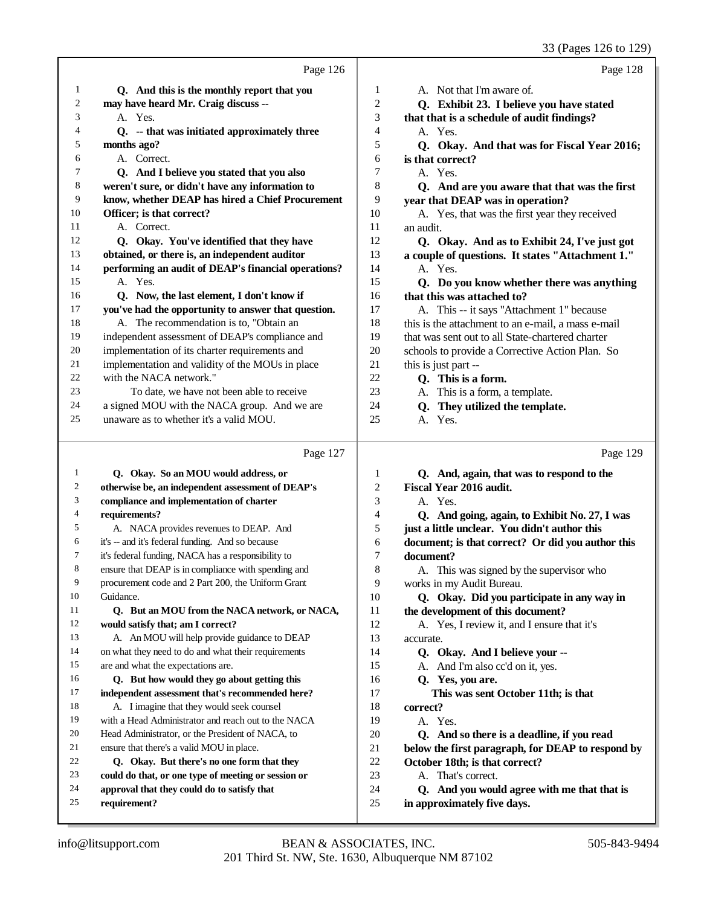Page 126

1 **Q. And this is the monthly report that you**
2 **may have heard Mr. Craig discuss --**
3 A. Yes.
4 **Q. -- that was initiated approximately three**
5 **months ago?**
6 A. Correct.
7 **Q. And I believe you stated that you also**
8 **weren't sure, or didn't have any information to**
9 **know, whether DEAP has hired a Chief Procurement**
10 **Officer; is that correct?**
11 A. Correct.
12 **Q. Okay. You've identified that they have**
13 **obtained, or there is, an independent auditor**
14 **performing an audit of DEAP's financial operations?**
15 A. Yes.
16 **Q. Now, the last element, I don't know if**
17 **you've had the opportunity to answer that question.**
18 A. The recommendation is to, "Obtain an
19 independent assessment of DEAP's compliance and
20 implementation of its charter requirements and
21 implementation and validity of the MOUs in place
22 with the NACA network."
23 To date, we have not been able to receive
24 a signed MOU with the NACA group. And we are
25 unaware as to whether it's a valid MOU.

Page 127

1 **Q. Okay. So an MOU would address, or**
2 **otherwise be, an independent assessment of DEAP's**
3 **compliance and implementation of charter**
4 **requirements?**
5 A. NACA provides revenues to DEAP. And
6 it's -- and it's federal funding. And so because
7 it's federal funding, NACA has a responsibility to
8 ensure that DEAP is in compliance with spending and
9 procurement code and 2 Part 200, the Uniform Grant
10 Guidance.
11 **Q. But an MOU from the NACA network, or NACA,**
12 **would satisfy that; am I correct?**
13 A. An MOU will help provide guidance to DEAP
14 on what they need to do and what their requirements
15 are and what the expectations are.
16 **Q. But how would they go about getting this**
17 **independent assessment that's recommended here?**
18 A. I imagine that they would seek counsel
19 with a Head Administrator and reach out to the NACA
20 Head Administrator, or the President of NACA, to
21 ensure that there's a valid MOU in place.
22 **Q. Okay. But there's no one form that they**
23 **could do that, or one type of meeting or session or**
24 **approval that they could do to satisfy that**
25 **requirement?**

Page 128

1 A. Not that I'm aware of.
2 **Q. Exhibit 23. I believe you have stated**
3 **that that is a schedule of audit findings?**
4 A. Yes.
5 **Q. Okay. And that was for Fiscal Year 2016;**
6 **is that correct?**
7 A. Yes.
8 **Q. And are you aware that that was the first**
9 **year that DEAP was in operation?**
10 A. Yes, that was the first year they received
11 an audit.
12 **Q. Okay. And as to Exhibit 24, I've just got**
13 **a couple of questions. It states "Attachment 1."**
14 A. Yes.
15 **Q. Do you know whether there was anything**
16 **that this was attached to?**
17 A. This -- it says "Attachment 1" because
18 this is the attachment to an e-mail, a mass e-mail
19 that was sent out to all State-chartered charter
20 schools to provide a Corrective Action Plan. So
21 this is just part --
22 **Q. This is a form.**
23 A. This is a form, a template.
24 **Q. They utilized the template.**
25 A. Yes.

Page 129

1 **Q. And, again, that was to respond to the**
2 **Fiscal Year 2016 audit.**
3 A. Yes.
4 **Q. And going, again, to Exhibit No. 27, I was**
5 **just a little unclear. You didn't author this**
6 **document; is that correct? Or did you author this**
7 **document?**
8 A. This was signed by the supervisor who
9 works in my Audit Bureau.
10 **Q. Okay. Did you participate in any way in**
11 **the development of this document?**
12 A. Yes, I review it, and I ensure that it's
13 accurate.
14 **Q. Okay. And I believe your --**
15 A. And I'm also cc'd on it, yes.
16 **Q. Yes, you are.**
17 **This was sent October 11th; is that**
18 **correct?**
19 A. Yes.
20 **Q. And so there is a deadline, if you read**
21 **below the first paragraph, for DEAP to respond by**
22 **October 18th; is that correct?**
23 A. That's correct.
24 **Q. And you would agree with me that that is**
25 **in approximately five days.**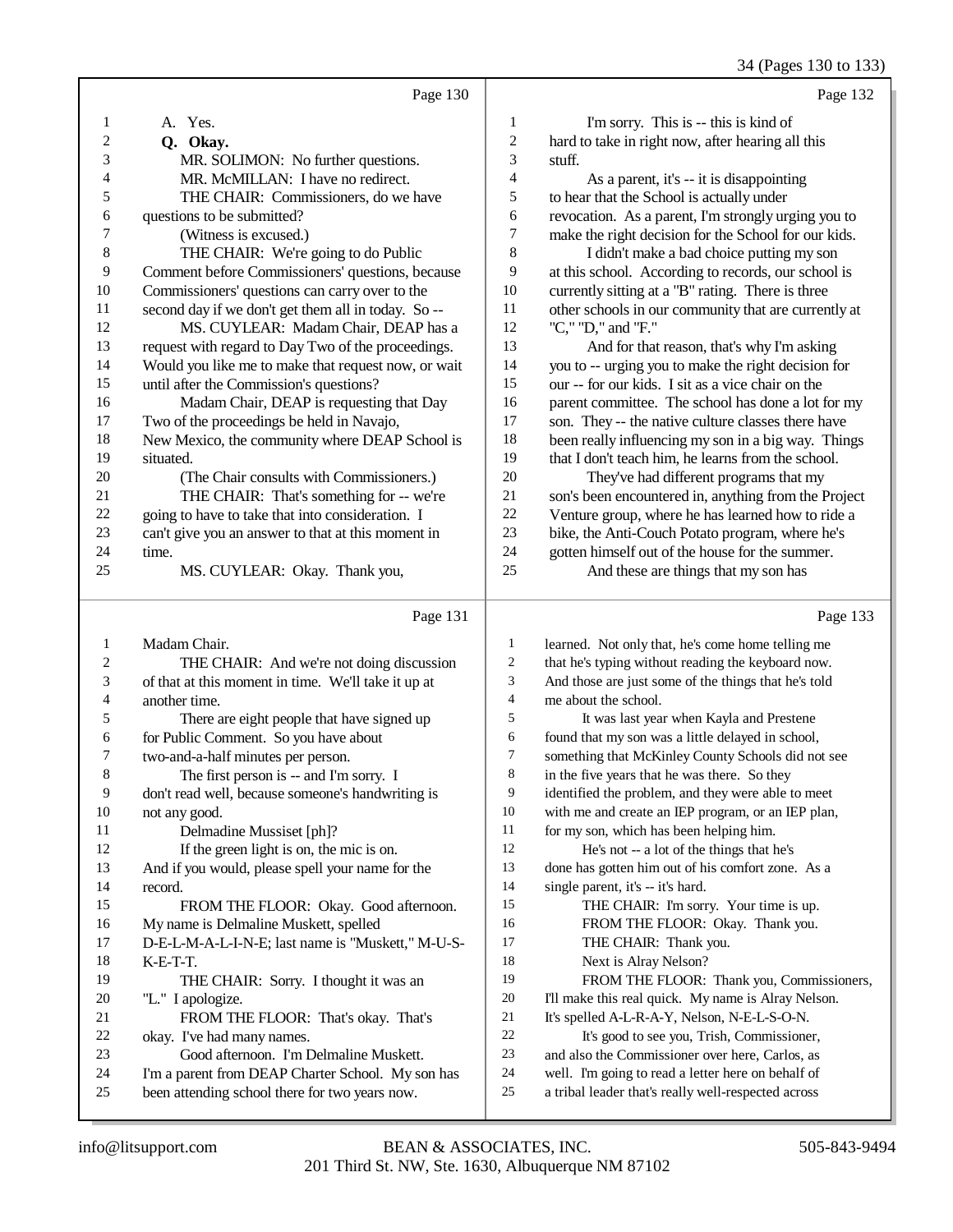Page 130

1 A. Yes.
2 **Q. Okay.**
3 MR. SOLIMON: No further questions.
4 MR. McMILLAN: I have no redirect.
5 THE CHAIR: Commissioners, do we have
6 questions to be submitted?
7 (Witness is excused.)
8 THE CHAIR: We're going to do Public
9 Comment before Commissioners' questions, because
10 Commissioners' questions can carry over to the
11 second day if we don't get them all in today. So --
12 MS. CUYLEAR: Madam Chair, DEAP has a
13 request with regard to Day Two of the proceedings.
14 Would you like me to make that request now, or wait
15 until after the Commission's questions?
16 Madam Chair, DEAP is requesting that Day
17 Two of the proceedings be held in Navajo,
18 New Mexico, the community where DEAP School is
19 situated.
20 (The Chair consults with Commissioners.)
21 THE CHAIR: That's something for -- we're
22 going to have to take that into consideration. I
23 can't give you an answer to that at this moment in
24 time.
25 MS. CUYLEAR: Okay. Thank you,

Page 131

1 Madam Chair.
2 THE CHAIR: And we're not doing discussion
3 of that at this moment in time. We'll take it up at
4 another time.
5 There are eight people that have signed up
6 for Public Comment. So you have about
7 two-and-a-half minutes per person.
8 The first person is -- and I'm sorry. I
9 don't read well, because someone's handwriting is
10 not any good.
11 Delmadine Mussiset [ph]?
12 If the green light is on, the mic is on.
13 And if you would, please spell your name for the
14 record.
15 FROM THE FLOOR: Okay. Good afternoon.
16 My name is Delmaline Muskett, spelled
17 D-E-L-M-A-L-I-N-E; last name is "Muskett," M-U-S-
18 K-E-T-T.
19 THE CHAIR: Sorry. I thought it was an
20 "L." I apologize.
21 FROM THE FLOOR: That's okay. That's
22 okay. I've had many names.
23 Good afternoon. I'm Delmaline Muskett.
24 I'm a parent from DEAP Charter School. My son has
25 been attending school there for two years now.

Page 132

1 I'm sorry. This is -- this is kind of
2 hard to take in right now, after hearing all this
3 stuff.
4 As a parent, it's -- it is disappointing
5 to hear that the School is actually under
6 revocation. As a parent, I'm strongly urging you to
7 make the right decision for the School for our kids.
8 I didn't make a bad choice putting my son
9 at this school. According to records, our school is
10 currently sitting at a "B" rating. There is three
11 other schools in our community that are currently at
12 "C," "D," and "F."
13 And for that reason, that's why I'm asking
14 you to -- urging you to make the right decision for
15 our -- for our kids. I sit as a vice chair on the
16 parent committee. The school has done a lot for my
17 son. They -- the native culture classes there have
18 been really influencing my son in a big way. Things
19 that I don't teach him, he learns from the school.
20 They've had different programs that my
21 son's been encountered in, anything from the Project
22 Venture group, where he has learned how to ride a
23 bike, the Anti-Couch Potato program, where he's
24 gotten himself out of the house for the summer.
25 And these are things that my son has

Page 133

1 learned. Not only that, he's come home telling me
2 that he's typing without reading the keyboard now.
3 And those are just some of the things that he's told
4 me about the school.
5 It was last year when Kayla and Prestene
6 found that my son was a little delayed in school,
7 something that McKinley County Schools did not see
8 in the five years that he was there. So they
9 identified the problem, and they were able to meet
10 with me and create an IEP program, or an IEP plan,
11 for my son, which has been helping him.
12 He's not -- a lot of the things that he's
13 done has gotten him out of his comfort zone. As a
14 single parent, it's -- it's hard.
15 THE CHAIR: I'm sorry. Your time is up.
16 FROM THE FLOOR: Okay. Thank you.
17 THE CHAIR: Thank you.
18 Next is Alray Nelson?
19 FROM THE FLOOR: Thank you, Commissioners,
20 I'll make this real quick. My name is Alray Nelson.
21 It's spelled A-L-R-A-Y, Nelson, N-E-L-S-O-N.
22 It's good to see you, Trish, Commissioner,
23 and also the Commissioner over here, Carlos, as
24 well. I'm going to read a letter here on behalf of
25 a tribal leader that's really well-respected across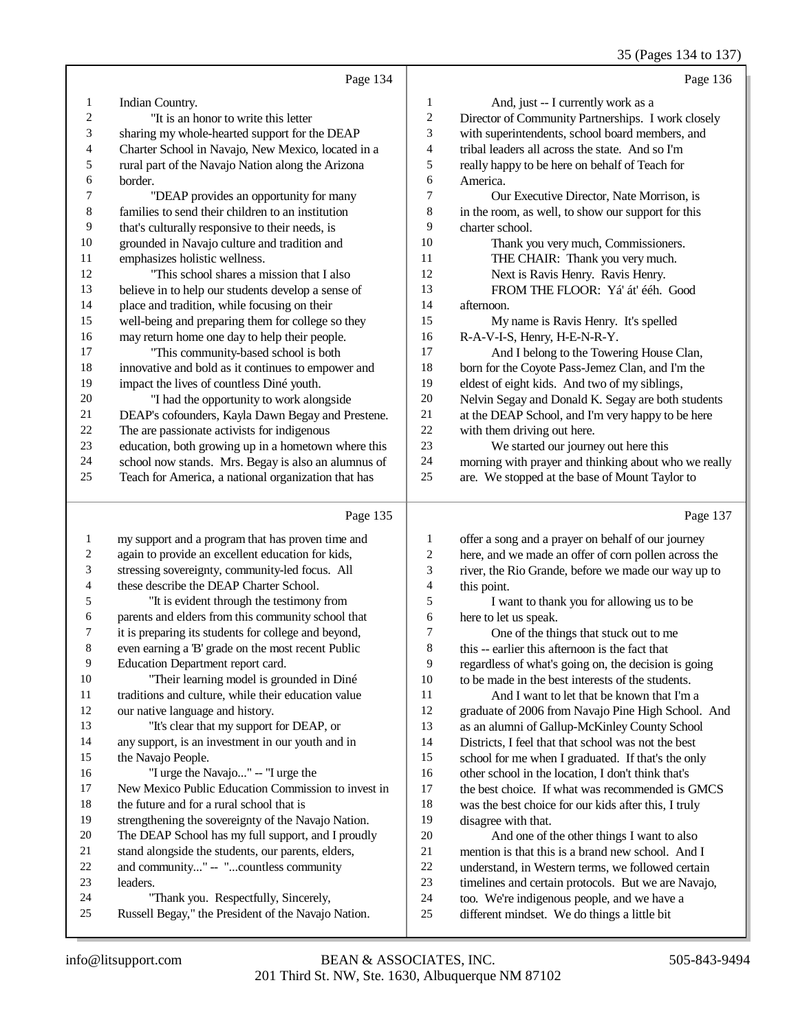Page 134

1 Indian Country.
2 "It is an honor to write this letter
3 sharing my whole-hearted support for the DEAP
4 Charter School in Navajo, New Mexico, located in a
5 rural part of the Navajo Nation along the Arizona
6 border.
7 "DEAP provides an opportunity for many
8 families to send their children to an institution
9 that's culturally responsive to their needs, is
10 grounded in Navajo culture and tradition and
11 emphasizes holistic wellness.
12 "This school shares a mission that I also
13 believe in to help our students develop a sense of
14 place and tradition, while focusing on their
15 well-being and preparing them for college so they
16 may return home one day to help their people.
17 "This community-based school is both
18 innovative and bold as it continues to empower and
19 impact the lives of countless Diné youth.
20 "I had the opportunity to work alongside
21 DEAP's cofounders, Kayla Dawn Begay and Prestene.
22 The are passionate activists for indigenous
23 education, both growing up in a hometown where this
24 school now stands. Mrs. Begay is also an alumnus of
25 Teach for America, a national organization that has

Page 135

1 my support and a program that has proven time and
2 again to provide an excellent education for kids,
3 stressing sovereignty, community-led focus. All
4 these describe the DEAP Charter School.
5 "It is evident through the testimony from
6 parents and elders from this community school that
7 it is preparing its students for college and beyond,
8 even earning a 'B' grade on the most recent Public
9 Education Department report card.
10 "Their learning model is grounded in Diné
11 traditions and culture, while their education value
12 our native language and history.
13 "It's clear that my support for DEAP, or
14 any support, is an investment in our youth and in
15 the Navajo People.
16 "I urge the Navajo..." -- "I urge the
17 New Mexico Public Education Commission to invest in
18 the future and for a rural school that is
19 strengthening the sovereignty of the Navajo Nation.
20 The DEAP School has my full support, and I proudly
21 stand alongside the students, our parents, elders,
22 and community..." -- "...countless community
23 leaders.
24 "Thank you. Respectfully, Sincerely,
25 Russell Begay," the President of the Navajo Nation.

Page 136

1 And, just -- I currently work as a
2 Director of Community Partnerships. I work closely
3 with superintendents, school board members, and
4 tribal leaders all across the state. And so I'm
5 really happy to be here on behalf of Teach for
6 America.
7 Our Executive Director, Nate Morrison, is
8 in the room, as well, to show our support for this
9 charter school.
10 Thank you very much, Commissioners.
11 THE CHAIR: Thank you very much.
12 Next is Ravis Henry. Ravis Henry.
13 FROM THE FLOOR: Yá' át' ééh. Good
14 afternoon.
15 My name is Ravis Henry. It's spelled
16 R-A-V-I-S, Henry, H-E-N-R-Y.
17 And I belong to the Towering House Clan,
18 born for the Coyote Pass-Jemez Clan, and I'm the
19 eldest of eight kids. And two of my siblings,
20 Nelvin Segay and Donald K. Segay are both students
21 at the DEAP School, and I'm very happy to be here
22 with them driving out here.
23 We started our journey out here this
24 morning with prayer and thinking about who we really
25 are. We stopped at the base of Mount Taylor to

Page 137

1 offer a song and a prayer on behalf of our journey
2 here, and we made an offer of corn pollen across the
3 river, the Rio Grande, before we made our way up to
4 this point.
5 I want to thank you for allowing us to be
6 here to let us speak.
7 One of the things that stuck out to me
8 this -- earlier this afternoon is the fact that
9 regardless of what's going on, the decision is going
10 to be made in the best interests of the students.
11 And I want to let that be known that I'm a
12 graduate of 2006 from Navajo Pine High School. And
13 as an alumni of Gallup-McKinley County School
14 Districts, I feel that that school was not the best
15 school for me when I graduated. If that's the only
16 other school in the location, I don't think that's
17 the best choice. If what was recommended is GMCS
18 was the best choice for our kids after this, I truly
19 disagree with that.
20 And one of the other things I want to also
21 mention is that this is a brand new school. And I
22 understand, in Western terms, we followed certain
23 timelines and certain protocols. But we are Navajo,
24 too. We're indigenous people, and we have a
25 different mindset. We do things a little bit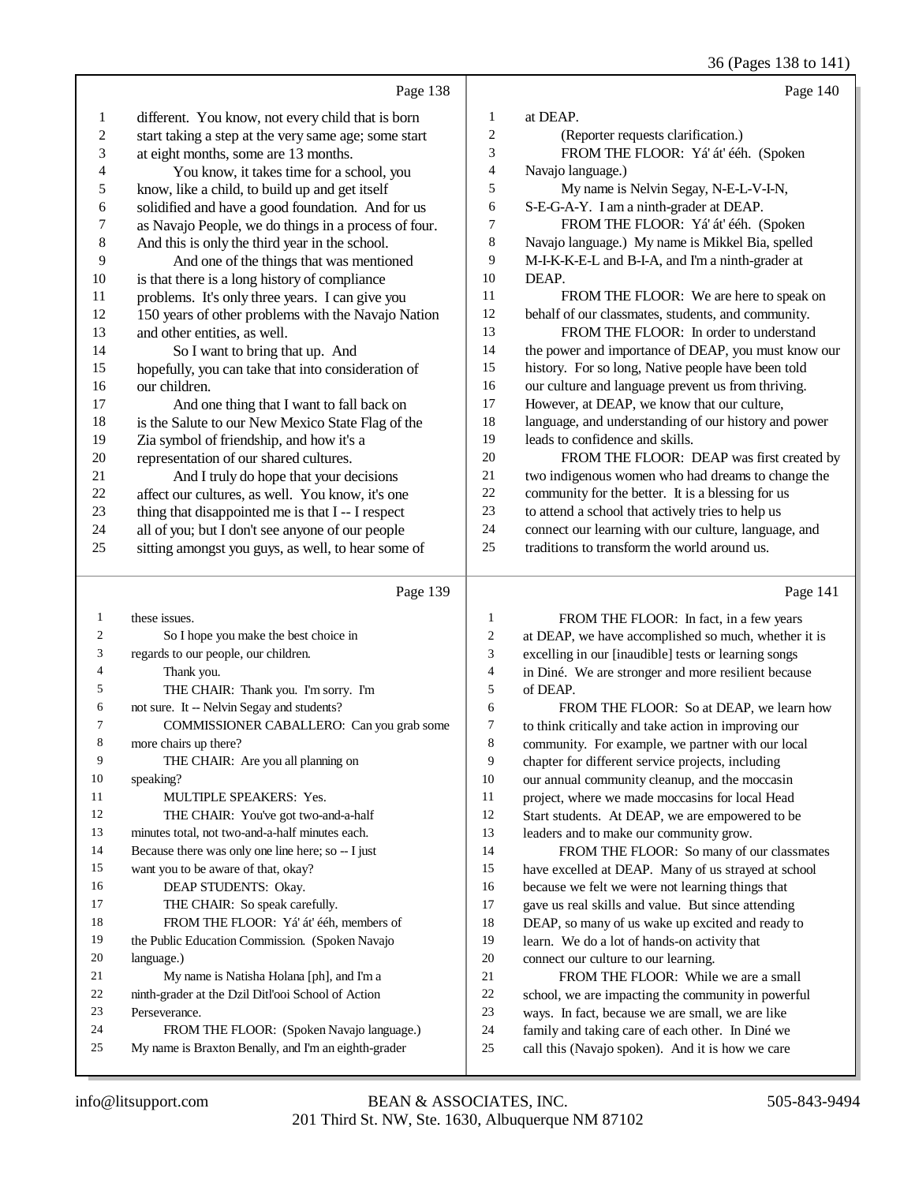Page 138

1 different. You know, not every child that is born
2 start taking a step at the very same age; some start
3 at eight months, some are 13 months.
4 You know, it takes time for a school, you
5 know, like a child, to build up and get itself
6 solidified and have a good foundation. And for us
7 as Navajo People, we do things in a process of four.
8 And this is only the third year in the school.
9 And one of the things that was mentioned
10 is that there is a long history of compliance
11 problems. It's only three years. I can give you
12 150 years of other problems with the Navajo Nation
13 and other entities, as well.
14 So I want to bring that up. And
15 hopefully, you can take that into consideration of
16 our children.
17 And one thing that I want to fall back on
18 is the Salute to our New Mexico State Flag of the
19 Zia symbol of friendship, and how it's a
20 representation of our shared cultures.
21 And I truly do hope that your decisions
22 affect our cultures, as well. You know, it's one
23 thing that disappointed me is that I -- I respect
24 all of you; but I don't see anyone of our people
25 sitting amongst you guys, as well, to hear some of

Page 139

1 these issues.
2 So I hope you make the best choice in
3 regards to our people, our children.
4 Thank you.
5 THE CHAIR: Thank you. I'm sorry. I'm
6 not sure. It -- Nelvin Segay and students?
7 COMMISSIONER CABALLERO: Can you grab some
8 more chairs up there?
9 THE CHAIR: Are you all planning on
10 speaking?
11 MULTIPLE SPEAKERS: Yes.
12 THE CHAIR: You've got two-and-a-half
13 minutes total, not two-and-a-half minutes each.
14 Because there was only one line here; so -- I just
15 want you to be aware of that, okay?
16 DEAP STUDENTS: Okay.
17 THE CHAIR: So speak carefully.
18 FROM THE FLOOR: Yá' át' ééh, members of
19 the Public Education Commission. (Spoken Navajo
20 language.)
21 My name is Natisha Holana [ph], and I'm a
22 ninth-grader at the Dzil Ditl'ooi School of Action
23 Perseverance.
24 FROM THE FLOOR: (Spoken Navajo language.)
25 My name is Braxton Benally, and I'm an eighth-grader

Page 140

1 at DEAP.
2 (Reporter requests clarification.)
3 FROM THE FLOOR: Yá' át' ééh. (Spoken
4 Navajo language.)
5 My name is Nelvin Segay, N-E-L-V-I-N,
6 S-E-G-A-Y. I am a ninth-grader at DEAP.
7 FROM THE FLOOR: Yá' át' ééh. (Spoken
8 Navajo language.) My name is Mikkel Bia, spelled
9 M-I-K-K-E-L and B-I-A, and I'm a ninth-grader at
10 DEAP.
11 FROM THE FLOOR: We are here to speak on
12 behalf of our classmates, students, and community.
13 FROM THE FLOOR: In order to understand
14 the power and importance of DEAP, you must know our
15 history. For so long, Native people have been told
16 our culture and language prevent us from thriving.
17 However, at DEAP, we know that our culture,
18 language, and understanding of our history and power
19 leads to confidence and skills.
20 FROM THE FLOOR: DEAP was first created by
21 two indigenous women who had dreams to change the
22 community for the better. It is a blessing for us
23 to attend a school that actively tries to help us
24 connect our learning with our culture, language, and
25 traditions to transform the world around us.

Page 141

1 FROM THE FLOOR: In fact, in a few years
2 at DEAP, we have accomplished so much, whether it is
3 excelling in our [inaudible] tests or learning songs
4 in Diné. We are stronger and more resilient because
5 of DEAP.
6 FROM THE FLOOR: So at DEAP, we learn how
7 to think critically and take action in improving our
8 community. For example, we partner with our local
9 chapter for different service projects, including
10 our annual community cleanup, and the moccasin
11 project, where we made moccasins for local Head
12 Start students. At DEAP, we are empowered to be
13 leaders and to make our community grow.
14 FROM THE FLOOR: So many of our classmates
15 have excelled at DEAP. Many of us strayed at school
16 because we felt we were not learning things that
17 gave us real skills and value. But since attending
18 DEAP, so many of us wake up excited and ready to
19 learn. We do a lot of hands-on activity that
20 connect our culture to our learning.
21 FROM THE FLOOR: While we are a small
22 school, we are impacting the community in powerful
23 ways. In fact, because we are small, we are like
24 family and taking care of each other. In Diné we
25 call this (Navajo spoken). And it is how we care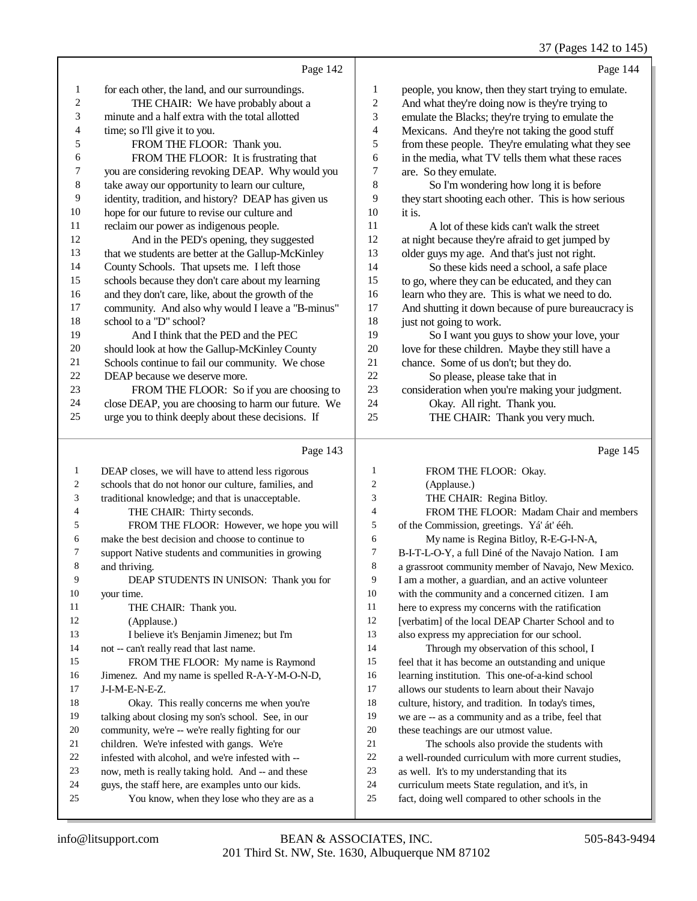Page 142

1 for each other, the land, and our surroundings.
2 THE CHAIR: We have probably about a
3 minute and a half extra with the total allotted
4 time; so I'll give it to you.
5 FROM THE FLOOR: Thank you.
6 FROM THE FLOOR: It is frustrating that
7 you are considering revoking DEAP. Why would you
8 take away our opportunity to learn our culture,
9 identity, tradition, and history? DEAP has given us
10 hope for our future to revise our culture and
11 reclaim our power as indigenous people.
12 And in the PED's opening, they suggested
13 that we students are better at the Gallup-McKinley
14 County Schools. That upsets me. I left those
15 schools because they don't care about my learning
16 and they don't care, like, about the growth of the
17 community. And also why would I leave a "B-minus"
18 school to a "D" school?
19 And I think that the PED and the PEC
20 should look at how the Gallup-McKinley County
21 Schools continue to fail our community. We chose
22 DEAP because we deserve more.
23 FROM THE FLOOR: So if you are choosing to
24 close DEAP, you are choosing to harm our future. We
25 urge you to think deeply about these decisions. If

Page 143

1 DEAP closes, we will have to attend less rigorous
2 schools that do not honor our culture, families, and
3 traditional knowledge; and that is unacceptable.
4 THE CHAIR: Thirty seconds.
5 FROM THE FLOOR: However, we hope you will
6 make the best decision and choose to continue to
7 support Native students and communities in growing
8 and thriving.
9 DEAP STUDENTS IN UNISON: Thank you for
10 your time.
11 THE CHAIR: Thank you.
12 (Applause.)
13 I believe it's Benjamin Jimenez; but I'm
14 not -- can't really read that last name.
15 FROM THE FLOOR: My name is Raymond
16 Jimenez. And my name is spelled R-A-Y-M-O-N-D,
17 J-I-M-E-N-E-Z.
18 Okay. This really concerns me when you're
19 talking about closing my son's school. See, in our
20 community, we're -- we're really fighting for our
21 children. We're infested with gangs. We're
22 infested with alcohol, and we're infested with --
23 now, meth is really taking hold. And -- and these
24 guys, the staff here, are examples unto our kids.
25 You know, when they lose who they are as a

Page 144

1 people, you know, then they start trying to emulate.
2 And what they're doing now is they're trying to
3 emulate the Blacks; they're trying to emulate the
4 Mexicans. And they're not taking the good stuff
5 from these people. They're emulating what they see
6 in the media, what TV tells them what these races
7 are. So they emulate.
8 So I'm wondering how long it is before
9 they start shooting each other. This is how serious
10 it is.
11 A lot of these kids can't walk the street
12 at night because they're afraid to get jumped by
13 older guys my age. And that's just not right.
14 So these kids need a school, a safe place
15 to go, where they can be educated, and they can
16 learn who they are. This is what we need to do.
17 And shutting it down because of pure bureaucracy is
18 just not going to work.
19 So I want you guys to show your love, your
20 love for these children. Maybe they still have a
21 chance. Some of us don't; but they do.
22 So please, please take that in
23 consideration when you're making your judgment.
24 Okay. All right. Thank you.
25 THE CHAIR: Thank you very much.

Page 145

1 FROM THE FLOOR: Okay.
2 (Applause.)
3 THE CHAIR: Regina Bitloy.
4 FROM THE FLOOR: Madam Chair and members
5 of the Commission, greetings. Yá' át' ééh.
6 My name is Regina Bitloy, R-E-G-I-N-A,
7 B-I-T-L-O-Y, a full Diné of the Navajo Nation. I am
8 a grassroot community member of Navajo, New Mexico.
9 I am a mother, a guardian, and an active volunteer
10 with the community and a concerned citizen. I am
11 here to express my concerns with the ratification
12 [verbatim] of the local DEAP Charter School and to
13 also express my appreciation for our school.
14 Through my observation of this school, I
15 feel that it has become an outstanding and unique
16 learning institution. This one-of-a-kind school
17 allows our students to learn about their Navajo
18 culture, history, and tradition. In today's times,
19 we are -- as a community and as a tribe, feel that
20 these teachings are our utmost value.
21 The schools also provide the students with
22 a well-rounded curriculum with more current studies,
23 as well. It's to my understanding that its
24 curriculum meets State regulation, and it's, in
25 fact, doing well compared to other schools in the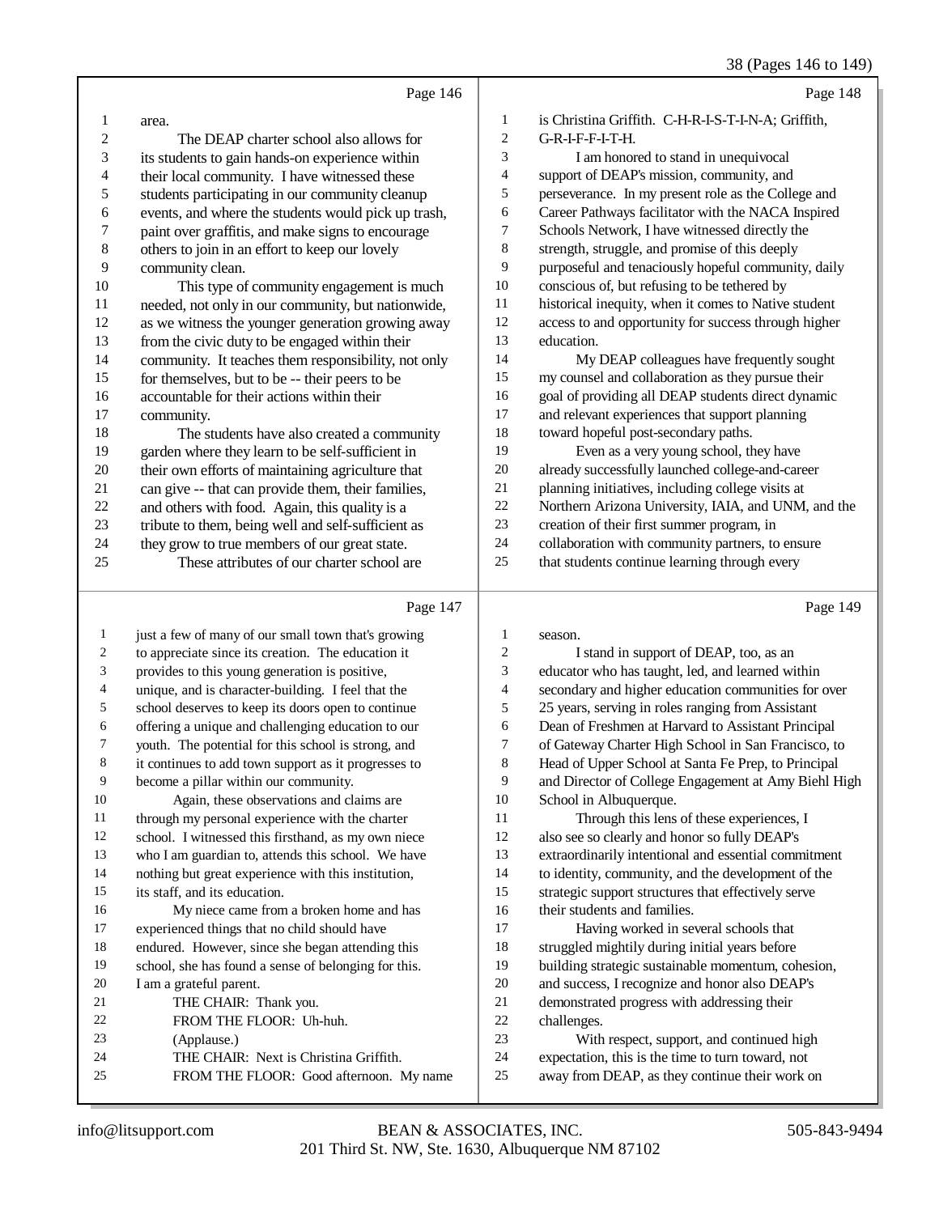Page 146

1 area.
2 The DEAP charter school also allows for
3 its students to gain hands-on experience within
4 their local community. I have witnessed these
5 students participating in our community cleanup
6 events, and where the students would pick up trash,
7 paint over graffitis, and make signs to encourage
8 others to join in an effort to keep our lovely
9 community clean.
10 This type of community engagement is much
11 needed, not only in our community, but nationwide,
12 as we witness the younger generation growing away
13 from the civic duty to be engaged within their
14 community. It teaches them responsibility, not only
15 for themselves, but to be -- their peers to be
16 accountable for their actions within their
17 community.
18 The students have also created a community
19 garden where they learn to be self-sufficient in
20 their own efforts of maintaining agriculture that
21 can give -- that can provide them, their families,
22 and others with food. Again, this quality is a
23 tribute to them, being well and self-sufficient as
24 they grow to true members of our great state.
25 These attributes of our charter school are

Page 147

1 just a few of many of our small town that's growing
2 to appreciate since its creation. The education it
3 provides to this young generation is positive,
4 unique, and is character-building. I feel that the
5 school deserves to keep its doors open to continue
6 offering a unique and challenging education to our
7 youth. The potential for this school is strong, and
8 it continues to add town support as it progresses to
9 become a pillar within our community.
10 Again, these observations and claims are
11 through my personal experience with the charter
12 school. I witnessed this firsthand, as my own niece
13 who I am guardian to, attends this school. We have
14 nothing but great experience with this institution,
15 its staff, and its education.
16 My niece came from a broken home and has
17 experienced things that no child should have
18 endured. However, since she began attending this
19 school, she has found a sense of belonging for this.
20 I am a grateful parent.
21 THE CHAIR: Thank you.
22 FROM THE FLOOR: Uh-huh.
23 (Applause.)
24 THE CHAIR: Next is Christina Griffith.
25 FROM THE FLOOR: Good afternoon. My name

Page 148

1 is Christina Griffith. C-H-R-I-S-T-I-N-A; Griffith,
2 G-R-I-F-F-I-T-H.
3 I am honored to stand in unequivocal
4 support of DEAP's mission, community, and
5 perseverance. In my present role as the College and
6 Career Pathways facilitator with the NACA Inspired
7 Schools Network, I have witnessed directly the
8 strength, struggle, and promise of this deeply
9 purposeful and tenaciously hopeful community, daily
10 conscious of, but refusing to be tethered by
11 historical inequity, when it comes to Native student
12 access to and opportunity for success through higher
13 education.
14 My DEAP colleagues have frequently sought
15 my counsel and collaboration as they pursue their
16 goal of providing all DEAP students direct dynamic
17 and relevant experiences that support planning
18 toward hopeful post-secondary paths.
19 Even as a very young school, they have
20 already successfully launched college-and-career
21 planning initiatives, including college visits at
22 Northern Arizona University, IAIA, and UNM, and the
23 creation of their first summer program, in
24 collaboration with community partners, to ensure
25 that students continue learning through every

Page 149

1 season.
2 I stand in support of DEAP, too, as an
3 educator who has taught, led, and learned within
4 secondary and higher education communities for over
5 25 years, serving in roles ranging from Assistant
6 Dean of Freshmen at Harvard to Assistant Principal
7 of Gateway Charter High School in San Francisco, to
8 Head of Upper School at Santa Fe Prep, to Principal
9 and Director of College Engagement at Amy Biehl High
10 School in Albuquerque.
11 Through this lens of these experiences, I
12 also see so clearly and honor so fully DEAP's
13 extraordinarily intentional and essential commitment
14 to identity, community, and the development of the
15 strategic support structures that effectively serve
16 their students and families.
17 Having worked in several schools that
18 struggled mightily during initial years before
19 building strategic sustainable momentum, cohesion,
20 and success, I recognize and honor also DEAP's
21 demonstrated progress with addressing their
22 challenges.
23 With respect, support, and continued high
24 expectation, this is the time to turn toward, not
25 away from DEAP, as they continue their work on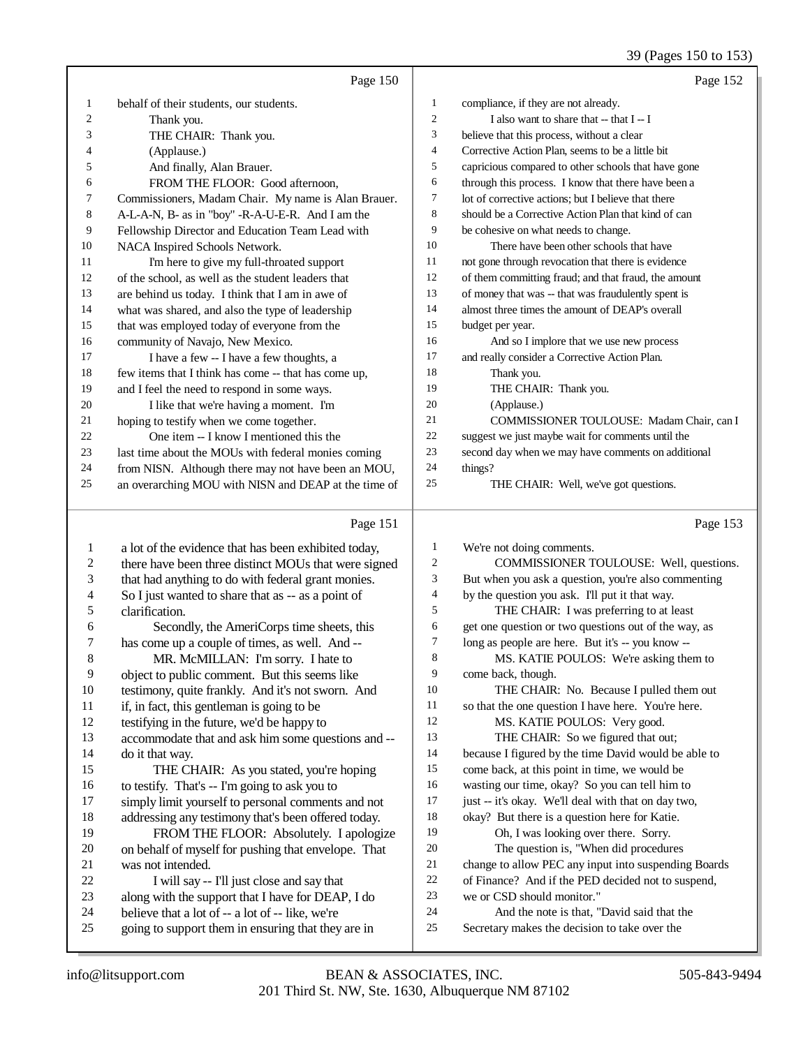Page 150

1 behalf of their students, our students.
2 Thank you.
3 THE CHAIR: Thank you.
4 (Applause.)
5 And finally, Alan Brauer.
6 FROM THE FLOOR: Good afternoon,
7 Commissioners, Madam Chair. My name is Alan Brauer.
8 A-L-A-N, B- as in "boy" -R-A-U-E-R. And I am the
9 Fellowship Director and Education Team Lead with
10 NACA Inspired Schools Network.
11 I'm here to give my full-throated support
12 of the school, as well as the student leaders that
13 are behind us today. I think that I am in awe of
14 what was shared, and also the type of leadership
15 that was employed today of everyone from the
16 community of Navajo, New Mexico.
17 I have a few -- I have a few thoughts, a
18 few items that I think has come -- that has come up,
19 and I feel the need to respond in some ways.
20 I like that we're having a moment. I'm
21 hoping to testify when we come together.
22 One item -- I know I mentioned this the
23 last time about the MOUs with federal monies coming
24 from NISN. Although there may not have been an MOU,
25 an overarching MOU with NISN and DEAP at the time of

Page 151

1 a lot of the evidence that has been exhibited today,
2 there have been three distinct MOUs that were signed
3 that had anything to do with federal grant monies.
4 So I just wanted to share that as -- as a point of
5 clarification.
6 Secondly, the AmeriCorps time sheets, this
7 has come up a couple of times, as well. And --
8 MR. McMILLAN: I'm sorry. I hate to
9 object to public comment. But this seems like
10 testimony, quite frankly. And it's not sworn. And
11 if, in fact, this gentleman is going to be
12 testifying in the future, we'd be happy to
13 accommodate that and ask him some questions and --
14 do it that way.
15 THE CHAIR: As you stated, you're hoping
16 to testify. That's -- I'm going to ask you to
17 simply limit yourself to personal comments and not
18 addressing any testimony that's been offered today.
19 FROM THE FLOOR: Absolutely. I apologize
20 on behalf of myself for pushing that envelope. That
21 was not intended.
22 I will say -- I'll just close and say that
23 along with the support that I have for DEAP, I do
24 believe that a lot of -- a lot of -- like, we're
25 going to support them in ensuring that they are in

Page 152

1 compliance, if they are not already.
2 I also want to share that -- that I -- I
3 believe that this process, without a clear
4 Corrective Action Plan, seems to be a little bit
5 capricious compared to other schools that have gone
6 through this process. I know that there have been a
7 lot of corrective actions; but I believe that there
8 should be a Corrective Action Plan that kind of can
9 be cohesive on what needs to change.
10 There have been other schools that have
11 not gone through revocation that there is evidence
12 of them committing fraud; and that fraud, the amount
13 of money that was -- that was fraudulently spent is
14 almost three times the amount of DEAP's overall
15 budget per year.
16 And so I implore that we use new process
17 and really consider a Corrective Action Plan.
18 Thank you.
19 THE CHAIR: Thank you.
20 (Applause.)
21 COMMISSIONER TOULOUSE: Madam Chair, can I
22 suggest we just maybe wait for comments until the
23 second day when we may have comments on additional
24 things?
25 THE CHAIR: Well, we've got questions.

Page 153

1 We're not doing comments.
2 COMMISSIONER TOULOUSE: Well, questions.
3 But when you ask a question, you're also commenting
4 by the question you ask. I'll put it that way.
5 THE CHAIR: I was preferring to at least
6 get one question or two questions out of the way, as
7 long as people are here. But it's -- you know --
8 MS. KATIE POULOS: We're asking them to
9 come back, though.
10 THE CHAIR: No. Because I pulled them out
11 so that the one question I have here. You're here.
12 MS. KATIE POULOS: Very good.
13 THE CHAIR: So we figured that out;
14 because I figured by the time David would be able to
15 come back, at this point in time, we would be
16 wasting our time, okay? So you can tell him to
17 just -- it's okay. We'll deal with that on day two,
18 okay? But there is a question here for Katie.
19 Oh, I was looking over there. Sorry.
20 The question is, "When did procedures
21 change to allow PEC any input into suspending Boards
22 of Finance? And if the PED decided not to suspend,
23 we or CSD should monitor."
24 And the note is that, "David said that the
25 Secretary makes the decision to take over the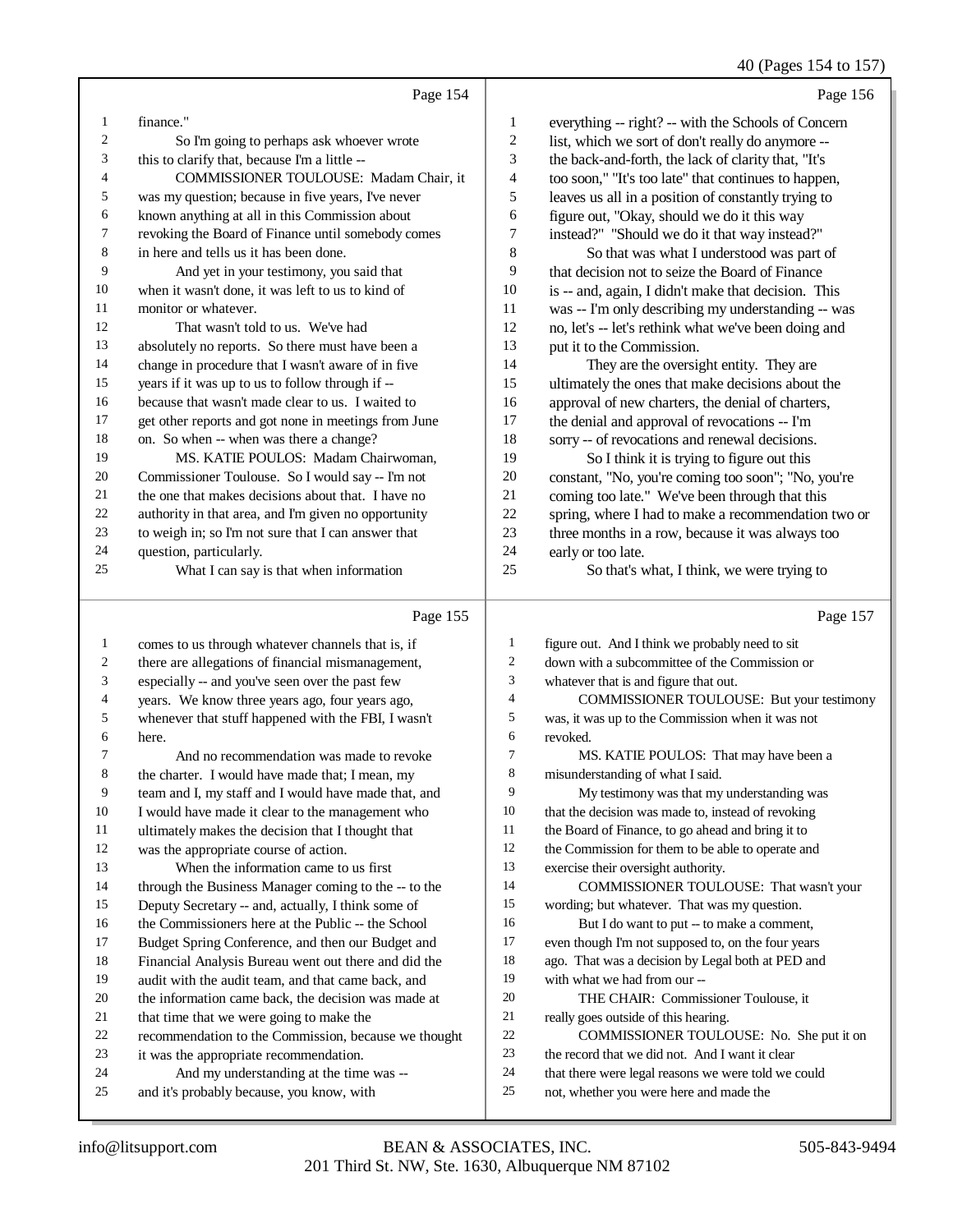Page 154

1 finance."
2 So I'm going to perhaps ask whoever wrote
3 this to clarify that, because I'm a little --
4 COMMISSIONER TOULOUSE: Madam Chair, it
5 was my question; because in five years, I've never
6 known anything at all in this Commission about
7 revoking the Board of Finance until somebody comes
8 in here and tells us it has been done.
9 And yet in your testimony, you said that
10 when it wasn't done, it was left to us to kind of
11 monitor or whatever.
12 That wasn't told to us. We've had
13 absolutely no reports. So there must have been a
14 change in procedure that I wasn't aware of in five
15 years if it was up to us to follow through if --
16 because that wasn't made clear to us. I waited to
17 get other reports and got none in meetings from June
18 on. So when -- when was there a change?
19 MS. KATIE POULOS: Madam Chairwoman,
20 Commissioner Toulouse. So I would say -- I'm not
21 the one that makes decisions about that. I have no
22 authority in that area, and I'm given no opportunity
23 to weigh in; so I'm not sure that I can answer that
24 question, particularly.
25 What I can say is that when information

Page 155

1 comes to us through whatever channels that is, if
2 there are allegations of financial mismanagement,
3 especially -- and you've seen over the past few
4 years. We know three years ago, four years ago,
5 whenever that stuff happened with the FBI, I wasn't
6 here.
7 And no recommendation was made to revoke
8 the charter. I would have made that; I mean, my
9 team and I, my staff and I would have made that, and
10 I would have made it clear to the management who
11 ultimately makes the decision that I thought that
12 was the appropriate course of action.
13 When the information came to us first
14 through the Business Manager coming to the -- to the
15 Deputy Secretary -- and, actually, I think some of
16 the Commissioners here at the Public -- the School
17 Budget Spring Conference, and then our Budget and
18 Financial Analysis Bureau went out there and did the
19 audit with the audit team, and that came back, and
20 the information came back, the decision was made at
21 that time that we were going to make the
22 recommendation to the Commission, because we thought
23 it was the appropriate recommendation.
24 And my understanding at the time was --
25 and it's probably because, you know, with

Page 156

1 everything -- right? -- with the Schools of Concern
2 list, which we sort of don't really do anymore --
3 the back-and-forth, the lack of clarity that, "It's
4 too soon," "It's too late" that continues to happen,
5 leaves us all in a position of constantly trying to
6 figure out, "Okay, should we do it this way
7 instead?" "Should we do it that way instead?"
8 So that was what I understood was part of
9 that decision not to seize the Board of Finance
10 is -- and, again, I didn't make that decision. This
11 was -- I'm only describing my understanding -- was
12 no, let's -- let's rethink what we've been doing and
13 put it to the Commission.
14 They are the oversight entity. They are
15 ultimately the ones that make decisions about the
16 approval of new charters, the denial of charters,
17 the denial and approval of revocations -- I'm
18 sorry -- of revocations and renewal decisions.
19 So I think it is trying to figure out this
20 constant, "No, you're coming too soon"; "No, you're
21 coming too late." We've been through that this
22 spring, where I had to make a recommendation two or
23 three months in a row, because it was always too
24 early or too late.
25 So that's what, I think, we were trying to

Page 157

1 figure out. And I think we probably need to sit
2 down with a subcommittee of the Commission or
3 whatever that is and figure that out.
4 COMMISSIONER TOULOUSE: But your testimony
5 was, it was up to the Commission when it was not
6 revoked.
7 MS. KATIE POULOS: That may have been a
8 misunderstanding of what I said.
9 My testimony was that my understanding was
10 that the decision was made to, instead of revoking
11 the Board of Finance, to go ahead and bring it to
12 the Commission for them to be able to operate and
13 exercise their oversight authority.
14 COMMISSIONER TOULOUSE: That wasn't your
15 wording; but whatever. That was my question.
16 But I do want to put -- to make a comment,
17 even though I'm not supposed to, on the four years
18 ago. That was a decision by Legal both at PED and
19 with what we had from our --
20 THE CHAIR: Commissioner Toulouse, it
21 really goes outside of this hearing.
22 COMMISSIONER TOULOUSE: No. She put it on
23 the record that we did not. And I want it clear
24 that there were legal reasons we were told we could
25 not, whether you were here and made the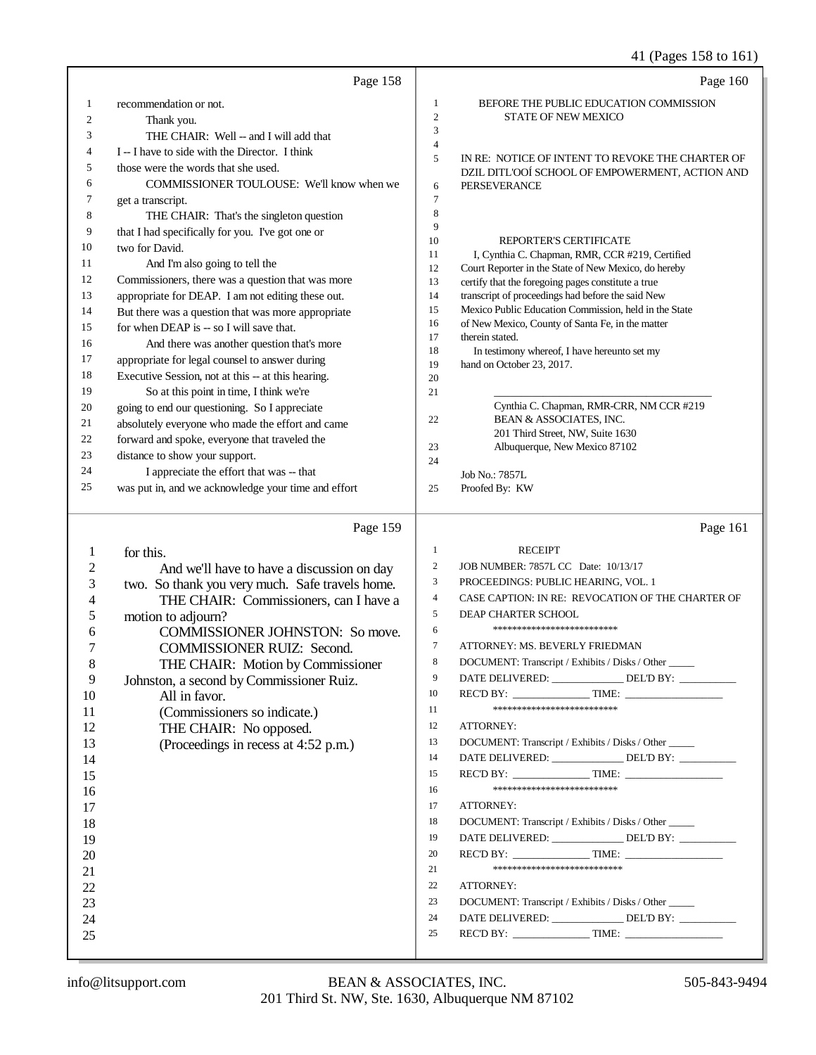## Page 158

1 recommendation or not.
2 Thank you.
3 THE CHAIR: Well -- and I will add that
4 I -- I have to side with the Director. I think
5 those were the words that she used.
6 COMMISSIONER TOULOUSE: We'll know when we
7 get a transcript.
8 THE CHAIR: That's the singleton question
9 that I had specifically for you. I've got one or
10 two for David.
11 And I'm also going to tell the
12 Commissioners, there was a question that was more
13 appropriate for DEAP. I am not editing these out.
14 But there was a question that was more appropriate
15 for when DEAP is -- so I will save that.
16 And there was another question that's more
17 appropriate for legal counsel to answer during
18 Executive Session, not at this -- at this hearing.
19 So at this point in time, I think we're
20 going to end our questioning. So I appreciate
21 absolutely everyone who made the effort and came
22 forward and spoke, everyone that traveled the
23 distance to show your support.
24 I appreciate the effort that was -- that
25 was put in, and we acknowledge your time and effort

## Page 159

1 for this.
2 And we'll have to have a discussion on day
3 two. So thank you very much. Safe travels home.
4 THE CHAIR: Commissioners, can I have a
5 motion to adjourn?
6 COMMISSIONER JOHNSTON: So move.
7 COMMISSIONER RUIZ: Second.
8 THE CHAIR: Motion by Commissioner
9 Johnston, a second by Commissioner Ruiz.
10 All in favor.
11 (Commissioners so indicate.)
12 THE CHAIR: No opposed.
13 (Proceedings in recess at 4:52 p.m.)
14
15
16
17
18
19
20
21
22
23
24
25

## Page 160

1 BEFORE THE PUBLIC EDUCATION COMMISSION
2 STATE OF NEW MEXICO
3
4
5 IN RE: NOTICE OF INTENT TO REVOKE THE CHARTER OF
DZIL DITL'OOÍ SCHOOL OF EMPOWERMENT, ACTION AND
6 PERSEVERANCE
7
8
9
10 REPORTER'S CERTIFICATE
11 I, Cynthia C. Chapman, RMR, CCR #219, Certified
12 Court Reporter in the State of New Mexico, do hereby
13 certify that the foregoing pages constitute a true
14 transcript of proceedings had before the said New
15 Mexico Public Education Commission, held in the State
16 of New Mexico, County of Santa Fe, in the matter
17 therein stated.
18 In testimony whereof, I have hereunto set my
19 hand on October 23, 2017.
20
21 \_\_\_\_\_\_\_\_\_\_\_\_\_\_\_\_\_\_\_\_\_\_\_\_\_\_\_\_\_\_\_\_\_\_\_\_\_\_\_\_
Cynthia C. Chapman, RMR-CRR, NM CCR #219
22 BEAN & ASSOCIATES, INC.
201 Third Street, NW, Suite 1630
23 Albuquerque, New Mexico 87102
24
Job No.: 7857L
25 Proofed By: KW

## Page 161

1 RECEIPT
2 JOB NUMBER: 7857L CC Date: 10/13/17
3 PROCEEDINGS: PUBLIC HEARING, VOL. 1
4 CASE CAPTION: IN RE: REVOCATION OF THE CHARTER OF
5 DEAP CHARTER SCHOOL
6 **************************
7 ATTORNEY: MS. BEVERLY FRIEDMAN
8 DOCUMENT: Transcript / Exhibits / Disks / Other \_\_\_\_\_
9 DATE DELIVERED: \_\_\_\_\_\_\_\_\_\_\_\_\_\_ DEL'D BY: \_\_\_\_\_\_\_\_\_\_\_
10 REC'D BY: \_\_\_\_\_\_\_\_\_\_\_\_\_\_\_ TIME: \_\_\_\_\_\_\_\_\_\_\_\_\_\_\_\_\_\_
11 **************************
12 ATTORNEY:
13 DOCUMENT: Transcript / Exhibits / Disks / Other \_\_\_\_\_
14 DATE DELIVERED: \_\_\_\_\_\_\_\_\_\_\_\_\_\_ DEL'D BY: \_\_\_\_\_\_\_\_\_\_\_
15 REC'D BY: \_\_\_\_\_\_\_\_\_\_\_\_\_\_\_ TIME: \_\_\_\_\_\_\_\_\_\_\_\_\_\_\_\_\_\_
16 **************************
17 ATTORNEY:
18 DOCUMENT: Transcript / Exhibits / Disks / Other \_\_\_\_\_
19 DATE DELIVERED: \_\_\_\_\_\_\_\_\_\_\_\_\_\_ DEL'D BY: \_\_\_\_\_\_\_\_\_\_\_
20 REC'D BY: \_\_\_\_\_\_\_\_\_\_\_\_\_\_\_ TIME: \_\_\_\_\_\_\_\_\_\_\_\_\_\_\_\_\_\_
21 ***************************
22 ATTORNEY:
23 DOCUMENT: Transcript / Exhibits / Disks / Other \_\_\_\_\_
24 DATE DELIVERED: \_\_\_\_\_\_\_\_\_\_\_\_\_\_ DEL'D BY: \_\_\_\_\_\_\_\_\_\_\_
25 REC'D BY: \_\_\_\_\_\_\_\_\_\_\_\_\_\_\_ TIME: \_\_\_\_\_\_\_\_\_\_\_\_\_\_\_\_\_\_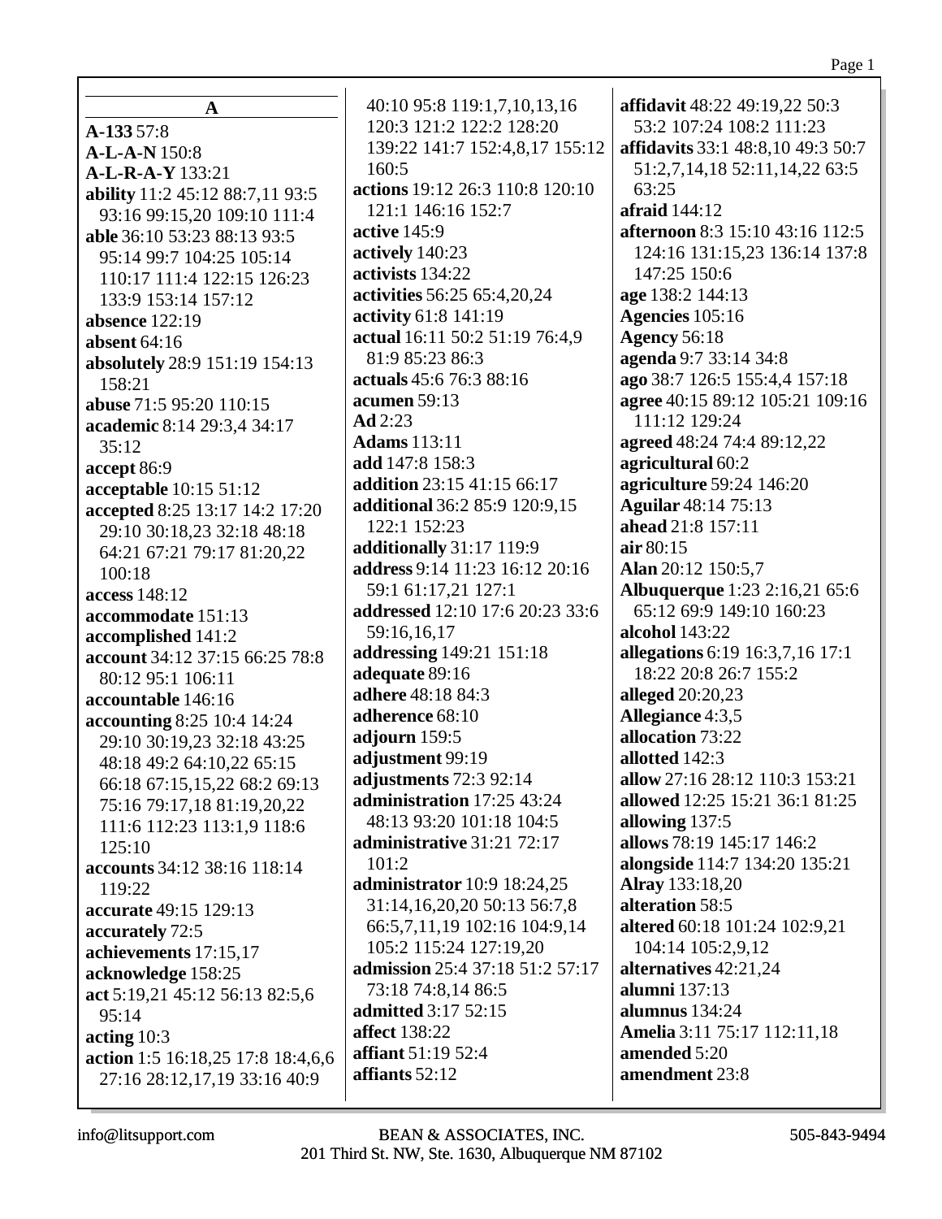## A

**A-133** 57:8
**A-L-A-N** 150:8
**A-L-R-A-Y** 133:21
**ability** 11:2 45:12 88:7,11 93:5 93:16 99:15,20 109:10 111:4
**able** 36:10 53:23 88:13 93:5 95:14 99:7 104:25 105:14 110:17 111:4 122:15 126:23 133:9 153:14 157:12
**absence** 122:19
**absent** 64:16
**absolutely** 28:9 151:19 154:13 158:21
**abuse** 71:5 95:20 110:15
**academic** 8:14 29:3,4 34:17 35:12
**accept** 86:9
**acceptable** 10:15 51:12
**accepted** 8:25 13:17 14:2 17:20 29:10 30:18,23 32:18 48:18 64:21 67:21 79:17 81:20,22 100:18
**access** 148:12
**accommodate** 151:13
**accomplished** 141:2
**account** 34:12 37:15 66:25 78:8 80:12 95:1 106:11
**accountable** 146:16
**accounting** 8:25 10:4 14:24 29:10 30:19,23 32:18 43:25 48:18 49:2 64:10,22 65:15 66:18 67:15,15,22 68:2 69:13 75:16 79:17,18 81:19,20,22 111:6 112:23 113:1,9 118:6 125:10
**accounts** 34:12 38:16 118:14 119:22
**accurate** 49:15 129:13
**accurately** 72:5
**achievements** 17:15,17
**acknowledge** 158:25
**act** 5:19,21 45:12 56:13 82:5,6 95:14
**acting** 10:3
**action** 1:5 16:18,25 17:8 18:4,6,6 27:16 28:12,17,19 33:16 40:9 40:10 95:8 119:1,7,10,13,16 120:3 121:2 122:2 128:20 139:22 141:7 152:4,8,17 155:12 160:5
**actions** 19:12 26:3 110:8 120:10 121:1 146:16 152:7
**active** 145:9
**actively** 140:23
**activists** 134:22
**activities** 56:25 65:4,20,24
**activity** 61:8 141:19
**actual** 16:11 50:2 51:19 76:4,9 81:9 85:23 86:3
**actuals** 45:6 76:3 88:16
**acumen** 59:13
**Ad** 2:23
**Adams** 113:11
**add** 147:8 158:3
**addition** 23:15 41:15 66:17
**additional** 36:2 85:9 120:9,15 122:1 152:23
**additionally** 31:17 119:9
**address** 9:14 11:23 16:12 20:16 59:1 61:17,21 127:1
**addressed** 12:10 17:6 20:23 33:6 59:16,16,17
**addressing** 149:21 151:18
**adequate** 89:16
**adhere** 48:18 84:3
**adherence** 68:10
**adjourn** 159:5
**adjustment** 99:19
**adjustments** 72:3 92:14
**administration** 17:25 43:24 48:13 93:20 101:18 104:5
**administrative** 31:21 72:17 101:2
**administrator** 10:9 18:24,25 31:14,16,20,20 50:13 56:7,8 66:5,7,11,19 102:16 104:9,14 105:2 115:24 127:19,20
**admission** 25:4 37:18 51:2 57:17 73:18 74:8,14 86:5
**admitted** 3:17 52:15
**affect** 138:22
**affiant** 51:19 52:4
**affiants** 52:12
**affidavit** 48:22 49:19,22 50:3 53:2 107:24 108:2 111:23
**affidavits** 33:1 48:8,10 49:3 50:7 51:2,7,14,18 52:11,14,22 63:5 63:25
**afraid** 144:12
**afternoon** 8:3 15:10 43:16 112:5 124:16 131:15,23 136:14 137:8 147:25 150:6
**age** 138:2 144:13
**Agencies** 105:16
**Agency** 56:18
**agenda** 9:7 33:14 34:8
**ago** 38:7 126:5 155:4,4 157:18
**agree** 40:15 89:12 105:21 109:16 111:12 129:24
**agreed** 48:24 74:4 89:12,22
**agricultural** 60:2
**agriculture** 59:24 146:20
**Aguilar** 48:14 75:13
**ahead** 21:8 157:11
**air** 80:15
**Alan** 20:12 150:5,7
**Albuquerque** 1:23 2:16,21 65:6 65:12 69:9 149:10 160:23
**alcohol** 143:22
**allegations** 6:19 16:3,7,16 17:1 18:22 20:8 26:7 155:2
**alleged** 20:20,23
**Allegiance** 4:3,5
**allocation** 73:22
**allotted** 142:3
**allow** 27:16 28:12 110:3 153:21
**allowed** 12:25 15:21 36:1 81:25
**allowing** 137:5
**allows** 78:19 145:17 146:2
**alongside** 114:7 134:20 135:21
**Alray** 133:18,20
**alteration** 58:5
**altered** 60:18 101:24 102:9,21 104:14 105:2,9,12
**alternatives** 42:21,24
**alumni** 137:13
**alumnus** 134:24
**Amelia** 3:11 75:17 112:11,18
**amended** 5:20
**amendment** 23:8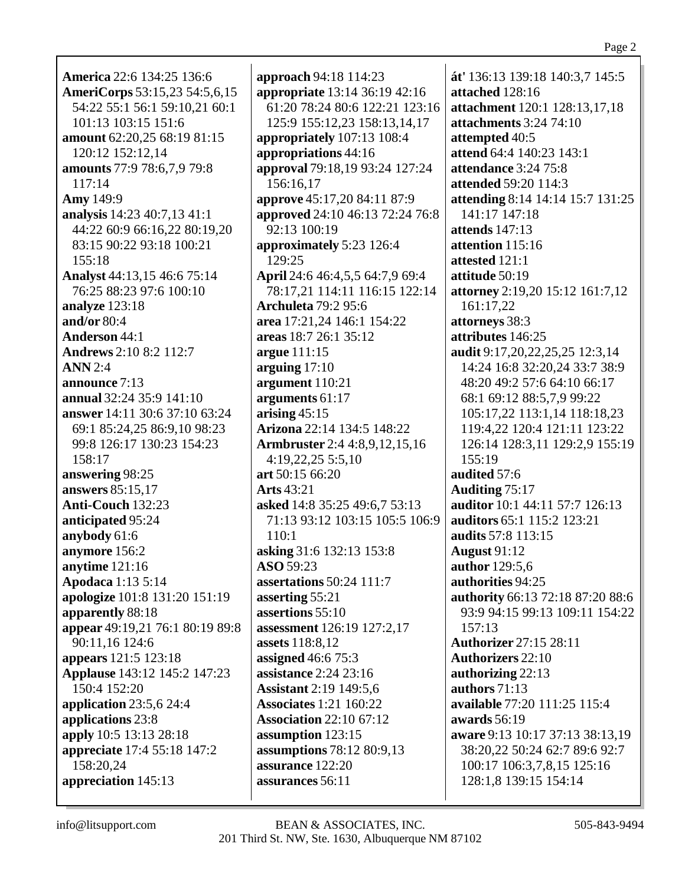**America** 22:6 134:25 136:6
**AmeriCorps** 53:15,23 54:5,6,15 54:22 55:1 56:1 59:10,21 60:1 101:13 103:15 151:6
**amount** 62:20,25 68:19 81:15 120:12 152:12,14
**amounts** 77:9 78:6,7,9 79:8 117:14
**Amy** 149:9
**analysis** 14:23 40:7,13 41:1 44:22 60:9 66:16,22 80:19,20 83:15 90:22 93:18 100:21 155:18
**Analyst** 44:13,15 46:6 75:14 76:25 88:23 97:6 100:10
**analyze** 123:18
**and/or** 80:4
**Anderson** 44:1
**Andrews** 2:10 8:2 112:7
**ANN** 2:4
**announce** 7:13
**annual** 32:24 35:9 141:10
**answer** 14:11 30:6 37:10 63:24 69:1 85:24,25 86:9,10 98:23 99:8 126:17 130:23 154:23 158:17
**answering** 98:25
**answers** 85:15,17
**Anti-Couch** 132:23
**anticipated** 95:24
**anybody** 61:6
**anymore** 156:2
**anytime** 121:16
**Apodaca** 1:13 5:14
**apologize** 101:8 131:20 151:19
**apparently** 88:18
**appear** 49:19,21 76:1 80:19 89:8 90:11,16 124:6
**appears** 121:5 123:18
**Applause** 143:12 145:2 147:23 150:4 152:20
**application** 23:5,6 24:4
**applications** 23:8
**apply** 10:5 13:13 28:18
**appreciate** 17:4 55:18 147:2 158:20,24
**appreciation** 145:13
**approach** 94:18 114:23
**appropriate** 13:14 36:19 42:16 61:20 78:24 80:6 122:21 123:16 125:9 155:12,23 158:13,14,17
**appropriately** 107:13 108:4
**appropriations** 44:16
**approval** 79:18,19 93:24 127:24 156:16,17
**approve** 45:17,20 84:11 87:9
**approved** 24:10 46:13 72:24 76:8 92:13 100:19
**approximately** 5:23 126:4 129:25
**April** 24:6 46:4,5,5 64:7,9 69:4 78:17,21 114:11 116:15 122:14
**Archuleta** 79:2 95:6
**area** 17:21,24 146:1 154:22
**areas** 18:7 26:1 35:12
**argue** 111:15
**arguing** 17:10
**argument** 110:21
**arguments** 61:17
**arising** 45:15
**Arizona** 22:14 134:5 148:22
**Armbruster** 2:4 4:8,9,12,15,16 4:19,22,25 5:5,10
**art** 50:15 66:20
**Arts** 43:21
**asked** 14:8 35:25 49:6,7 53:13 71:13 93:12 103:15 105:5 106:9 110:1
**asking** 31:6 132:13 153:8
**ASO** 59:23
**assertations** 50:24 111:7
**asserting** 55:21
**assertions** 55:10
**assessment** 126:19 127:2,17
**assets** 118:8,12
**assigned** 46:6 75:3
**assistance** 2:24 23:16
**Assistant** 2:19 149:5,6
**Associates** 1:21 160:22
**Association** 22:10 67:12
**assumption** 123:15
**assumptions** 78:12 80:9,13
**assurance** 122:20
**assurances** 56:11
**át'** 136:13 139:18 140:3,7 145:5
**attached** 128:16
**attachment** 120:1 128:13,17,18
**attachments** 3:24 74:10
**attempted** 40:5
**attend** 64:4 140:23 143:1
**attendance** 3:24 75:8
**attended** 59:20 114:3
**attending** 8:14 14:14 15:7 131:25 141:17 147:18
**attends** 147:13
**attention** 115:16
**attested** 121:1
**attitude** 50:19
**attorney** 2:19,20 15:12 161:7,12 161:17,22
**attorneys** 38:3
**attributes** 146:25
**audit** 9:17,20,22,25,25 12:3,14 14:24 16:8 32:20,24 33:7 38:9 48:20 49:2 57:6 64:10 66:17 68:1 69:12 88:5,7,9 99:22 105:17,22 113:1,14 118:18,23 119:4,22 120:4 121:11 123:22 126:14 128:3,11 129:2,9 155:19 155:19
**audited** 57:6
**Auditing** 75:17
**auditor** 10:1 44:11 57:7 126:13
**auditors** 65:1 115:2 123:21
**audits** 57:8 113:15
**August** 91:12
**author** 129:5,6
**authorities** 94:25
**authority** 66:13 72:18 87:20 88:6 93:9 94:15 99:13 109:11 154:22 157:13
**Authorizer** 27:15 28:11
**Authorizers** 22:10
**authorizing** 22:13
**authors** 71:13
**available** 77:20 111:25 115:4
**awards** 56:19
**aware** 9:13 10:17 37:13 38:13,19 38:20,22 50:24 62:7 89:6 92:7 100:17 106:3,7,8,15 125:16 128:1,8 139:15 154:14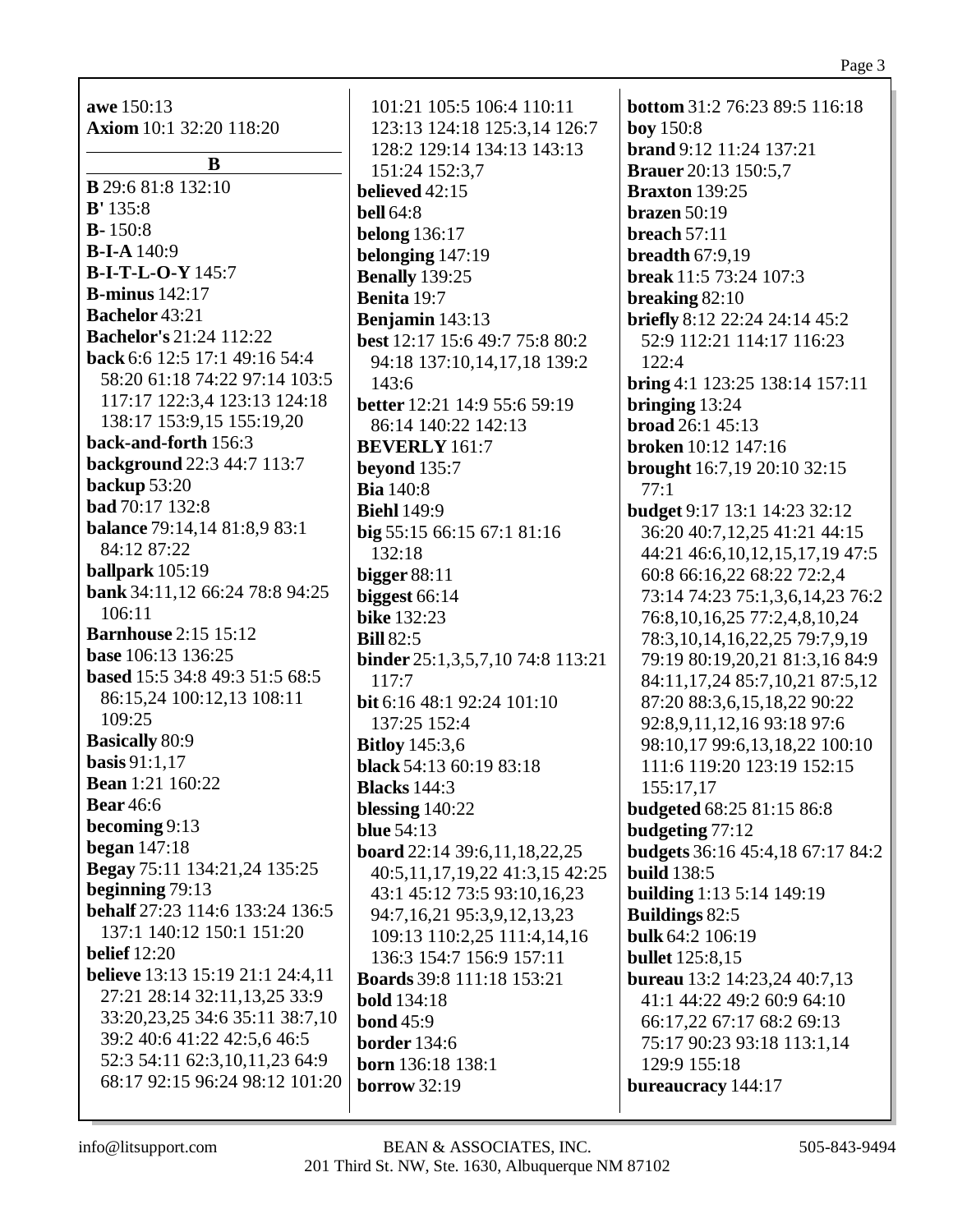**awe** 150:13
**Axiom** 10:1 32:20 118:20

## B

**B** 29:6 81:8 132:10
**B'** 135:8
**B-** 150:8
**B-I-A** 140:9
**B-I-T-L-O-Y** 145:7
**B-minus** 142:17
**Bachelor** 43:21
**Bachelor's** 21:24 112:22
**back** 6:6 12:5 17:1 49:16 54:4 58:20 61:18 74:22 97:14 103:5 117:17 122:3,4 123:13 124:18 138:17 153:9,15 155:19,20
**back-and-forth** 156:3
**background** 22:3 44:7 113:7
**backup** 53:20
**bad** 70:17 132:8
**balance** 79:14,14 81:8,9 83:1 84:12 87:22
**ballpark** 105:19
**bank** 34:11,12 66:24 78:8 94:25 106:11
**Barnhouse** 2:15 15:12
**base** 106:13 136:25
**based** 15:5 34:8 49:3 51:5 68:5 86:15,24 100:12,13 108:11 109:25
**Basically** 80:9
**basis** 91:1,17
**Bean** 1:21 160:22
**Bear** 46:6
**becoming** 9:13
**began** 147:18
**Begay** 75:11 134:21,24 135:25
**beginning** 79:13
**behalf** 27:23 114:6 133:24 136:5 137:1 140:12 150:1 151:20
**belief** 12:20
**believe** 13:13 15:19 21:1 24:4,11 27:21 28:14 32:11,13,25 33:9 33:20,23,25 34:6 35:11 38:7,10 39:2 40:6 41:22 42:5,6 46:5 52:3 54:11 62:3,10,11,23 64:9 68:17 92:15 96:24 98:12 101:20 101:21 105:5 106:4 110:11 123:13 124:18 125:3,14 126:7 128:2 129:14 134:13 143:13 151:24 152:3,7
**believed** 42:15
**bell** 64:8
**belong** 136:17
**belonging** 147:19
**Benally** 139:25
**Benita** 19:7
**Benjamin** 143:13
**best** 12:17 15:6 49:7 75:8 80:2 94:18 137:10,14,17,18 139:2 143:6
**better** 12:21 14:9 55:6 59:19 86:14 140:22 142:13
**BEVERLY** 161:7
**beyond** 135:7
**Bia** 140:8
**Biehl** 149:9
**big** 55:15 66:15 67:1 81:16 132:18
**bigger** 88:11
**biggest** 66:14
**bike** 132:23
**Bill** 82:5
**binder** 25:1,3,5,7,10 74:8 113:21 117:7
**bit** 6:16 48:1 92:24 101:10 137:25 152:4
**Bitloy** 145:3,6
**black** 54:13 60:19 83:18
**Blacks** 144:3
**blessing** 140:22
**blue** 54:13
**board** 22:14 39:6,11,18,22,25 40:5,11,17,19,22 41:3,15 42:25 43:1 45:12 73:5 93:10,16,23 94:7,16,21 95:3,9,12,13,23 109:13 110:2,25 111:4,14,16 136:3 154:7 156:9 157:11
**Boards** 39:8 111:18 153:21
**bold** 134:18
**bond** 45:9
**border** 134:6
**born** 136:18 138:1
**borrow** 32:19
**bottom** 31:2 76:23 89:5 116:18
**boy** 150:8
**brand** 9:12 11:24 137:21
**Brauer** 20:13 150:5,7
**Braxton** 139:25
**brazen** 50:19
**breach** 57:11
**breadth** 67:9,19
**break** 11:5 73:24 107:3
**breaking** 82:10
**briefly** 8:12 22:24 24:14 45:2 52:9 112:21 114:17 116:23 122:4
**bring** 4:1 123:25 138:14 157:11
**bringing** 13:24
**broad** 26:1 45:13
**broken** 10:12 147:16
**brought** 16:7,19 20:10 32:15 77:1
**budget** 9:17 13:1 14:23 32:12 36:20 40:7,12,25 41:21 44:15 44:21 46:6,10,12,15,17,19 47:5 60:8 66:16,22 68:22 72:2,4 73:14 74:23 75:1,3,6,14,23 76:2 76:8,10,16,25 77:2,4,8,10,24 78:3,10,14,16,22,25 79:7,9,19 79:19 80:19,20,21 81:3,16 84:9 84:11,17,24 85:7,10,21 87:5,12 87:20 88:3,6,15,18,22 90:22 92:8,9,11,12,16 93:18 97:6 98:10,17 99:6,13,18,22 100:10 111:6 119:20 123:19 152:15 155:17,17
**budgeted** 68:25 81:15 86:8
**budgeting** 77:12
**budgets** 36:16 45:4,18 67:17 84:2
**build** 138:5
**building** 1:13 5:14 149:19
**Buildings** 82:5
**bulk** 64:2 106:19
**bullet** 125:8,15
**bureau** 13:2 14:23,24 40:7,13 41:1 44:22 49:2 60:9 64:10 66:17,22 67:17 68:2 69:13 75:17 90:23 93:18 113:1,14 129:9 155:18
**bureaucracy** 144:17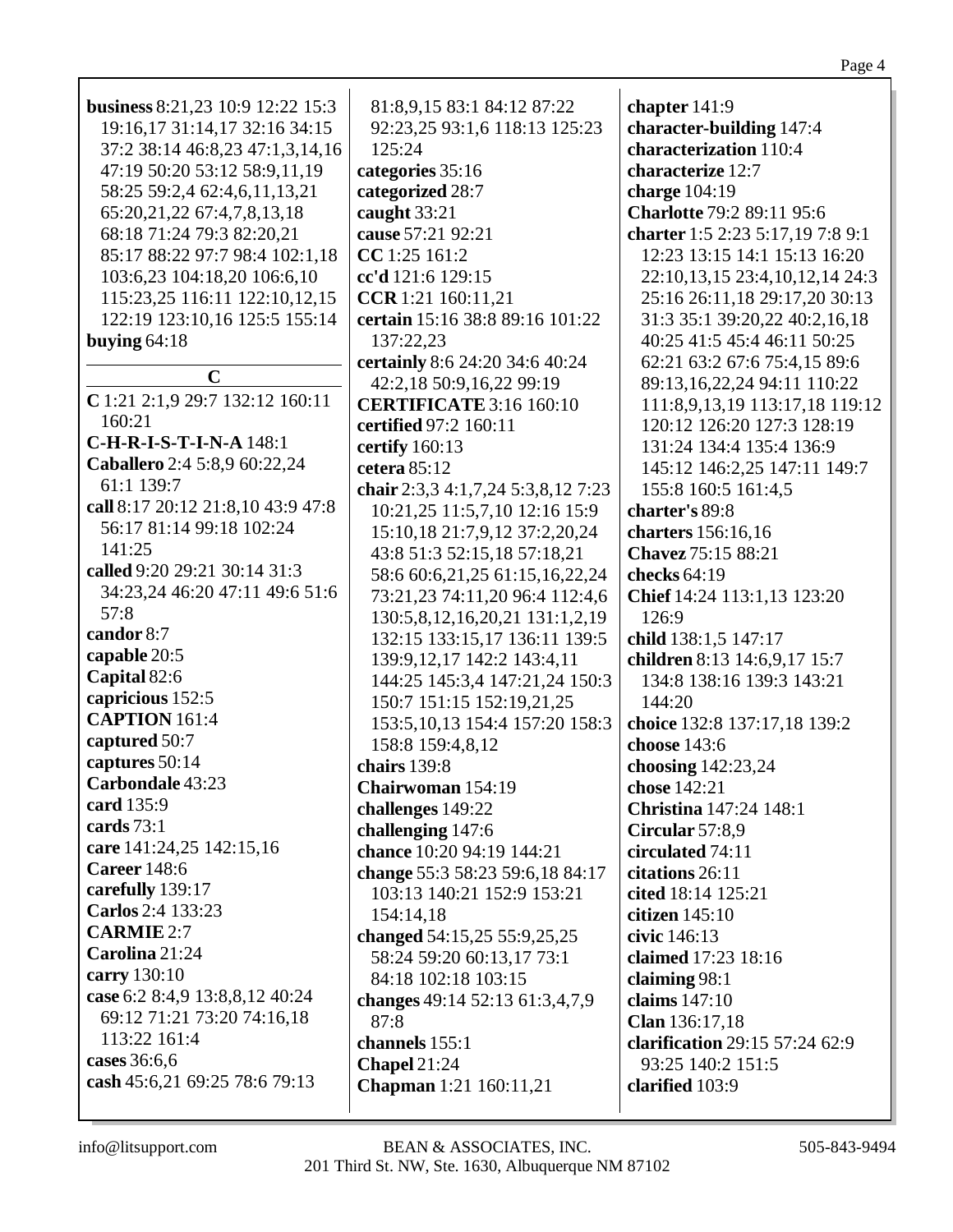**business** 8:21,23 10:9 12:22 15:3 19:16,17 31:14,17 32:16 34:15 37:2 38:14 46:8,23 47:1,3,14,16 47:19 50:20 53:12 58:9,11,19 58:25 59:2,4 62:4,6,11,13,21 65:20,21,22 67:4,7,8,13,18 68:18 71:24 79:3 82:20,21 85:17 88:22 97:7 98:4 102:1,18 103:6,23 104:18,20 106:6,10 115:23,25 116:11 122:10,12,15 122:19 123:10,16 125:5 155:14

**buying** 64:18

## C

**C** 1:21 2:1,9 29:7 132:12 160:11 160:21

**C-H-R-I-S-T-I-N-A** 148:1

**Caballero** 2:4 5:8,9 60:22,24 61:1 139:7

**call** 8:17 20:12 21:8,10 43:9 47:8 56:17 81:14 99:18 102:24 141:25

**called** 9:20 29:21 30:14 31:3 34:23,24 46:20 47:11 49:6 51:6 57:8

**candor** 8:7

**capable** 20:5

**Capital** 82:6

**capricious** 152:5

**CAPTION** 161:4

**captured** 50:7

**captures** 50:14

**Carbondale** 43:23

**card** 135:9

**cards** 73:1

**care** 141:24,25 142:15,16

**Career** 148:6

**carefully** 139:17

**Carlos** 2:4 133:23

**CARMIE** 2:7

**Carolina** 21:24

**carry** 130:10

**case** 6:2 8:4,9 13:8,8,12 40:24 69:12 71:21 73:20 74:16,18 113:22 161:4

**cases** 36:6,6

**cash** 45:6,21 69:25 78:6 79:13 81:8,9,15 83:1 84:12 87:22 92:23,25 93:1,6 118:13 125:23 125:24

**categories** 35:16

**categorized** 28:7

**caught** 33:21

**cause** 57:21 92:21

**CC** 1:25 161:2

**cc'd** 121:6 129:15

**CCR** 1:21 160:11,21

**certain** 15:16 38:8 89:16 101:22 137:22,23

**certainly** 8:6 24:20 34:6 40:24 42:2,18 50:9,16,22 99:19

**CERTIFICATE** 3:16 160:10

**certified** 97:2 160:11

**certify** 160:13

**cetera** 85:12

**chair** 2:3,3 4:1,7,24 5:3,8,12 7:23 10:21,25 11:5,7,10 12:16 15:9 15:10,18 21:7,9,12 37:2,20,24 43:8 51:3 52:15,18 57:18,21 58:6 60:6,21,25 61:15,16,22,24 73:21,23 74:11,20 96:4 112:4,6 130:5,8,12,16,20,21 131:1,2,19 132:15 133:15,17 136:11 139:5 139:9,12,17 142:2 143:4,11 144:25 145:3,4 147:21,24 150:3 150:7 151:15 152:19,21,25 153:5,10,13 154:4 157:20 158:3 158:8 159:4,8,12

**chairs** 139:8

**Chairwoman** 154:19

**challenges** 149:22

**challenging** 147:6

**chance** 10:20 94:19 144:21

**change** 55:3 58:23 59:6,18 84:17 103:13 140:21 152:9 153:21 154:14,18

**changed** 54:15,25 55:9,25,25 58:24 59:20 60:13,17 73:1 84:18 102:18 103:15

**changes** 49:14 52:13 61:3,4,7,9 87:8

**channels** 155:1

**Chapel** 21:24

**Chapman** 1:21 160:11,21

**chapter** 141:9

**character-building** 147:4

**characterization** 110:4

**characterize** 12:7

**charge** 104:19

**Charlotte** 79:2 89:11 95:6

**charter** 1:5 2:23 5:17,19 7:8 9:1 12:23 13:15 14:1 15:13 16:20 22:10,13,15 23:4,10,12,14 24:3 25:16 26:11,18 29:17,20 30:13 31:3 35:1 39:20,22 40:2,16,18 40:25 41:5 45:4 46:11 50:25 62:21 63:2 67:6 75:4,15 89:6 89:13,16,22,24 94:11 110:22 111:8,9,13,19 113:17,18 119:12 120:12 126:20 127:3 128:19 131:24 134:4 135:4 136:9 145:12 146:2,25 147:11 149:7 155:8 160:5 161:4,5

**charter's** 89:8

**charters** 156:16,16

**Chavez** 75:15 88:21

**checks** 64:19

**Chief** 14:24 113:1,13 123:20 126:9

**child** 138:1,5 147:17

**children** 8:13 14:6,9,17 15:7 134:8 138:16 139:3 143:21 144:20

**choice** 132:8 137:17,18 139:2

**choose** 143:6

**choosing** 142:23,24

**chose** 142:21

**Christina** 147:24 148:1

**Circular** 57:8,9

**circulated** 74:11

**citations** 26:11

**cited** 18:14 125:21

**citizen** 145:10

**civic** 146:13

**claimed** 17:23 18:16

**claiming** 98:1

**claims** 147:10

**Clan** 136:17,18

**clarification** 29:15 57:24 62:9 93:25 140:2 151:5

**clarified** 103:9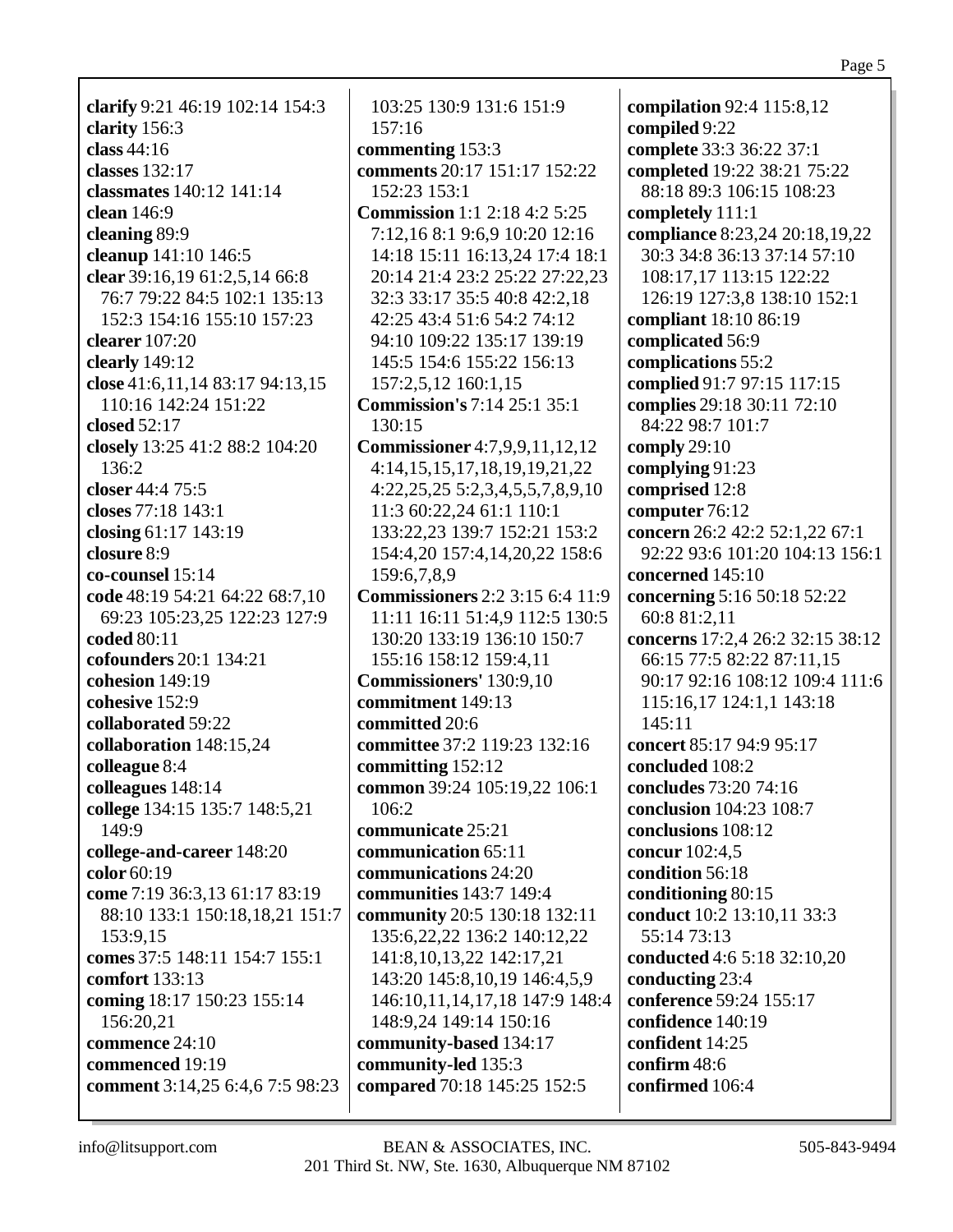**clarify** 9:21 46:19 102:14 154:3
**clarity** 156:3
**class** 44:16
**classes** 132:17
**classmates** 140:12 141:14
**clean** 146:9
**cleaning** 89:9
**cleanup** 141:10 146:5
**clear** 39:16,19 61:2,5,14 66:8 76:7 79:22 84:5 102:1 135:13 152:3 154:16 155:10 157:23
**clearer** 107:20
**clearly** 149:12
**close** 41:6,11,14 83:17 94:13,15 110:16 142:24 151:22
**closed** 52:17
**closely** 13:25 41:2 88:2 104:20 136:2
**closer** 44:4 75:5
**closes** 77:18 143:1
**closing** 61:17 143:19
**closure** 8:9
**co-counsel** 15:14
**code** 48:19 54:21 64:22 68:7,10 69:23 105:23,25 122:23 127:9
**coded** 80:11
**cofounders** 20:1 134:21
**cohesion** 149:19
**cohesive** 152:9
**collaborated** 59:22
**collaboration** 148:15,24
**colleague** 8:4
**colleagues** 148:14
**college** 134:15 135:7 148:5,21 149:9
**college-and-career** 148:20
**color** 60:19
**come** 7:19 36:3,13 61:17 83:19 88:10 133:1 150:18,18,21 151:7 153:9,15
**comes** 37:5 148:11 154:7 155:1
**comfort** 133:13
**coming** 18:17 150:23 155:14 156:20,21
**commence** 24:10
**commenced** 19:19
**comment** 3:14,25 6:4,6 7:5 98:23 103:25 130:9 131:6 151:9 157:16
**commenting** 153:3
**comments** 20:17 151:17 152:22 152:23 153:1
**Commission** 1:1 2:18 4:2 5:25 7:12,16 8:1 9:6,9 10:20 12:16 14:18 15:11 16:13,24 17:4 18:1 20:14 21:4 23:2 25:22 27:22,23 32:3 33:17 35:5 40:8 42:2,18 42:25 43:4 51:6 54:2 74:12 94:10 109:22 135:17 139:19 145:5 154:6 155:22 156:13 157:2,5,12 160:1,15
**Commission's** 7:14 25:1 35:1 130:15
**Commissioner** 4:7,9,9,11,12,12 4:14,15,15,17,18,19,19,21,22 4:22,25,25 5:2,3,4,5,5,7,8,9,10 11:3 60:22,24 61:1 110:1 133:22,23 139:7 152:21 153:2 154:4,20 157:4,14,20,22 158:6 159:6,7,8,9
**Commissioners** 2:2 3:15 6:4 11:9 11:11 16:11 51:4,9 112:5 130:5 130:20 133:19 136:10 150:7 155:16 158:12 159:4,11
**Commissioners'** 130:9,10
**commitment** 149:13
**committed** 20:6
**committee** 37:2 119:23 132:16
**committing** 152:12
**common** 39:24 105:19,22 106:1 106:2
**communicate** 25:21
**communication** 65:11
**communications** 24:20
**communities** 143:7 149:4
**community** 20:5 130:18 132:11 135:6,22,22 136:2 140:12,22 141:8,10,13,22 142:17,21 143:20 145:8,10,19 146:4,5,9 146:10,11,14,17,18 147:9 148:4 148:9,24 149:14 150:16
**community-based** 134:17
**community-led** 135:3
**compared** 70:18 145:25 152:5
**compilation** 92:4 115:8,12
**compiled** 9:22
**complete** 33:3 36:22 37:1
**completed** 19:22 38:21 75:22 88:18 89:3 106:15 108:23
**completely** 111:1
**compliance** 8:23,24 20:18,19,22 30:3 34:8 36:13 37:14 57:10 108:17,17 113:15 122:22 126:19 127:3,8 138:10 152:1
**compliant** 18:10 86:19
**complicated** 56:9
**complications** 55:2
**complied** 91:7 97:15 117:15
**complies** 29:18 30:11 72:10 84:22 98:7 101:7
**comply** 29:10
**complying** 91:23
**comprised** 12:8
**computer** 76:12
**concern** 26:2 42:2 52:1,22 67:1 92:22 93:6 101:20 104:13 156:1
**concerned** 145:10
**concerning** 5:16 50:18 52:22 60:8 81:2,11
**concerns** 17:2,4 26:2 32:15 38:12 66:15 77:5 82:22 87:11,15 90:17 92:16 108:12 109:4 111:6 115:16,17 124:1,1 143:18 145:11
**concert** 85:17 94:9 95:17
**concluded** 108:2
**concludes** 73:20 74:16
**conclusion** 104:23 108:7
**conclusions** 108:12
**concur** 102:4,5
**condition** 56:18
**conditioning** 80:15
**conduct** 10:2 13:10,11 33:3 55:14 73:13
**conducted** 4:6 5:18 32:10,20
**conducting** 23:4
**conference** 59:24 155:17
**confidence** 140:19
**confident** 14:25
**confirm** 48:6
**confirmed** 106:4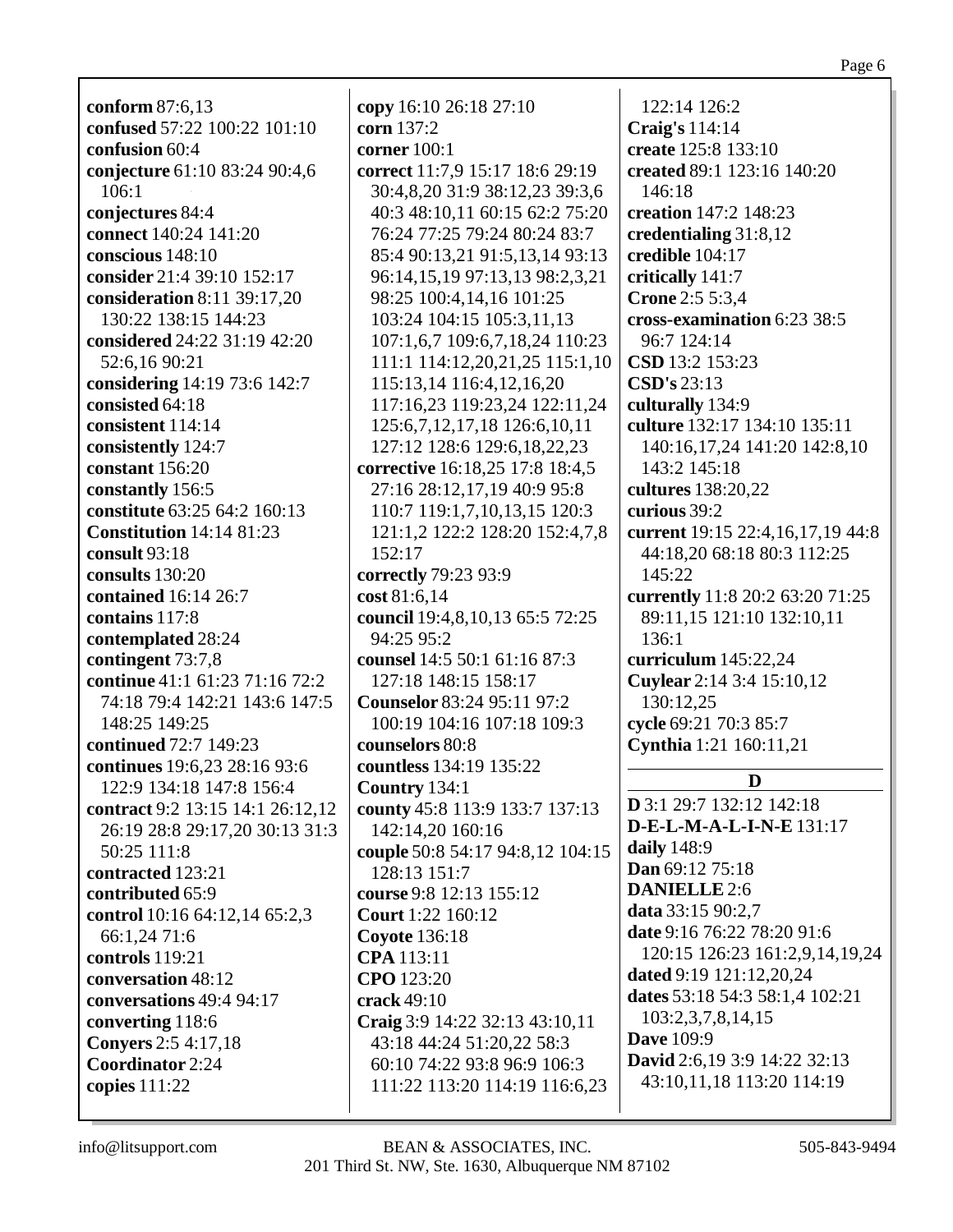**conform** 87:6,13
**confused** 57:22 100:22 101:10
**confusion** 60:4
**conjecture** 61:10 83:24 90:4,6 106:1
**conjectures** 84:4
**connect** 140:24 141:20
**conscious** 148:10
**consider** 21:4 39:10 152:17
**consideration** 8:11 39:17,20 130:22 138:15 144:23
**considered** 24:22 31:19 42:20 52:6,16 90:21
**considering** 14:19 73:6 142:7
**consisted** 64:18
**consistent** 114:14
**consistently** 124:7
**constant** 156:20
**constantly** 156:5
**constitute** 63:25 64:2 160:13
**Constitution** 14:14 81:23
**consult** 93:18
**consults** 130:20
**contained** 16:14 26:7
**contains** 117:8
**contemplated** 28:24
**contingent** 73:7,8
**continue** 41:1 61:23 71:16 72:2 74:18 79:4 142:21 143:6 147:5 148:25 149:25
**continued** 72:7 149:23
**continues** 19:6,23 28:16 93:6 122:9 134:18 147:8 156:4
**contract** 9:2 13:15 14:1 26:12,12 26:19 28:8 29:17,20 30:13 31:3 50:25 111:8
**contracted** 123:21
**contributed** 65:9
**control** 10:16 64:12,14 65:2,3 66:1,24 71:6
**controls** 119:21
**conversation** 48:12
**conversations** 49:4 94:17
**converting** 118:6
**Conyers** 2:5 4:17,18
**Coordinator** 2:24
**copies** 111:22
**copy** 16:10 26:18 27:10
**corn** 137:2
**corner** 100:1
**correct** 11:7,9 15:17 18:6 29:19 30:4,8,20 31:9 38:12,23 39:3,6 40:3 48:10,11 60:15 62:2 75:20 76:24 77:25 79:24 80:24 83:7 85:4 90:13,21 91:5,13,14 93:13 96:14,15,19 97:13,13 98:2,3,21 98:25 100:4,14,16 101:25 103:24 104:15 105:3,11,13 107:1,6,7 109:6,7,18,24 110:23 111:1 114:12,20,21,25 115:1,10 115:13,14 116:4,12,16,20 117:16,23 119:23,24 122:11,24 125:6,7,12,17,18 126:6,10,11 127:12 128:6 129:6,18,22,23
**corrective** 16:18,25 17:8 18:4,5 27:16 28:12,17,19 40:9 95:8 110:7 119:1,7,10,13,15 120:3 121:1,2 122:2 128:20 152:4,7,8 152:17
**correctly** 79:23 93:9
**cost** 81:6,14
**council** 19:4,8,10,13 65:5 72:25 94:25 95:2
**counsel** 14:5 50:1 61:16 87:3 127:18 148:15 158:17
**Counselor** 83:24 95:11 97:2 100:19 104:16 107:18 109:3
**counselors** 80:8
**countless** 134:19 135:22
**Country** 134:1
**county** 45:8 113:9 133:7 137:13 142:14,20 160:16
**couple** 50:8 54:17 94:8,12 104:15 128:13 151:7
**course** 9:8 12:13 155:12
**Court** 1:22 160:12
**Coyote** 136:18
**CPA** 113:11
**CPO** 123:20
**crack** 49:10
**Craig** 3:9 14:22 32:13 43:10,11 43:18 44:24 51:20,22 58:3 60:10 74:22 93:8 96:9 106:3 111:22 113:20 114:19 116:6,23 122:14 126:2
**Craig's** 114:14
**create** 125:8 133:10
**created** 89:1 123:16 140:20 146:18
**creation** 147:2 148:23
**credentialing** 31:8,12
**credible** 104:17
**critically** 141:7
**Crone** 2:5 5:3,4
**cross-examination** 6:23 38:5 96:7 124:14
**CSD** 13:2 153:23
**CSD's** 23:13
**culturally** 134:9
**culture** 132:17 134:10 135:11 140:16,17,24 141:20 142:8,10 143:2 145:18
**cultures** 138:20,22
**curious** 39:2
**current** 19:15 22:4,16,17,19 44:8 44:18,20 68:18 80:3 112:25 145:22
**currently** 11:8 20:2 63:20 71:25 89:11,15 121:10 132:10,11 136:1
**curriculum** 145:22,24
**Cuylear** 2:14 3:4 15:10,12 130:12,25
**cycle** 69:21 70:3 85:7
**Cynthia** 1:21 160:11,21

## D

**D** 3:1 29:7 132:12 142:18
**D-E-L-M-A-L-I-N-E** 131:17
**daily** 148:9
**Dan** 69:12 75:18
**DANIELLE** 2:6
**data** 33:15 90:2,7
**date** 9:16 76:22 78:20 91:6 120:15 126:23 161:2,9,14,19,24
**dated** 9:19 121:12,20,24
**dates** 53:18 54:3 58:1,4 102:21 103:2,3,7,8,14,15
**Dave** 109:9
**David** 2:6,19 3:9 14:22 32:13 43:10,11,18 113:20 114:19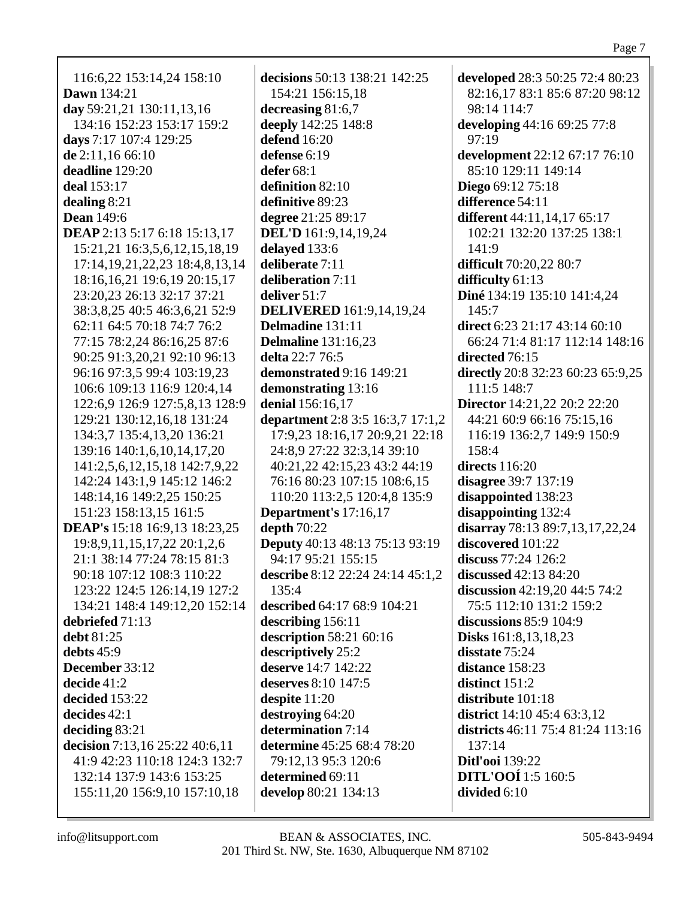116:6,22 153:14,24 158:10
**Dawn** 134:21
**day** 59:21,21 130:11,13,16 134:16 152:23 153:17 159:2
**days** 7:17 107:4 129:25
**de** 2:11,16 66:10
**deadline** 129:20
**deal** 153:17
**dealing** 8:21
**Dean** 149:6
**DEAP** 2:13 5:17 6:18 15:13,17 15:21,21 16:3,5,6,12,15,18,19 17:14,19,21,22,23 18:4,8,13,14 18:16,16,21 19:6,19 20:15,17 23:20,23 26:13 32:17 37:21 38:3,8,25 40:5 46:3,6,21 52:9 62:11 64:5 70:18 74:7 76:2 77:15 78:2,24 86:16,25 87:6 90:25 91:3,20,21 92:10 96:13 96:16 97:3,5 99:4 103:19,23 106:6 109:13 116:9 120:4,14 122:6,9 126:9 127:5,8,13 128:9 129:21 130:12,16,18 131:24 134:3,7 135:4,13,20 136:21 139:16 140:1,6,10,14,17,20 141:2,5,6,12,15,18 142:7,9,22 142:24 143:1,9 145:12 146:2 148:14,16 149:2,25 150:25 151:23 158:13,15 161:5
**DEAP's** 15:18 16:9,13 18:23,25 19:8,9,11,15,17,22 20:1,2,6 21:1 38:14 77:24 78:15 81:3 90:18 107:12 108:3 110:22 123:22 124:5 126:14,19 127:2 134:21 148:4 149:12,20 152:14
**debriefed** 71:13
**debt** 81:25
**debts** 45:9
**December** 33:12
**decide** 41:2
**decided** 153:22
**decides** 42:1
**deciding** 83:21
**decision** 7:13,16 25:22 40:6,11 41:9 42:23 110:18 124:3 132:7 132:14 137:9 143:6 153:25 155:11,20 156:9,10 157:10,18
**decisions** 50:13 138:21 142:25 154:21 156:15,18
**decreasing** 81:6,7
**deeply** 142:25 148:8
**defend** 16:20
**defense** 6:19
**defer** 68:1
**definition** 82:10
**definitive** 89:23
**degree** 21:25 89:17
**DEL'D** 161:9,14,19,24
**delayed** 133:6
**deliberate** 7:11
**deliberation** 7:11
**deliver** 51:7
**DELIVERED** 161:9,14,19,24
**Delmadine** 131:11
**Delmaline** 131:16,23
**delta** 22:7 76:5
**demonstrated** 9:16 149:21
**demonstrating** 13:16
**denial** 156:16,17
**department** 2:8 3:5 16:3,7 17:1,2 17:9,23 18:16,17 20:9,21 22:18 24:8,9 27:22 32:3,14 39:10 40:21,22 42:15,23 43:2 44:19 76:16 80:23 107:15 108:6,15 110:20 113:2,5 120:4,8 135:9
**Department's** 17:16,17
**depth** 70:22
**Deputy** 40:13 48:13 75:13 93:19 94:17 95:21 155:15
**describe** 8:12 22:24 24:14 45:1,2 135:4
**described** 64:17 68:9 104:21
**describing** 156:11
**description** 58:21 60:16
**descriptively** 25:2
**deserve** 14:7 142:22
**deserves** 8:10 147:5
**despite** 11:20
**destroying** 64:20
**determination** 7:14
**determine** 45:25 68:4 78:20 79:12,13 95:3 120:6
**determined** 69:11
**develop** 80:21 134:13
**developed** 28:3 50:25 72:4 80:23 82:16,17 83:1 85:6 87:20 98:12 98:14 114:7
**developing** 44:16 69:25 77:8 97:19
**development** 22:12 67:17 76:10 85:10 129:11 149:14
**Diego** 69:12 75:18
**difference** 54:11
**different** 44:11,14,17 65:17 102:21 132:20 137:25 138:1 141:9
**difficult** 70:20,22 80:7
**difficulty** 61:13
**Diné** 134:19 135:10 141:4,24 145:7
**direct** 6:23 21:17 43:14 60:10 66:24 71:4 81:17 112:14 148:16
**directed** 76:15
**directly** 20:8 32:23 60:23 65:9,25 111:5 148:7
**Director** 14:21,22 20:2 22:20 44:21 60:9 66:16 75:15,16 116:19 136:2,7 149:9 150:9 158:4
**directs** 116:20
**disagree** 39:7 137:19
**disappointed** 138:23
**disappointing** 132:4
**disarray** 78:13 89:7,13,17,22,24
**discovered** 101:22
**discuss** 77:24 126:2
**discussed** 42:13 84:20
**discussion** 42:19,20 44:5 74:2 75:5 112:10 131:2 159:2
**discussions** 85:9 104:9
**Disks** 161:8,13,18,23
**disstate** 75:24
**distance** 158:23
**distinct** 151:2
**distribute** 101:18
**district** 14:10 45:4 63:3,12
**districts** 46:11 75:4 81:24 113:16 137:14
**Ditl'ooi** 139:22
**DITL'OOÍ** 1:5 160:5
**divided** 6:10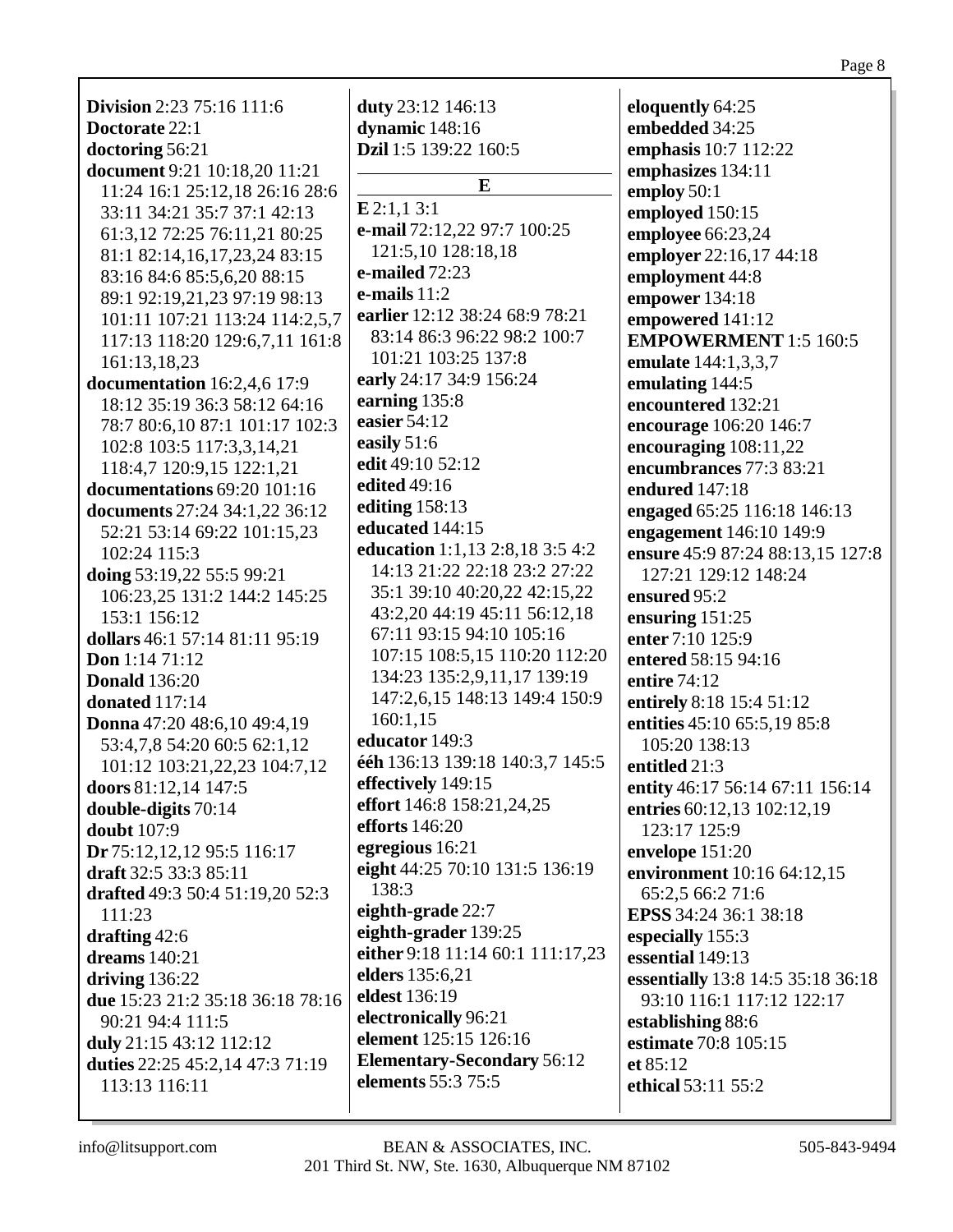**Division** 2:23 75:16 111:6
**Doctorate** 22:1
**doctoring** 56:21
**document** 9:21 10:18,20 11:21 11:24 16:1 25:12,18 26:16 28:6 33:11 34:21 35:7 37:1 42:13 61:3,12 72:25 76:11,21 80:25 81:1 82:14,16,17,23,24 83:15 83:16 84:6 85:5,6,20 88:15 89:1 92:19,21,23 97:19 98:13 101:11 107:21 113:24 114:2,5,7 117:13 118:20 129:6,7,11 161:8 161:13,18,23
**documentation** 16:2,4,6 17:9 18:12 35:19 36:3 58:12 64:16 78:7 80:6,10 87:1 101:17 102:3 102:8 103:5 117:3,3,14,21 118:4,7 120:9,15 122:1,21
**documentations** 69:20 101:16
**documents** 27:24 34:1,22 36:12 52:21 53:14 69:22 101:15,23 102:24 115:3
**doing** 53:19,22 55:5 99:21 106:23,25 131:2 144:2 145:25 153:1 156:12
**dollars** 46:1 57:14 81:11 95:19
**Don** 1:14 71:12
**Donald** 136:20
**donated** 117:14
**Donna** 47:20 48:6,10 49:4,19 53:4,7,8 54:20 60:5 62:1,12 101:12 103:21,22,23 104:7,12
**doors** 81:12,14 147:5
**double-digits** 70:14
**doubt** 107:9
**Dr** 75:12,12,12 95:5 116:17
**draft** 32:5 33:3 85:11
**drafted** 49:3 50:4 51:19,20 52:3 111:23
**drafting** 42:6
**dreams** 140:21
**driving** 136:22
**due** 15:23 21:2 35:18 36:18 78:16 90:21 94:4 111:5
**duly** 21:15 43:12 112:12
**duties** 22:25 45:2,14 47:3 71:19 113:13 116:11
**duty** 23:12 146:13
**dynamic** 148:16
**Dzil** 1:5 139:22 160:5

## E

**E** 2:1,1 3:1
**e-mail** 72:12,22 97:7 100:25 121:5,10 128:18,18
**e-mailed** 72:23
**e-mails** 11:2
**earlier** 12:12 38:24 68:9 78:21 83:14 86:3 96:22 98:2 100:7 101:21 103:25 137:8
**early** 24:17 34:9 156:24
**earning** 135:8
**easier** 54:12
**easily** 51:6
**edit** 49:10 52:12
**edited** 49:16
**editing** 158:13
**educated** 144:15
**education** 1:1,13 2:8,18 3:5 4:2 14:13 21:22 22:18 23:2 27:22 35:1 39:10 40:20,22 42:15,22 43:2,20 44:19 45:11 56:12,18 67:11 93:15 94:10 105:16 107:15 108:5,15 110:20 112:20 134:23 135:2,9,11,17 139:19 147:2,6,15 148:13 149:4 150:9 160:1,15
**educator** 149:3
**ééh** 136:13 139:18 140:3,7 145:5
**effectively** 149:15
**effort** 146:8 158:21,24,25
**efforts** 146:20
**egregious** 16:21
**eight** 44:25 70:10 131:5 136:19 138:3
**eighth-grade** 22:7
**eighth-grader** 139:25
**either** 9:18 11:14 60:1 111:17,23
**elders** 135:6,21
**eldest** 136:19
**electronically** 96:21
**element** 125:15 126:16
**Elementary-Secondary** 56:12
**elements** 55:3 75:5
**eloquently** 64:25
**embedded** 34:25
**emphasis** 10:7 112:22
**emphasizes** 134:11
**employ** 50:1
**employed** 150:15
**employee** 66:23,24
**employer** 22:16,17 44:18
**employment** 44:8
**empower** 134:18
**empowered** 141:12
**EMPOWERMENT** 1:5 160:5
**emulate** 144:1,3,3,7
**emulating** 144:5
**encountered** 132:21
**encourage** 106:20 146:7
**encouraging** 108:11,22
**encumbrances** 77:3 83:21
**endured** 147:18
**engaged** 65:25 116:18 146:13
**engagement** 146:10 149:9
**ensure** 45:9 87:24 88:13,15 127:8 127:21 129:12 148:24
**ensured** 95:2
**ensuring** 151:25
**enter** 7:10 125:9
**entered** 58:15 94:16
**entire** 74:12
**entirely** 8:18 15:4 51:12
**entities** 45:10 65:5,19 85:8 105:20 138:13
**entitled** 21:3
**entity** 46:17 56:14 67:11 156:14
**entries** 60:12,13 102:12,19 123:17 125:9
**envelope** 151:20
**environment** 10:16 64:12,15 65:2,5 66:2 71:6
**EPSS** 34:24 36:1 38:18
**especially** 155:3
**essential** 149:13
**essentially** 13:8 14:5 35:18 36:18 93:10 116:1 117:12 122:17
**establishing** 88:6
**estimate** 70:8 105:15
**et** 85:12
**ethical** 53:11 55:2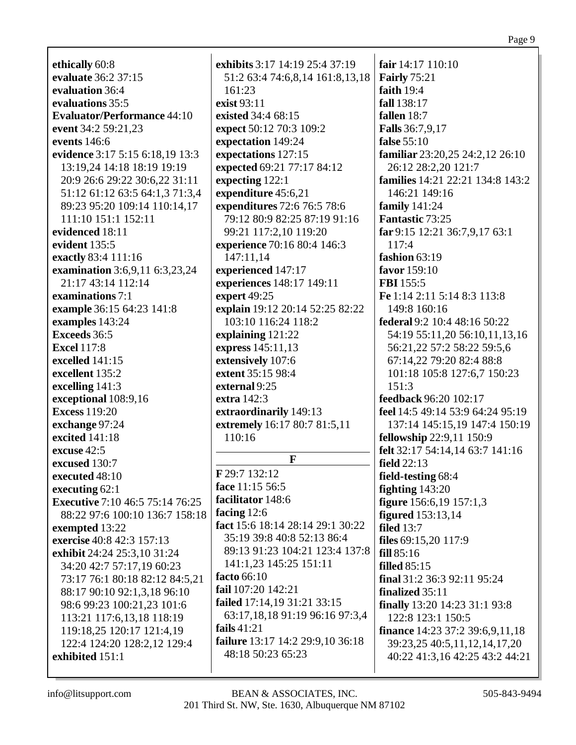**ethically** 60:8
**evaluate** 36:2 37:15
**evaluation** 36:4
**evaluations** 35:5
**Evaluator/Performance** 44:10
**event** 34:2 59:21,23
**events** 146:6
**evidence** 3:17 5:15 6:18,19 13:3 13:19,24 14:18 18:19 19:19 20:9 26:6 29:22 30:6,22 31:11 51:12 61:12 63:5 64:1,3 71:3,4 89:23 95:20 109:14 110:14,17 111:10 151:1 152:11
**evidenced** 18:11
**evident** 135:5
**exactly** 83:4 111:16
**examination** 3:6,9,11 6:3,23,24 21:17 43:14 112:14
**examinations** 7:1
**example** 36:15 64:23 141:8
**examples** 143:24
**Exceeds** 36:5
**Excel** 117:8
**excelled** 141:15
**excellent** 135:2
**excelling** 141:3
**exceptional** 108:9,16
**Excess** 119:20
**exchange** 97:24
**excited** 141:18
**excuse** 42:5
**excused** 130:7
**executed** 48:10
**executing** 62:1
**Executive** 7:10 46:5 75:14 76:25 88:22 97:6 100:10 136:7 158:18
**exempted** 13:22
**exercise** 40:8 42:3 157:13
**exhibit** 24:24 25:3,10 31:24 34:20 42:7 57:17,19 60:23 73:17 76:1 80:18 82:12 84:5,21 88:17 90:10 92:1,3,18 96:10 98:6 99:23 100:21,23 101:6 113:21 117:6,13,18 118:19 119:18,25 120:17 121:4,19 122:4 124:20 128:2,12 129:4
**exhibited** 151:1
**exhibits** 3:17 14:19 25:4 37:19 51:2 63:4 74:6,8,14 161:8,13,18 161:23
**exist** 93:11
**existed** 34:4 68:15
**expect** 50:12 70:3 109:2
**expectation** 149:24
**expectations** 127:15
**expected** 69:21 77:17 84:12
**expecting** 122:1
**expenditure** 45:6,21
**expenditures** 72:6 76:5 78:6 79:12 80:9 82:25 87:19 91:16 99:21 117:2,10 119:20
**experience** 70:16 80:4 146:3 147:11,14
**experienced** 147:17
**experiences** 148:17 149:11
**expert** 49:25
**explain** 19:12 20:14 52:25 82:22 103:10 116:24 118:2
**explaining** 121:22
**express** 145:11,13
**extensively** 107:6
**extent** 35:15 98:4
**external** 9:25
**extra** 142:3
**extraordinarily** 149:13
**extremely** 16:17 80:7 81:5,11 110:16

## F

**F** 29:7 132:12
**face** 11:15 56:5
**facilitator** 148:6
**facing** 12:6
**fact** 15:6 18:14 28:14 29:1 30:22 35:19 39:8 40:8 52:13 86:4 89:13 91:23 104:21 123:4 137:8 141:1,23 145:25 151:11
**facto** 66:10
**fail** 107:20 142:21
**failed** 17:14,19 31:21 33:15 63:17,18,18 91:19 96:16 97:3,4
**fails** 41:21
**failure** 13:17 14:2 29:9,10 36:18 48:18 50:23 65:23
**fair** 14:17 110:10
**Fairly** 75:21
**faith** 19:4
**fall** 138:17
**fallen** 18:7
**Falls** 36:7,9,17
**false** 55:10
**familiar** 23:20,25 24:2,12 26:10 26:12 28:2,20 121:7
**families** 14:21 22:21 134:8 143:2 146:21 149:16
**family** 141:24
**Fantastic** 73:25
**far** 9:15 12:21 36:7,9,17 63:1 117:4
**fashion** 63:19
**favor** 159:10
**FBI** 155:5
**Fe** 1:14 2:11 5:14 8:3 113:8 149:8 160:16
**federal** 9:2 10:4 48:16 50:22 54:19 55:11,20 56:10,11,13,16 56:21,22 57:2 58:22 59:5,6 67:14,22 79:20 82:4 88:8 101:18 105:8 127:6,7 150:23 151:3
**feedback** 96:20 102:17
**feel** 14:5 49:14 53:9 64:24 95:19 137:14 145:15,19 147:4 150:19
**fellowship** 22:9,11 150:9
**felt** 32:17 54:14,14 63:7 141:16
**field** 22:13
**field-testing** 68:4
**fighting** 143:20
**figure** 156:6,19 157:1,3
**figured** 153:13,14
**filed** 13:7
**files** 69:15,20 117:9
**fill** 85:16
**filled** 85:15
**final** 31:2 36:3 92:11 95:24
**finalized** 35:11
**finally** 13:20 14:23 31:1 93:8 122:8 123:1 150:5
**finance** 14:23 37:2 39:6,9,11,18 39:23,25 40:5,11,12,14,17,20 40:22 41:3,16 42:25 43:2 44:21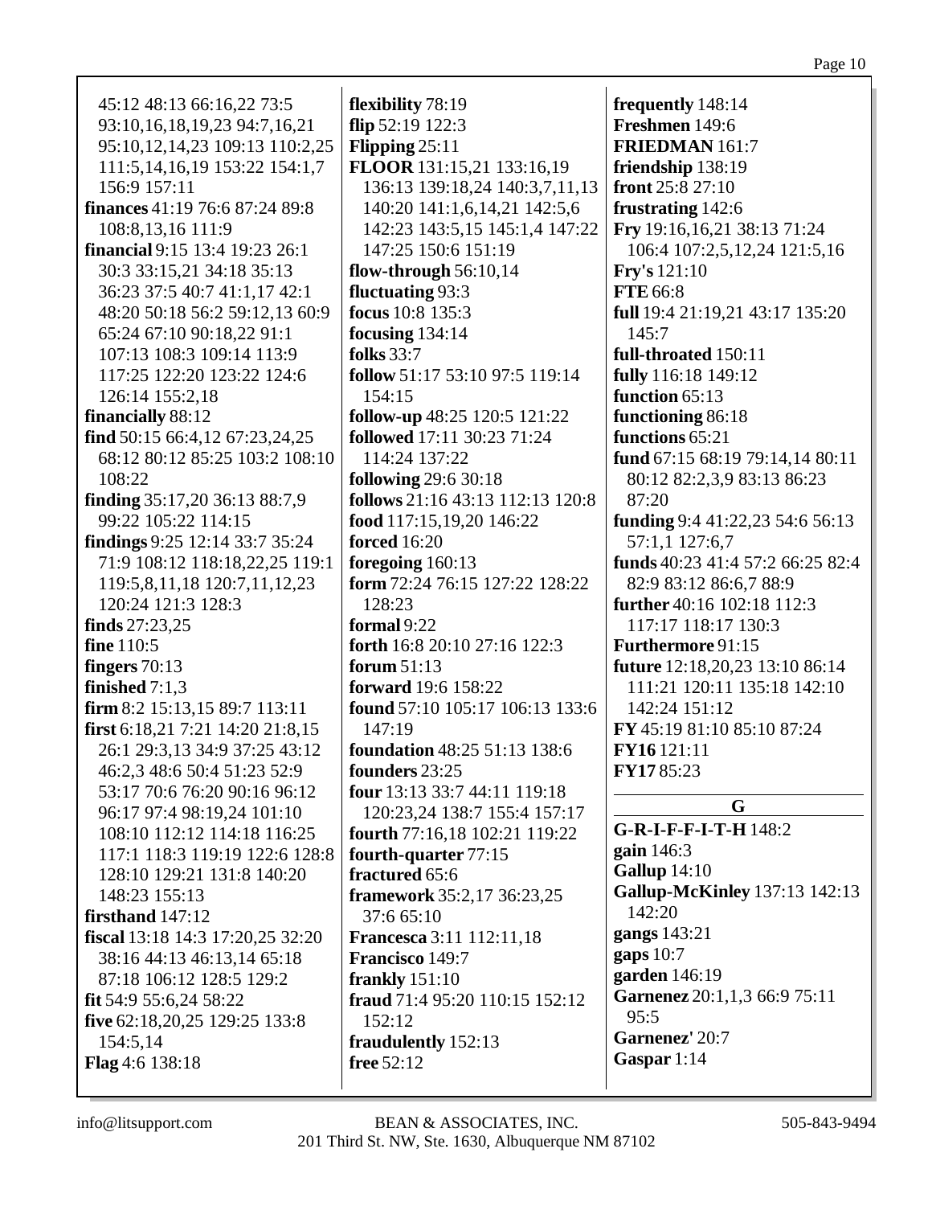45:12 48:13 66:16,22 73:5 93:10,16,18,19,23 94:7,16,21 95:10,12,14,23 109:13 110:2,25 111:5,14,16,19 153:22 154:1,7 156:9 157:11
**finances** 41:19 76:6 87:24 89:8 108:8,13,16 111:9
**financial** 9:15 13:4 19:23 26:1 30:3 33:15,21 34:18 35:13 36:23 37:5 40:7 41:1,17 42:1 48:20 50:18 56:2 59:12,13 60:9 65:24 67:10 90:18,22 91:1 107:13 108:3 109:14 113:9 117:25 122:20 123:22 124:6 126:14 155:2,18
**financially** 88:12
**find** 50:15 66:4,12 67:23,24,25 68:12 80:12 85:25 103:2 108:10 108:22
**finding** 35:17,20 36:13 88:7,9 99:22 105:22 114:15
**findings** 9:25 12:14 33:7 35:24 71:9 108:12 118:18,22,25 119:1 119:5,8,11,18 120:7,11,12,23 120:24 121:3 128:3
**finds** 27:23,25
**fine** 110:5
**fingers** 70:13
**finished** 7:1,3
**firm** 8:2 15:13,15 89:7 113:11
**first** 6:18,21 7:21 14:20 21:8,15 26:1 29:3,13 34:9 37:25 43:12 46:2,3 48:6 50:4 51:23 52:9 53:17 70:6 76:20 90:16 96:12 96:17 97:4 98:19,24 101:10 108:10 112:12 114:18 116:25 117:1 118:3 119:19 122:6 128:8 128:10 129:21 131:8 140:20 148:23 155:13
**firsthand** 147:12
**fiscal** 13:18 14:3 17:20,25 32:20 38:16 44:13 46:13,14 65:18 87:18 106:12 128:5 129:2
**fit** 54:9 55:6,24 58:22
**five** 62:18,20,25 129:25 133:8 154:5,14
**Flag** 4:6 138:18
**flexibility** 78:19
**flip** 52:19 122:3
**Flipping** 25:11
**FLOOR** 131:15,21 133:16,19 136:13 139:18,24 140:3,7,11,13 140:20 141:1,6,14,21 142:5,6 142:23 143:5,15 145:1,4 147:22 147:25 150:6 151:19
**flow-through** 56:10,14
**fluctuating** 93:3
**focus** 10:8 135:3
**focusing** 134:14
**folks** 33:7
**follow** 51:17 53:10 97:5 119:14 154:15
**follow-up** 48:25 120:5 121:22
**followed** 17:11 30:23 71:24 114:24 137:22
**following** 29:6 30:18
**follows** 21:16 43:13 112:13 120:8
**food** 117:15,19,20 146:22
**forced** 16:20
**foregoing** 160:13
**form** 72:24 76:15 127:22 128:22 128:23
**formal** 9:22
**forth** 16:8 20:10 27:16 122:3
**forum** 51:13
**forward** 19:6 158:22
**found** 57:10 105:17 106:13 133:6 147:19
**foundation** 48:25 51:13 138:6
**founders** 23:25
**four** 13:13 33:7 44:11 119:18 120:23,24 138:7 155:4 157:17
**fourth** 77:16,18 102:21 119:22
**fourth-quarter** 77:15
**fractured** 65:6
**framework** 35:2,17 36:23,25 37:6 65:10
**Francesca** 3:11 112:11,18
**Francisco** 149:7
**frankly** 151:10
**fraud** 71:4 95:20 110:15 152:12 152:12
**fraudulently** 152:13
**free** 52:12
**frequently** 148:14
**Freshmen** 149:6
**FRIEDMAN** 161:7
**friendship** 138:19
**front** 25:8 27:10
**frustrating** 142:6
**Fry** 19:16,16,21 38:13 71:24 106:4 107:2,5,12,24 121:5,16
**Fry's** 121:10
**FTE** 66:8
**full** 19:4 21:19,21 43:17 135:20 145:7
**full-throated** 150:11
**fully** 116:18 149:12
**function** 65:13
**functioning** 86:18
**functions** 65:21
**fund** 67:15 68:19 79:14,14 80:11 80:12 82:2,3,9 83:13 86:23 87:20
**funding** 9:4 41:22,23 54:6 56:13 57:1,1 127:6,7
**funds** 40:23 41:4 57:2 66:25 82:4 82:9 83:12 86:6,7 88:9
**further** 40:16 102:18 112:3 117:17 118:17 130:3
**Furthermore** 91:15
**future** 12:18,20,23 13:10 86:14 111:21 120:11 135:18 142:10 142:24 151:12
**FY** 45:19 81:10 85:10 87:24
**FY16** 121:11
**FY17** 85:23

## G

**G-R-I-F-F-I-T-H** 148:2
**gain** 146:3
**Gallup** 14:10
**Gallup-McKinley** 137:13 142:13 142:20
**gangs** 143:21
**gaps** 10:7
**garden** 146:19
**Garnenez** 20:1,1,3 66:9 75:11 95:5
**Garnenez'** 20:7
**Gaspar** 1:14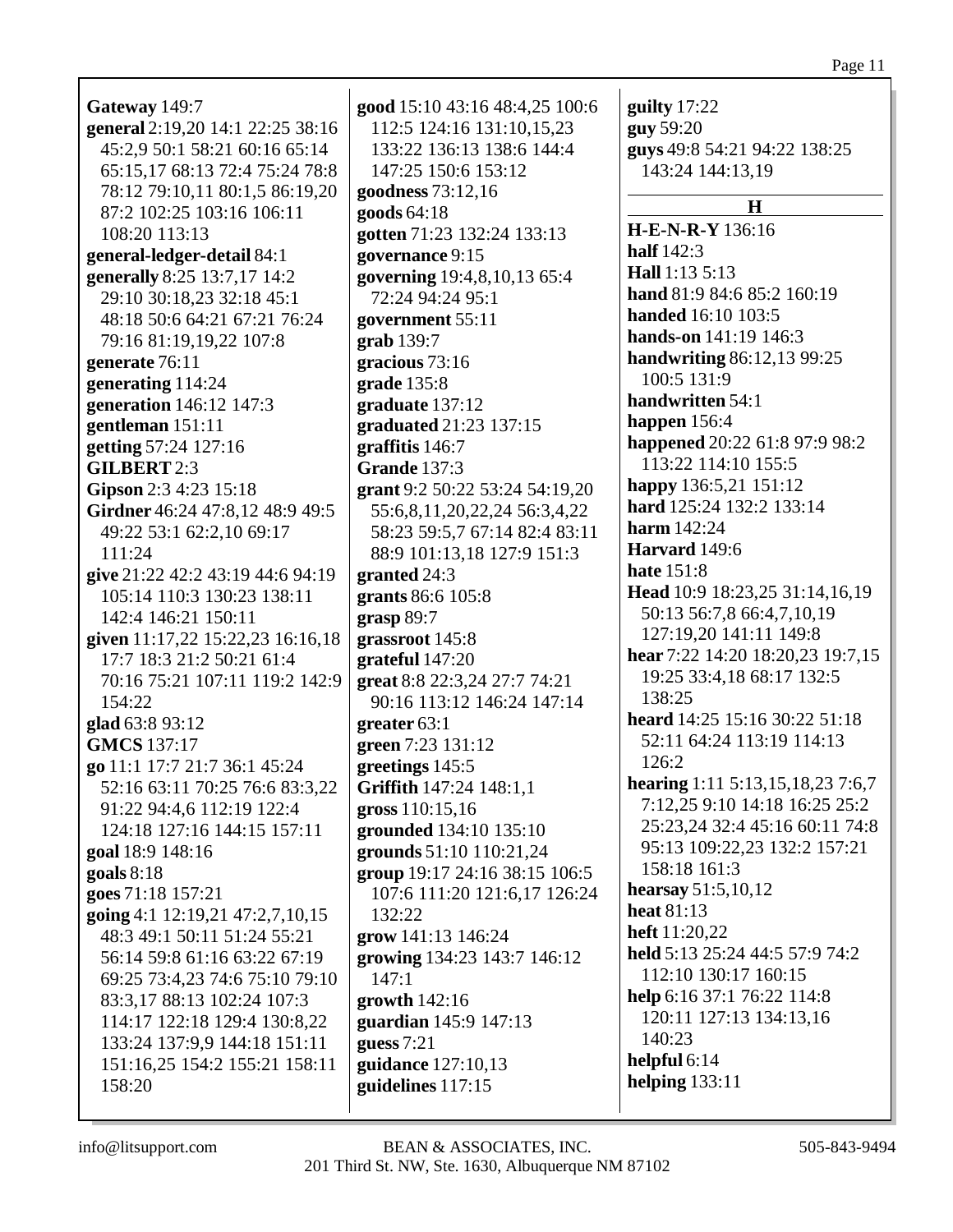**Gateway** 149:7
**general** 2:19,20 14:1 22:25 38:16 45:2,9 50:1 58:21 60:16 65:14 65:15,17 68:13 72:4 75:24 78:8 78:12 79:10,11 80:1,5 86:19,20 87:2 102:25 103:16 106:11 108:20 113:13
**general-ledger-detail** 84:1
**generally** 8:25 13:7,17 14:2 29:10 30:18,23 32:18 45:1 48:18 50:6 64:21 67:21 76:24 79:16 81:19,19,22 107:8
**generate** 76:11
**generating** 114:24
**generation** 146:12 147:3
**gentleman** 151:11
**getting** 57:24 127:16
**GILBERT** 2:3
**Gipson** 2:3 4:23 15:18
**Girdner** 46:24 47:8,12 48:9 49:5 49:22 53:1 62:2,10 69:17 111:24
**give** 21:22 42:2 43:19 44:6 94:19 105:14 110:3 130:23 138:11 142:4 146:21 150:11
**given** 11:17,22 15:22,23 16:16,18 17:7 18:3 21:2 50:21 61:4 70:16 75:21 107:11 119:2 142:9 154:22
**glad** 63:8 93:12
**GMCS** 137:17
**go** 11:1 17:7 21:7 36:1 45:24 52:16 63:11 70:25 76:6 83:3,22 91:22 94:4,6 112:19 122:4 124:18 127:16 144:15 157:11
**goal** 18:9 148:16
**goals** 8:18
**goes** 71:18 157:21
**going** 4:1 12:19,21 47:2,7,10,15 48:3 49:1 50:11 51:24 55:21 56:14 59:8 61:16 63:22 67:19 69:25 73:4,23 74:6 75:10 79:10 83:3,17 88:13 102:24 107:3 114:17 122:18 129:4 130:8,22 133:24 137:9,9 144:18 151:11 151:16,25 154:2 155:21 158:11 158:20
**good** 15:10 43:16 48:4,25 100:6 112:5 124:16 131:10,15,23 133:22 136:13 138:6 144:4 147:25 150:6 153:12
**goodness** 73:12,16
**goods** 64:18
**gotten** 71:23 132:24 133:13
**governance** 9:15
**governing** 19:4,8,10,13 65:4 72:24 94:24 95:1
**government** 55:11
**grab** 139:7
**gracious** 73:16
**grade** 135:8
**graduate** 137:12
**graduated** 21:23 137:15
**graffitis** 146:7
**Grande** 137:3
**grant** 9:2 50:22 53:24 54:19,20 55:6,8,11,20,22,24 56:3,4,22 58:23 59:5,7 67:14 82:4 83:11 88:9 101:13,18 127:9 151:3
**granted** 24:3
**grants** 86:6 105:8
**grasp** 89:7
**grassroot** 145:8
**grateful** 147:20
**great** 8:8 22:3,24 27:7 74:21 90:16 113:12 146:24 147:14
**greater** 63:1
**green** 7:23 131:12
**greetings** 145:5
**Griffith** 147:24 148:1,1
**gross** 110:15,16
**grounded** 134:10 135:10
**grounds** 51:10 110:21,24
**group** 19:17 24:16 38:15 106:5 107:6 111:20 121:6,17 126:24 132:22
**grow** 141:13 146:24
**growing** 134:23 143:7 146:12 147:1
**growth** 142:16
**guardian** 145:9 147:13
**guess** 7:21
**guidance** 127:10,13
**guidelines** 117:15
**guilty** 17:22
**guy** 59:20
**guys** 49:8 54:21 94:22 138:25 143:24 144:13,19

## H

**H-E-N-R-Y** 136:16
**half** 142:3
**Hall** 1:13 5:13
**hand** 81:9 84:6 85:2 160:19
**handed** 16:10 103:5
**hands-on** 141:19 146:3
**handwriting** 86:12,13 99:25 100:5 131:9
**handwritten** 54:1
**happen** 156:4
**happened** 20:22 61:8 97:9 98:2 113:22 114:10 155:5
**happy** 136:5,21 151:12
**hard** 125:24 132:2 133:14
**harm** 142:24
**Harvard** 149:6
**hate** 151:8
**Head** 10:9 18:23,25 31:14,16,19 50:13 56:7,8 66:4,7,10,19 127:19,20 141:11 149:8
**hear** 7:22 14:20 18:20,23 19:7,15 19:25 33:4,18 68:17 132:5 138:25
**heard** 14:25 15:16 30:22 51:18 52:11 64:24 113:19 114:13 126:2
**hearing** 1:11 5:13,15,18,23 7:6,7 7:12,25 9:10 14:18 16:25 25:2 25:23,24 32:4 45:16 60:11 74:8 95:13 109:22,23 132:2 157:21 158:18 161:3
**hearsay** 51:5,10,12
**heat** 81:13
**heft** 11:20,22
**held** 5:13 25:24 44:5 57:9 74:2 112:10 130:17 160:15
**help** 6:16 37:1 76:22 114:8 120:11 127:13 134:13,16 140:23
**helpful** 6:14
**helping** 133:11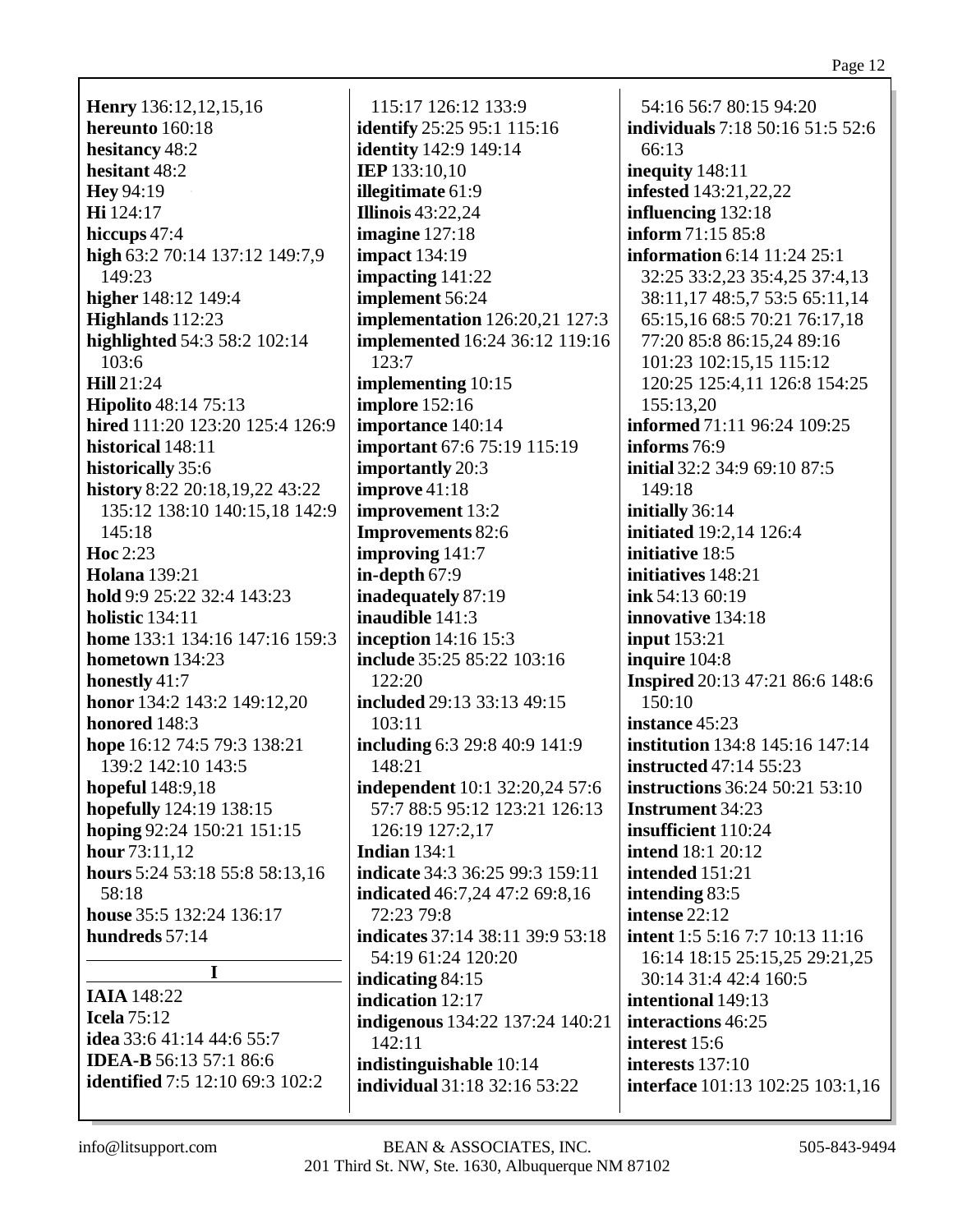**Henry** 136:12,12,15,16
**hereunto** 160:18
**hesitancy** 48:2
**hesitant** 48:2
**Hey** 94:19
**Hi** 124:17
**hiccups** 47:4
**high** 63:2 70:14 137:12 149:7,9 149:23
**higher** 148:12 149:4
**Highlands** 112:23
**highlighted** 54:3 58:2 102:14 103:6
**Hill** 21:24
**Hipolito** 48:14 75:13
**hired** 111:20 123:20 125:4 126:9
**historical** 148:11
**historically** 35:6
**history** 8:22 20:18,19,22 43:22 135:12 138:10 140:15,18 142:9 145:18
**Hoc** 2:23
**Holana** 139:21
**hold** 9:9 25:22 32:4 143:23
**holistic** 134:11
**home** 133:1 134:16 147:16 159:3
**hometown** 134:23
**honestly** 41:7
**honor** 134:2 143:2 149:12,20
**honored** 148:3
**hope** 16:12 74:5 79:3 138:21 139:2 142:10 143:5
**hopeful** 148:9,18
**hopefully** 124:19 138:15
**hoping** 92:24 150:21 151:15
**hour** 73:11,12
**hours** 5:24 53:18 55:8 58:13,16 58:18
**house** 35:5 132:24 136:17
**hundreds** 57:14

## I

**IAIA** 148:22
**Icela** 75:12
**idea** 33:6 41:14 44:6 55:7
**IDEA-B** 56:13 57:1 86:6
**identified** 7:5 12:10 69:3 102:2 115:17 126:12 133:9
**identify** 25:25 95:1 115:16
**identity** 142:9 149:14
**IEP** 133:10,10
**illegitimate** 61:9
**Illinois** 43:22,24
**imagine** 127:18
**impact** 134:19
**impacting** 141:22
**implement** 56:24
**implementation** 126:20,21 127:3
**implemented** 16:24 36:12 119:16 123:7
**implementing** 10:15
**implore** 152:16
**importance** 140:14
**important** 67:6 75:19 115:19
**importantly** 20:3
**improve** 41:18
**improvement** 13:2
**Improvements** 82:6
**improving** 141:7
**in-depth** 67:9
**inadequately** 87:19
**inaudible** 141:3
**inception** 14:16 15:3
**include** 35:25 85:22 103:16 122:20
**included** 29:13 33:13 49:15 103:11
**including** 6:3 29:8 40:9 141:9 148:21
**independent** 10:1 32:20,24 57:6 57:7 88:5 95:12 123:21 126:13 126:19 127:2,17
**Indian** 134:1
**indicate** 34:3 36:25 99:3 159:11
**indicated** 46:7,24 47:2 69:8,16 72:23 79:8
**indicates** 37:14 38:11 39:9 53:18 54:19 61:24 120:20
**indicating** 84:15
**indication** 12:17
**indigenous** 134:22 137:24 140:21 142:11
**indistinguishable** 10:14
**individual** 31:18 32:16 53:22 54:16 56:7 80:15 94:20
**individuals** 7:18 50:16 51:5 52:6 66:13
**inequity** 148:11
**infested** 143:21,22,22
**influencing** 132:18
**inform** 71:15 85:8
**information** 6:14 11:24 25:1 32:25 33:2,23 35:4,25 37:4,13 38:11,17 48:5,7 53:5 65:11,14 65:15,16 68:5 70:21 76:17,18 77:20 85:8 86:15,24 89:16 101:23 102:15,15 115:12 120:25 125:4,11 126:8 154:25 155:13,20
**informed** 71:11 96:24 109:25
**informs** 76:9
**initial** 32:2 34:9 69:10 87:5 149:18
**initially** 36:14
**initiated** 19:2,14 126:4
**initiative** 18:5
**initiatives** 148:21
**ink** 54:13 60:19
**innovative** 134:18
**input** 153:21
**inquire** 104:8
**Inspired** 20:13 47:21 86:6 148:6 150:10
**instance** 45:23
**institution** 134:8 145:16 147:14
**instructed** 47:14 55:23
**instructions** 36:24 50:21 53:10
**Instrument** 34:23
**insufficient** 110:24
**intend** 18:1 20:12
**intended** 151:21
**intending** 83:5
**intense** 22:12
**intent** 1:5 5:16 7:7 10:13 11:16 16:14 18:15 25:15,25 29:21,25 30:14 31:4 42:4 160:5
**intentional** 149:13
**interactions** 46:25
**interest** 15:6
**interests** 137:10
**interface** 101:13 102:25 103:1,16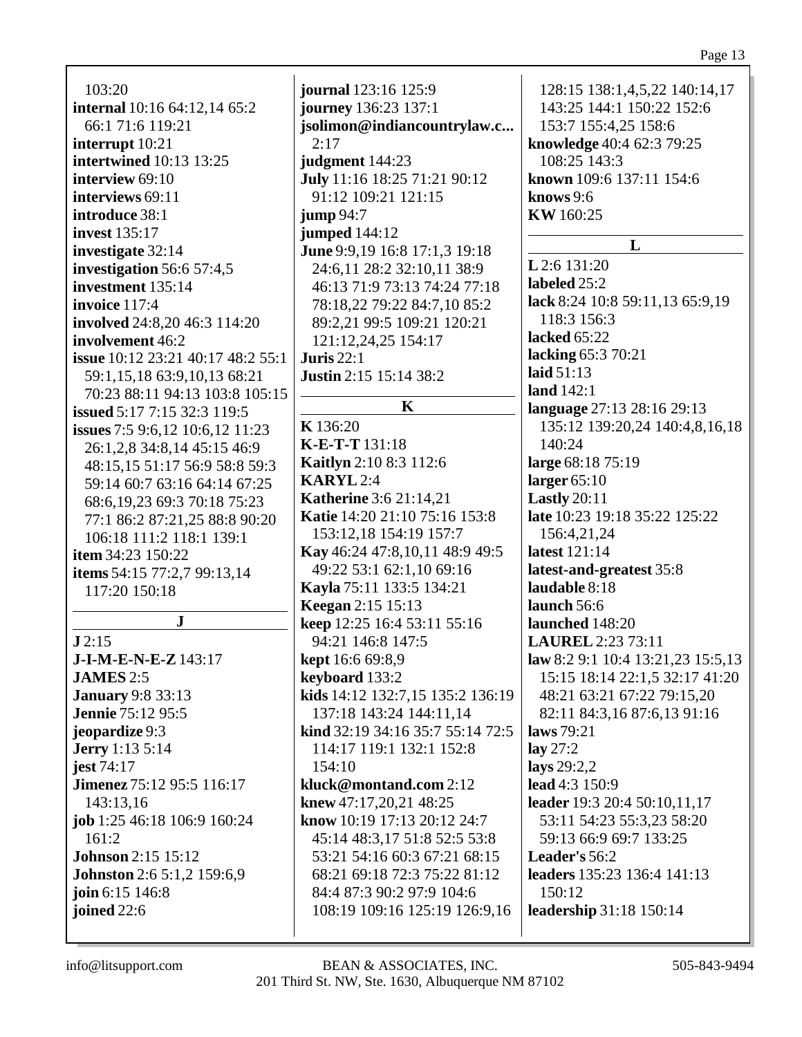103:20
**internal** 10:16 64:12,14 65:2 66:1 71:6 119:21
**interrupt** 10:21
**intertwined** 10:13 13:25
**interview** 69:10
**interviews** 69:11
**introduce** 38:1
**invest** 135:17
**investigate** 32:14
**investigation** 56:6 57:4,5
**investment** 135:14
**invoice** 117:4
**involved** 24:8,20 46:3 114:20
**involvement** 46:2
**issue** 10:12 23:21 40:17 48:2 55:1 59:1,15,18 63:9,10,13 68:21 70:23 88:11 94:13 103:8 105:15
**issued** 5:17 7:15 32:3 119:5
**issues** 7:5 9:6,12 10:6,12 11:23 26:1,2,8 34:8,14 45:15 46:9 48:15,15 51:17 56:9 58:8 59:3 59:14 60:7 63:16 64:14 67:25 68:6,19,23 69:3 70:18 75:23 77:1 86:2 87:21,25 88:8 90:20 106:18 111:2 118:1 139:1
**item** 34:23 150:22
**items** 54:15 77:2,7 99:13,14 117:20 150:18

## J

**J** 2:15
**J-I-M-E-N-E-Z** 143:17
**JAMES** 2:5
**January** 9:8 33:13
**Jennie** 75:12 95:5
**jeopardize** 9:3
**Jerry** 1:13 5:14
**jest** 74:17
**Jimenez** 75:12 95:5 116:17 143:13,16
**job** 1:25 46:18 106:9 160:24 161:2
**Johnson** 2:15 15:12
**Johnston** 2:6 5:1,2 159:6,9
**join** 6:15 146:8
**joined** 22:6
**journal** 123:16 125:9
**journey** 136:23 137:1
**jsolimon@indiancountrylaw.c...** 2:17
**judgment** 144:23
**July** 11:16 18:25 71:21 90:12 91:12 109:21 121:15
**jump** 94:7
**jumped** 144:12
**June** 9:9,19 16:8 17:1,3 19:18 24:6,11 28:2 32:10,11 38:9 46:13 71:9 73:13 74:24 77:18 78:18,22 79:22 84:7,10 85:2 89:2,21 99:5 109:21 120:21 121:12,24,25 154:17
**Juris** 22:1
**Justin** 2:15 15:14 38:2

## K

**K** 136:20
**K-E-T-T** 131:18
**Kaitlyn** 2:10 8:3 112:6
**KARYL** 2:4
**Katherine** 3:6 21:14,21
**Katie** 14:20 21:10 75:16 153:8 153:12,18 154:19 157:7
**Kay** 46:24 47:8,10,11 48:9 49:5 49:22 53:1 62:1,10 69:16
**Kayla** 75:11 133:5 134:21
**Keegan** 2:15 15:13
**keep** 12:25 16:4 53:11 55:16 94:21 146:8 147:5
**kept** 16:6 69:8,9
**keyboard** 133:2
**kids** 14:12 132:7,15 135:2 136:19 137:18 143:24 144:11,14
**kind** 32:19 34:16 35:7 55:14 72:5 114:17 119:1 132:1 152:8 154:10
**kluck@montand.com** 2:12
**knew** 47:17,20,21 48:25
**know** 10:19 17:13 20:12 24:7 45:14 48:3,17 51:8 52:5 53:8 53:21 54:16 60:3 67:21 68:15 68:21 69:18 72:3 75:22 81:12 84:4 87:3 90:2 97:9 104:6 108:19 109:16 125:19 126:9,16 128:15 138:1,4,5,22 140:14,17 143:25 144:1 150:22 152:6 153:7 155:4,25 158:6
**knowledge** 40:4 62:3 79:25 108:25 143:3
**known** 109:6 137:11 154:6
**knows** 9:6
**KW** 160:25

## L

**L** 2:6 131:20
**labeled** 25:2
**lack** 8:24 10:8 59:11,13 65:9,19 118:3 156:3
**lacked** 65:22
**lacking** 65:3 70:21
**laid** 51:13
**land** 142:1
**language** 27:13 28:16 29:13 135:12 139:20,24 140:4,8,16,18 140:24
**large** 68:18 75:19
**larger** 65:10
**Lastly** 20:11
**late** 10:23 19:18 35:22 125:22 156:4,21,24
**latest** 121:14
**latest-and-greatest** 35:8
**laudable** 8:18
**launch** 56:6
**launched** 148:20
**LAUREL** 2:23 73:11
**law** 8:2 9:1 10:4 13:21,23 15:5,13 15:15 18:14 22:1,5 32:17 41:20 48:21 63:21 67:22 79:15,20 82:11 84:3,16 87:6,13 91:16
**laws** 79:21
**lay** 27:2
**lays** 29:2,2
**lead** 4:3 150:9
**leader** 19:3 20:4 50:10,11,17 53:11 54:23 55:3,23 58:20 59:13 66:9 69:7 133:25
**Leader's** 56:2
**leaders** 135:23 136:4 141:13 150:12
**leadership** 31:18 150:14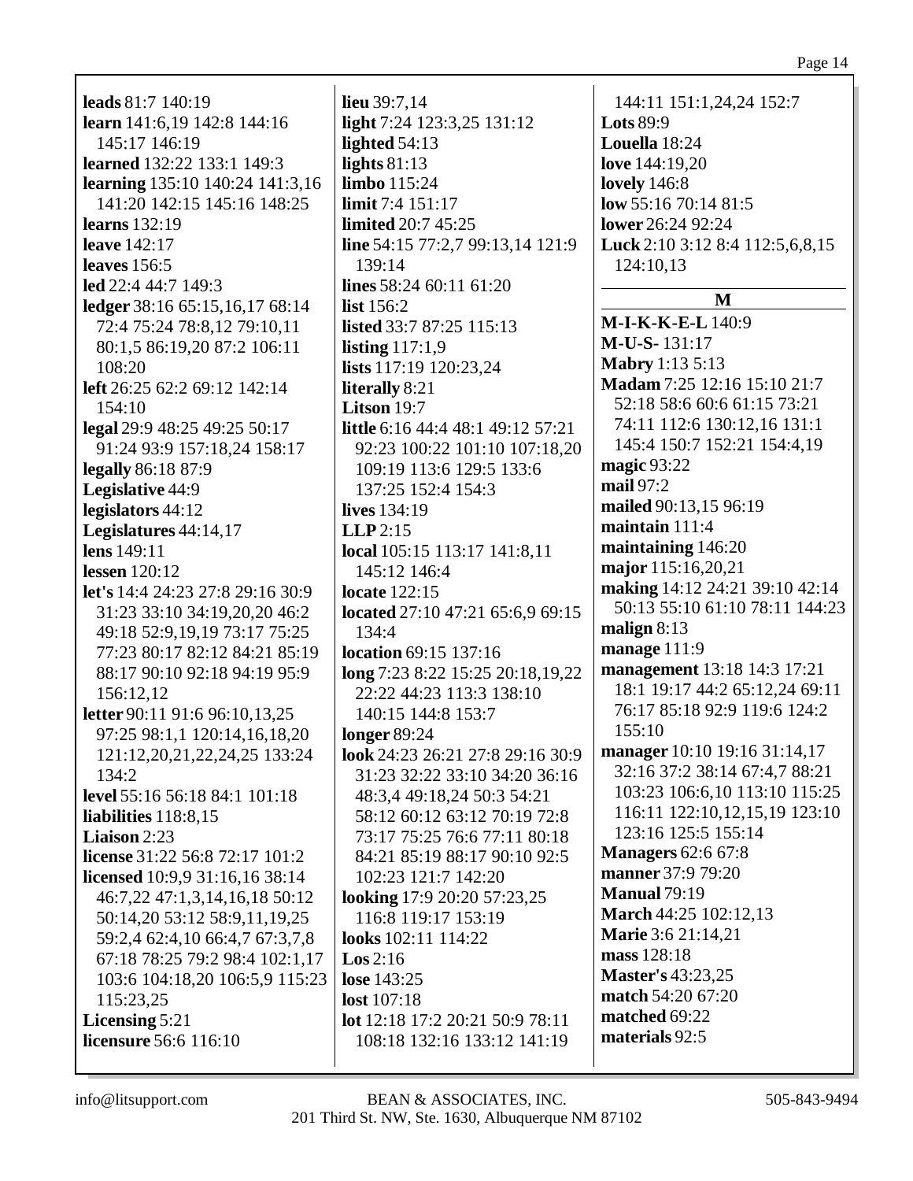**leads** 81:7 140:19
**learn** 141:6,19 142:8 144:16 145:17 146:19
**learned** 132:22 133:1 149:3
**learning** 135:10 140:24 141:3,16 141:20 142:15 145:16 148:25
**learns** 132:19
**leave** 142:17
**leaves** 156:5
**led** 22:4 44:7 149:3
**ledger** 38:16 65:15,16,17 68:14 72:4 75:24 78:8,12 79:10,11 80:1,5 86:19,20 87:2 106:11 108:20
**left** 26:25 62:2 69:12 142:14 154:10
**legal** 29:9 48:25 49:25 50:17 91:24 93:9 157:18,24 158:17
**legally** 86:18 87:9
**Legislative** 44:9
**legislators** 44:12
**Legislatures** 44:14,17
**lens** 149:11
**lessen** 120:12
**let's** 14:4 24:23 27:8 29:16 30:9 31:23 33:10 34:19,20,20 46:2 49:18 52:9,19,19 73:17 75:25 77:23 80:17 82:12 84:21 85:19 88:17 90:10 92:18 94:19 95:9 156:12,12
**letter** 90:11 91:6 96:10,13,25 97:25 98:1,1 120:14,16,18,20 121:12,20,21,22,24,25 133:24 134:2
**level** 55:16 56:18 84:1 101:18
**liabilities** 118:8,15
**Liaison** 2:23
**license** 31:22 56:8 72:17 101:2
**licensed** 10:9,9 31:16,16 38:14 46:7,22 47:1,3,14,16,18 50:12 50:14,20 53:12 58:9,11,19,25 59:2,4 62:4,10 66:4,7 67:3,7,8 67:18 78:25 79:2 98:4 102:1,17 103:6 104:18,20 106:5,9 115:23 115:23,25
**Licensing** 5:21
**licensure** 56:6 116:10
**lieu** 39:7,14
**light** 7:24 123:3,25 131:12
**lighted** 54:13
**lights** 81:13
**limbo** 115:24
**limit** 7:4 151:17
**limited** 20:7 45:25
**line** 54:15 77:2,7 99:13,14 121:9 139:14
**lines** 58:24 60:11 61:20
**list** 156:2
**listed** 33:7 87:25 115:13
**listing** 117:1,9
**lists** 117:19 120:23,24
**literally** 8:21
**Litson** 19:7
**little** 6:16 44:4 48:1 49:12 57:21 92:23 100:22 101:10 107:18,20 109:19 113:6 129:5 133:6 137:25 152:4 154:3
**lives** 134:19
**LLP** 2:15
**local** 105:15 113:17 141:8,11 145:12 146:4
**locate** 122:15
**located** 27:10 47:21 65:6,9 69:15 134:4
**location** 69:15 137:16
**long** 7:23 8:22 15:25 20:18,19,22 22:22 44:23 113:3 138:10 140:15 144:8 153:7
**longer** 89:24
**look** 24:23 26:21 27:8 29:16 30:9 31:23 32:22 33:10 34:20 36:16 48:3,4 49:18,24 50:3 54:21 58:12 60:12 63:12 70:19 72:8 73:17 75:25 76:6 77:11 80:18 84:21 85:19 88:17 90:10 92:5 102:23 121:7 142:20
**looking** 17:9 20:20 57:23,25 116:8 119:17 153:19
**looks** 102:11 114:22
**Los** 2:16
**lose** 143:25
**lost** 107:18
**lot** 12:18 17:2 20:21 50:9 78:11 108:18 132:16 133:12 141:19 144:11 151:1,24,24 152:7
**Lots** 89:9
**Louella** 18:24
**love** 144:19,20
**lovely** 146:8
**low** 55:16 70:14 81:5
**lower** 26:24 92:24
**Luck** 2:10 3:12 8:4 112:5,6,8,15 124:10,13

## M

**M-I-K-K-E-L** 140:9
**M-U-S-** 131:17
**Mabry** 1:13 5:13
**Madam** 7:25 12:16 15:10 21:7 52:18 58:6 60:6 61:15 73:21 74:11 112:6 130:12,16 131:1 145:4 150:7 152:21 154:4,19
**magic** 93:22
**mail** 97:2
**mailed** 90:13,15 96:19
**maintain** 111:4
**maintaining** 146:20
**major** 115:16,20,21
**making** 14:12 24:21 39:10 42:14 50:13 55:10 61:10 78:11 144:23
**malign** 8:13
**manage** 111:9
**management** 13:18 14:3 17:21 18:1 19:17 44:2 65:12,24 69:11 76:17 85:18 92:9 119:6 124:2 155:10
**manager** 10:10 19:16 31:14,17 32:16 37:2 38:14 67:4,7 88:21 103:23 106:6,10 113:10 115:25 116:11 122:10,12,15,19 123:10 123:16 125:5 155:14
**Managers** 62:6 67:8
**manner** 37:9 79:20
**Manual** 79:19
**March** 44:25 102:12,13
**Marie** 3:6 21:14,21
**mass** 128:18
**Master's** 43:23,25
**match** 54:20 67:20
**matched** 69:22
**materials** 92:5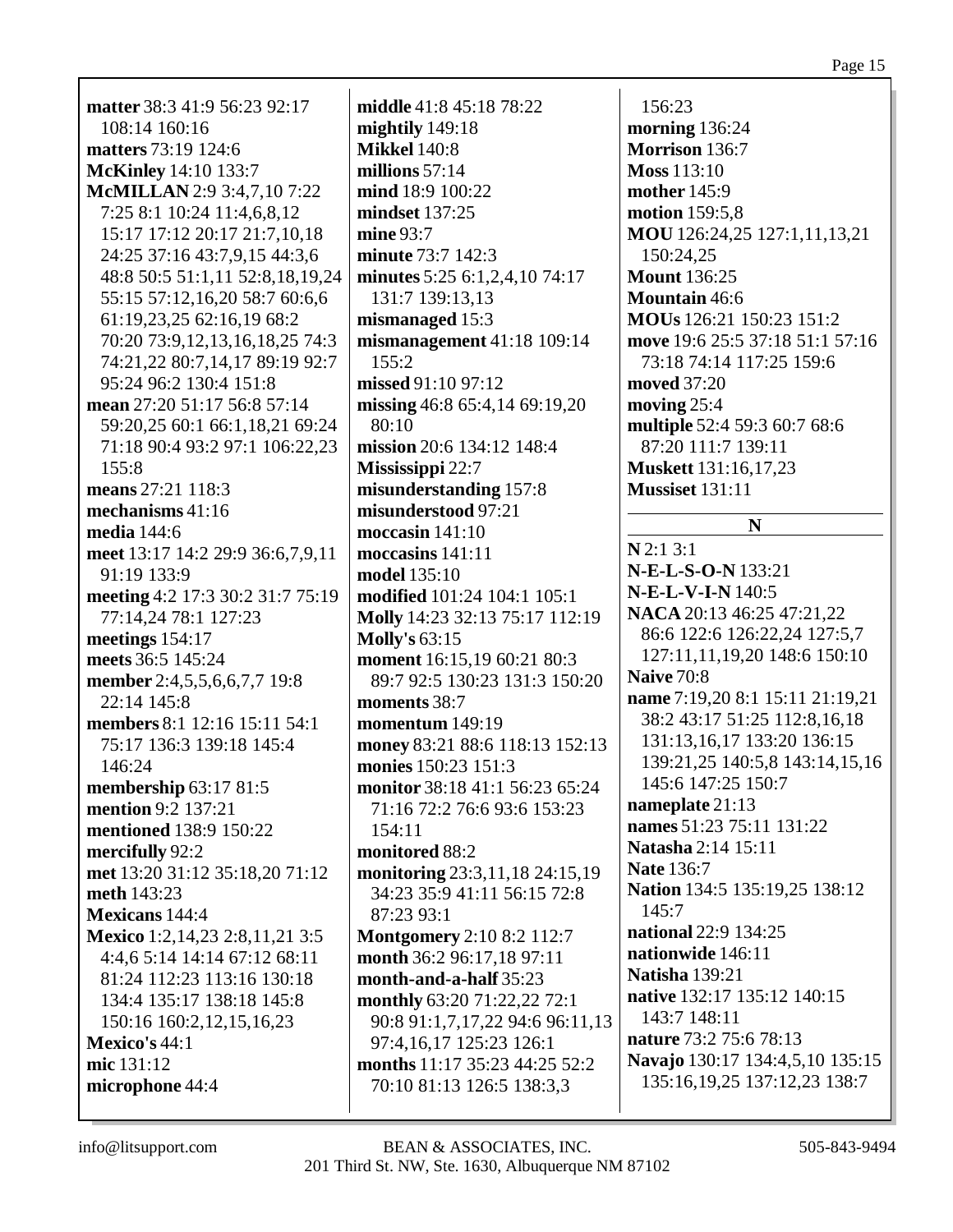**matter** 38:3 41:9 56:23 92:17 108:14 160:16
**matters** 73:19 124:6
**McKinley** 14:10 133:7
**McMILLAN** 2:9 3:4,7,10 7:22 7:25 8:1 10:24 11:4,6,8,12 15:17 17:12 20:17 21:7,10,18 24:25 37:16 43:7,9,15 44:3,6 48:8 50:5 51:1,11 52:8,18,19,24 55:15 57:12,16,20 58:7 60:6,6 61:19,23,25 62:16,19 68:2 70:20 73:9,12,13,16,18,25 74:3 74:21,22 80:7,14,17 89:19 92:7 95:24 96:2 130:4 151:8
**mean** 27:20 51:17 56:8 57:14 59:20,25 60:1 66:1,18,21 69:24 71:18 90:4 93:2 97:1 106:22,23 155:8
**means** 27:21 118:3
**mechanisms** 41:16
**media** 144:6
**meet** 13:17 14:2 29:9 36:6,7,9,11 91:19 133:9
**meeting** 4:2 17:3 30:2 31:7 75:19 77:14,24 78:1 127:23
**meetings** 154:17
**meets** 36:5 145:24
**member** 2:4,5,5,6,6,7,7 19:8 22:14 145:8
**members** 8:1 12:16 15:11 54:1 75:17 136:3 139:18 145:4 146:24
**membership** 63:17 81:5
**mention** 9:2 137:21
**mentioned** 138:9 150:22
**mercifully** 92:2
**met** 13:20 31:12 35:18,20 71:12
**meth** 143:23
**Mexicans** 144:4
**Mexico** 1:2,14,23 2:8,11,21 3:5 4:4,6 5:14 14:14 67:12 68:11 81:24 112:23 113:16 130:18 134:4 135:17 138:18 145:8 150:16 160:2,12,15,16,23
**Mexico's** 44:1
**mic** 131:12
**microphone** 44:4
**middle** 41:8 45:18 78:22
**mightily** 149:18
**Mikkel** 140:8
**millions** 57:14
**mind** 18:9 100:22
**mindset** 137:25
**mine** 93:7
**minute** 73:7 142:3
**minutes** 5:25 6:1,2,4,10 74:17 131:7 139:13,13
**mismanaged** 15:3
**mismanagement** 41:18 109:14 155:2
**missed** 91:10 97:12
**missing** 46:8 65:4,14 69:19,20 80:10
**mission** 20:6 134:12 148:4
**Mississippi** 22:7
**misunderstanding** 157:8
**misunderstood** 97:21
**moccasin** 141:10
**moccasins** 141:11
**model** 135:10
**modified** 101:24 104:1 105:1
**Molly** 14:23 32:13 75:17 112:19
**Molly's** 63:15
**moment** 16:15,19 60:21 80:3 89:7 92:5 130:23 131:3 150:20
**moments** 38:7
**momentum** 149:19
**money** 83:21 88:6 118:13 152:13
**monies** 150:23 151:3
**monitor** 38:18 41:1 56:23 65:24 71:16 72:2 76:6 93:6 153:23 154:11
**monitored** 88:2
**monitoring** 23:3,11,18 24:15,19 34:23 35:9 41:11 56:15 72:8 87:23 93:1
**Montgomery** 2:10 8:2 112:7
**month** 36:2 96:17,18 97:11
**month-and-a-half** 35:23
**monthly** 63:20 71:22,22 72:1 90:8 91:1,7,17,22 94:6 96:11,13 97:4,16,17 125:23 126:1
**months** 11:17 35:23 44:25 52:2 70:10 81:13 126:5 138:3,3 156:23
**morning** 136:24
**Morrison** 136:7
**Moss** 113:10
**mother** 145:9
**motion** 159:5,8
**MOU** 126:24,25 127:1,11,13,21 150:24,25
**Mount** 136:25
**Mountain** 46:6
**MOUs** 126:21 150:23 151:2
**move** 19:6 25:5 37:18 51:1 57:16 73:18 74:14 117:25 159:6
**moved** 37:20
**moving** 25:4
**multiple** 52:4 59:3 60:7 68:6 87:20 111:7 139:11
**Muskett** 131:16,17,23
**Mussiset** 131:11

## N

**N** 2:1 3:1
**N-E-L-S-O-N** 133:21
**N-E-L-V-I-N** 140:5
**NACA** 20:13 46:25 47:21,22 86:6 122:6 126:22,24 127:5,7 127:11,11,19,20 148:6 150:10
**Naive** 70:8
**name** 7:19,20 8:1 15:11 21:19,21 38:2 43:17 51:25 112:8,16,18 131:13,16,17 133:20 136:15 139:21,25 140:5,8 143:14,15,16 145:6 147:25 150:7
**nameplate** 21:13
**names** 51:23 75:11 131:22
**Natasha** 2:14 15:11
**Nate** 136:7
**Nation** 134:5 135:19,25 138:12 145:7
**national** 22:9 134:25
**nationwide** 146:11
**Natisha** 139:21
**native** 132:17 135:12 140:15 143:7 148:11
**nature** 73:2 75:6 78:13
**Navajo** 130:17 134:4,5,10 135:15 135:16,19,25 137:12,23 138:7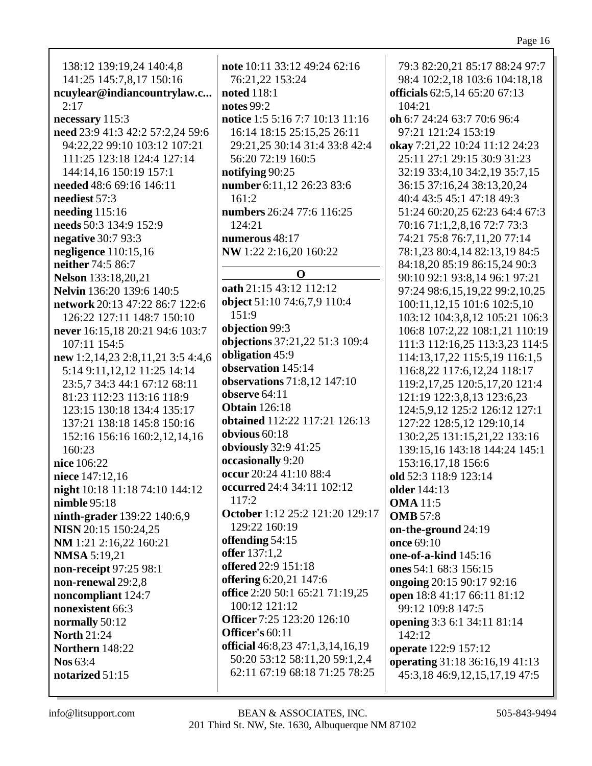138:12 139:19,24 140:4,8 141:25 145:7,8,17 150:16
**ncuylear@indiancountrylaw.c...** 2:17
**necessary** 115:3
**need** 23:9 41:3 42:2 57:2,24 59:6 94:22,22 99:10 103:12 107:21 111:25 123:18 124:4 127:14 144:14,16 150:19 157:1
**needed** 48:6 69:16 146:11
**neediest** 57:3
**needing** 115:16
**needs** 50:3 134:9 152:9
**negative** 30:7 93:3
**negligence** 110:15,16
**neither** 74:5 86:7
**Nelson** 133:18,20,21
**Nelvin** 136:20 139:6 140:5
**network** 20:13 47:22 86:7 122:6 126:22 127:11 148:7 150:10
**never** 16:15,18 20:21 94:6 103:7 107:11 154:5
**new** 1:2,14,23 2:8,11,21 3:5 4:4,6 5:14 9:11,12,12 11:25 14:14 23:5,7 34:3 44:1 67:12 68:11 81:23 112:23 113:16 118:9 123:15 130:18 134:4 135:17 137:21 138:18 145:8 150:16 152:16 156:16 160:2,12,14,16 160:23
**nice** 106:22
**niece** 147:12,16
**night** 10:18 11:18 74:10 144:12
**nimble** 95:18
**ninth-grader** 139:22 140:6,9
**NISN** 20:15 150:24,25
**NM** 1:21 2:16,22 160:21
**NMSA** 5:19,21
**non-receipt** 97:25 98:1
**non-renewal** 29:2,8
**noncompliant** 124:7
**nonexistent** 66:3
**normally** 50:12
**North** 21:24
**Northern** 148:22
**Nos** 63:4
**notarized** 51:15
**note** 10:11 33:12 49:24 62:16 76:21,22 153:24
**noted** 118:1
**notes** 99:2
**notice** 1:5 5:16 7:7 10:13 11:16 16:14 18:15 25:15,25 26:11 29:21,25 30:14 31:4 33:8 42:4 56:20 72:19 160:5
**notifying** 90:25
**number** 6:11,12 26:23 83:6 161:2
**numbers** 26:24 77:6 116:25 124:21
**numerous** 48:17
**NW** 1:22 2:16,20 160:22

## O

**oath** 21:15 43:12 112:12
**object** 51:10 74:6,7,9 110:4 151:9
**objection** 99:3
**objections** 37:21,22 51:3 109:4
**obligation** 45:9
**observation** 145:14
**observations** 71:8,12 147:10
**observe** 64:11
**Obtain** 126:18
**obtained** 112:22 117:21 126:13
**obvious** 60:18
**obviously** 32:9 41:25
**occasionally** 9:20
**occur** 20:24 41:10 88:4
**occurred** 24:4 34:11 102:12 117:2
**October** 1:12 25:2 121:20 129:17 129:22 160:19
**offending** 54:15
**offer** 137:1,2
**offered** 22:9 151:18
**offering** 6:20,21 147:6
**office** 2:20 50:1 65:21 71:19,25 100:12 121:12
**Officer** 7:25 123:20 126:10
**Officer's** 60:11
**official** 46:8,23 47:1,3,14,16,19 50:20 53:12 58:11,20 59:1,2,4 62:11 67:19 68:18 71:25 78:25 79:3 82:20,21 85:17 88:24 97:7 98:4 102:2,18 103:6 104:18,18
**officials** 62:5,14 65:20 67:13 104:21
**oh** 6:7 24:24 63:7 70:6 96:4 97:21 121:24 153:19
**okay** 7:21,22 10:24 11:12 24:23 25:11 27:1 29:15 30:9 31:23 32:19 33:4,10 34:2,19 35:7,15 36:15 37:16,24 38:13,20,24 40:4 43:5 45:1 47:18 49:3 51:24 60:20,25 62:23 64:4 67:3 70:16 71:1,2,8,16 72:7 73:3 74:21 75:8 76:7,11,20 77:14 78:1,23 80:4,14 82:13,19 84:5 84:18,20 85:19 86:15,24 90:3 90:10 92:1 93:8,14 96:1 97:21 97:24 98:6,15,19,22 99:2,10,25 100:11,12,15 101:6 102:5,10 103:12 104:3,8,12 105:21 106:3 106:8 107:2,22 108:1,21 110:19 111:3 112:16,25 113:3,23 114:5 114:13,17,22 115:5,19 116:1,5 116:8,22 117:6,12,24 118:17 119:2,17,25 120:5,17,20 121:4 121:19 122:3,8,13 123:6,23 124:5,9,12 125:2 126:12 127:1 127:22 128:5,12 129:10,14 130:2,25 131:15,21,22 133:16 139:15,16 143:18 144:24 145:1 153:16,17,18 156:6
**old** 52:3 118:9 123:14
**older** 144:13
**OMA** 11:5
**OMB** 57:8
**on-the-ground** 24:19
**once** 69:10
**one-of-a-kind** 145:16
**ones** 54:1 68:3 156:15
**ongoing** 20:15 90:17 92:16
**open** 18:8 41:17 66:11 81:12 99:12 109:8 147:5
**opening** 3:3 6:1 34:11 81:14 142:12
**operate** 122:9 157:12
**operating** 31:18 36:16,19 41:13 45:3,18 46:9,12,15,17,19 47:5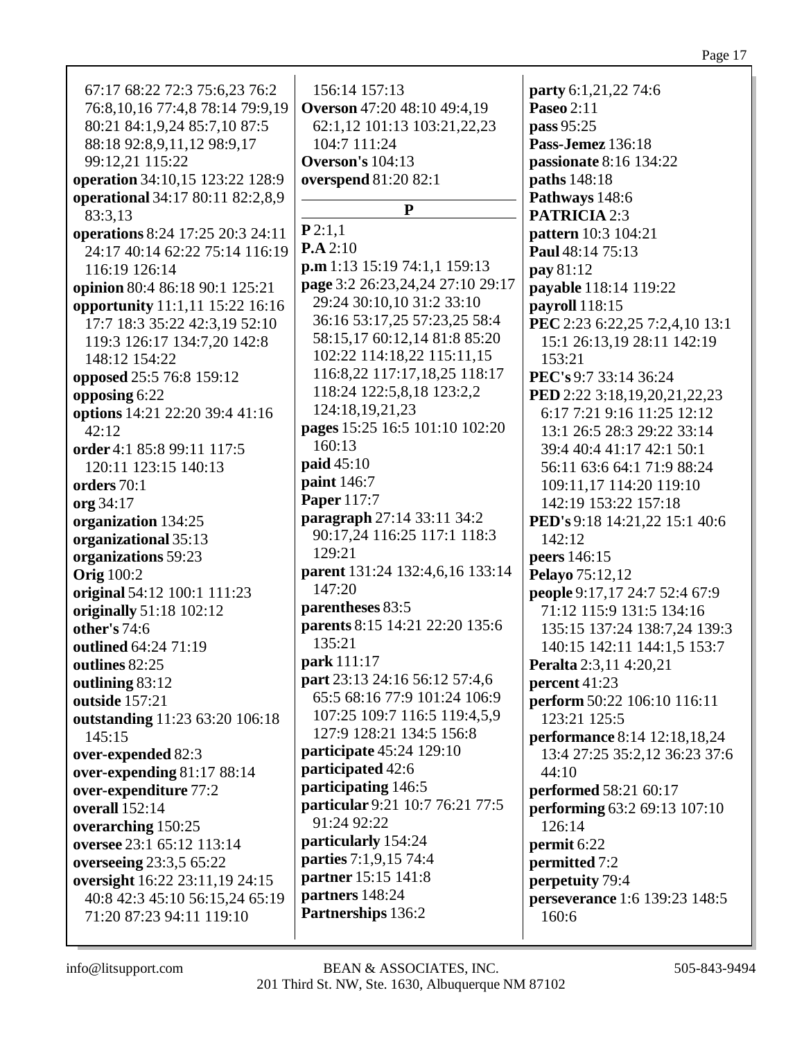67:17 68:22 72:3 75:6,23 76:2 76:8,10,16 77:4,8 78:14 79:9,19 80:21 84:1,9,24 85:7,10 87:5 88:18 92:8,9,11,12 98:9,17 99:12,21 115:22

**operation** 34:10,15 123:22 128:9

**operational** 34:17 80:11 82:2,8,9 83:3,13

**operations** 8:24 17:25 20:3 24:11 24:17 40:14 62:22 75:14 116:19 116:19 126:14

**opinion** 80:4 86:18 90:1 125:21

**opportunity** 11:1,11 15:22 16:16 17:7 18:3 35:22 42:3,19 52:10 119:3 126:17 134:7,20 142:8 148:12 154:22

**opposed** 25:5 76:8 159:12

**opposing** 6:22

**options** 14:21 22:20 39:4 41:16 42:12

**order** 4:1 85:8 99:11 117:5 120:11 123:15 140:13

**orders** 70:1

**org** 34:17

**organization** 134:25

**organizational** 35:13

**organizations** 59:23

**Orig** 100:2

**original** 54:12 100:1 111:23

**originally** 51:18 102:12

**other's** 74:6

**outlined** 64:24 71:19

**outlines** 82:25

**outlining** 83:12

**outside** 157:21

**outstanding** 11:23 63:20 106:18 145:15

**over-expended** 82:3

**over-expending** 81:17 88:14

**over-expenditure** 77:2

**overall** 152:14

**overarching** 150:25

**oversee** 23:1 65:12 113:14

**overseeing** 23:3,5 65:22

**oversight** 16:22 23:11,19 24:15 40:8 42:3 45:10 56:15,24 65:19 71:20 87:23 94:11 119:10

156:14 157:13

**Overson** 47:20 48:10 49:4,19 62:1,12 101:13 103:21,22,23 104:7 111:24

**Overson's** 104:13

**overspend** 81:20 82:1

## P

**P** 2:1,1

**P.A** 2:10

**p.m** 1:13 15:19 74:1,1 159:13

**page** 3:2 26:23,24,24 27:10 29:17 29:24 30:10,10 31:2 33:10 36:16 53:17,25 57:23,25 58:4 58:15,17 60:12,14 81:8 85:20 102:22 114:18,22 115:11,15 116:8,22 117:17,18,25 118:17 118:24 122:5,8,18 123:2,2 124:18,19,21,23

**pages** 15:25 16:5 101:10 102:20 160:13

**paid** 45:10

**paint** 146:7

**Paper** 117:7

**paragraph** 27:14 33:11 34:2 90:17,24 116:25 117:1 118:3 129:21

**parent** 131:24 132:4,6,16 133:14 147:20

**parentheses** 83:5

**parents** 8:15 14:21 22:20 135:6 135:21

**park** 111:17

**part** 23:13 24:16 56:12 57:4,6 65:5 68:16 77:9 101:24 106:9 107:25 109:7 116:5 119:4,5,9 127:9 128:21 134:5 156:8

**participate** 45:24 129:10

**participated** 42:6

**participating** 146:5

**particular** 9:21 10:7 76:21 77:5 91:24 92:22

**particularly** 154:24

**parties** 7:1,9,15 74:4

**partner** 15:15 141:8

**partners** 148:24

**Partnerships** 136:2

**party** 6:1,21,22 74:6

**Paseo** 2:11

**pass** 95:25

**Pass-Jemez** 136:18

**passionate** 8:16 134:22

**paths** 148:18

**Pathways** 148:6

**PATRICIA** 2:3

**pattern** 10:3 104:21

**Paul** 48:14 75:13

**pay** 81:12

**payable** 118:14 119:22

**payroll** 118:15

**PEC** 2:23 6:22,25 7:2,4,10 13:1 15:1 26:13,19 28:11 142:19 153:21

**PEC's** 9:7 33:14 36:24

**PED** 2:22 3:18,19,20,21,22,23 6:17 7:21 9:16 11:25 12:12 13:1 26:5 28:3 29:22 33:14 39:4 40:4 41:17 42:1 50:1 56:11 63:6 64:1 71:9 88:24 109:11,17 114:20 119:10 142:19 153:22 157:18

**PED's** 9:18 14:21,22 15:1 40:6 142:12

**peers** 146:15

**Pelayo** 75:12,12

**people** 9:17,17 24:7 52:4 67:9 71:12 115:9 131:5 134:16 135:15 137:24 138:7,24 139:3 140:15 142:11 144:1,5 153:7

**Peralta** 2:3,11 4:20,21

**percent** 41:23

**perform** 50:22 106:10 116:11 123:21 125:5

**performance** 8:14 12:18,18,24 13:4 27:25 35:2,12 36:23 37:6 44:10

**performed** 58:21 60:17

**performing** 63:2 69:13 107:10 126:14

**permit** 6:22

**permitted** 7:2

**perpetuity** 79:4

**perseverance** 1:6 139:23 148:5 160:6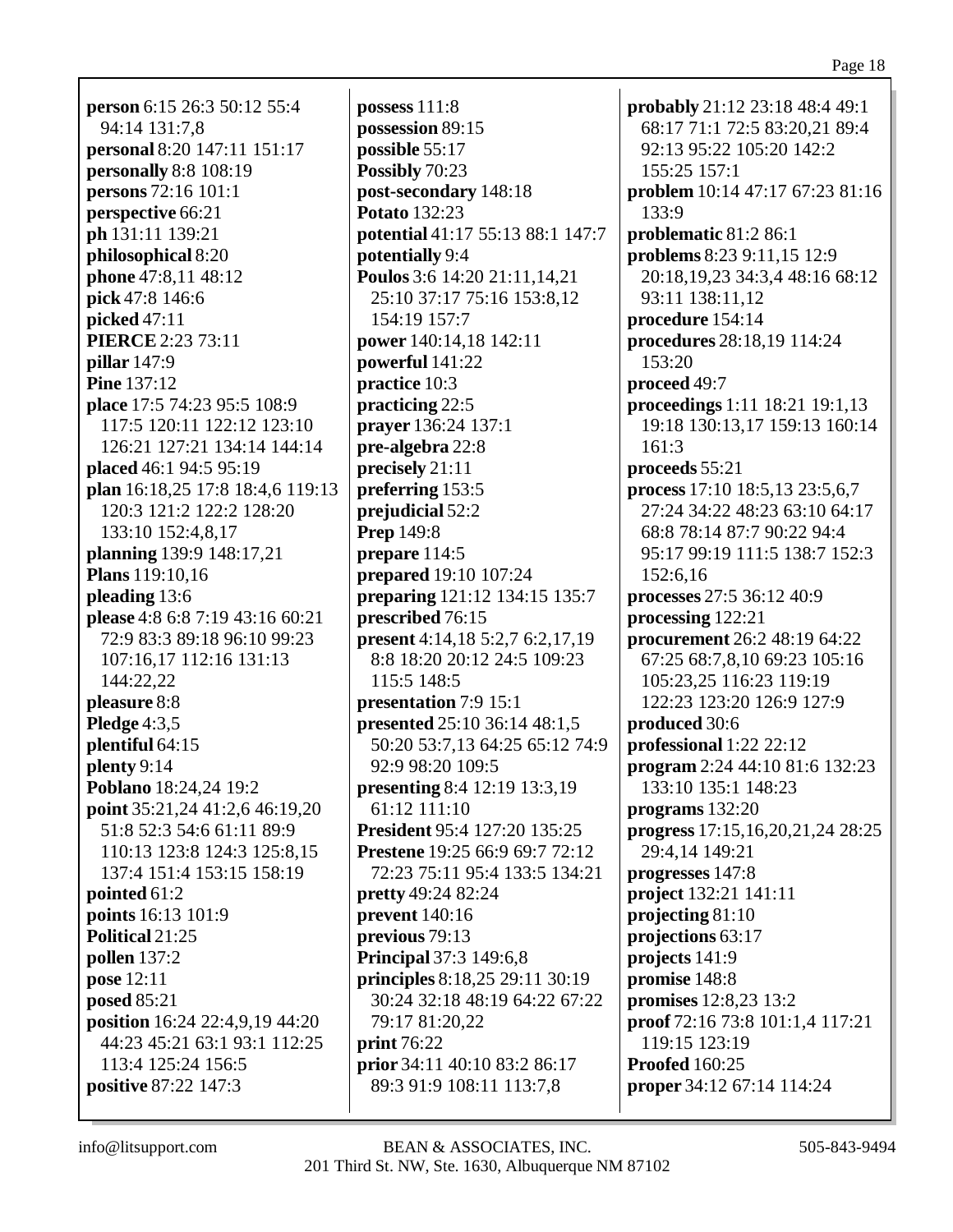**person** 6:15 26:3 50:12 55:4 94:14 131:7,8
**personal** 8:20 147:11 151:17
**personally** 8:8 108:19
**persons** 72:16 101:1
**perspective** 66:21
**ph** 131:11 139:21
**philosophical** 8:20
**phone** 47:8,11 48:12
**pick** 47:8 146:6
**picked** 47:11
**PIERCE** 2:23 73:11
**pillar** 147:9
**Pine** 137:12
**place** 17:5 74:23 95:5 108:9 117:5 120:11 122:12 123:10 126:21 127:21 134:14 144:14
**placed** 46:1 94:5 95:19
**plan** 16:18,25 17:8 18:4,6 119:13 120:3 121:2 122:2 128:20 133:10 152:4,8,17
**planning** 139:9 148:17,21
**Plans** 119:10,16
**pleading** 13:6
**please** 4:8 6:8 7:19 43:16 60:21 72:9 83:3 89:18 96:10 99:23 107:16,17 112:16 131:13 144:22,22
**pleasure** 8:8
**Pledge** 4:3,5
**plentiful** 64:15
**plenty** 9:14
**Poblano** 18:24,24 19:2
**point** 35:21,24 41:2,6 46:19,20 51:8 52:3 54:6 61:11 89:9 110:13 123:8 124:3 125:8,15 137:4 151:4 153:15 158:19
**pointed** 61:2
**points** 16:13 101:9
**Political** 21:25
**pollen** 137:2
**pose** 12:11
**posed** 85:21
**position** 16:24 22:4,9,19 44:20 44:23 45:21 63:1 93:1 112:25 113:4 125:24 156:5
**positive** 87:22 147:3
**possess** 111:8
**possession** 89:15
**possible** 55:17
**Possibly** 70:23
**post-secondary** 148:18
**Potato** 132:23
**potential** 41:17 55:13 88:1 147:7
**potentially** 9:4
**Poulos** 3:6 14:20 21:11,14,21 25:10 37:17 75:16 153:8,12 154:19 157:7
**power** 140:14,18 142:11
**powerful** 141:22
**practice** 10:3
**practicing** 22:5
**prayer** 136:24 137:1
**pre-algebra** 22:8
**precisely** 21:11
**preferring** 153:5
**prejudicial** 52:2
**Prep** 149:8
**prepare** 114:5
**prepared** 19:10 107:24
**preparing** 121:12 134:15 135:7
**prescribed** 76:15
**present** 4:14,18 5:2,7 6:2,17,19 8:8 18:20 20:12 24:5 109:23 115:5 148:5
**presentation** 7:9 15:1
**presented** 25:10 36:14 48:1,5 50:20 53:7,13 64:25 65:12 74:9 92:9 98:20 109:5
**presenting** 8:4 12:19 13:3,19 61:12 111:10
**President** 95:4 127:20 135:25
**Prestene** 19:25 66:9 69:7 72:12 72:23 75:11 95:4 133:5 134:21
**pretty** 49:24 82:24
**prevent** 140:16
**previous** 79:13
**Principal** 37:3 149:6,8
**principles** 8:18,25 29:11 30:19 30:24 32:18 48:19 64:22 67:22 79:17 81:20,22
**print** 76:22
**prior** 34:11 40:10 83:2 86:17 89:3 91:9 108:11 113:7,8
**probably** 21:12 23:18 48:4 49:1 68:17 71:1 72:5 83:20,21 89:4 92:13 95:22 105:20 142:2 155:25 157:1
**problem** 10:14 47:17 67:23 81:16 133:9
**problematic** 81:2 86:1
**problems** 8:23 9:11,15 12:9 20:18,19,23 34:3,4 48:16 68:12 93:11 138:11,12
**procedure** 154:14
**procedures** 28:18,19 114:24 153:20
**proceed** 49:7
**proceedings** 1:11 18:21 19:1,13 19:18 130:13,17 159:13 160:14 161:3
**proceeds** 55:21
**process** 17:10 18:5,13 23:5,6,7 27:24 34:22 48:23 63:10 64:17 68:8 78:14 87:7 90:22 94:4 95:17 99:19 111:5 138:7 152:3 152:6,16
**processes** 27:5 36:12 40:9
**processing** 122:21
**procurement** 26:2 48:19 64:22 67:25 68:7,8,10 69:23 105:16 105:23,25 116:23 119:19 122:23 123:20 126:9 127:9
**produced** 30:6
**professional** 1:22 22:12
**program** 2:24 44:10 81:6 132:23 133:10 135:1 148:23
**programs** 132:20
**progress** 17:15,16,20,21,24 28:25 29:4,14 149:21
**progresses** 147:8
**project** 132:21 141:11
**projecting** 81:10
**projections** 63:17
**projects** 141:9
**promise** 148:8
**promises** 12:8,23 13:2
**proof** 72:16 73:8 101:1,4 117:21 119:15 123:19
**Proofed** 160:25
**proper** 34:12 67:14 114:24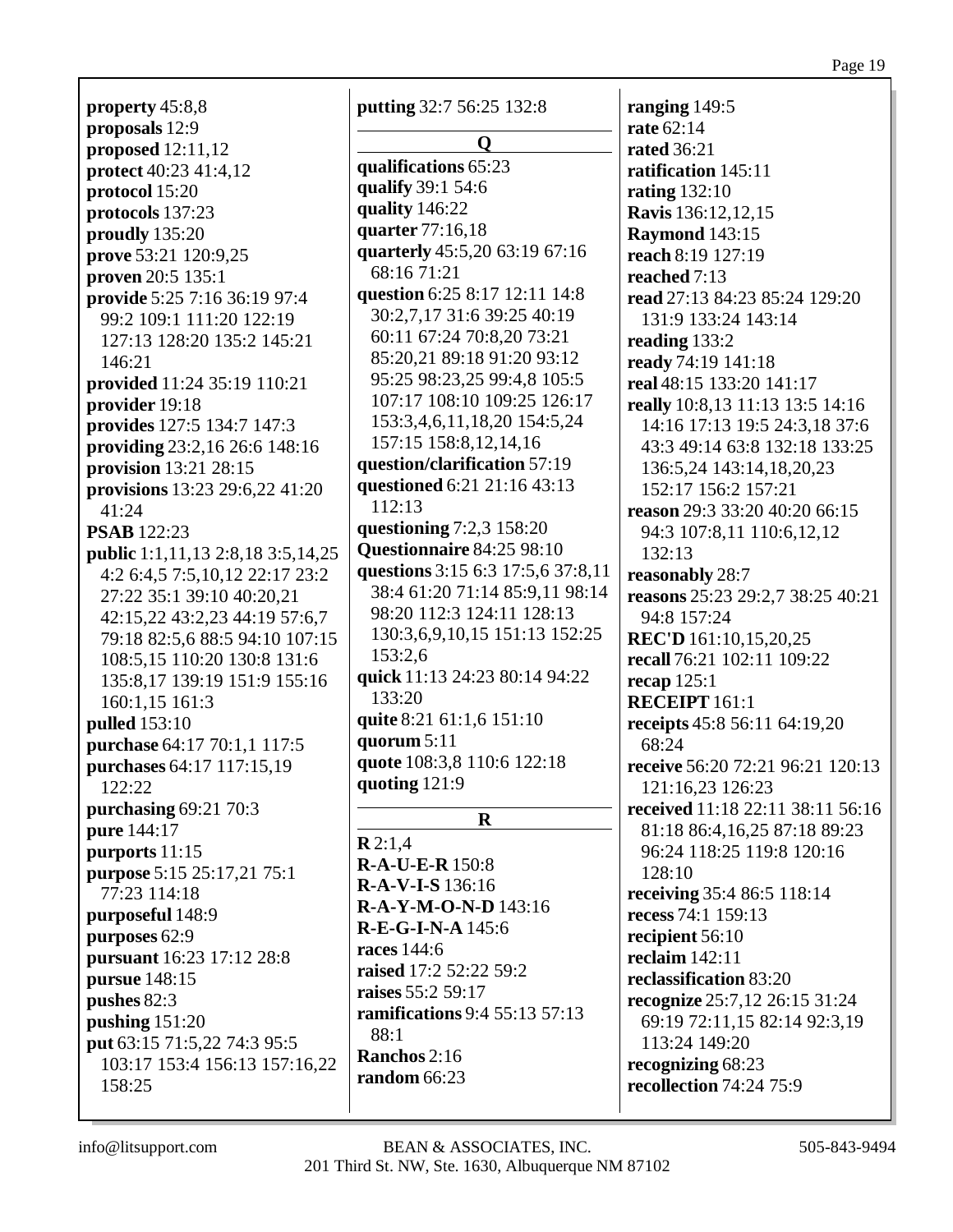**property** 45:8,8
**proposals** 12:9
**proposed** 12:11,12
**protect** 40:23 41:4,12
**protocol** 15:20
**protocols** 137:23
**proudly** 135:20
**prove** 53:21 120:9,25
**proven** 20:5 135:1
**provide** 5:25 7:16 36:19 97:4 99:2 109:1 111:20 122:19 127:13 128:20 135:2 145:21 146:21
**provided** 11:24 35:19 110:21
**provider** 19:18
**provides** 127:5 134:7 147:3
**providing** 23:2,16 26:6 148:16
**provision** 13:21 28:15
**provisions** 13:23 29:6,22 41:20 41:24
**PSAB** 122:23
**public** 1:1,11,13 2:8,18 3:5,14,25 4:2 6:4,5 7:5,10,12 22:17 23:2 27:22 35:1 39:10 40:20,21 42:15,22 43:2,23 44:19 57:6,7 79:18 82:5,6 88:5 94:10 107:15 108:5,15 110:20 130:8 131:6 135:8,17 139:19 151:9 155:16 160:1,15 161:3
**pulled** 153:10
**purchase** 64:17 70:1,1 117:5
**purchases** 64:17 117:15,19 122:22
**purchasing** 69:21 70:3
**pure** 144:17
**purports** 11:15
**purpose** 5:15 25:17,21 75:1 77:23 114:18
**purposeful** 148:9
**purposes** 62:9
**pursuant** 16:23 17:12 28:8
**pursue** 148:15
**pushes** 82:3
**pushing** 151:20
**put** 63:15 71:5,22 74:3 95:5 103:17 153:4 156:13 157:16,22 158:25
**putting** 32:7 56:25 132:8

## Q

**qualifications** 65:23
**qualify** 39:1 54:6
**quality** 146:22
**quarter** 77:16,18
**quarterly** 45:5,20 63:19 67:16 68:16 71:21
**question** 6:25 8:17 12:11 14:8 30:2,7,17 31:6 39:25 40:19 60:11 67:24 70:8,20 73:21 85:20,21 89:18 91:20 93:12 95:25 98:23,25 99:4,8 105:5 107:17 108:10 109:25 126:17 153:3,4,6,11,18,20 154:5,24 157:15 158:8,12,14,16
**question/clarification** 57:19
**questioned** 6:21 21:16 43:13 112:13
**questioning** 7:2,3 158:20
**Questionnaire** 84:25 98:10
**questions** 3:15 6:3 17:5,6 37:8,11 38:4 61:20 71:14 85:9,11 98:14 98:20 112:3 124:11 128:13 130:3,6,9,10,15 151:13 152:25 153:2,6
**quick** 11:13 24:23 80:14 94:22 133:20
**quite** 8:21 61:1,6 151:10
**quorum** 5:11
**quote** 108:3,8 110:6 122:18
**quoting** 121:9

## R

**R** 2:1,4
**R-A-U-E-R** 150:8
**R-A-V-I-S** 136:16
**R-A-Y-M-O-N-D** 143:16
**R-E-G-I-N-A** 145:6
**races** 144:6
**raised** 17:2 52:22 59:2
**raises** 55:2 59:17
**ramifications** 9:4 55:13 57:13 88:1
**Ranchos** 2:16
**random** 66:23
**ranging** 149:5
**rate** 62:14
**rated** 36:21
**ratification** 145:11
**rating** 132:10
**Ravis** 136:12,12,15
**Raymond** 143:15
**reach** 8:19 127:19
**reached** 7:13
**read** 27:13 84:23 85:24 129:20 131:9 133:24 143:14
**reading** 133:2
**ready** 74:19 141:18
**real** 48:15 133:20 141:17
**really** 10:8,13 11:13 13:5 14:16 14:16 17:13 19:5 24:3,18 37:6 43:3 49:14 63:8 132:18 133:25 136:5,24 143:14,18,20,23 152:17 156:2 157:21
**reason** 29:3 33:20 40:20 66:15 94:3 107:8,11 110:6,12,12 132:13
**reasonably** 28:7
**reasons** 25:23 29:2,7 38:25 40:21 94:8 157:24
**REC'D** 161:10,15,20,25
**recall** 76:21 102:11 109:22
**recap** 125:1
**RECEIPT** 161:1
**receipts** 45:8 56:11 64:19,20 68:24
**receive** 56:20 72:21 96:21 120:13 121:16,23 126:23
**received** 11:18 22:11 38:11 56:16 81:18 86:4,16,25 87:18 89:23 96:24 118:25 119:8 120:16 128:10
**receiving** 35:4 86:5 118:14
**recess** 74:1 159:13
**recipient** 56:10
**reclaim** 142:11
**reclassification** 83:20
**recognize** 25:7,12 26:15 31:24 69:19 72:11,15 82:14 92:3,19 113:24 149:20
**recognizing** 68:23
**recollection** 74:24 75:9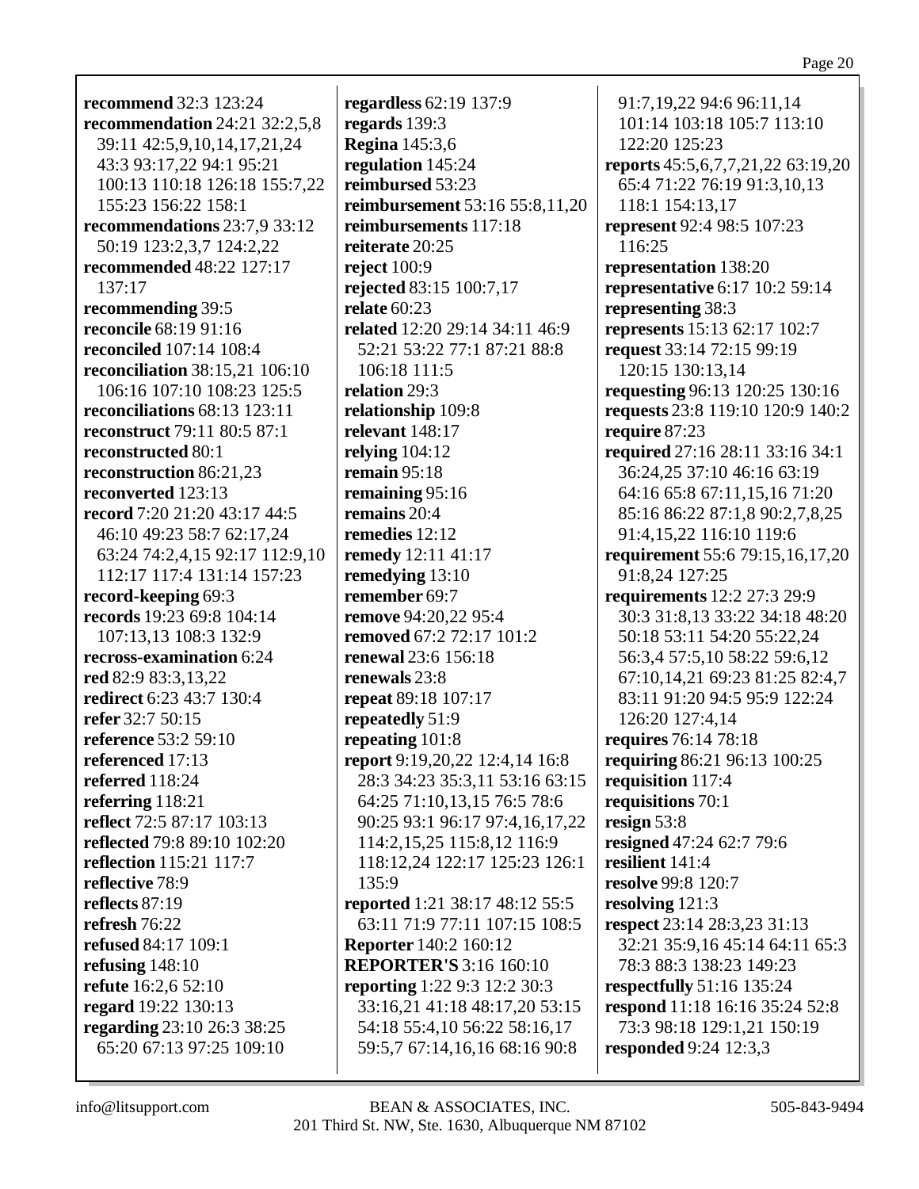**recommend** 32:3 123:24
**recommendation** 24:21 32:2,5,8 39:11 42:5,9,10,14,17,21,24 43:3 93:17,22 94:1 95:21 100:13 110:18 126:18 155:7,22 155:23 156:22 158:1
**recommendations** 23:7,9 33:12 50:19 123:2,3,7 124:2,22
**recommended** 48:22 127:17 137:17
**recommending** 39:5
**reconcile** 68:19 91:16
**reconciled** 107:14 108:4
**reconciliation** 38:15,21 106:10 106:16 107:10 108:23 125:5
**reconciliations** 68:13 123:11
**reconstruct** 79:11 80:5 87:1
**reconstructed** 80:1
**reconstruction** 86:21,23
**reconverted** 123:13
**record** 7:20 21:20 43:17 44:5 46:10 49:23 58:7 62:17,24 63:24 74:2,4,15 92:17 112:9,10 112:17 117:4 131:14 157:23
**record-keeping** 69:3
**records** 19:23 69:8 104:14 107:13,13 108:3 132:9
**recross-examination** 6:24
**red** 82:9 83:3,13,22
**redirect** 6:23 43:7 130:4
**refer** 32:7 50:15
**reference** 53:2 59:10
**referenced** 17:13
**referred** 118:24
**referring** 118:21
**reflect** 72:5 87:17 103:13
**reflected** 79:8 89:10 102:20
**reflection** 115:21 117:7
**reflective** 78:9
**reflects** 87:19
**refresh** 76:22
**refused** 84:17 109:1
**refusing** 148:10
**refute** 16:2,6 52:10
**regard** 19:22 130:13
**regarding** 23:10 26:3 38:25 65:20 67:13 97:25 109:10
**regardless** 62:19 137:9
**regards** 139:3
**Regina** 145:3,6
**regulation** 145:24
**reimbursed** 53:23
**reimbursement** 53:16 55:8,11,20
**reimbursements** 117:18
**reiterate** 20:25
**reject** 100:9
**rejected** 83:15 100:7,17
**relate** 60:23
**related** 12:20 29:14 34:11 46:9 52:21 53:22 77:1 87:21 88:8 106:18 111:5
**relation** 29:3
**relationship** 109:8
**relevant** 148:17
**relying** 104:12
**remain** 95:18
**remaining** 95:16
**remains** 20:4
**remedies** 12:12
**remedy** 12:11 41:17
**remedying** 13:10
**remember** 69:7
**remove** 94:20,22 95:4
**removed** 67:2 72:17 101:2
**renewal** 23:6 156:18
**renewals** 23:8
**repeat** 89:18 107:17
**repeatedly** 51:9
**repeating** 101:8
**report** 9:19,20,22 12:4,14 16:8 28:3 34:23 35:3,11 53:16 63:15 64:25 71:10,13,15 76:5 78:6 90:25 93:1 96:17 97:4,16,17,22 114:2,15,25 115:8,12 116:9 118:12,24 122:17 125:23 126:1 135:9
**reported** 1:21 38:17 48:12 55:5 63:11 71:9 77:11 107:15 108:5
**Reporter** 140:2 160:12
**REPORTER'S** 3:16 160:10
**reporting** 1:22 9:3 12:2 30:3 33:16,21 41:18 48:17,20 53:15 54:18 55:4,10 56:22 58:16,17 59:5,7 67:14,16,16 68:16 90:8 91:7,19,22 94:6 96:11,14 101:14 103:18 105:7 113:10 122:20 125:23
**reports** 45:5,6,7,7,21,22 63:19,20 65:4 71:22 76:19 91:3,10,13 118:1 154:13,17
**represent** 92:4 98:5 107:23 116:25
**representation** 138:20
**representative** 6:17 10:2 59:14
**representing** 38:3
**represents** 15:13 62:17 102:7
**request** 33:14 72:15 99:19 120:15 130:13,14
**requesting** 96:13 120:25 130:16
**requests** 23:8 119:10 120:9 140:2
**require** 87:23
**required** 27:16 28:11 33:16 34:1 36:24,25 37:10 46:16 63:19 64:16 65:8 67:11,15,16 71:20 85:16 86:22 87:1,8 90:2,7,8,25 91:4,15,22 116:10 119:6
**requirement** 55:6 79:15,16,17,20 91:8,24 127:25
**requirements** 12:2 27:3 29:9 30:3 31:8,13 33:22 34:18 48:20 50:18 53:11 54:20 55:22,24 56:3,4 57:5,10 58:22 59:6,12 67:10,14,21 69:23 81:25 82:4,7 83:11 91:20 94:5 95:9 122:24 126:20 127:4,14
**requires** 76:14 78:18
**requiring** 86:21 96:13 100:25
**requisition** 117:4
**requisitions** 70:1
**resign** 53:8
**resigned** 47:24 62:7 79:6
**resilient** 141:4
**resolve** 99:8 120:7
**resolving** 121:3
**respect** 23:14 28:3,23 31:13 32:21 35:9,16 45:14 64:11 65:3 78:3 88:3 138:23 149:23
**respectfully** 51:16 135:24
**respond** 11:18 16:16 35:24 52:8 73:3 98:18 129:1,21 150:19
**responded** 9:24 12:3,3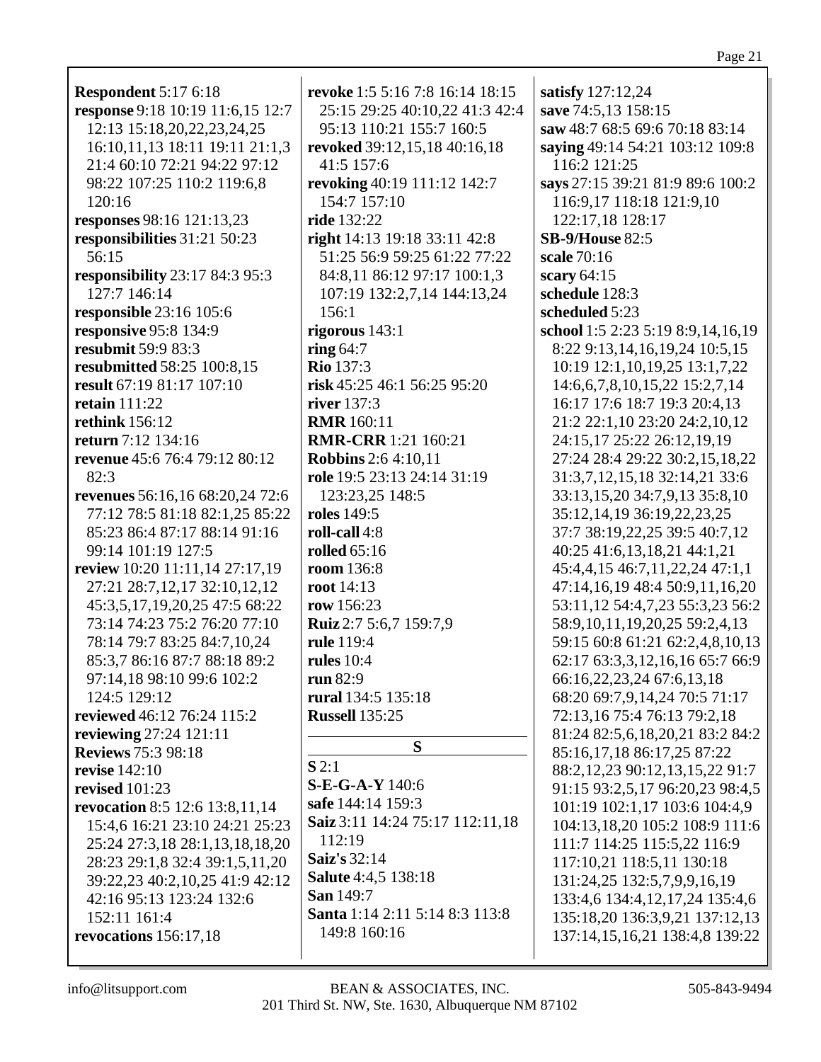**Respondent** 5:17 6:18
**response** 9:18 10:19 11:6,15 12:7 12:13 15:18,20,22,23,24,25 16:10,11,13 18:11 19:11 21:1,3 21:4 60:10 72:21 94:22 97:12 98:22 107:25 110:2 119:6,8 120:16
**responses** 98:16 121:13,23
**responsibilities** 31:21 50:23 56:15
**responsibility** 23:17 84:3 95:3 127:7 146:14
**responsible** 23:16 105:6
**responsive** 95:8 134:9
**resubmit** 59:9 83:3
**resubmitted** 58:25 100:8,15
**result** 67:19 81:17 107:10
**retain** 111:22
**rethink** 156:12
**return** 7:12 134:16
**revenue** 45:6 76:4 79:12 80:12 82:3
**revenues** 56:16,16 68:20,24 72:6 77:12 78:5 81:18 82:1,25 85:22 85:23 86:4 87:17 88:14 91:16 99:14 101:19 127:5
**review** 10:20 11:11,14 27:17,19 27:21 28:7,12,17 32:10,12,12 45:3,5,17,19,20,25 47:5 68:22 73:14 74:23 75:2 76:20 77:10 78:14 79:7 83:25 84:7,10,24 85:3,7 86:16 87:7 88:18 89:2 97:14,18 98:10 99:6 102:2 124:5 129:12
**reviewed** 46:12 76:24 115:2
**reviewing** 27:24 121:11
**Reviews** 75:3 98:18
**revise** 142:10
**revised** 101:23
**revocation** 8:5 12:6 13:8,11,14 15:4,6 16:21 23:10 24:21 25:23 25:24 27:3,18 28:1,13,18,18,20 28:23 29:1,8 32:4 39:1,5,11,20 39:22,23 40:2,10,25 41:9 42:12 42:16 95:13 123:24 132:6 152:11 161:4
**revocations** 156:17,18
**revoke** 1:5 5:16 7:8 16:14 18:15 25:15 29:25 40:10,22 41:3 42:4 95:13 110:21 155:7 160:5
**revoked** 39:12,15,18 40:16,18 41:5 157:6
**revoking** 40:19 111:12 142:7 154:7 157:10
**ride** 132:22
**right** 14:13 19:18 33:11 42:8 51:25 56:9 59:25 61:22 77:22 84:8,11 86:12 97:17 100:1,3 107:19 132:2,7,14 144:13,24 156:1
**rigorous** 143:1
**ring** 64:7
**Rio** 137:3
**risk** 45:25 46:1 56:25 95:20
**river** 137:3
**RMR** 160:11
**RMR-CRR** 1:21 160:21
**Robbins** 2:6 4:10,11
**role** 19:5 23:13 24:14 31:19 123:23,25 148:5
**roles** 149:5
**roll-call** 4:8
**rolled** 65:16
**room** 136:8
**root** 14:13
**row** 156:23
**Ruiz** 2:7 5:6,7 159:7,9
**rule** 119:4
**rules** 10:4
**run** 82:9
**rural** 134:5 135:18
**Russell** 135:25

## S

**S** 2:1
**S-E-G-A-Y** 140:6
**safe** 144:14 159:3
**Saiz** 3:11 14:24 75:17 112:11,18 112:19
**Saiz's** 32:14
**Salute** 4:4,5 138:18
**San** 149:7
**Santa** 1:14 2:11 5:14 8:3 113:8 149:8 160:16
**satisfy** 127:12,24
**save** 74:5,13 158:15
**saw** 48:7 68:5 69:6 70:18 83:14
**saying** 49:14 54:21 103:12 109:8 116:2 121:25
**says** 27:15 39:21 81:9 89:6 100:2 116:9,17 118:18 121:9,10 122:17,18 128:17
**SB-9/House** 82:5
**scale** 70:16
**scary** 64:15
**schedule** 128:3
**scheduled** 5:23
**school** 1:5 2:23 5:19 8:9,14,16,19 8:22 9:13,14,16,19,24 10:5,15 10:19 12:1,10,19,25 13:1,7,22 14:6,6,7,8,10,15,22 15:2,7,14 16:17 17:6 18:7 19:3 20:4,13 21:2 22:1,10 23:20 24:2,10,12 24:15,17 25:22 26:12,19,19 27:24 28:4 29:22 30:2,15,18,22 31:3,7,12,15,18 32:14,21 33:6 33:13,15,20 34:7,9,13 35:8,10 35:12,14,19 36:19,22,23,25 37:7 38:19,22,25 39:5 40:7,12 40:25 41:6,13,18,21 44:1,21 45:4,4,15 46:7,11,22,24 47:1,1 47:14,16,19 48:4 50:9,11,16,20 53:11,12 54:4,7,23 55:3,23 56:2 58:9,10,11,19,20,25 59:2,4,13 59:15 60:8 61:21 62:2,4,8,10,13 62:17 63:3,3,12,16,16 65:7 66:9 66:16,22,23,24 67:6,13,18 68:20 69:7,9,14,24 70:5 71:17 72:13,16 75:4 76:13 79:2,18 81:24 82:5,6,18,20,21 83:2 84:2 85:16,17,18 86:17,25 87:22 88:2,12,23 90:12,13,15,22 91:7 91:15 93:2,5,17 96:20,23 98:4,5 101:19 102:1,17 103:6 104:4,9 104:13,18,20 105:2 108:9 111:6 111:7 114:25 115:5,22 116:9 117:10,21 118:5,11 130:18 131:24,25 132:5,7,9,9,16,19 133:4,6 134:4,12,17,24 135:4,6 135:18,20 136:3,9,21 137:12,13 137:14,15,16,21 138:4,8 139:22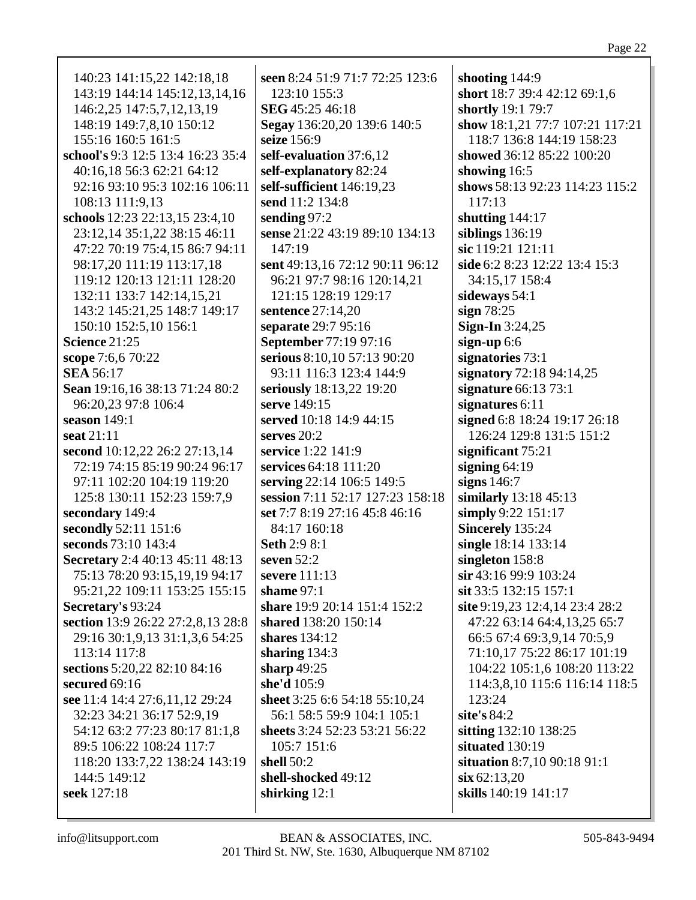140:23 141:15,22 142:18,18 143:19 144:14 145:12,13,14,16 146:2,25 147:5,7,12,13,19 148:19 149:7,8,10 150:12 155:16 160:5 161:5

**school's** 9:3 12:5 13:4 16:23 35:4 40:16,18 56:3 62:21 64:12 92:16 93:10 95:3 102:16 106:11 108:13 111:9,13

**schools** 12:23 22:13,15 23:4,10 23:12,14 35:1,22 38:15 46:11 47:22 70:19 75:4,15 86:7 94:11 98:17,20 111:19 113:17,18 119:12 120:13 121:11 128:20 132:11 133:7 142:14,15,21 143:2 145:21,25 148:7 149:17 150:10 152:5,10 156:1

**Science** 21:25

**scope** 7:6,6 70:22

**SEA** 56:17

**Sean** 19:16,16 38:13 71:24 80:2 96:20,23 97:8 106:4

**season** 149:1

**seat** 21:11

**second** 10:12,22 26:2 27:13,14 72:19 74:15 85:19 90:24 96:17 97:11 102:20 104:19 119:20 125:8 130:11 152:23 159:7,9

**secondary** 149:4

**secondly** 52:11 151:6

**seconds** 73:10 143:4

**Secretary** 2:4 40:13 45:11 48:13 75:13 78:20 93:15,19,19 94:17 95:21,22 109:11 153:25 155:15

**Secretary's** 93:24

**section** 13:9 26:22 27:2,8,13 28:8 29:16 30:1,9,13 31:1,3,6 54:25 113:14 117:8

**sections** 5:20,22 82:10 84:16

**secured** 69:16

**see** 11:4 14:4 27:6,11,12 29:24 32:23 34:21 36:17 52:9,19 54:12 63:2 77:23 80:17 81:1,8 89:5 106:22 108:24 117:7 118:20 133:7,22 138:24 143:19 144:5 149:12

**seek** 127:18

**seen** 8:24 51:9 71:7 72:25 123:6 123:10 155:3

**SEG** 45:25 46:18

**Segay** 136:20,20 139:6 140:5

**seize** 156:9

**self-evaluation** 37:6,12

**self-explanatory** 82:24

**self-sufficient** 146:19,23

**send** 11:2 134:8

**sending** 97:2

**sense** 21:22 43:19 89:10 134:13 147:19

**sent** 49:13,16 72:12 90:11 96:12 96:21 97:7 98:16 120:14,21 121:15 128:19 129:17

**sentence** 27:14,20

**separate** 29:7 95:16

**September** 77:19 97:16

**serious** 8:10,10 57:13 90:20 93:11 116:3 123:4 144:9

**seriously** 18:13,22 19:20

**serve** 149:15

**served** 10:18 14:9 44:15

**serves** 20:2

**service** 1:22 141:9

**services** 64:18 111:20

**serving** 22:14 106:5 149:5

**session** 7:11 52:17 127:23 158:18

**set** 7:7 8:19 27:16 45:8 46:16 84:17 160:18

**Seth** 2:9 8:1

**seven** 52:2

**severe** 111:13

**shame** 97:1

**share** 19:9 20:14 151:4 152:2

**shared** 138:20 150:14

**shares** 134:12

**sharing** 134:3

**sharp** 49:25

**she'd** 105:9

**sheet** 3:25 6:6 54:18 55:10,24 56:1 58:5 59:9 104:1 105:1

**sheets** 3:24 52:23 53:21 56:22 105:7 151:6

**shell** 50:2

**shell-shocked** 49:12

**shirking** 12:1

**shooting** 144:9

**short** 18:7 39:4 42:12 69:1,6

**shortly** 19:1 79:7

**show** 18:1,21 77:7 107:21 117:21 118:7 136:8 144:19 158:23

**showed** 36:12 85:22 100:20

**showing** 16:5

**shows** 58:13 92:23 114:23 115:2 117:13

**shutting** 144:17

**siblings** 136:19

**sic** 119:21 121:11

**side** 6:2 8:23 12:22 13:4 15:3 34:15,17 158:4

**sideways** 54:1

**sign** 78:25

**Sign-In** 3:24,25

**sign-up** 6:6

**signatories** 73:1

**signatory** 72:18 94:14,25

**signature** 66:13 73:1

**signatures** 6:11

**signed** 6:8 18:24 19:17 26:18 126:24 129:8 131:5 151:2

**significant** 75:21

**signing** 64:19

**signs** 146:7

**similarly** 13:18 45:13

**simply** 9:22 151:17

**Sincerely** 135:24

**single** 18:14 133:14

**singleton** 158:8

**sir** 43:16 99:9 103:24

**sit** 33:5 132:15 157:1

**site** 9:19,23 12:4,14 23:4 28:2 47:22 63:14 64:4,13,25 65:7 66:5 67:4 69:3,9,14 70:5,9 71:10,17 75:22 86:17 101:19 104:22 105:1,6 108:20 113:22 114:3,8,10 115:6 116:14 118:5 123:24

**site's** 84:2

**sitting** 132:10 138:25

**situated** 130:19

**situation** 8:7,10 90:18 91:1

**six** 62:13,20

**skills** 140:19 141:17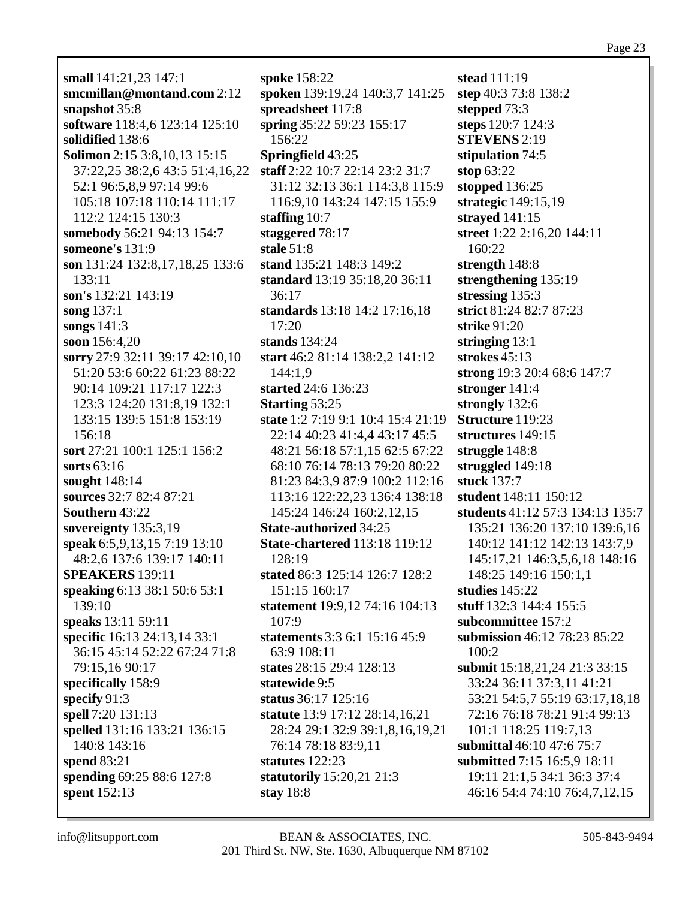**small** 141:21,23 147:1
**smcmillan@montand.com** 2:12
**snapshot** 35:8
**software** 118:4,6 123:14 125:10
**solidified** 138:6
**Solimon** 2:15 3:8,10,13 15:15 37:22,25 38:2,6 43:5 51:4,16,22 52:1 96:5,8,9 97:14 99:6 105:18 107:18 110:14 111:17 112:2 124:15 130:3
**somebody** 56:21 94:13 154:7
**someone's** 131:9
**son** 131:24 132:8,17,18,25 133:6 133:11
**son's** 132:21 143:19
**song** 137:1
**songs** 141:3
**soon** 156:4,20
**sorry** 27:9 32:11 39:17 42:10,10 51:20 53:6 60:22 61:23 88:22 90:14 109:21 117:17 122:3 123:3 124:20 131:8,19 132:1 133:15 139:5 151:8 153:19 156:18
**sort** 27:21 100:1 125:1 156:2
**sorts** 63:16
**sought** 148:14
**sources** 32:7 82:4 87:21
**Southern** 43:22
**sovereignty** 135:3,19
**speak** 6:5,9,13,15 7:19 13:10 48:2,6 137:6 139:17 140:11
**SPEAKERS** 139:11
**speaking** 6:13 38:1 50:6 53:1 139:10
**speaks** 13:11 59:11
**specific** 16:13 24:13,14 33:1 36:15 45:14 52:22 67:24 71:8 79:15,16 90:17
**specifically** 158:9
**specify** 91:3
**spell** 7:20 131:13
**spelled** 131:16 133:21 136:15 140:8 143:16
**spend** 83:21
**spending** 69:25 88:6 127:8
**spent** 152:13
**spoke** 158:22
**spoken** 139:19,24 140:3,7 141:25
**spreadsheet** 117:8
**spring** 35:22 59:23 155:17 156:22
**Springfield** 43:25
**staff** 2:22 10:7 22:14 23:2 31:7 31:12 32:13 36:1 114:3,8 115:9 116:9,10 143:24 147:15 155:9
**staffing** 10:7
**staggered** 78:17
**stale** 51:8
**stand** 135:21 148:3 149:2
**standard** 13:19 35:18,20 36:11 36:17
**standards** 13:18 14:2 17:16,18 17:20
**stands** 134:24
**start** 46:2 81:14 138:2,2 141:12 144:1,9
**started** 24:6 136:23
**Starting** 53:25
**state** 1:2 7:19 9:1 10:4 15:4 21:19 22:14 40:23 41:4,4 43:17 45:5 48:21 56:18 57:1,15 62:5 67:22 68:10 76:14 78:13 79:20 80:22 81:23 84:3,9 87:9 100:2 112:16 113:16 122:22,23 136:4 138:18 145:24 146:24 160:2,12,15
**State-authorized** 34:25
**State-chartered** 113:18 119:12 128:19
**stated** 86:3 125:14 126:7 128:2 151:15 160:17
**statement** 19:9,12 74:16 104:13 107:9
**statements** 3:3 6:1 15:16 45:9 63:9 108:11
**states** 28:15 29:4 128:13
**statewide** 9:5
**status** 36:17 125:16
**statute** 13:9 17:12 28:14,16,21 28:24 29:1 32:9 39:1,8,16,19,21 76:14 78:18 83:9,11
**statutes** 122:23
**statutorily** 15:20,21 21:3
**stay** 18:8
**stead** 111:19
**step** 40:3 73:8 138:2
**stepped** 73:3
**steps** 120:7 124:3
**STEVENS** 2:19
**stipulation** 74:5
**stop** 63:22
**stopped** 136:25
**strategic** 149:15,19
**strayed** 141:15
**street** 1:22 2:16,20 144:11 160:22
**strength** 148:8
**strengthening** 135:19
**stressing** 135:3
**strict** 81:24 82:7 87:23
**strike** 91:20
**stringing** 13:1
**strokes** 45:13
**strong** 19:3 20:4 68:6 147:7
**stronger** 141:4
**strongly** 132:6
**Structure** 119:23
**structures** 149:15
**struggle** 148:8
**struggled** 149:18
**stuck** 137:7
**student** 148:11 150:12
**students** 41:12 57:3 134:13 135:7 135:21 136:20 137:10 139:6,16 140:12 141:12 142:13 143:7,9 145:17,21 146:3,5,6,18 148:16 148:25 149:16 150:1,1
**studies** 145:22
**stuff** 132:3 144:4 155:5
**subcommittee** 157:2
**submission** 46:12 78:23 85:22 100:2
**submit** 15:18,21,24 21:3 33:15 33:24 36:11 37:3,11 41:21 53:21 54:5,7 55:19 63:17,18,18 72:16 76:18 78:21 91:4 99:13 101:1 118:25 119:7,13
**submittal** 46:10 47:6 75:7
**submitted** 7:15 16:5,9 18:11 19:11 21:1,5 34:1 36:3 37:4 46:16 54:4 74:10 76:4,7,12,15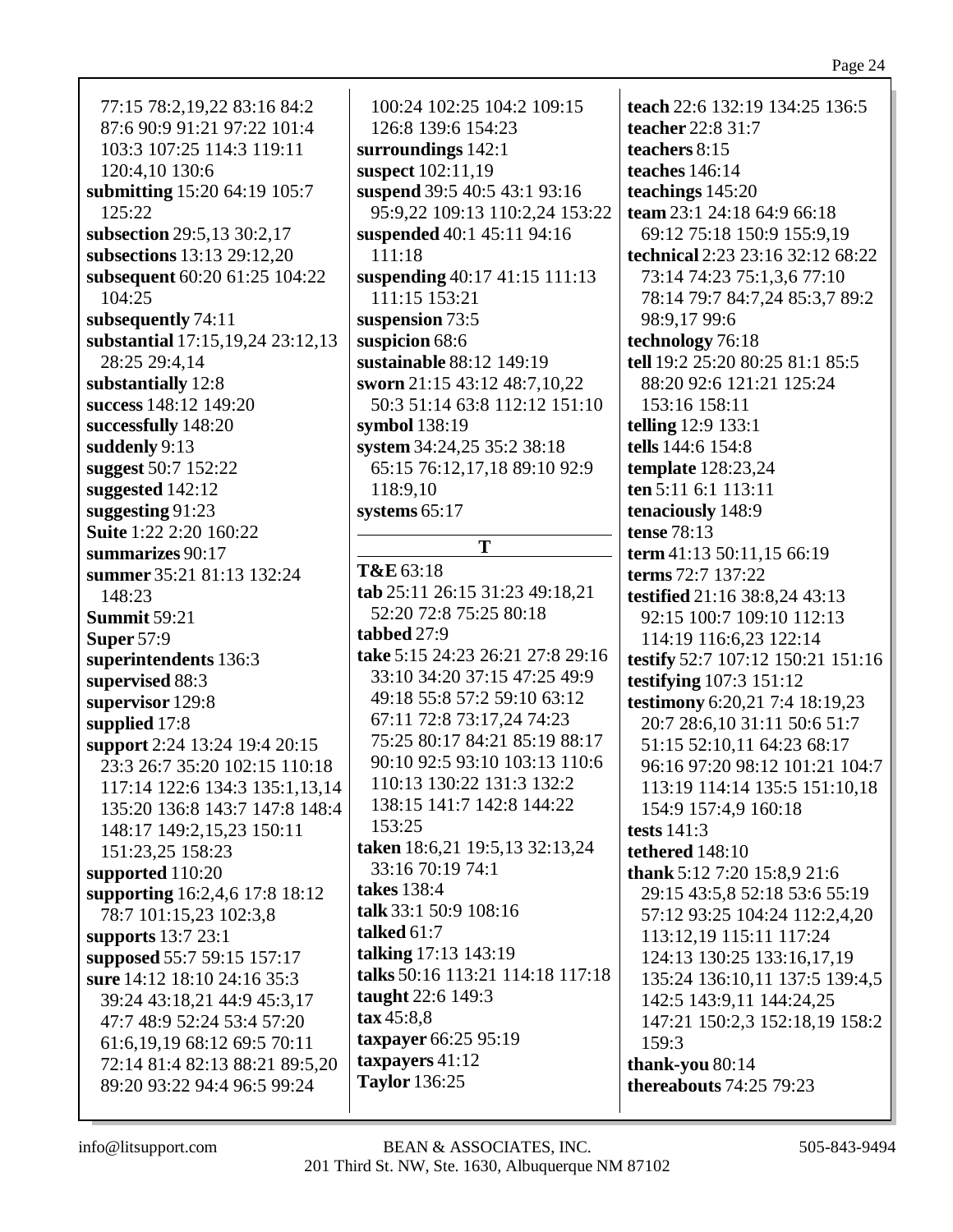77:15 78:2,19,22 83:16 84:2 87:6 90:9 91:21 97:22 101:4 103:3 107:25 114:3 119:11 120:4,10 130:6
**submitting** 15:20 64:19 105:7 125:22
**subsection** 29:5,13 30:2,17
**subsections** 13:13 29:12,20
**subsequent** 60:20 61:25 104:22 104:25
**subsequently** 74:11
**substantial** 17:15,19,24 23:12,13 28:25 29:4,14
**substantially** 12:8
**success** 148:12 149:20
**successfully** 148:20
**suddenly** 9:13
**suggest** 50:7 152:22
**suggested** 142:12
**suggesting** 91:23
**Suite** 1:22 2:20 160:22
**summarizes** 90:17
**summer** 35:21 81:13 132:24 148:23
**Summit** 59:21
**Super** 57:9
**superintendents** 136:3
**supervised** 88:3
**supervisor** 129:8
**supplied** 17:8
**support** 2:24 13:24 19:4 20:15 23:3 26:7 35:20 102:15 110:18 117:14 122:6 134:3 135:1,13,14 135:20 136:8 143:7 147:8 148:4 148:17 149:2,15,23 150:11 151:23,25 158:23
**supported** 110:20
**supporting** 16:2,4,6 17:8 18:12 78:7 101:15,23 102:3,8
**supports** 13:7 23:1
**supposed** 55:7 59:15 157:17
**sure** 14:12 18:10 24:16 35:3 39:24 43:18,21 44:9 45:3,17 47:7 48:9 52:24 53:4 57:20 61:6,19,19 68:12 69:5 70:11 72:14 81:4 82:13 88:21 89:5,20 89:20 93:22 94:4 96:5 99:24 100:24 102:25 104:2 109:15 126:8 139:6 154:23
**surroundings** 142:1
**suspect** 102:11,19
**suspend** 39:5 40:5 43:1 93:16 95:9,22 109:13 110:2,24 153:22
**suspended** 40:1 45:11 94:16 111:18
**suspending** 40:17 41:15 111:13 111:15 153:21
**suspension** 73:5
**suspicion** 68:6
**sustainable** 88:12 149:19
**sworn** 21:15 43:12 48:7,10,22 50:3 51:14 63:8 112:12 151:10
**symbol** 138:19
**system** 34:24,25 35:2 38:18 65:15 76:12,17,18 89:10 92:9 118:9,10
**systems** 65:17

## T

**T&E** 63:18
**tab** 25:11 26:15 31:23 49:18,21 52:20 72:8 75:25 80:18
**tabbed** 27:9
**take** 5:15 24:23 26:21 27:8 29:16 33:10 34:20 37:15 47:25 49:9 49:18 55:8 57:2 59:10 63:12 67:11 72:8 73:17,24 74:23 75:25 80:17 84:21 85:19 88:17 90:10 92:5 93:10 103:13 110:6 110:13 130:22 131:3 132:2 138:15 141:7 142:8 144:22 153:25
**taken** 18:6,21 19:5,13 32:13,24 33:16 70:19 74:1
**takes** 138:4
**talk** 33:1 50:9 108:16
**talked** 61:7
**talking** 17:13 143:19
**talks** 50:16 113:21 114:18 117:18
**taught** 22:6 149:3
**tax** 45:8,8
**taxpayer** 66:25 95:19
**taxpayers** 41:12
**Taylor** 136:25
**teach** 22:6 132:19 134:25 136:5
**teacher** 22:8 31:7
**teachers** 8:15
**teaches** 146:14
**teachings** 145:20
**team** 23:1 24:18 64:9 66:18 69:12 75:18 150:9 155:9,19
**technical** 2:23 23:16 32:12 68:22 73:14 74:23 75:1,3,6 77:10 78:14 79:7 84:7,24 85:3,7 89:2 98:9,17 99:6
**technology** 76:18
**tell** 19:2 25:20 80:25 81:1 85:5 88:20 92:6 121:21 125:24 153:16 158:11
**telling** 12:9 133:1
**tells** 144:6 154:8
**template** 128:23,24
**ten** 5:11 6:1 113:11
**tenaciously** 148:9
**tense** 78:13
**term** 41:13 50:11,15 66:19
**terms** 72:7 137:22
**testified** 21:16 38:8,24 43:13 92:15 100:7 109:10 112:13 114:19 116:6,23 122:14
**testify** 52:7 107:12 150:21 151:16
**testifying** 107:3 151:12
**testimony** 6:20,21 7:4 18:19,23 20:7 28:6,10 31:11 50:6 51:7 51:15 52:10,11 64:23 68:17 96:16 97:20 98:12 101:21 104:7 113:19 114:14 135:5 151:10,18 154:9 157:4,9 160:18
**tests** 141:3
**tethered** 148:10
**thank** 5:12 7:20 15:8,9 21:6 29:15 43:5,8 52:18 53:6 55:19 57:12 93:25 104:24 112:2,4,20 113:12,19 115:11 117:24 124:13 130:25 133:16,17,19 135:24 136:10,11 137:5 139:4,5 142:5 143:9,11 144:24,25 147:21 150:2,3 152:18,19 158:2 159:3
**thank-you** 80:14
**thereabouts** 74:25 79:23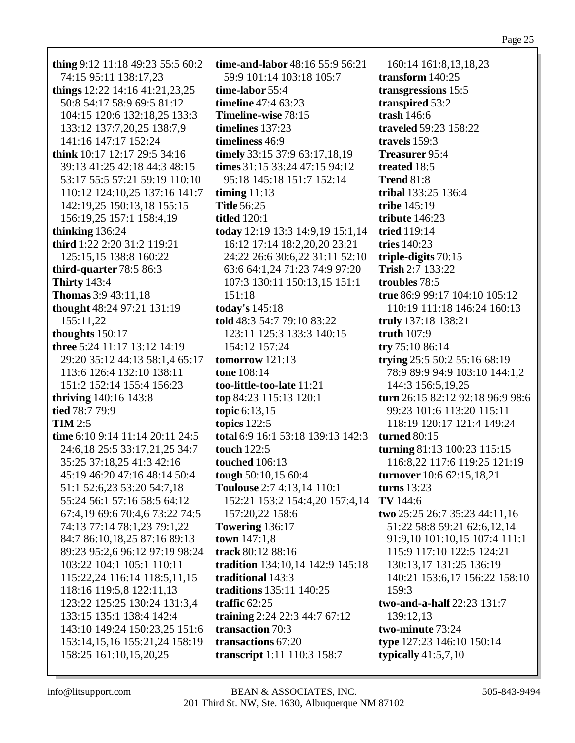**thing** 9:12 11:18 49:23 55:5 60:2 74:15 95:11 138:17,23
**things** 12:22 14:16 41:21,23,25 50:8 54:17 58:9 69:5 81:12 104:15 120:6 132:18,25 133:3 133:12 137:7,20,25 138:7,9 141:16 147:17 152:24
**think** 10:17 12:17 29:5 34:16 39:13 41:25 42:18 44:3 48:15 53:17 55:5 57:21 59:19 110:10 110:12 124:10,25 137:16 141:7 142:19,25 150:13,18 155:15 156:19,25 157:1 158:4,19
**thinking** 136:24
**third** 1:22 2:20 31:2 119:21 125:15,15 138:8 160:22
**third-quarter** 78:5 86:3
**Thirty** 143:4
**Thomas** 3:9 43:11,18
**thought** 48:24 97:21 131:19 155:11,22
**thoughts** 150:17
**three** 5:24 11:17 13:12 14:19 29:20 35:12 44:13 58:1,4 65:17 113:6 126:4 132:10 138:11 151:2 152:14 155:4 156:23
**thriving** 140:16 143:8
**tied** 78:7 79:9
**TIM** 2:5
**time** 6:10 9:14 11:14 20:11 24:5 24:6,18 25:5 33:17,21,25 34:7 35:25 37:18,25 41:3 42:16 45:19 46:20 47:16 48:14 50:4 51:1 52:6,23 53:20 54:7,18 55:24 56:1 57:16 58:5 64:12 67:4,19 69:6 70:4,6 73:22 74:5 74:13 77:14 78:1,23 79:1,22 84:7 86:10,18,25 87:16 89:13 89:23 95:2,6 96:12 97:19 98:24 103:22 104:1 105:1 110:11 115:22,24 116:14 118:5,11,15 118:16 119:5,8 122:11,13 123:22 125:25 130:24 131:3,4 133:15 135:1 138:4 142:4 143:10 149:24 150:23,25 151:6 153:14,15,16 155:21,24 158:19 158:25 161:10,15,20,25
**time-and-labor** 48:16 55:9 56:21 59:9 101:14 103:18 105:7
**time-labor** 55:4
**timeline** 47:4 63:23
**Timeline-wise** 78:15
**timelines** 137:23
**timeliness** 46:9
**timely** 33:15 37:9 63:17,18,19
**times** 31:15 33:24 47:15 94:12 95:18 145:18 151:7 152:14
**timing** 11:13
**Title** 56:25
**titled** 120:1
**today** 12:19 13:3 14:9,19 15:1,14 16:12 17:14 18:2,20,20 23:21 24:22 26:6 30:6,22 31:11 52:10 63:6 64:1,24 71:23 74:9 97:20 107:3 130:11 150:13,15 151:1 151:18
**today's** 145:18
**told** 48:3 54:7 79:10 83:22 123:11 125:3 133:3 140:15 154:12 157:24
**tomorrow** 121:13
**tone** 108:14
**too-little-too-late** 11:21
**top** 84:23 115:13 120:1
**topic** 6:13,15
**topics** 122:5
**total** 6:9 16:1 53:18 139:13 142:3
**touch** 122:5
**touched** 106:13
**tough** 50:10,15 60:4
**Toulouse** 2:7 4:13,14 110:1 152:21 153:2 154:4,20 157:4,14 157:20,22 158:6
**Towering** 136:17
**town** 147:1,8
**track** 80:12 88:16
**tradition** 134:10,14 142:9 145:18
**traditional** 143:3
**traditions** 135:11 140:25
**traffic** 62:25
**training** 2:24 22:3 44:7 67:12
**transaction** 70:3
**transactions** 67:20
**transcript** 1:11 110:3 158:7
160:14 161:8,13,18,23
**transform** 140:25
**transgressions** 15:5
**transpired** 53:2
**trash** 146:6
**traveled** 59:23 158:22
**travels** 159:3
**Treasurer** 95:4
**treated** 18:5
**Trend** 81:8
**tribal** 133:25 136:4
**tribe** 145:19
**tribute** 146:23
**tried** 119:14
**tries** 140:23
**triple-digits** 70:15
**Trish** 2:7 133:22
**troubles** 78:5
**true** 86:9 99:17 104:10 105:12 110:19 111:18 146:24 160:13
**truly** 137:18 138:21
**truth** 107:9
**try** 75:10 86:14
**trying** 25:5 50:2 55:16 68:19 78:9 89:9 94:9 103:10 144:1,2 144:3 156:5,19,25
**turn** 26:15 82:12 92:18 96:9 98:6 99:23 101:6 113:20 115:11 118:19 120:17 121:4 149:24
**turned** 80:15
**turning** 81:13 100:23 115:15 116:8,22 117:6 119:25 121:19
**turnover** 10:6 62:15,18,21
**turns** 13:23
**TV** 144:6
**two** 25:25 26:7 35:23 44:11,16 51:22 58:8 59:21 62:6,12,14 91:9,10 101:10,15 107:4 111:1 115:9 117:10 122:5 124:21 130:13,17 131:25 136:19 140:21 153:6,17 156:22 158:10 159:3
**two-and-a-half** 22:23 131:7 139:12,13
**two-minute** 73:24
**type** 127:23 146:10 150:14
**typically** 41:5,7,10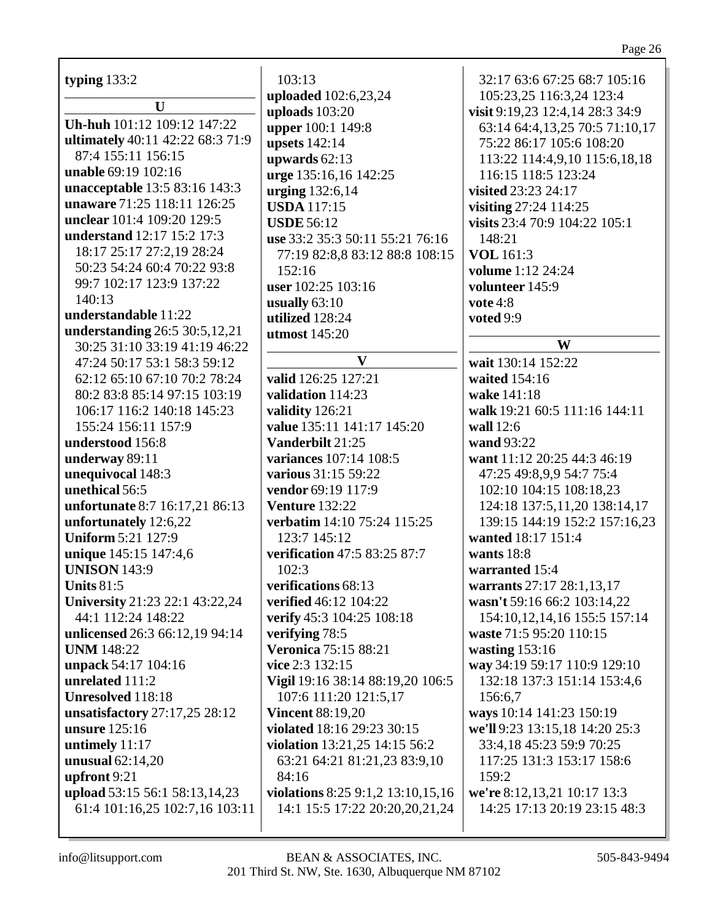**typing** 133:2

**U**

**Uh-huh** 101:12 109:12 147:22
**ultimately** 40:11 42:22 68:3 71:9 87:4 155:11 156:15
**unable** 69:19 102:16
**unacceptable** 13:5 83:16 143:3
**unaware** 71:25 118:11 126:25
**unclear** 101:4 109:20 129:5
**understand** 12:17 15:2 17:3 18:17 25:17 27:2,19 28:24 50:23 54:24 60:4 70:22 93:8 99:7 102:17 123:9 137:22 140:13
**understandable** 11:22
**understanding** 26:5 30:5,12,21 30:25 31:10 33:19 41:19 46:22 47:24 50:17 53:1 58:3 59:12 62:12 65:10 67:10 70:2 78:24 80:2 83:8 85:14 97:15 103:19 106:17 116:2 140:18 145:23 155:24 156:11 157:9
**understood** 156:8
**underway** 89:11
**unequivocal** 148:3
**unethical** 56:5
**unfortunate** 8:7 16:17,21 86:13
**unfortunately** 12:6,22
**Uniform** 5:21 127:9
**unique** 145:15 147:4,6
**UNISON** 143:9
**Units** 81:5
**University** 21:23 22:1 43:22,24 44:1 112:24 148:22
**unlicensed** 26:3 66:12,19 94:14
**UNM** 148:22
**unpack** 54:17 104:16
**unrelated** 111:2
**Unresolved** 118:18
**unsatisfactory** 27:17,25 28:12
**unsure** 125:16
**untimely** 11:17
**unusual** 62:14,20
**upfront** 9:21
**upload** 53:15 56:1 58:13,14,23 61:4 101:16,25 102:7,16 103:11 103:13
**uploaded** 102:6,23,24
**uploads** 103:20
**upper** 100:1 149:8
**upsets** 142:14
**upwards** 62:13
**urge** 135:16,16 142:25
**urging** 132:6,14
**USDA** 117:15
**USDE** 56:12
**use** 33:2 35:3 50:11 55:21 76:16 77:19 82:8,8 83:12 88:8 108:15 152:16
**user** 102:25 103:16
**usually** 63:10
**utilized** 128:24
**utmost** 145:20

**V**

**valid** 126:25 127:21
**validation** 114:23
**validity** 126:21
**value** 135:11 141:17 145:20
**Vanderbilt** 21:25
**variances** 107:14 108:5
**various** 31:15 59:22
**vendor** 69:19 117:9
**Venture** 132:22
**verbatim** 14:10 75:24 115:25 123:7 145:12
**verification** 47:5 83:25 87:7 102:3
**verifications** 68:13
**verified** 46:12 104:22
**verify** 45:3 104:25 108:18
**verifying** 78:5
**Veronica** 75:15 88:21
**vice** 2:3 132:15
**Vigil** 19:16 38:14 88:19,20 106:5 107:6 111:20 121:5,17
**Vincent** 88:19,20
**violated** 18:16 29:23 30:15
**violation** 13:21,25 14:15 56:2 63:21 64:21 81:21,23 83:9,10 84:16
**violations** 8:25 9:1,2 13:10,15,16 14:1 15:5 17:22 20:20,20,21,24 32:17 63:6 67:25 68:7 105:16 105:23,25 116:3,24 123:4
**visit** 9:19,23 12:4,14 28:3 34:9 63:14 64:4,13,25 70:5 71:10,17 75:22 86:17 105:6 108:20 113:22 114:4,9,10 115:6,18,18 116:15 118:5 123:24
**visited** 23:23 24:17
**visiting** 27:24 114:25
**visits** 23:4 70:9 104:22 105:1 148:21
**VOL** 161:3
**volume** 1:12 24:24
**volunteer** 145:9
**vote** 4:8
**voted** 9:9

**W**

**wait** 130:14 152:22
**waited** 154:16
**wake** 141:18
**walk** 19:21 60:5 111:16 144:11
**wall** 12:6
**wand** 93:22
**want** 11:12 20:25 44:3 46:19 47:25 49:8,9,9 54:7 75:4 102:10 104:15 108:18,23 124:18 137:5,11,20 138:14,17 139:15 144:19 152:2 157:16,23
**wanted** 18:17 151:4
**wants** 18:8
**warranted** 15:4
**warrants** 27:17 28:1,13,17
**wasn't** 59:16 66:2 103:14,22 154:10,12,14,16 155:5 157:14
**waste** 71:5 95:20 110:15
**wasting** 153:16
**way** 34:19 59:17 110:9 129:10 132:18 137:3 151:14 153:4,6 156:6,7
**ways** 10:14 141:23 150:19
**we'll** 9:23 13:15,18 14:20 25:3 33:4,18 45:23 59:9 70:25 117:25 131:3 153:17 158:6 159:2
**we're** 8:12,13,21 10:17 13:3 14:25 17:13 20:19 23:15 48:3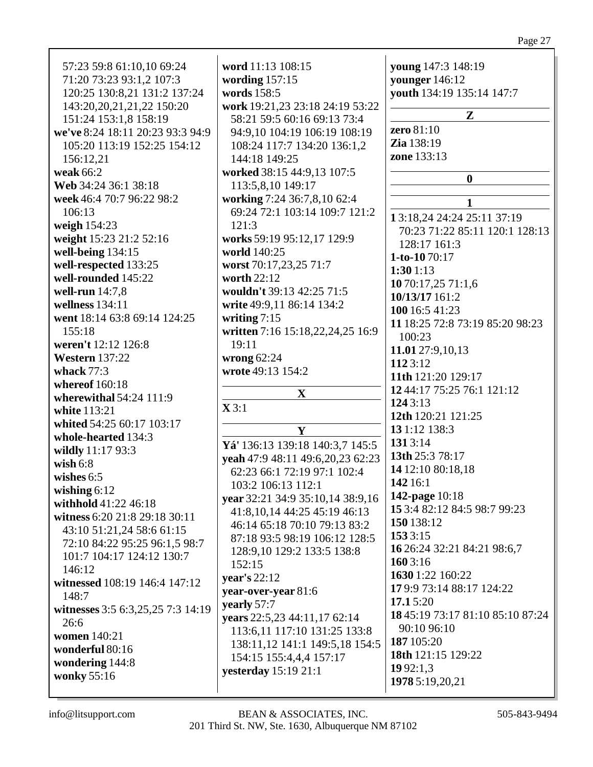57:23 59:8 61:10,10 69:24 71:20 73:23 93:1,2 107:3 120:25 130:8,21 131:2 137:24 143:20,20,21,21,22 150:20 151:24 153:1,8 158:19
**we've** 8:24 18:11 20:23 93:3 94:9 105:20 113:19 152:25 154:12 156:12,21
**weak** 66:2
**Web** 34:24 36:1 38:18
**week** 46:4 70:7 96:22 98:2 106:13
**weigh** 154:23
**weight** 15:23 21:2 52:16
**well-being** 134:15
**well-respected** 133:25
**well-rounded** 145:22
**well-run** 14:7,8
**wellness** 134:11
**went** 18:14 63:8 69:14 124:25 155:18
**weren't** 12:12 126:8
**Western** 137:22
**whack** 77:3
**whereof** 160:18
**wherewithal** 54:24 111:9
**white** 113:21
**whited** 54:25 60:17 103:17
**whole-hearted** 134:3
**wildly** 11:17 93:3
**wish** 6:8
**wishes** 6:5
**wishing** 6:12
**withhold** 41:22 46:18
**witness** 6:20 21:8 29:18 30:11 43:10 51:21,24 58:6 61:15 72:10 84:22 95:25 96:1,5 98:7 101:7 104:17 124:12 130:7 146:12
**witnessed** 108:19 146:4 147:12 148:7
**witnesses** 3:5 6:3,25,25 7:3 14:19 26:6
**women** 140:21
**wonderful** 80:16
**wondering** 144:8
**wonky** 55:16
**word** 11:13 108:15
**wording** 157:15
**words** 158:5
**work** 19:21,23 23:18 24:19 53:22 58:21 59:5 60:16 69:13 73:4 94:9,10 104:19 106:19 108:19 108:24 117:7 134:20 136:1,2 144:18 149:25
**worked** 38:15 44:9,13 107:5 113:5,8,10 149:17
**working** 7:24 36:7,8,10 62:4 69:24 72:1 103:14 109:7 121:2 121:3
**works** 59:19 95:12,17 129:9
**world** 140:25
**worst** 70:17,23,25 71:7
**worth** 22:12
**wouldn't** 39:13 42:25 71:5
**write** 49:9,11 86:14 134:2
**writing** 7:15
**written** 7:16 15:18,22,24,25 16:9 19:11
**wrong** 62:24
**wrote** 49:13 154:2

## X

**X** 3:1

## Y

**Yá'** 136:13 139:18 140:3,7 145:5
**yeah** 47:9 48:11 49:6,20,23 62:23 62:23 66:1 72:19 97:1 102:4 103:2 106:13 112:1
**year** 32:21 34:9 35:10,14 38:9,16 41:8,10,14 44:25 45:19 46:13 46:14 65:18 70:10 79:13 83:2 87:18 93:5 98:19 106:12 128:5 128:9,10 129:2 133:5 138:8 152:15
**year's** 22:12
**year-over-year** 81:6
**yearly** 57:7
**years** 22:5,23 44:11,17 62:14 113:6,11 117:10 131:25 133:8 138:11,12 141:1 149:5,18 154:5 154:15 155:4,4,4 157:17
**yesterday** 15:19 21:1
**young** 147:3 148:19
**younger** 146:12
**youth** 134:19 135:14 147:7

## Z

**zero** 81:10
**Zia** 138:19
**zone** 133:13

## 0

## 1

**1** 3:18,24 24:24 25:11 37:19 70:23 71:22 85:11 120:1 128:13 128:17 161:3
**1-to-10** 70:17
**1:30** 1:13
**10** 70:17,25 71:1,6
**10/13/17** 161:2
**100** 16:5 41:23
**11** 18:25 72:8 73:19 85:20 98:23 100:23
**11.01** 27:9,10,13
**112** 3:12
**11th** 121:20 129:17
**12** 44:17 75:25 76:1 121:12
**124** 3:13
**12th** 120:21 121:25
**13** 1:12 138:3
**131** 3:14
**13th** 25:3 78:17
**14** 12:10 80:18,18
**142** 16:1
**142-page** 10:18
**15** 3:4 82:12 84:5 98:7 99:23
**150** 138:12
**153** 3:15
**16** 26:24 32:21 84:21 98:6,7
**160** 3:16
**1630** 1:22 160:22
**17** 9:9 73:14 88:17 124:22
**17.1** 5:20
**18** 45:19 73:17 81:10 85:10 87:24 90:10 96:10
**187** 105:20
**18th** 121:15 129:22
**19** 92:1,3
**1978** 5:19,20,21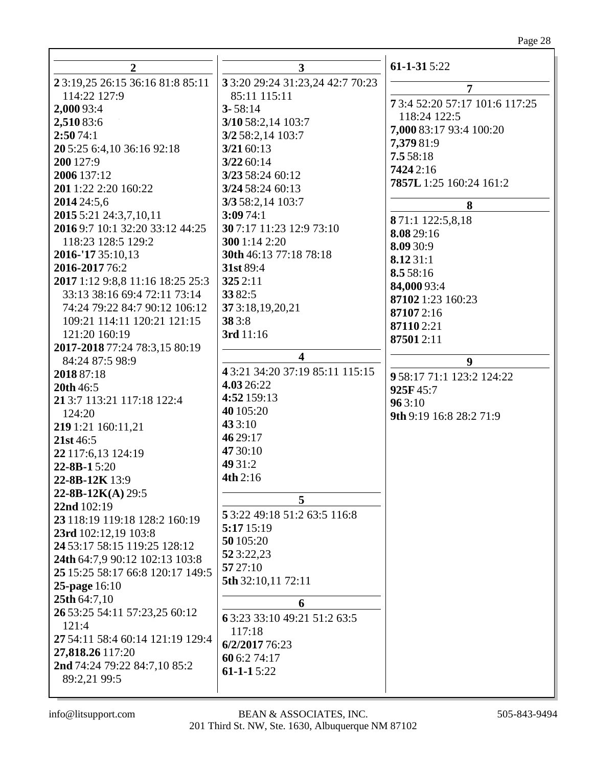**2**

**2** 3:19,25 26:15 36:16 81:8 85:11 114:22 127:9
**2,000** 93:4
**2,510** 83:6
**2:50** 74:1
**20** 5:25 6:4,10 36:16 92:18
**200** 127:9
**2006** 137:12
**201** 1:22 2:20 160:22
**2014** 24:5,6
**2015** 5:21 24:3,7,10,11
**2016** 9:7 10:1 32:20 33:12 44:25 118:23 128:5 129:2
**2016-'17** 35:10,13
**2016-2017** 76:2
**2017** 1:12 9:8,8 11:16 18:25 25:3 33:13 38:16 69:4 72:11 73:14 74:24 79:22 84:7 90:12 106:12 109:21 114:11 120:21 121:15 121:20 160:19
**2017-2018** 77:24 78:3,15 80:19 84:24 87:5 98:9
**2018** 87:18
**20th** 46:5
**21** 3:7 113:21 117:18 122:4 124:20
**219** 1:21 160:11,21
**21st** 46:5
**22** 117:6,13 124:19
**22-8B-1** 5:20
**22-8B-12K** 13:9
**22-8B-12K(A)** 29:5
**22nd** 102:19
**23** 118:19 119:18 128:2 160:19
**23rd** 102:12,19 103:8
**24** 53:17 58:15 119:25 128:12
**24th** 64:7,9 90:12 102:13 103:8
**25** 15:25 58:17 66:8 120:17 149:5
**25-page** 16:10
**25th** 64:7,10
**26** 53:25 54:11 57:23,25 60:12 121:4
**27** 54:11 58:4 60:14 121:19 129:4
**27,818.26** 117:20
**2nd** 74:24 79:22 84:7,10 85:2 89:2,21 99:5

**3**

**3** 3:20 29:24 31:23,24 42:7 70:23 85:11 115:11
**3-** 58:14
**3/10** 58:2,14 103:7
**3/2** 58:2,14 103:7
**3/21** 60:13
**3/22** 60:14
**3/23** 58:24 60:12
**3/24** 58:24 60:13
**3/3** 58:2,14 103:7
**3:09** 74:1
**30** 7:17 11:23 12:9 73:10
**300** 1:14 2:20
**30th** 46:13 77:18 78:18
**31st** 89:4
**325** 2:11
**33** 82:5
**37** 3:18,19,20,21
**38** 3:8
**3rd** 11:16

**4**

**4** 3:21 34:20 37:19 85:11 115:15
**4.03** 26:22
**4:52** 159:13
**40** 105:20
**43** 3:10
**46** 29:17
**47** 30:10
**49** 31:2
**4th** 2:16

**5**

**5** 3:22 49:18 51:2 63:5 116:8
**5:17** 15:19
**50** 105:20
**52** 3:22,23
**57** 27:10
**5th** 32:10,11 72:11

**6**

**6** 3:23 33:10 49:21 51:2 63:5 117:18
**6/2/2017** 76:23
**60** 6:2 74:17
**61-1-1** 5:22
**61-1-31** 5:22

**7**

**7** 3:4 52:20 57:17 101:6 117:25 118:24 122:5
**7,000** 83:17 93:4 100:20
**7,379** 81:9
**7.5** 58:18
**7424** 2:16
**7857L** 1:25 160:24 161:2

**8**

**8** 71:1 122:5,8,18
**8.08** 29:16
**8.09** 30:9
**8.12** 31:1
**8.5** 58:16
**84,000** 93:4
**87102** 1:23 160:23
**87107** 2:16
**87110** 2:21
**87501** 2:11

**9**

**9** 58:17 71:1 123:2 124:22
**925F** 45:7
**96** 3:10
**9th** 9:19 16:8 28:2 71:9